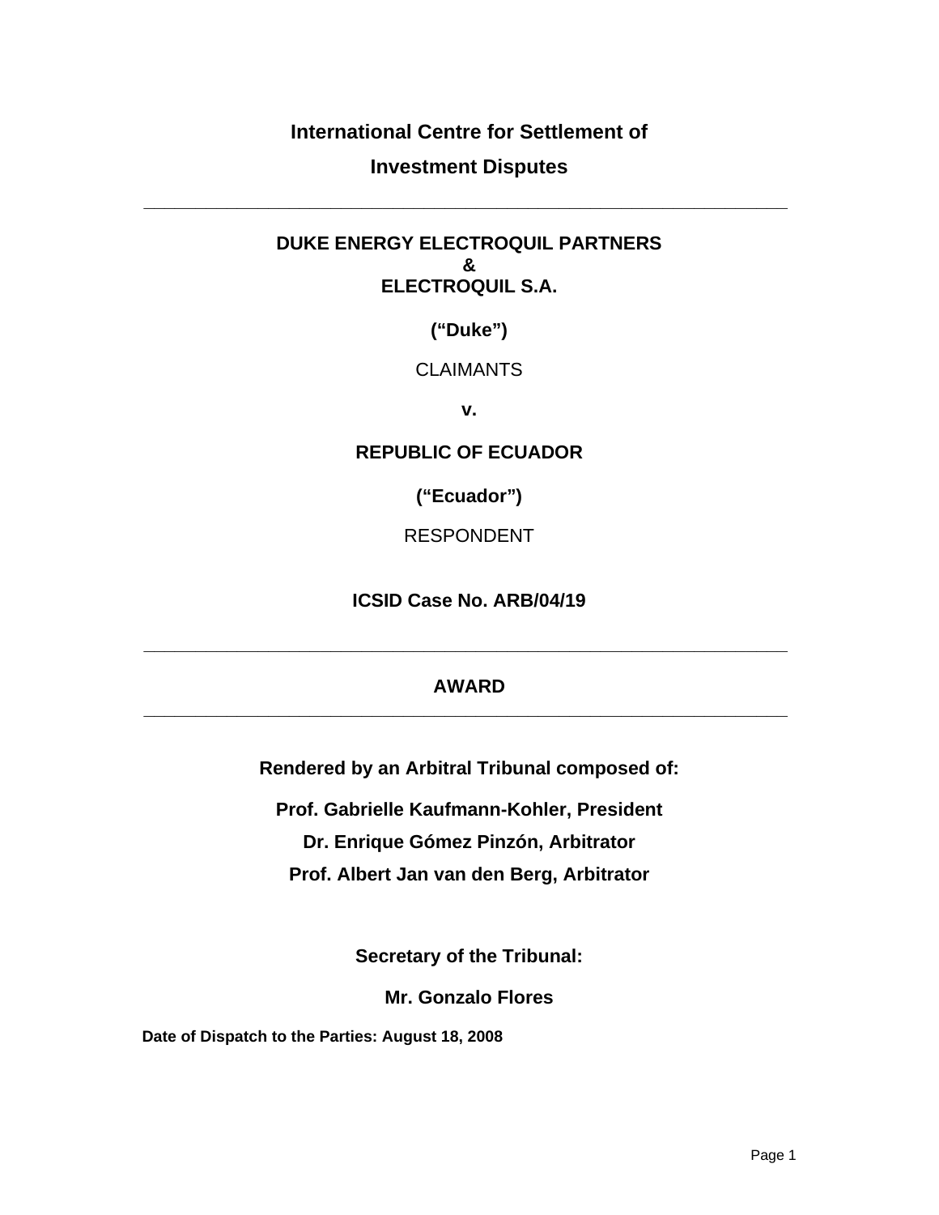**International Centre for Settlement of**

**Investment Disputes**

---

**DUKE ENERGY ELECTROQUIL PARTNERS**
**&**
**ELECTROQUIL S.A.**

**(“Duke”)**

CLAIMANTS

**v.**

**REPUBLIC OF ECUADOR**

**(“Ecuador”)**

RESPONDENT

**ICSID Case No. ARB/04/19**

---

**AWARD**

---

**Rendered by an Arbitral Tribunal composed of:**

**Prof. Gabrielle Kaufmann-Kohler, President**

**Dr. Enrique Gómez Pinzón, Arbitrator**

**Prof. Albert Jan van den Berg, Arbitrator**

**Secretary of the Tribunal:**

**Mr. Gonzalo Flores**

**Date of Dispatch to the Parties: August 18, 2008**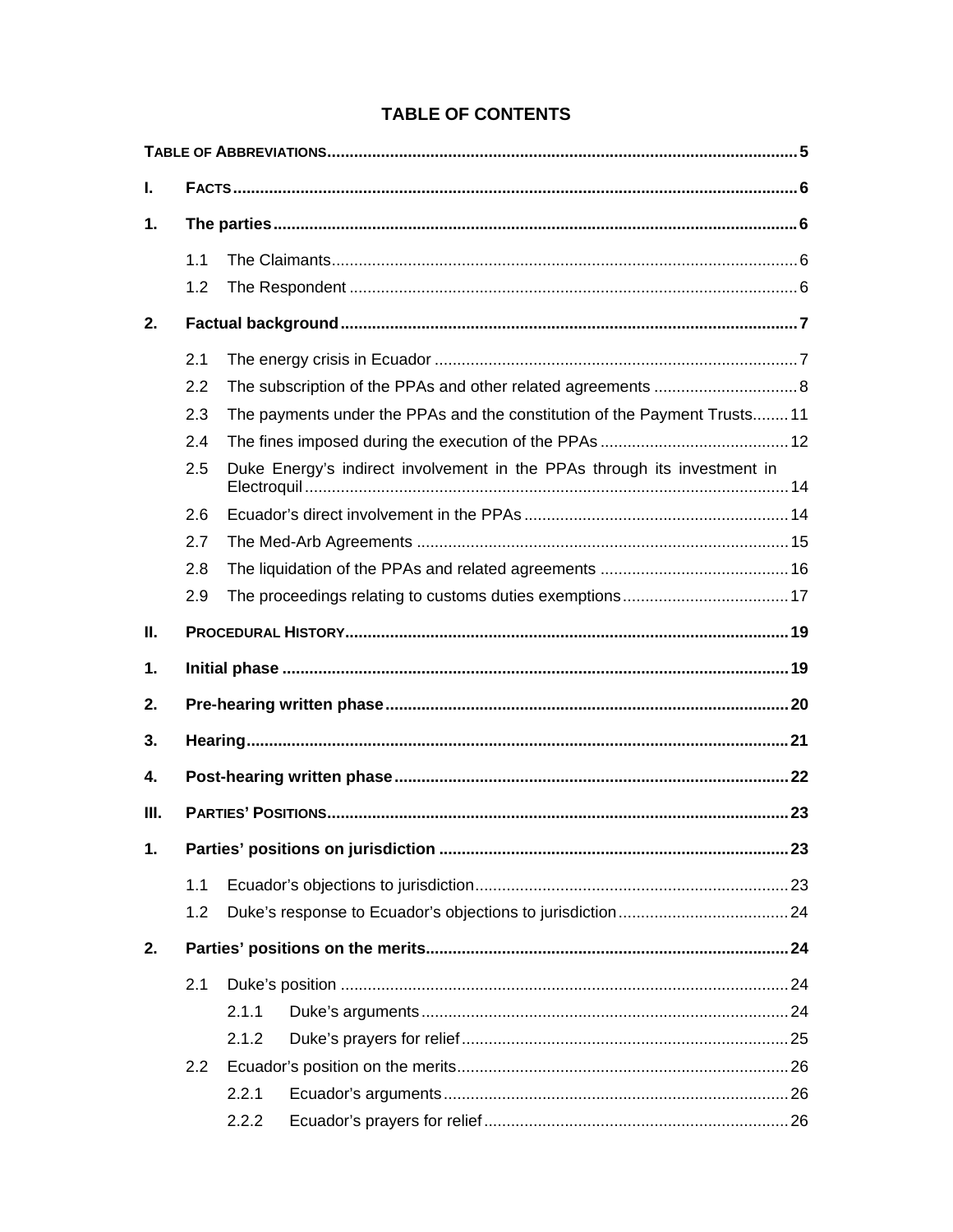# TABLE OF CONTENTS

TABLE OF ABBREVIATIONS ..... 5

I. FACTS ..... 6

1. The parties ..... 6
   - 1.1 The Claimants ..... 6
   - 1.2 The Respondent ..... 6

2. Factual background ..... 7
   - 2.1 The energy crisis in Ecuador ..... 7
   - 2.2 The subscription of the PPAs and other related agreements ..... 8
   - 2.3 The payments under the PPAs and the constitution of the Payment Trusts ..... 11
   - 2.4 The fines imposed during the execution of the PPAs ..... 12
   - 2.5 Duke Energy's indirect involvement in the PPAs through its investment in Electroquil ..... 14
   - 2.6 Ecuador's direct involvement in the PPAs ..... 14
   - 2.7 The Med-Arb Agreements ..... 15
   - 2.8 The liquidation of the PPAs and related agreements ..... 16
   - 2.9 The proceedings relating to customs duties exemptions ..... 17

II. PROCEDURAL HISTORY ..... 19

1. Initial phase ..... 19

2. Pre-hearing written phase ..... 20

3. Hearing ..... 21

4. Post-hearing written phase ..... 22

III. PARTIES' POSITIONS ..... 23

1. Parties' positions on jurisdiction ..... 23
   - 1.1 Ecuador's objections to jurisdiction ..... 23
   - 1.2 Duke's response to Ecuador's objections to jurisdiction ..... 24

2. Parties' positions on the merits ..... 24
   - 2.1 Duke's position ..... 24
     - 2.1.1 Duke's arguments ..... 24
     - 2.1.2 Duke's prayers for relief ..... 25
   - 2.2 Ecuador's position on the merits ..... 26
     - 2.2.1 Ecuador's arguments ..... 26
     - 2.2.2 Ecuador's prayers for relief ..... 26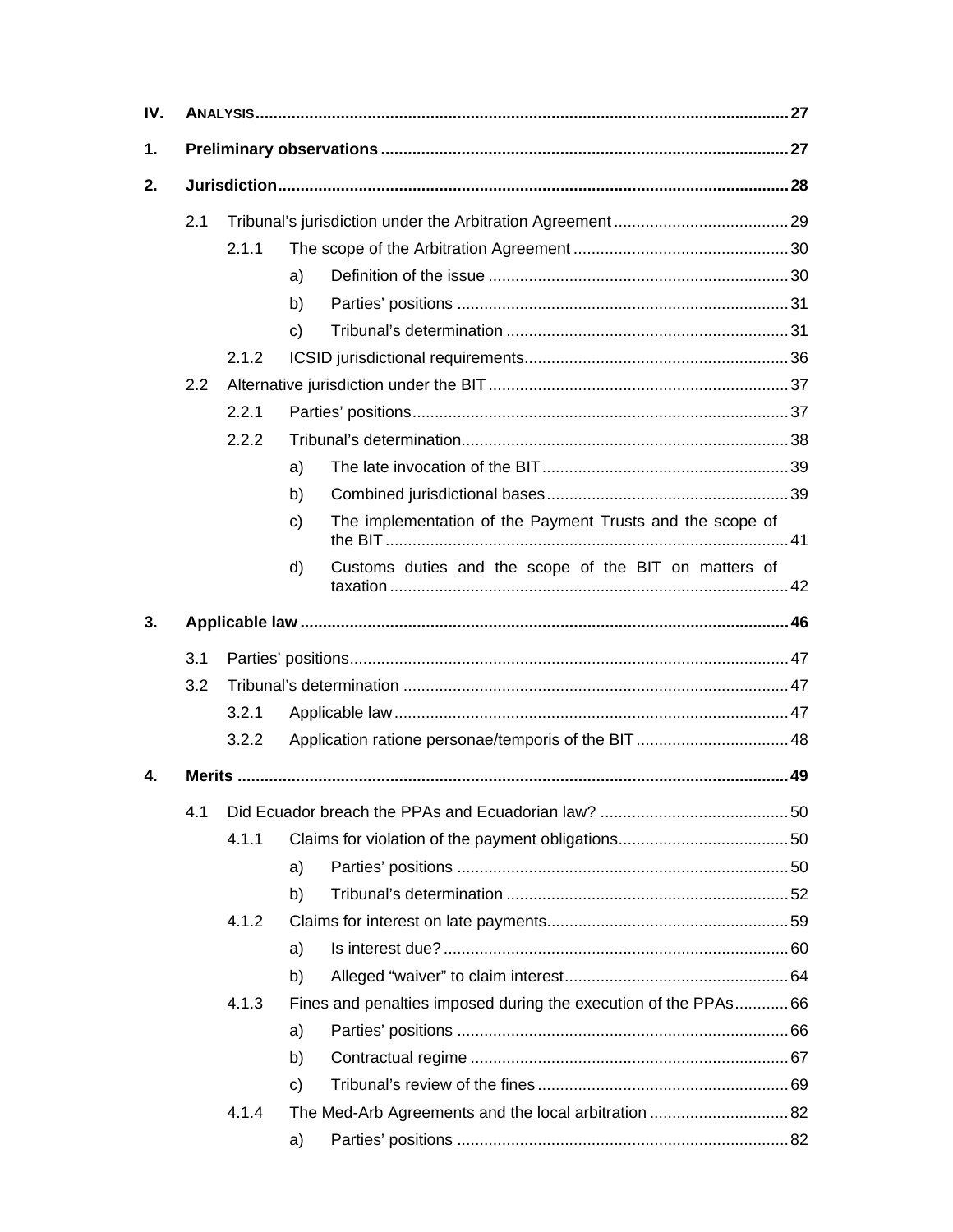| | | | | |
|---|---|---|---|---|
| **IV.** | **ANALYSIS** | | | 27 |
| **1.** | **Preliminary observations** | | | **27** |
| **2.** | **Jurisdiction** | | | **28** |
| | 2.1 | Tribunal's jurisdiction under the Arbitration Agreement | | 29 |
| | | 2.1.1 | The scope of the Arbitration Agreement | 30 |
| | | | a) Definition of the issue | 30 |
| | | | b) Parties' positions | 31 |
| | | | c) Tribunal's determination | 31 |
| | | 2.1.2 | ICSID jurisdictional requirements | 36 |
| | 2.2 | Alternative jurisdiction under the BIT | | 37 |
| | | 2.2.1 | Parties' positions | 37 |
| | | 2.2.2 | Tribunal's determination | 38 |
| | | | a) The late invocation of the BIT | 39 |
| | | | b) Combined jurisdictional bases | 39 |
| | | | c) The implementation of the Payment Trusts and the scope of the BIT | 41 |
| | | | d) Customs duties and the scope of the BIT on matters of taxation | 42 |
| **3.** | **Applicable law** | | | **46** |
| | 3.1 | Parties' positions | | 47 |
| | 3.2 | Tribunal's determination | | 47 |
| | | 3.2.1 | Applicable law | 47 |
| | | 3.2.2 | Application ratione personae/temporis of the BIT | 48 |
| **4.** | **Merits** | | | **49** |
| | 4.1 | Did Ecuador breach the PPAs and Ecuadorian law? | | 50 |
| | | 4.1.1 | Claims for violation of the payment obligations | 50 |
| | | | a) Parties' positions | 50 |
| | | | b) Tribunal's determination | 52 |
| | | 4.1.2 | Claims for interest on late payments | 59 |
| | | | a) Is interest due? | 60 |
| | | | b) Alleged "waiver" to claim interest | 64 |
| | | 4.1.3 | Fines and penalties imposed during the execution of the PPAs | 66 |
| | | | a) Parties' positions | 66 |
| | | | b) Contractual regime | 67 |
| | | | c) Tribunal's review of the fines | 69 |
| | | 4.1.4 | The Med-Arb Agreements and the local arbitration | 82 |
| | | | a) Parties' positions | 82 |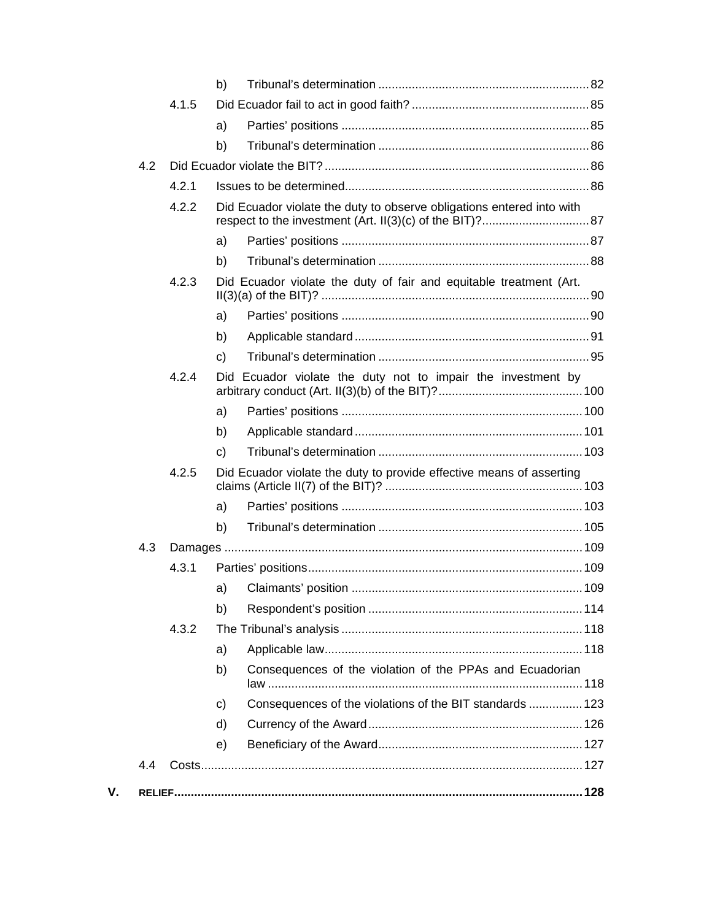- b) Tribunal's determination .............................................................. 82
- 4.1.5 Did Ecuador fail to act in good faith? .................................................... 85
  - a) Parties' positions ......................................................................... 85
  - b) Tribunal's determination .............................................................. 86
- 4.2 Did Ecuador violate the BIT? .............................................................................. 86
  - 4.2.1 Issues to be determined........................................................................ 86
  - 4.2.2 Did Ecuador violate the duty to observe obligations entered into with respect to the investment (Art. II(3)(c) of the BIT)?................................ 87
    - a) Parties' positions ......................................................................... 87
    - b) Tribunal's determination .............................................................. 88
  - 4.2.3 Did Ecuador violate the duty of fair and equitable treatment (Art. II(3)(a) of the BIT)? ............................................................................... 90
    - a) Parties' positions ......................................................................... 90
    - b) Applicable standard ..................................................................... 91
    - c) Tribunal's determination .............................................................. 95
  - 4.2.4 Did Ecuador violate the duty not to impair the investment by arbitrary conduct (Art. II(3)(b) of the BIT)?........................................... 100
    - a) Parties' positions ....................................................................... 100
    - b) Applicable standard ................................................................... 101
    - c) Tribunal's determination ............................................................ 103
  - 4.2.5 Did Ecuador violate the duty to provide effective means of asserting claims (Article II(7) of the BIT)? ........................................................... 103
    - a) Parties' positions ....................................................................... 103
    - b) Tribunal's determination ............................................................ 105
- 4.3 Damages .......................................................................................................... 109
  - 4.3.1 Parties' positions................................................................................. 109
    - a) Claimants' position .................................................................... 109
    - b) Respondent's position ............................................................... 114
  - 4.3.2 The Tribunal's analysis ........................................................................ 118
    - a) Applicable law............................................................................ 118
    - b) Consequences of the violation of the PPAs and Ecuadorian law ............................................................................................ 118
    - c) Consequences of the violations of the BIT standards ................ 123
    - d) Currency of the Award ............................................................... 126
    - e) Beneficiary of the Award............................................................ 127
- 4.4 Costs................................................................................................................ 127

**V. RELIEF......................................................................................................................... 128**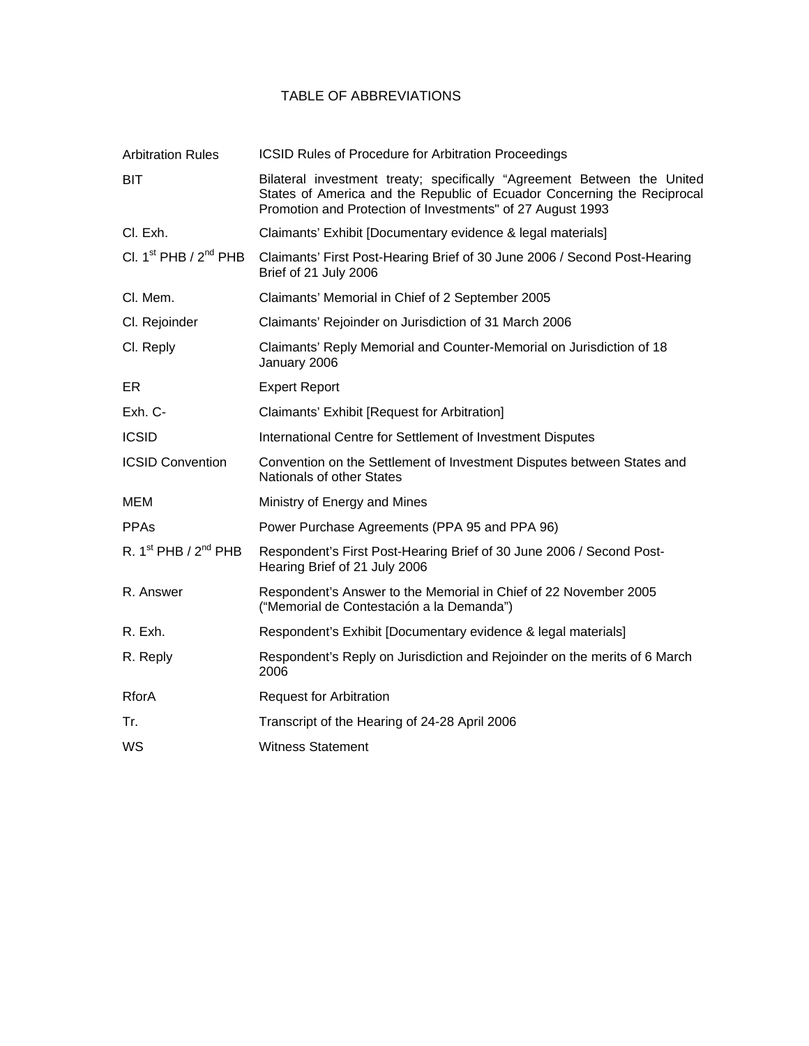# TABLE OF ABBREVIATIONS

| | |
|---|---|
| Arbitration Rules | ICSID Rules of Procedure for Arbitration Proceedings |
| BIT | Bilateral investment treaty; specifically "Agreement Between the United States of America and the Republic of Ecuador Concerning the Reciprocal Promotion and Protection of Investments" of 27 August 1993 |
| Cl. Exh. | Claimants' Exhibit [Documentary evidence & legal materials] |
| Cl. 1st PHB / 2nd PHB | Claimants' First Post-Hearing Brief of 30 June 2006 / Second Post-Hearing Brief of 21 July 2006 |
| Cl. Mem. | Claimants' Memorial in Chief of 2 September 2005 |
| Cl. Rejoinder | Claimants' Rejoinder on Jurisdiction of 31 March 2006 |
| Cl. Reply | Claimants' Reply Memorial and Counter-Memorial on Jurisdiction of 18 January 2006 |
| ER | Expert Report |
| Exh. C- | Claimants' Exhibit [Request for Arbitration] |
| ICSID | International Centre for Settlement of Investment Disputes |
| ICSID Convention | Convention on the Settlement of Investment Disputes between States and Nationals of other States |
| MEM | Ministry of Energy and Mines |
| PPAs | Power Purchase Agreements (PPA 95 and PPA 96) |
| R. 1st PHB / 2nd PHB | Respondent's First Post-Hearing Brief of 30 June 2006 / Second Post-Hearing Brief of 21 July 2006 |
| R. Answer | Respondent's Answer to the Memorial in Chief of 22 November 2005 ("Memorial de Contestación a la Demanda") |
| R. Exh. | Respondent's Exhibit [Documentary evidence & legal materials] |
| R. Reply | Respondent's Reply on Jurisdiction and Rejoinder on the merits of 6 March 2006 |
| RforA | Request for Arbitration |
| Tr. | Transcript of the Hearing of 24-28 April 2006 |
| WS | Witness Statement |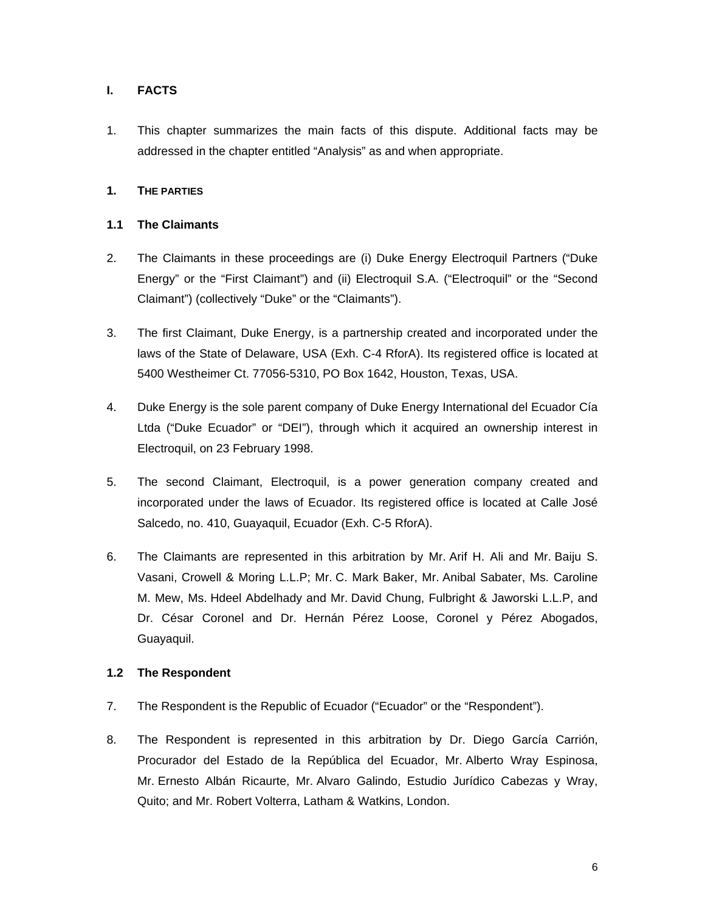## I. FACTS

1. This chapter summarizes the main facts of this dispute. Additional facts may be addressed in the chapter entitled "Analysis" as and when appropriate.

### 1. THE PARTIES

#### 1.1 The Claimants

2. The Claimants in these proceedings are (i) Duke Energy Electroquil Partners ("Duke Energy" or the "First Claimant") and (ii) Electroquil S.A. ("Electroquil" or the "Second Claimant") (collectively "Duke" or the "Claimants").

3. The first Claimant, Duke Energy, is a partnership created and incorporated under the laws of the State of Delaware, USA (Exh. C-4 RforA). Its registered office is located at 5400 Westheimer Ct. 77056-5310, PO Box 1642, Houston, Texas, USA.

4. Duke Energy is the sole parent company of Duke Energy International del Ecuador Cía Ltda ("Duke Ecuador" or "DEI"), through which it acquired an ownership interest in Electroquil, on 23 February 1998.

5. The second Claimant, Electroquil, is a power generation company created and incorporated under the laws of Ecuador. Its registered office is located at Calle José Salcedo, no. 410, Guayaquil, Ecuador (Exh. C-5 RforA).

6. The Claimants are represented in this arbitration by Mr. Arif H. Ali and Mr. Baiju S. Vasani, Crowell & Moring L.L.P; Mr. C. Mark Baker, Mr. Anibal Sabater, Ms. Caroline M. Mew, Ms. Hdeel Abdelhady and Mr. David Chung, Fulbright & Jaworski L.L.P, and Dr. César Coronel and Dr. Hernán Pérez Loose, Coronel y Pérez Abogados, Guayaquil.

#### 1.2 The Respondent

7. The Respondent is the Republic of Ecuador ("Ecuador" or the "Respondent").

8. The Respondent is represented in this arbitration by Dr. Diego García Carrión, Procurador del Estado de la República del Ecuador, Mr. Alberto Wray Espinosa, Mr. Ernesto Albán Ricaurte, Mr. Alvaro Galindo, Estudio Jurídico Cabezas y Wray, Quito; and Mr. Robert Volterra, Latham & Watkins, London.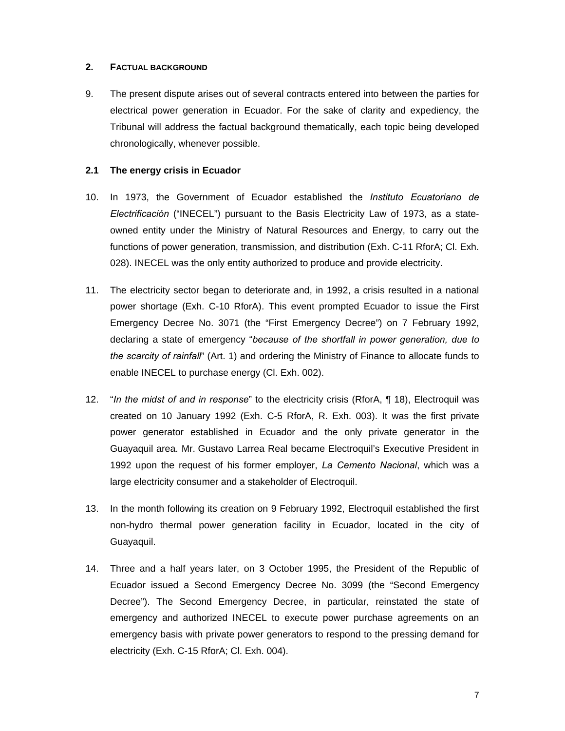## 2. FACTUAL BACKGROUND

9. The present dispute arises out of several contracts entered into between the parties for electrical power generation in Ecuador. For the sake of clarity and expediency, the Tribunal will address the factual background thematically, each topic being developed chronologically, whenever possible.

### 2.1 The energy crisis in Ecuador

10. In 1973, the Government of Ecuador established the *Instituto Ecuatoriano de Electrificación* ("INECEL") pursuant to the Basis Electricity Law of 1973, as a state-owned entity under the Ministry of Natural Resources and Energy, to carry out the functions of power generation, transmission, and distribution (Exh. C-11 RforA; Cl. Exh. 028). INECEL was the only entity authorized to produce and provide electricity.

11. The electricity sector began to deteriorate and, in 1992, a crisis resulted in a national power shortage (Exh. C-10 RforA). This event prompted Ecuador to issue the First Emergency Decree No. 3071 (the "First Emergency Decree") on 7 February 1992, declaring a state of emergency "*because of the shortfall in power generation, due to the scarcity of rainfall*" (Art. 1) and ordering the Ministry of Finance to allocate funds to enable INECEL to purchase energy (Cl. Exh. 002).

12. "*In the midst of and in response*" to the electricity crisis (RforA, ¶ 18), Electroquil was created on 10 January 1992 (Exh. C-5 RforA, R. Exh. 003). It was the first private power generator established in Ecuador and the only private generator in the Guayaquil area. Mr. Gustavo Larrea Real became Electroquil's Executive President in 1992 upon the request of his former employer, *La Cemento Nacional*, which was a large electricity consumer and a stakeholder of Electroquil.

13. In the month following its creation on 9 February 1992, Electroquil established the first non-hydro thermal power generation facility in Ecuador, located in the city of Guayaquil.

14. Three and a half years later, on 3 October 1995, the President of the Republic of Ecuador issued a Second Emergency Decree No. 3099 (the "Second Emergency Decree"). The Second Emergency Decree, in particular, reinstated the state of emergency and authorized INECEL to execute power purchase agreements on an emergency basis with private power generators to respond to the pressing demand for electricity (Exh. C-15 RforA; Cl. Exh. 004).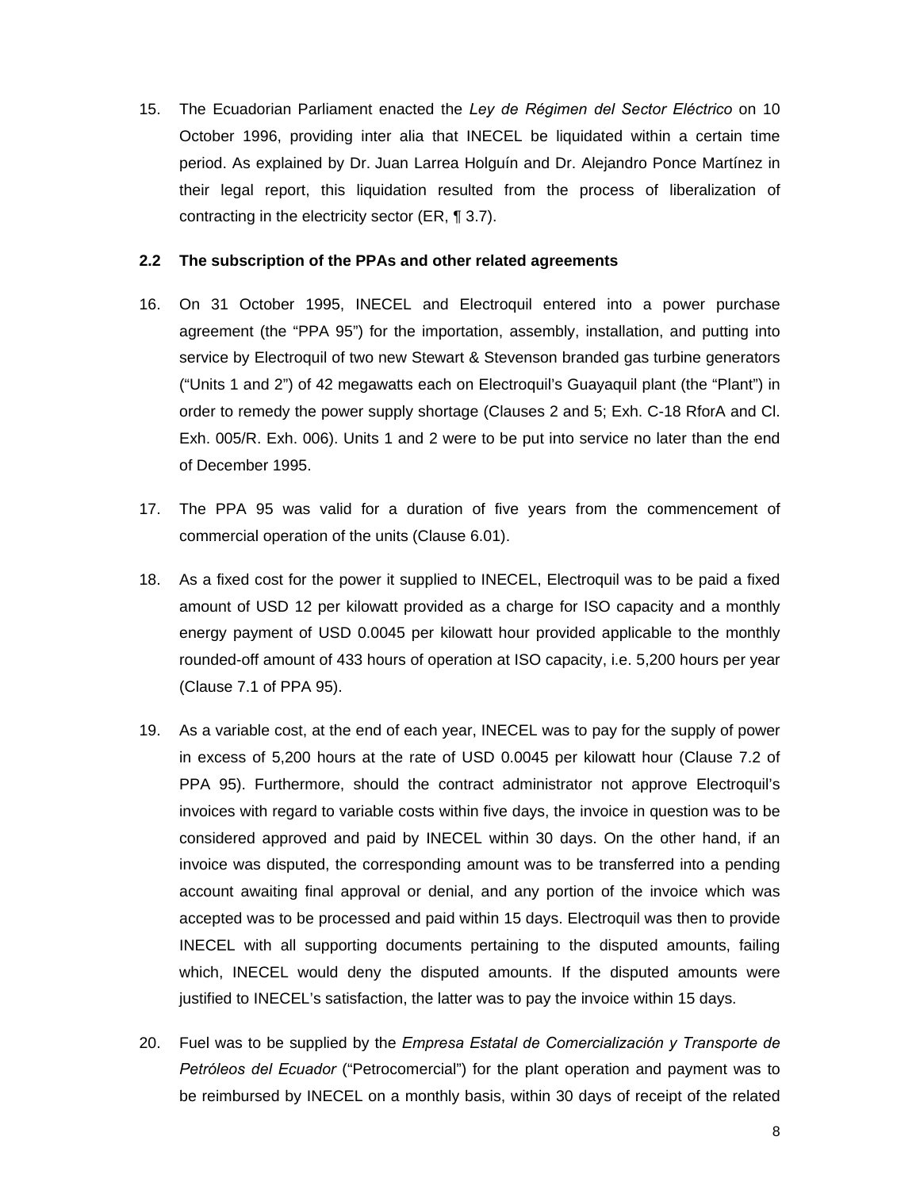15. The Ecuadorian Parliament enacted the *Ley de Régimen del Sector Eléctrico* on 10 October 1996, providing inter alia that INECEL be liquidated within a certain time period. As explained by Dr. Juan Larrea Holguín and Dr. Alejandro Ponce Martínez in their legal report, this liquidation resulted from the process of liberalization of contracting in the electricity sector (ER, ¶ 3.7).

### 2.2 The subscription of the PPAs and other related agreements

16. On 31 October 1995, INECEL and Electroquil entered into a power purchase agreement (the "PPA 95") for the importation, assembly, installation, and putting into service by Electroquil of two new Stewart & Stevenson branded gas turbine generators ("Units 1 and 2") of 42 megawatts each on Electroquil's Guayaquil plant (the "Plant") in order to remedy the power supply shortage (Clauses 2 and 5; Exh. C-18 RforA and Cl. Exh. 005/R. Exh. 006). Units 1 and 2 were to be put into service no later than the end of December 1995.

17. The PPA 95 was valid for a duration of five years from the commencement of commercial operation of the units (Clause 6.01).

18. As a fixed cost for the power it supplied to INECEL, Electroquil was to be paid a fixed amount of USD 12 per kilowatt provided as a charge for ISO capacity and a monthly energy payment of USD 0.0045 per kilowatt hour provided applicable to the monthly rounded-off amount of 433 hours of operation at ISO capacity, i.e. 5,200 hours per year (Clause 7.1 of PPA 95).

19. As a variable cost, at the end of each year, INECEL was to pay for the supply of power in excess of 5,200 hours at the rate of USD 0.0045 per kilowatt hour (Clause 7.2 of PPA 95). Furthermore, should the contract administrator not approve Electroquil's invoices with regard to variable costs within five days, the invoice in question was to be considered approved and paid by INECEL within 30 days. On the other hand, if an invoice was disputed, the corresponding amount was to be transferred into a pending account awaiting final approval or denial, and any portion of the invoice which was accepted was to be processed and paid within 15 days. Electroquil was then to provide INECEL with all supporting documents pertaining to the disputed amounts, failing which, INECEL would deny the disputed amounts. If the disputed amounts were justified to INECEL's satisfaction, the latter was to pay the invoice within 15 days.

20. Fuel was to be supplied by the *Empresa Estatal de Comercialización y Transporte de Petróleos del Ecuador* ("Petrocomercial") for the plant operation and payment was to be reimbursed by INECEL on a monthly basis, within 30 days of receipt of the related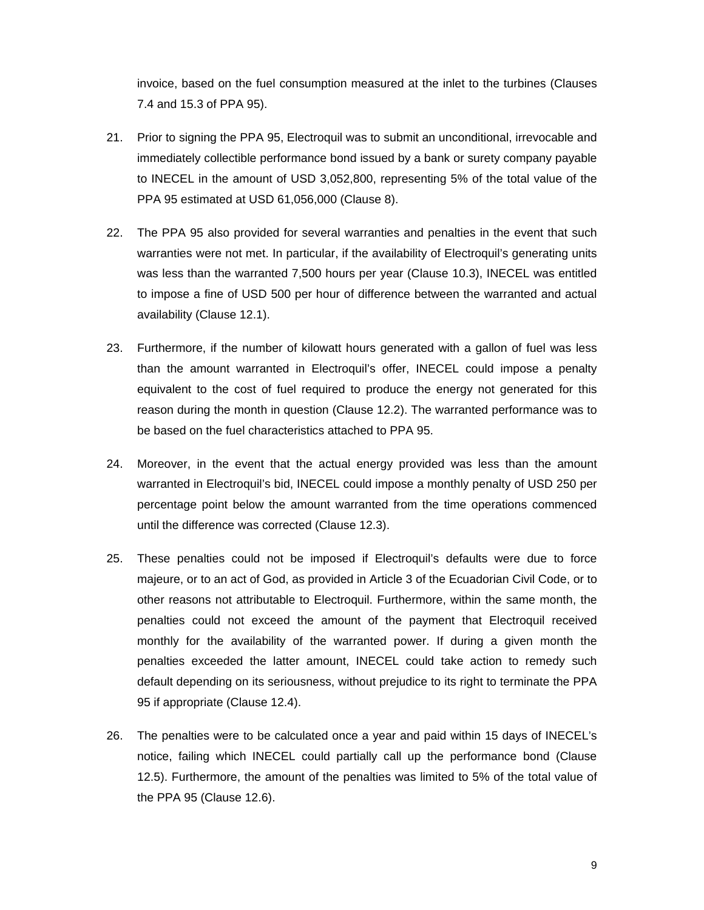invoice, based on the fuel consumption measured at the inlet to the turbines (Clauses 7.4 and 15.3 of PPA 95).

21. Prior to signing the PPA 95, Electroquil was to submit an unconditional, irrevocable and immediately collectible performance bond issued by a bank or surety company payable to INECEL in the amount of USD 3,052,800, representing 5% of the total value of the PPA 95 estimated at USD 61,056,000 (Clause 8).

22. The PPA 95 also provided for several warranties and penalties in the event that such warranties were not met. In particular, if the availability of Electroquil's generating units was less than the warranted 7,500 hours per year (Clause 10.3), INECEL was entitled to impose a fine of USD 500 per hour of difference between the warranted and actual availability (Clause 12.1).

23. Furthermore, if the number of kilowatt hours generated with a gallon of fuel was less than the amount warranted in Electroquil's offer, INECEL could impose a penalty equivalent to the cost of fuel required to produce the energy not generated for this reason during the month in question (Clause 12.2). The warranted performance was to be based on the fuel characteristics attached to PPA 95.

24. Moreover, in the event that the actual energy provided was less than the amount warranted in Electroquil's bid, INECEL could impose a monthly penalty of USD 250 per percentage point below the amount warranted from the time operations commenced until the difference was corrected (Clause 12.3).

25. These penalties could not be imposed if Electroquil's defaults were due to force majeure, or to an act of God, as provided in Article 3 of the Ecuadorian Civil Code, or to other reasons not attributable to Electroquil. Furthermore, within the same month, the penalties could not exceed the amount of the payment that Electroquil received monthly for the availability of the warranted power. If during a given month the penalties exceeded the latter amount, INECEL could take action to remedy such default depending on its seriousness, without prejudice to its right to terminate the PPA 95 if appropriate (Clause 12.4).

26. The penalties were to be calculated once a year and paid within 15 days of INECEL's notice, failing which INECEL could partially call up the performance bond (Clause 12.5). Furthermore, the amount of the penalties was limited to 5% of the total value of the PPA 95 (Clause 12.6).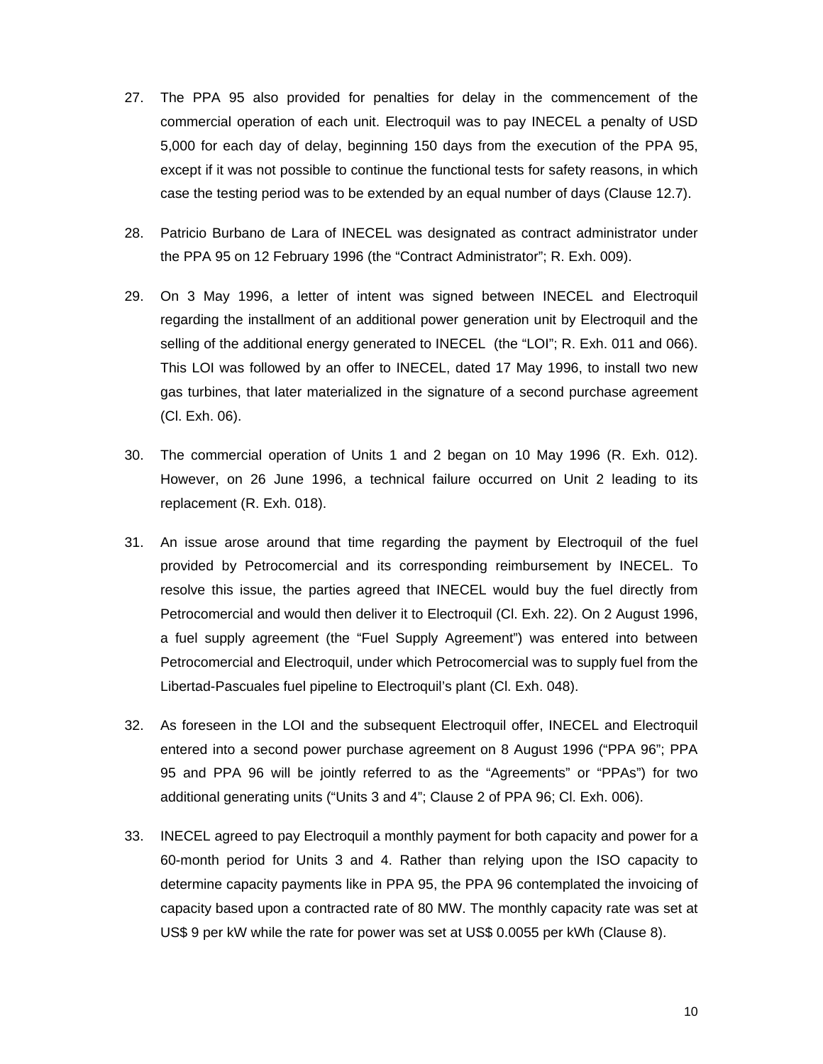27. The PPA 95 also provided for penalties for delay in the commencement of the commercial operation of each unit. Electroquil was to pay INECEL a penalty of USD 5,000 for each day of delay, beginning 150 days from the execution of the PPA 95, except if it was not possible to continue the functional tests for safety reasons, in which case the testing period was to be extended by an equal number of days (Clause 12.7).

28. Patricio Burbano de Lara of INECEL was designated as contract administrator under the PPA 95 on 12 February 1996 (the "Contract Administrator"; R. Exh. 009).

29. On 3 May 1996, a letter of intent was signed between INECEL and Electroquil regarding the installment of an additional power generation unit by Electroquil and the selling of the additional energy generated to INECEL (the "LOI"; R. Exh. 011 and 066). This LOI was followed by an offer to INECEL, dated 17 May 1996, to install two new gas turbines, that later materialized in the signature of a second purchase agreement (Cl. Exh. 06).

30. The commercial operation of Units 1 and 2 began on 10 May 1996 (R. Exh. 012). However, on 26 June 1996, a technical failure occurred on Unit 2 leading to its replacement (R. Exh. 018).

31. An issue arose around that time regarding the payment by Electroquil of the fuel provided by Petrocomercial and its corresponding reimbursement by INECEL. To resolve this issue, the parties agreed that INECEL would buy the fuel directly from Petrocomercial and would then deliver it to Electroquil (Cl. Exh. 22). On 2 August 1996, a fuel supply agreement (the "Fuel Supply Agreement") was entered into between Petrocomercial and Electroquil, under which Petrocomercial was to supply fuel from the Libertad-Pascuales fuel pipeline to Electroquil's plant (Cl. Exh. 048).

32. As foreseen in the LOI and the subsequent Electroquil offer, INECEL and Electroquil entered into a second power purchase agreement on 8 August 1996 ("PPA 96"; PPA 95 and PPA 96 will be jointly referred to as the "Agreements" or "PPAs") for two additional generating units ("Units 3 and 4"; Clause 2 of PPA 96; Cl. Exh. 006).

33. INECEL agreed to pay Electroquil a monthly payment for both capacity and power for a 60-month period for Units 3 and 4. Rather than relying upon the ISO capacity to determine capacity payments like in PPA 95, the PPA 96 contemplated the invoicing of capacity based upon a contracted rate of 80 MW. The monthly capacity rate was set at US$ 9 per kW while the rate for power was set at US$ 0.0055 per kWh (Clause 8).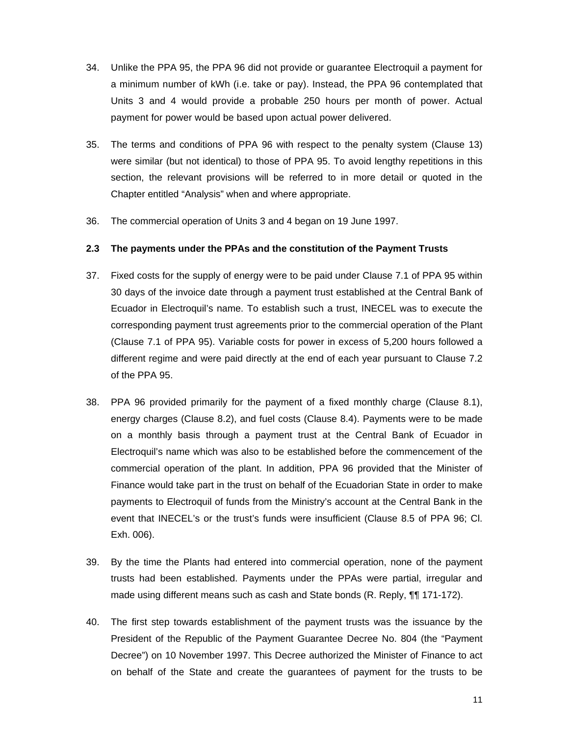34. Unlike the PPA 95, the PPA 96 did not provide or guarantee Electroquil a payment for a minimum number of kWh (i.e. take or pay). Instead, the PPA 96 contemplated that Units 3 and 4 would provide a probable 250 hours per month of power. Actual payment for power would be based upon actual power delivered.

35. The terms and conditions of PPA 96 with respect to the penalty system (Clause 13) were similar (but not identical) to those of PPA 95. To avoid lengthy repetitions in this section, the relevant provisions will be referred to in more detail or quoted in the Chapter entitled "Analysis" when and where appropriate.

36. The commercial operation of Units 3 and 4 began on 19 June 1997.

### 2.3 The payments under the PPAs and the constitution of the Payment Trusts

37. Fixed costs for the supply of energy were to be paid under Clause 7.1 of PPA 95 within 30 days of the invoice date through a payment trust established at the Central Bank of Ecuador in Electroquil's name. To establish such a trust, INECEL was to execute the corresponding payment trust agreements prior to the commercial operation of the Plant (Clause 7.1 of PPA 95). Variable costs for power in excess of 5,200 hours followed a different regime and were paid directly at the end of each year pursuant to Clause 7.2 of the PPA 95.

38. PPA 96 provided primarily for the payment of a fixed monthly charge (Clause 8.1), energy charges (Clause 8.2), and fuel costs (Clause 8.4). Payments were to be made on a monthly basis through a payment trust at the Central Bank of Ecuador in Electroquil's name which was also to be established before the commencement of the commercial operation of the plant. In addition, PPA 96 provided that the Minister of Finance would take part in the trust on behalf of the Ecuadorian State in order to make payments to Electroquil of funds from the Ministry's account at the Central Bank in the event that INECEL's or the trust's funds were insufficient (Clause 8.5 of PPA 96; Cl. Exh. 006).

39. By the time the Plants had entered into commercial operation, none of the payment trusts had been established. Payments under the PPAs were partial, irregular and made using different means such as cash and State bonds (R. Reply, ¶¶ 171-172).

40. The first step towards establishment of the payment trusts was the issuance by the President of the Republic of the Payment Guarantee Decree No. 804 (the "Payment Decree") on 10 November 1997. This Decree authorized the Minister of Finance to act on behalf of the State and create the guarantees of payment for the trusts to be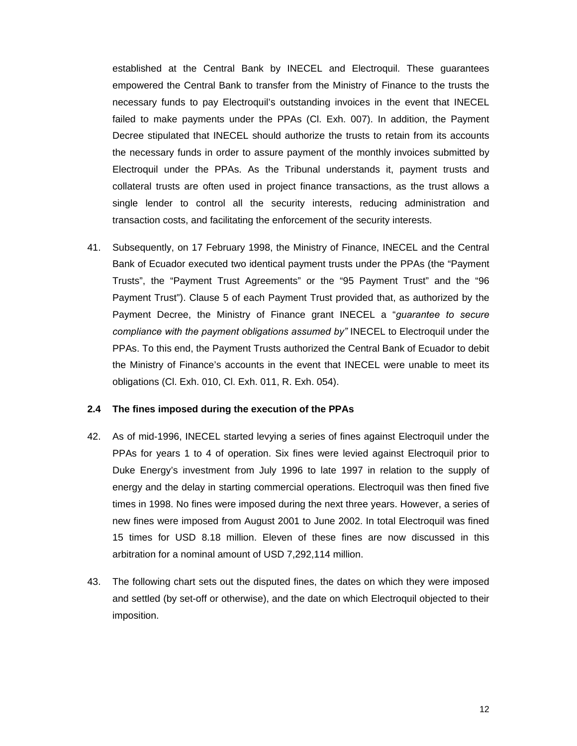established at the Central Bank by INECEL and Electroquil. These guarantees empowered the Central Bank to transfer from the Ministry of Finance to the trusts the necessary funds to pay Electroquil's outstanding invoices in the event that INECEL failed to make payments under the PPAs (Cl. Exh. 007). In addition, the Payment Decree stipulated that INECEL should authorize the trusts to retain from its accounts the necessary funds in order to assure payment of the monthly invoices submitted by Electroquil under the PPAs. As the Tribunal understands it, payment trusts and collateral trusts are often used in project finance transactions, as the trust allows a single lender to control all the security interests, reducing administration and transaction costs, and facilitating the enforcement of the security interests.

41. Subsequently, on 17 February 1998, the Ministry of Finance, INECEL and the Central Bank of Ecuador executed two identical payment trusts under the PPAs (the "Payment Trusts", the "Payment Trust Agreements" or the "95 Payment Trust" and the "96 Payment Trust"). Clause 5 of each Payment Trust provided that, as authorized by the Payment Decree, the Ministry of Finance grant INECEL a "*guarantee to secure compliance with the payment obligations assumed by"* INECEL to Electroquil under the PPAs. To this end, the Payment Trusts authorized the Central Bank of Ecuador to debit the Ministry of Finance's accounts in the event that INECEL were unable to meet its obligations (Cl. Exh. 010, Cl. Exh. 011, R. Exh. 054).

### 2.4 The fines imposed during the execution of the PPAs

42. As of mid-1996, INECEL started levying a series of fines against Electroquil under the PPAs for years 1 to 4 of operation. Six fines were levied against Electroquil prior to Duke Energy's investment from July 1996 to late 1997 in relation to the supply of energy and the delay in starting commercial operations. Electroquil was then fined five times in 1998. No fines were imposed during the next three years. However, a series of new fines were imposed from August 2001 to June 2002. In total Electroquil was fined 15 times for USD 8.18 million. Eleven of these fines are now discussed in this arbitration for a nominal amount of USD 7,292,114 million.

43. The following chart sets out the disputed fines, the dates on which they were imposed and settled (by set-off or otherwise), and the date on which Electroquil objected to their imposition.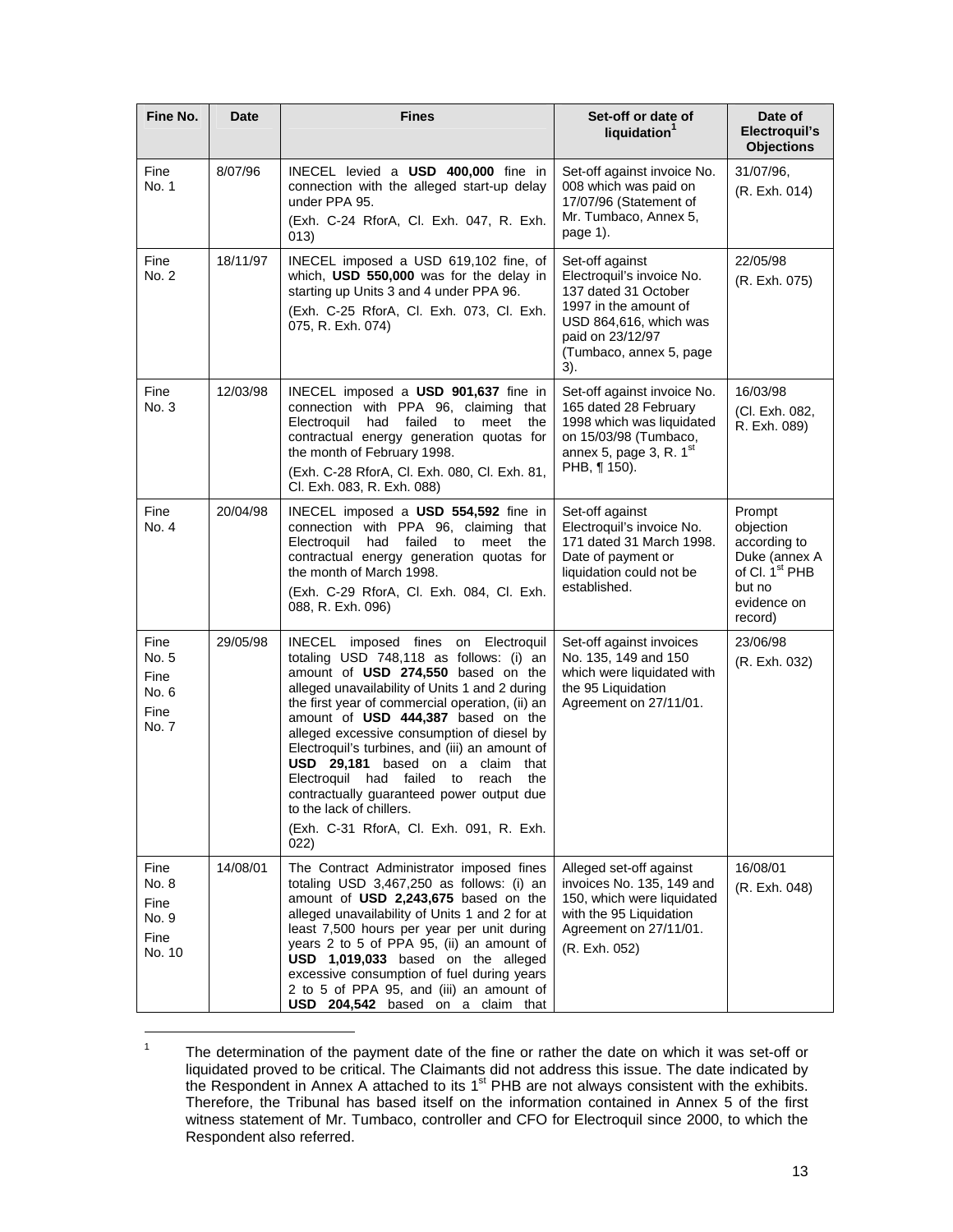| Fine No. | Date | Fines | Set-off or date of liquidation[1] | Date of Electroquil's Objections |
|---|---|---|---|---|
| Fine No. 1 | 8/07/96 | INECEL levied a **USD 400,000** fine in connection with the alleged start-up delay under PPA 95. (Exh. C-24 RforA, Cl. Exh. 047, R. Exh. 013) | Set-off against invoice No. 008 which was paid on 17/07/96 (Statement of Mr. Tumbaco, Annex 5, page 1). | 31/07/96, (R. Exh. 014) |
| Fine No. 2 | 18/11/97 | INECEL imposed a USD 619,102 fine, of which, **USD 550,000** was for the delay in starting up Units 3 and 4 under PPA 96. (Exh. C-25 RforA, Cl. Exh. 073, Cl. Exh. 075, R. Exh. 074) | Set-off against Electroquil's invoice No. 137 dated 31 October 1997 in the amount of USD 864,616, which was paid on 23/12/97 (Tumbaco, annex 5, page 3). | 22/05/98 (R. Exh. 075) |
| Fine No. 3 | 12/03/98 | INECEL imposed a **USD 901,637** fine in connection with PPA 96, claiming that Electroquil had failed to meet the contractual energy generation quotas for the month of February 1998. (Exh. C-28 RforA, Cl. Exh. 080, Cl. Exh. 81, Cl. Exh. 083, R. Exh. 088) | Set-off against invoice No. 165 dated 28 February 1998 which was liquidated on 15/03/98 (Tumbaco, annex 5, page 3, R. 1st PHB, ¶ 150). | 16/03/98 (Cl. Exh. 082, R. Exh. 089) |
| Fine No. 4 | 20/04/98 | INECEL imposed a **USD 554,592** fine in connection with PPA 96, claiming that Electroquil had failed to meet the contractual energy generation quotas for the month of March 1998. (Exh. C-29 RforA, Cl. Exh. 084, Cl. Exh. 088, R. Exh. 096) | Set-off against Electroquil's invoice No. 171 dated 31 March 1998. Date of payment or liquidation could not be established. | Prompt objection according to Duke (annex A of Cl. 1st PHB but no evidence on record) |
| Fine No. 5 Fine No. 6 Fine No. 7 | 29/05/98 | INECEL imposed fines on Electroquil totaling USD 748,118 as follows: (i) an amount of **USD 274,550** based on the alleged unavailability of Units 1 and 2 during the first year of commercial operation, (ii) an amount of **USD 444,387** based on the alleged excessive consumption of diesel by Electroquil's turbines, and (iii) an amount of **USD 29,181** based on a claim that Electroquil had failed to reach the contractually guaranteed power output due to the lack of chillers. (Exh. C-31 RforA, Cl. Exh. 091, R. Exh. 022) | Set-off against invoices No. 135, 149 and 150 which were liquidated with the 95 Liquidation Agreement on 27/11/01. | 23/06/98 (R. Exh. 032) |
| Fine No. 8 Fine No. 9 Fine No. 10 | 14/08/01 | The Contract Administrator imposed fines totaling USD 3,467,250 as follows: (i) an amount of **USD 2,243,675** based on the alleged unavailability of Units 1 and 2 for at least 7,500 hours per year per unit during years 2 to 5 of PPA 95, (ii) an amount of **USD 1,019,033** based on the alleged excessive consumption of fuel during years 2 to 5 of PPA 95, and (iii) an amount of **USD 204,542** based on a claim that | Alleged set-off against invoices No. 135, 149 and 150, which were liquidated with the 95 Liquidation Agreement on 27/11/01. (R. Exh. 052) | 16/08/01 (R. Exh. 048) |

[1] The determination of the payment date of the fine or rather the date on which it was set-off or liquidated proved to be critical. The Claimants did not address this issue. The date indicated by the Respondent in Annex A attached to its 1st PHB are not always consistent with the exhibits. Therefore, the Tribunal has based itself on the information contained in Annex 5 of the first witness statement of Mr. Tumbaco, controller and CFO for Electroquil since 2000, to which the Respondent also referred.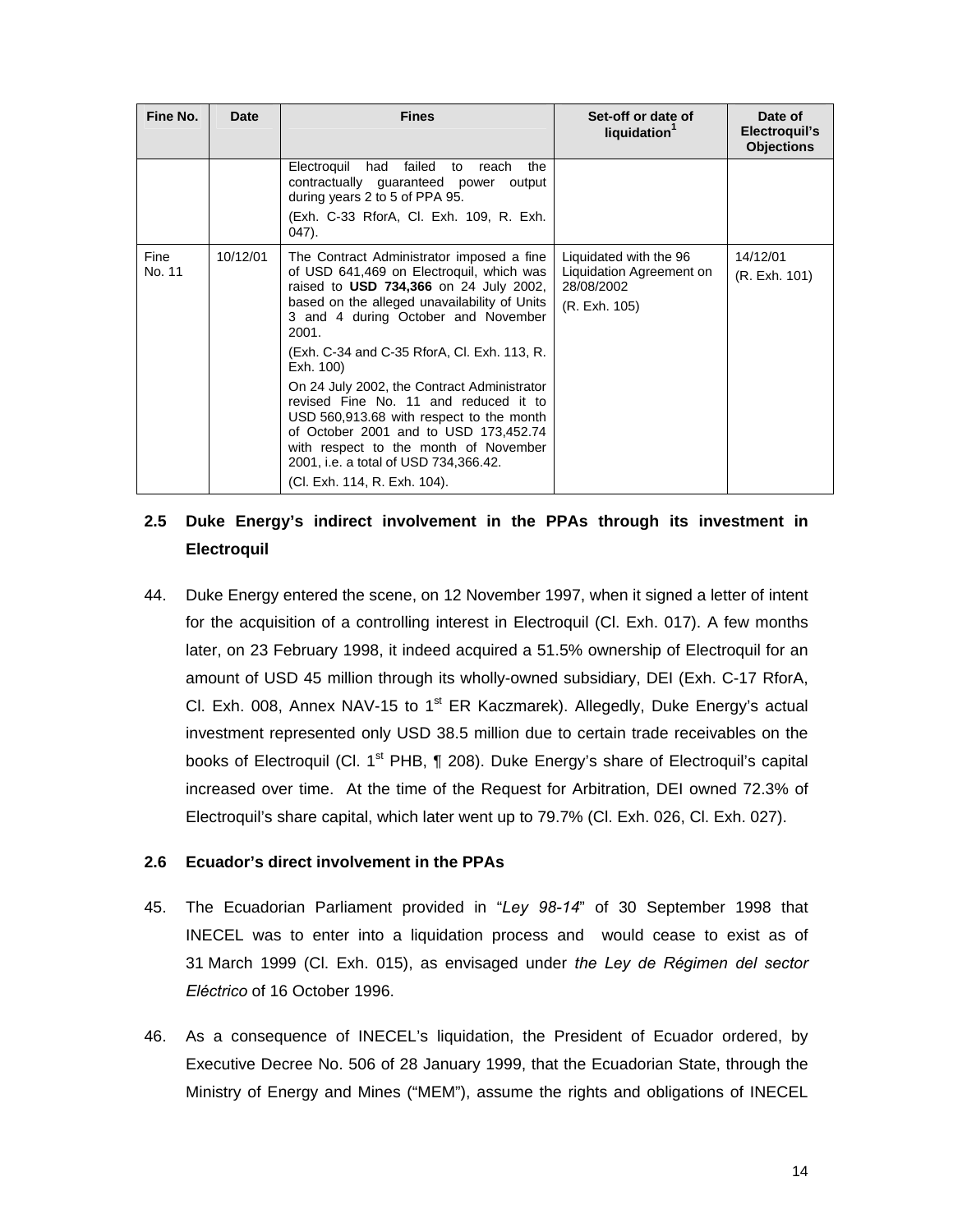| Fine No. | Date | Fines | Set-off or date of liquidation[1] | Date of Electroquil's Objections |
|---|---|---|---|---|
| | | Electroquil had failed to reach the contractually guaranteed power output during years 2 to 5 of PPA 95.<br>(Exh. C-33 RforA, Cl. Exh. 109, R. Exh. 047). | | |
| Fine No. 11 | 10/12/01 | The Contract Administrator imposed a fine of USD 641,469 on Electroquil, which was raised to **USD 734,366** on 24 July 2002, based on the alleged unavailability of Units 3 and 4 during October and November 2001.<br>(Exh. C-34 and C-35 RforA, Cl. Exh. 113, R. Exh. 100)<br>On 24 July 2002, the Contract Administrator revised Fine No. 11 and reduced it to USD 560,913.68 with respect to the month of October 2001 and to USD 173,452.74 with respect to the month of November 2001, i.e. a total of USD 734,366.42.<br>(Cl. Exh. 114, R. Exh. 104). | Liquidated with the 96 Liquidation Agreement on 28/08/2002<br>(R. Exh. 105) | 14/12/01<br>(R. Exh. 101) |

### 2.5 Duke Energy's indirect involvement in the PPAs through its investment in Electroquil

44. Duke Energy entered the scene, on 12 November 1997, when it signed a letter of intent for the acquisition of a controlling interest in Electroquil (Cl. Exh. 017). A few months later, on 23 February 1998, it indeed acquired a 51.5% ownership of Electroquil for an amount of USD 45 million through its wholly-owned subsidiary, DEI (Exh. C-17 RforA, Cl. Exh. 008, Annex NAV-15 to 1st ER Kaczmarek). Allegedly, Duke Energy's actual investment represented only USD 38.5 million due to certain trade receivables on the books of Electroquil (Cl. 1st PHB, ¶ 208). Duke Energy's share of Electroquil's capital increased over time. At the time of the Request for Arbitration, DEI owned 72.3% of Electroquil's share capital, which later went up to 79.7% (Cl. Exh. 026, Cl. Exh. 027).

### 2.6 Ecuador's direct involvement in the PPAs

45. The Ecuadorian Parliament provided in "*Ley 98-14*" of 30 September 1998 that INECEL was to enter into a liquidation process and would cease to exist as of 31 March 1999 (Cl. Exh. 015), as envisaged under *the Ley de Régimen del sector Eléctrico* of 16 October 1996.

46. As a consequence of INECEL's liquidation, the President of Ecuador ordered, by Executive Decree No. 506 of 28 January 1999, that the Ecuadorian State, through the Ministry of Energy and Mines ("MEM"), assume the rights and obligations of INECEL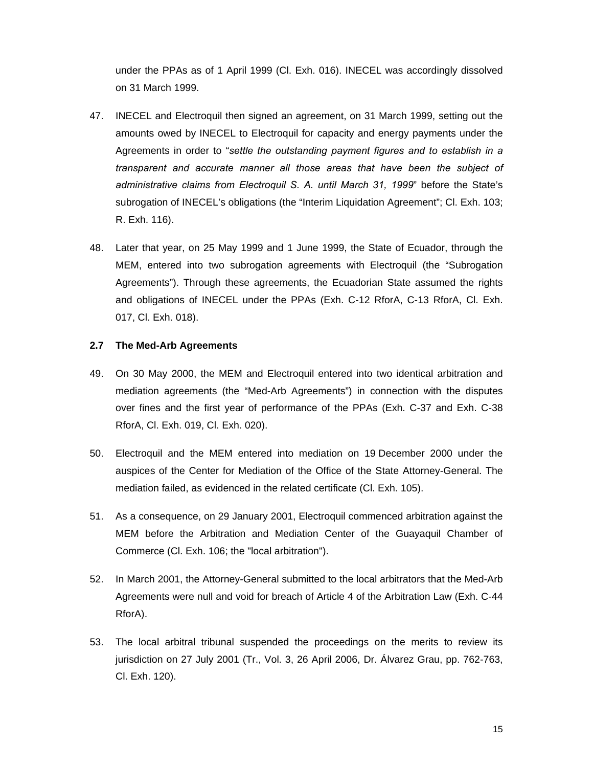under the PPAs as of 1 April 1999 (Cl. Exh. 016). INECEL was accordingly dissolved on 31 March 1999.

47. INECEL and Electroquil then signed an agreement, on 31 March 1999, setting out the amounts owed by INECEL to Electroquil for capacity and energy payments under the Agreements in order to "*settle the outstanding payment figures and to establish in a transparent and accurate manner all those areas that have been the subject of administrative claims from Electroquil S. A. until March 31, 1999*" before the State's subrogation of INECEL's obligations (the "Interim Liquidation Agreement"; Cl. Exh. 103; R. Exh. 116).

48. Later that year, on 25 May 1999 and 1 June 1999, the State of Ecuador, through the MEM, entered into two subrogation agreements with Electroquil (the "Subrogation Agreements"). Through these agreements, the Ecuadorian State assumed the rights and obligations of INECEL under the PPAs (Exh. C-12 RforA, C-13 RforA, Cl. Exh. 017, Cl. Exh. 018).

### 2.7 The Med-Arb Agreements

49. On 30 May 2000, the MEM and Electroquil entered into two identical arbitration and mediation agreements (the "Med-Arb Agreements") in connection with the disputes over fines and the first year of performance of the PPAs (Exh. C-37 and Exh. C-38 RforA, Cl. Exh. 019, Cl. Exh. 020).

50. Electroquil and the MEM entered into mediation on 19 December 2000 under the auspices of the Center for Mediation of the Office of the State Attorney-General. The mediation failed, as evidenced in the related certificate (Cl. Exh. 105).

51. As a consequence, on 29 January 2001, Electroquil commenced arbitration against the MEM before the Arbitration and Mediation Center of the Guayaquil Chamber of Commerce (Cl. Exh. 106; the "local arbitration").

52. In March 2001, the Attorney-General submitted to the local arbitrators that the Med-Arb Agreements were null and void for breach of Article 4 of the Arbitration Law (Exh. C-44 RforA).

53. The local arbitral tribunal suspended the proceedings on the merits to review its jurisdiction on 27 July 2001 (Tr., Vol. 3, 26 April 2006, Dr. Álvarez Grau, pp. 762-763, Cl. Exh. 120).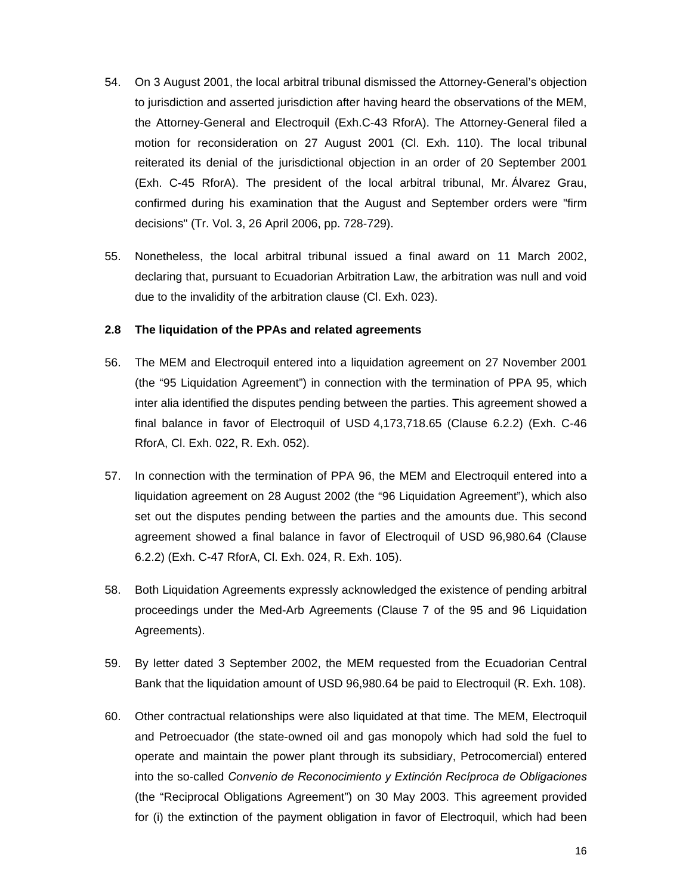54. On 3 August 2001, the local arbitral tribunal dismissed the Attorney-General's objection to jurisdiction and asserted jurisdiction after having heard the observations of the MEM, the Attorney-General and Electroquil (Exh.C-43 RforA). The Attorney-General filed a motion for reconsideration on 27 August 2001 (Cl. Exh. 110). The local tribunal reiterated its denial of the jurisdictional objection in an order of 20 September 2001 (Exh. C-45 RforA). The president of the local arbitral tribunal, Mr. Álvarez Grau, confirmed during his examination that the August and September orders were "firm decisions" (Tr. Vol. 3, 26 April 2006, pp. 728-729).

55. Nonetheless, the local arbitral tribunal issued a final award on 11 March 2002, declaring that, pursuant to Ecuadorian Arbitration Law, the arbitration was null and void due to the invalidity of the arbitration clause (Cl. Exh. 023).

### 2.8 The liquidation of the PPAs and related agreements

56. The MEM and Electroquil entered into a liquidation agreement on 27 November 2001 (the "95 Liquidation Agreement") in connection with the termination of PPA 95, which inter alia identified the disputes pending between the parties. This agreement showed a final balance in favor of Electroquil of USD 4,173,718.65 (Clause 6.2.2) (Exh. C-46 RforA, Cl. Exh. 022, R. Exh. 052).

57. In connection with the termination of PPA 96, the MEM and Electroquil entered into a liquidation agreement on 28 August 2002 (the "96 Liquidation Agreement"), which also set out the disputes pending between the parties and the amounts due. This second agreement showed a final balance in favor of Electroquil of USD 96,980.64 (Clause 6.2.2) (Exh. C-47 RforA, Cl. Exh. 024, R. Exh. 105).

58. Both Liquidation Agreements expressly acknowledged the existence of pending arbitral proceedings under the Med-Arb Agreements (Clause 7 of the 95 and 96 Liquidation Agreements).

59. By letter dated 3 September 2002, the MEM requested from the Ecuadorian Central Bank that the liquidation amount of USD 96,980.64 be paid to Electroquil (R. Exh. 108).

60. Other contractual relationships were also liquidated at that time. The MEM, Electroquil and Petroecuador (the state-owned oil and gas monopoly which had sold the fuel to operate and maintain the power plant through its subsidiary, Petrocomercial) entered into the so-called *Convenio de Reconocimiento y Extinción Recíproca de Obligaciones* (the "Reciprocal Obligations Agreement") on 30 May 2003. This agreement provided for (i) the extinction of the payment obligation in favor of Electroquil, which had been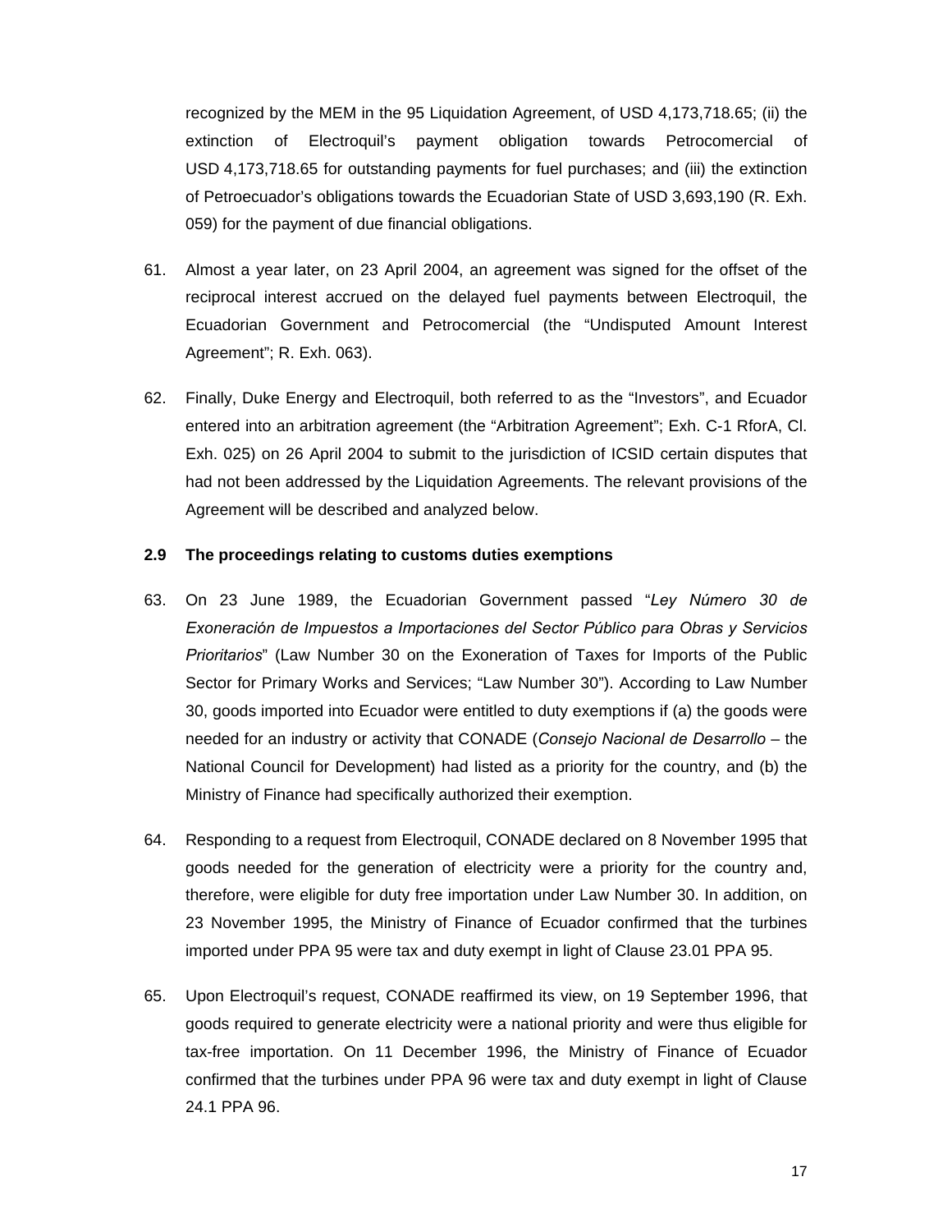recognized by the MEM in the 95 Liquidation Agreement, of USD 4,173,718.65; (ii) the extinction of Electroquil's payment obligation towards Petrocomercial of USD 4,173,718.65 for outstanding payments for fuel purchases; and (iii) the extinction of Petroecuador's obligations towards the Ecuadorian State of USD 3,693,190 (R. Exh. 059) for the payment of due financial obligations.

61. Almost a year later, on 23 April 2004, an agreement was signed for the offset of the reciprocal interest accrued on the delayed fuel payments between Electroquil, the Ecuadorian Government and Petrocomercial (the "Undisputed Amount Interest Agreement"; R. Exh. 063).

62. Finally, Duke Energy and Electroquil, both referred to as the "Investors", and Ecuador entered into an arbitration agreement (the "Arbitration Agreement"; Exh. C-1 RforA, Cl. Exh. 025) on 26 April 2004 to submit to the jurisdiction of ICSID certain disputes that had not been addressed by the Liquidation Agreements. The relevant provisions of the Agreement will be described and analyzed below.

### 2.9 The proceedings relating to customs duties exemptions

63. On 23 June 1989, the Ecuadorian Government passed "*Ley Número 30 de Exoneración de Impuestos a Importaciones del Sector Público para Obras y Servicios Prioritarios*" (Law Number 30 on the Exoneration of Taxes for Imports of the Public Sector for Primary Works and Services; "Law Number 30"). According to Law Number 30, goods imported into Ecuador were entitled to duty exemptions if (a) the goods were needed for an industry or activity that CONADE (*Consejo Nacional de Desarrollo* – the National Council for Development) had listed as a priority for the country, and (b) the Ministry of Finance had specifically authorized their exemption.

64. Responding to a request from Electroquil, CONADE declared on 8 November 1995 that goods needed for the generation of electricity were a priority for the country and, therefore, were eligible for duty free importation under Law Number 30. In addition, on 23 November 1995, the Ministry of Finance of Ecuador confirmed that the turbines imported under PPA 95 were tax and duty exempt in light of Clause 23.01 PPA 95.

65. Upon Electroquil's request, CONADE reaffirmed its view, on 19 September 1996, that goods required to generate electricity were a national priority and were thus eligible for tax-free importation. On 11 December 1996, the Ministry of Finance of Ecuador confirmed that the turbines under PPA 96 were tax and duty exempt in light of Clause 24.1 PPA 96.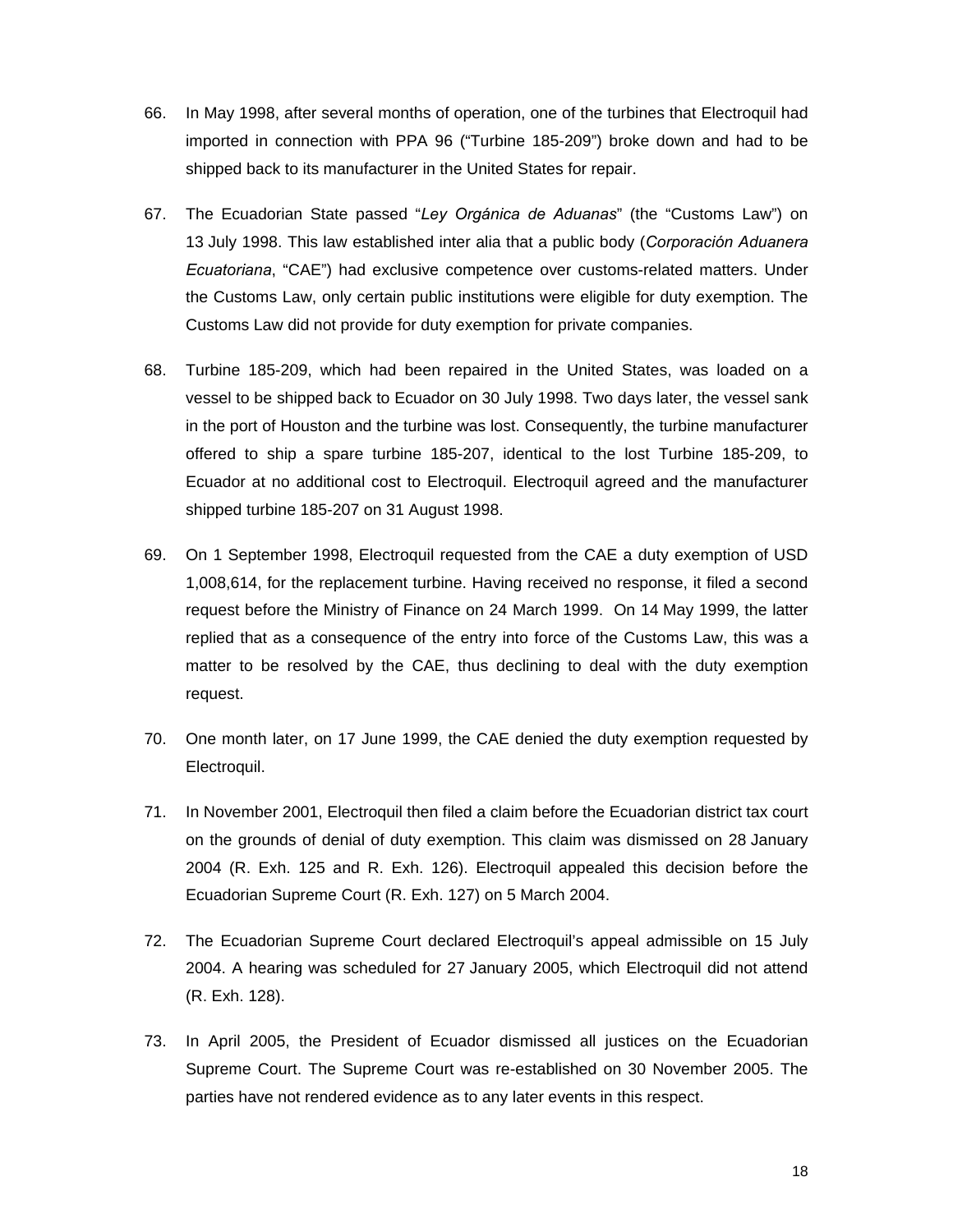66. In May 1998, after several months of operation, one of the turbines that Electroquil had imported in connection with PPA 96 ("Turbine 185-209") broke down and had to be shipped back to its manufacturer in the United States for repair.

67. The Ecuadorian State passed "*Ley Orgánica de Aduanas*" (the "Customs Law") on 13 July 1998. This law established inter alia that a public body (*Corporación Aduanera Ecuatoriana*, "CAE") had exclusive competence over customs-related matters. Under the Customs Law, only certain public institutions were eligible for duty exemption. The Customs Law did not provide for duty exemption for private companies.

68. Turbine 185-209, which had been repaired in the United States, was loaded on a vessel to be shipped back to Ecuador on 30 July 1998. Two days later, the vessel sank in the port of Houston and the turbine was lost. Consequently, the turbine manufacturer offered to ship a spare turbine 185-207, identical to the lost Turbine 185-209, to Ecuador at no additional cost to Electroquil. Electroquil agreed and the manufacturer shipped turbine 185-207 on 31 August 1998.

69. On 1 September 1998, Electroquil requested from the CAE a duty exemption of USD 1,008,614, for the replacement turbine. Having received no response, it filed a second request before the Ministry of Finance on 24 March 1999. On 14 May 1999, the latter replied that as a consequence of the entry into force of the Customs Law, this was a matter to be resolved by the CAE, thus declining to deal with the duty exemption request.

70. One month later, on 17 June 1999, the CAE denied the duty exemption requested by Electroquil.

71. In November 2001, Electroquil then filed a claim before the Ecuadorian district tax court on the grounds of denial of duty exemption. This claim was dismissed on 28 January 2004 (R. Exh. 125 and R. Exh. 126). Electroquil appealed this decision before the Ecuadorian Supreme Court (R. Exh. 127) on 5 March 2004.

72. The Ecuadorian Supreme Court declared Electroquil's appeal admissible on 15 July 2004. A hearing was scheduled for 27 January 2005, which Electroquil did not attend (R. Exh. 128).

73. In April 2005, the President of Ecuador dismissed all justices on the Ecuadorian Supreme Court. The Supreme Court was re-established on 30 November 2005. The parties have not rendered evidence as to any later events in this respect.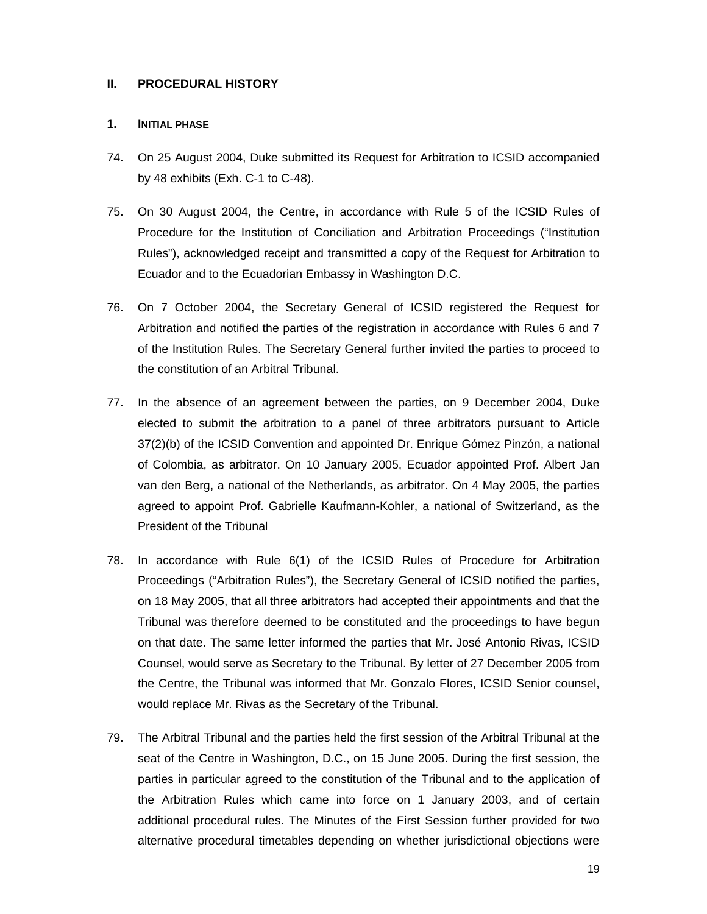## II. PROCEDURAL HISTORY

### 1. INITIAL PHASE

74. On 25 August 2004, Duke submitted its Request for Arbitration to ICSID accompanied by 48 exhibits (Exh. C-1 to C-48).

75. On 30 August 2004, the Centre, in accordance with Rule 5 of the ICSID Rules of Procedure for the Institution of Conciliation and Arbitration Proceedings ("Institution Rules"), acknowledged receipt and transmitted a copy of the Request for Arbitration to Ecuador and to the Ecuadorian Embassy in Washington D.C.

76. On 7 October 2004, the Secretary General of ICSID registered the Request for Arbitration and notified the parties of the registration in accordance with Rules 6 and 7 of the Institution Rules. The Secretary General further invited the parties to proceed to the constitution of an Arbitral Tribunal.

77. In the absence of an agreement between the parties, on 9 December 2004, Duke elected to submit the arbitration to a panel of three arbitrators pursuant to Article 37(2)(b) of the ICSID Convention and appointed Dr. Enrique Gómez Pinzón, a national of Colombia, as arbitrator. On 10 January 2005, Ecuador appointed Prof. Albert Jan van den Berg, a national of the Netherlands, as arbitrator. On 4 May 2005, the parties agreed to appoint Prof. Gabrielle Kaufmann-Kohler, a national of Switzerland, as the President of the Tribunal

78. In accordance with Rule 6(1) of the ICSID Rules of Procedure for Arbitration Proceedings ("Arbitration Rules"), the Secretary General of ICSID notified the parties, on 18 May 2005, that all three arbitrators had accepted their appointments and that the Tribunal was therefore deemed to be constituted and the proceedings to have begun on that date. The same letter informed the parties that Mr. José Antonio Rivas, ICSID Counsel, would serve as Secretary to the Tribunal. By letter of 27 December 2005 from the Centre, the Tribunal was informed that Mr. Gonzalo Flores, ICSID Senior counsel, would replace Mr. Rivas as the Secretary of the Tribunal.

79. The Arbitral Tribunal and the parties held the first session of the Arbitral Tribunal at the seat of the Centre in Washington, D.C., on 15 June 2005. During the first session, the parties in particular agreed to the constitution of the Tribunal and to the application of the Arbitration Rules which came into force on 1 January 2003, and of certain additional procedural rules. The Minutes of the First Session further provided for two alternative procedural timetables depending on whether jurisdictional objections were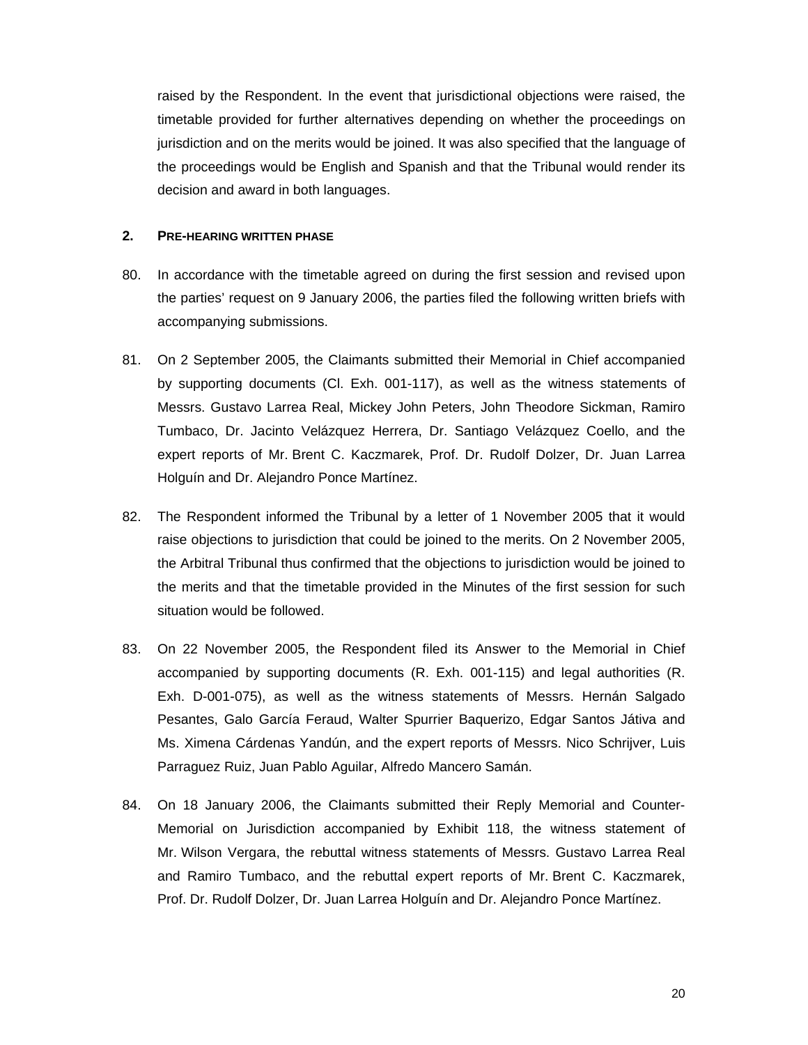raised by the Respondent. In the event that jurisdictional objections were raised, the timetable provided for further alternatives depending on whether the proceedings on jurisdiction and on the merits would be joined. It was also specified that the language of the proceedings would be English and Spanish and that the Tribunal would render its decision and award in both languages.

## 2. PRE-HEARING WRITTEN PHASE

80. In accordance with the timetable agreed on during the first session and revised upon the parties' request on 9 January 2006, the parties filed the following written briefs with accompanying submissions.

81. On 2 September 2005, the Claimants submitted their Memorial in Chief accompanied by supporting documents (Cl. Exh. 001-117), as well as the witness statements of Messrs. Gustavo Larrea Real, Mickey John Peters, John Theodore Sickman, Ramiro Tumbaco, Dr. Jacinto Velázquez Herrera, Dr. Santiago Velázquez Coello, and the expert reports of Mr. Brent C. Kaczmarek, Prof. Dr. Rudolf Dolzer, Dr. Juan Larrea Holguín and Dr. Alejandro Ponce Martínez.

82. The Respondent informed the Tribunal by a letter of 1 November 2005 that it would raise objections to jurisdiction that could be joined to the merits. On 2 November 2005, the Arbitral Tribunal thus confirmed that the objections to jurisdiction would be joined to the merits and that the timetable provided in the Minutes of the first session for such situation would be followed.

83. On 22 November 2005, the Respondent filed its Answer to the Memorial in Chief accompanied by supporting documents (R. Exh. 001-115) and legal authorities (R. Exh. D-001-075), as well as the witness statements of Messrs. Hernán Salgado Pesantes, Galo García Feraud, Walter Spurrier Baquerizo, Edgar Santos Játiva and Ms. Ximena Cárdenas Yandún, and the expert reports of Messrs. Nico Schrijver, Luis Parraguez Ruiz, Juan Pablo Aguilar, Alfredo Mancero Samán.

84. On 18 January 2006, the Claimants submitted their Reply Memorial and Counter-Memorial on Jurisdiction accompanied by Exhibit 118, the witness statement of Mr. Wilson Vergara, the rebuttal witness statements of Messrs. Gustavo Larrea Real and Ramiro Tumbaco, and the rebuttal expert reports of Mr. Brent C. Kaczmarek, Prof. Dr. Rudolf Dolzer, Dr. Juan Larrea Holguín and Dr. Alejandro Ponce Martínez.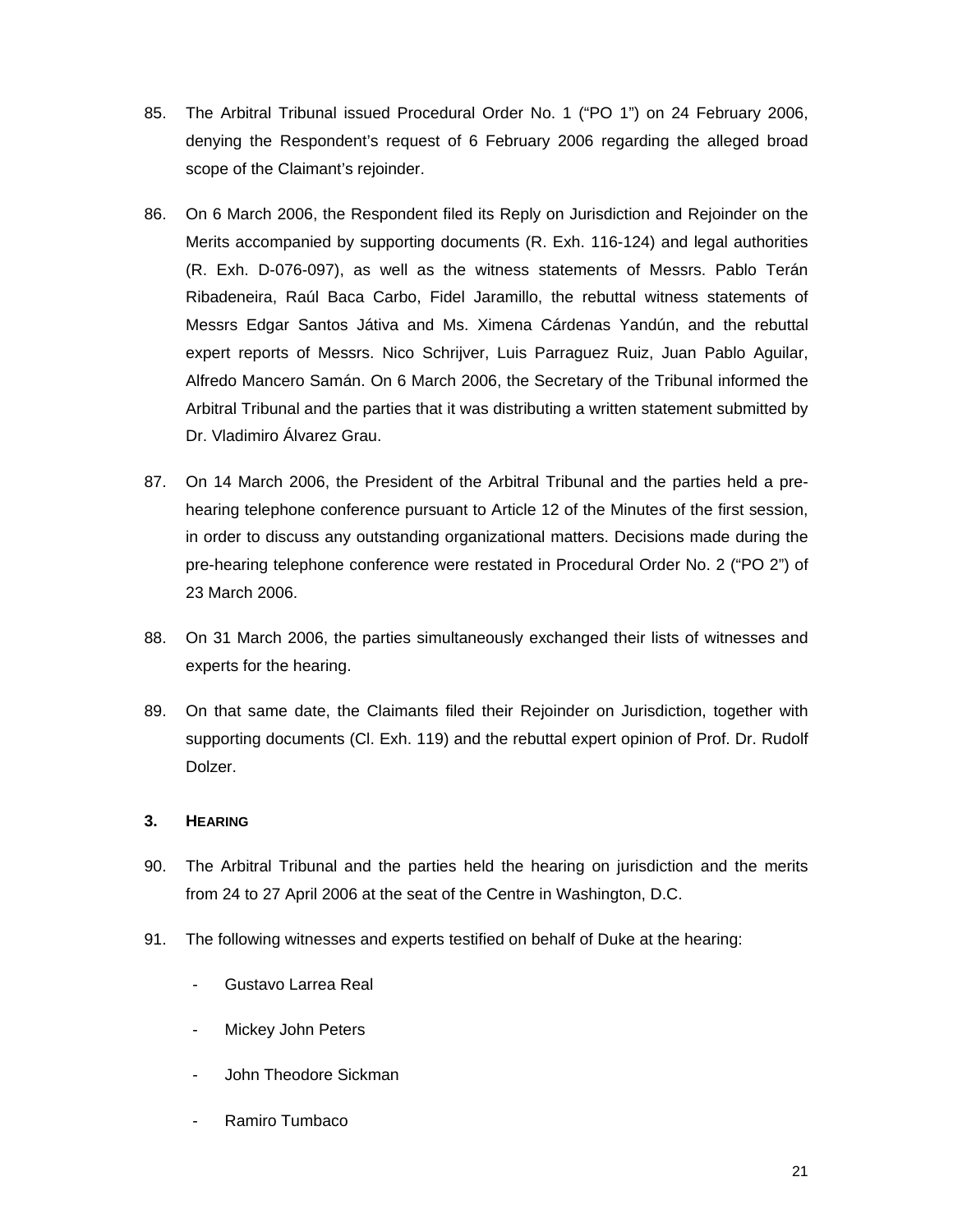85. The Arbitral Tribunal issued Procedural Order No. 1 ("PO 1") on 24 February 2006, denying the Respondent's request of 6 February 2006 regarding the alleged broad scope of the Claimant's rejoinder.

86. On 6 March 2006, the Respondent filed its Reply on Jurisdiction and Rejoinder on the Merits accompanied by supporting documents (R. Exh. 116-124) and legal authorities (R. Exh. D-076-097), as well as the witness statements of Messrs. Pablo Terán Ribadeneira, Raúl Baca Carbo, Fidel Jaramillo, the rebuttal witness statements of Messrs Edgar Santos Játiva and Ms. Ximena Cárdenas Yandún, and the rebuttal expert reports of Messrs. Nico Schrijver, Luis Parraguez Ruiz, Juan Pablo Aguilar, Alfredo Mancero Samán. On 6 March 2006, the Secretary of the Tribunal informed the Arbitral Tribunal and the parties that it was distributing a written statement submitted by Dr. Vladimiro Álvarez Grau.

87. On 14 March 2006, the President of the Arbitral Tribunal and the parties held a pre-hearing telephone conference pursuant to Article 12 of the Minutes of the first session, in order to discuss any outstanding organizational matters. Decisions made during the pre-hearing telephone conference were restated in Procedural Order No. 2 ("PO 2") of 23 March 2006.

88. On 31 March 2006, the parties simultaneously exchanged their lists of witnesses and experts for the hearing.

89. On that same date, the Claimants filed their Rejoinder on Jurisdiction, together with supporting documents (Cl. Exh. 119) and the rebuttal expert opinion of Prof. Dr. Rudolf Dolzer.

### 3. HEARING

90. The Arbitral Tribunal and the parties held the hearing on jurisdiction and the merits from 24 to 27 April 2006 at the seat of the Centre in Washington, D.C.

91. The following witnesses and experts testified on behalf of Duke at the hearing:

- Gustavo Larrea Real
- Mickey John Peters
- John Theodore Sickman
- Ramiro Tumbaco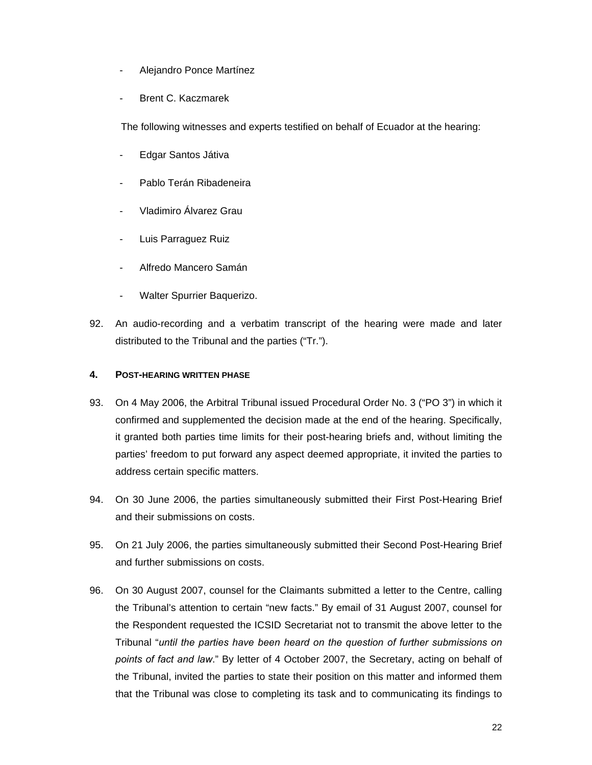- Alejandro Ponce Martínez
- Brent C. Kaczmarek

The following witnesses and experts testified on behalf of Ecuador at the hearing:

- Edgar Santos Játiva
- Pablo Terán Ribadeneira
- Vladimiro Álvarez Grau
- Luis Parraguez Ruiz
- Alfredo Mancero Samán
- Walter Spurrier Baquerizo.

92. An audio-recording and a verbatim transcript of the hearing were made and later distributed to the Tribunal and the parties ("Tr.").

### 4. POST-HEARING WRITTEN PHASE

93. On 4 May 2006, the Arbitral Tribunal issued Procedural Order No. 3 ("PO 3") in which it confirmed and supplemented the decision made at the end of the hearing. Specifically, it granted both parties time limits for their post-hearing briefs and, without limiting the parties' freedom to put forward any aspect deemed appropriate, it invited the parties to address certain specific matters.

94. On 30 June 2006, the parties simultaneously submitted their First Post-Hearing Brief and their submissions on costs.

95. On 21 July 2006, the parties simultaneously submitted their Second Post-Hearing Brief and further submissions on costs.

96. On 30 August 2007, counsel for the Claimants submitted a letter to the Centre, calling the Tribunal's attention to certain "new facts." By email of 31 August 2007, counsel for the Respondent requested the ICSID Secretariat not to transmit the above letter to the Tribunal "*until the parties have been heard on the question of further submissions on points of fact and law.*" By letter of 4 October 2007, the Secretary, acting on behalf of the Tribunal, invited the parties to state their position on this matter and informed them that the Tribunal was close to completing its task and to communicating its findings to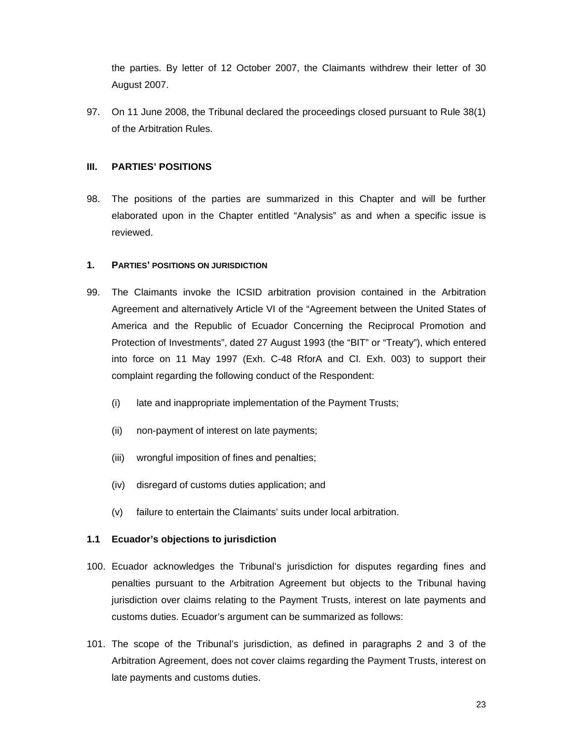the parties. By letter of 12 October 2007, the Claimants withdrew their letter of 30 August 2007.

97. On 11 June 2008, the Tribunal declared the proceedings closed pursuant to Rule 38(1) of the Arbitration Rules.

## III. PARTIES' POSITIONS

98. The positions of the parties are summarized in this Chapter and will be further elaborated upon in the Chapter entitled "Analysis" as and when a specific issue is reviewed.

### 1. PARTIES' POSITIONS ON JURISDICTION

99. The Claimants invoke the ICSID arbitration provision contained in the Arbitration Agreement and alternatively Article VI of the "Agreement between the United States of America and the Republic of Ecuador Concerning the Reciprocal Promotion and Protection of Investments", dated 27 August 1993 (the "BIT" or "Treaty"), which entered into force on 11 May 1997 (Exh. C-48 RforA and Cl. Exh. 003) to support their complaint regarding the following conduct of the Respondent:

   (i) late and inappropriate implementation of the Payment Trusts;

   (ii) non-payment of interest on late payments;

   (iii) wrongful imposition of fines and penalties;

   (iv) disregard of customs duties application; and

   (v) failure to entertain the Claimants' suits under local arbitration.

#### 1.1 Ecuador's objections to jurisdiction

100. Ecuador acknowledges the Tribunal's jurisdiction for disputes regarding fines and penalties pursuant to the Arbitration Agreement but objects to the Tribunal having jurisdiction over claims relating to the Payment Trusts, interest on late payments and customs duties. Ecuador's argument can be summarized as follows:

101. The scope of the Tribunal's jurisdiction, as defined in paragraphs 2 and 3 of the Arbitration Agreement, does not cover claims regarding the Payment Trusts, interest on late payments and customs duties.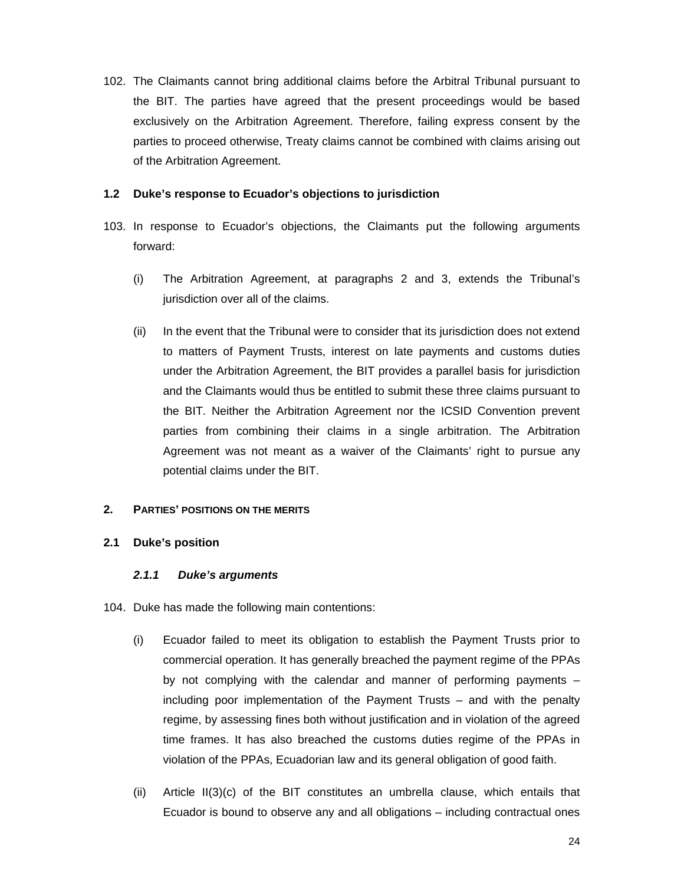102. The Claimants cannot bring additional claims before the Arbitral Tribunal pursuant to the BIT. The parties have agreed that the present proceedings would be based exclusively on the Arbitration Agreement. Therefore, failing express consent by the parties to proceed otherwise, Treaty claims cannot be combined with claims arising out of the Arbitration Agreement.

### 1.2 Duke's response to Ecuador's objections to jurisdiction

103. In response to Ecuador's objections, the Claimants put the following arguments forward:

    (i) The Arbitration Agreement, at paragraphs 2 and 3, extends the Tribunal's jurisdiction over all of the claims.

    (ii) In the event that the Tribunal were to consider that its jurisdiction does not extend to matters of Payment Trusts, interest on late payments and customs duties under the Arbitration Agreement, the BIT provides a parallel basis for jurisdiction and the Claimants would thus be entitled to submit these three claims pursuant to the BIT. Neither the Arbitration Agreement nor the ICSID Convention prevent parties from combining their claims in a single arbitration. The Arbitration Agreement was not meant as a waiver of the Claimants' right to pursue any potential claims under the BIT.

## 2. PARTIES' POSITIONS ON THE MERITS

### 2.1 Duke's position

#### *2.1.1 Duke's arguments*

104. Duke has made the following main contentions:

    (i) Ecuador failed to meet its obligation to establish the Payment Trusts prior to commercial operation. It has generally breached the payment regime of the PPAs by not complying with the calendar and manner of performing payments – including poor implementation of the Payment Trusts – and with the penalty regime, by assessing fines both without justification and in violation of the agreed time frames. It has also breached the customs duties regime of the PPAs in violation of the PPAs, Ecuadorian law and its general obligation of good faith.

    (ii) Article II(3)(c) of the BIT constitutes an umbrella clause, which entails that Ecuador is bound to observe any and all obligations – including contractual ones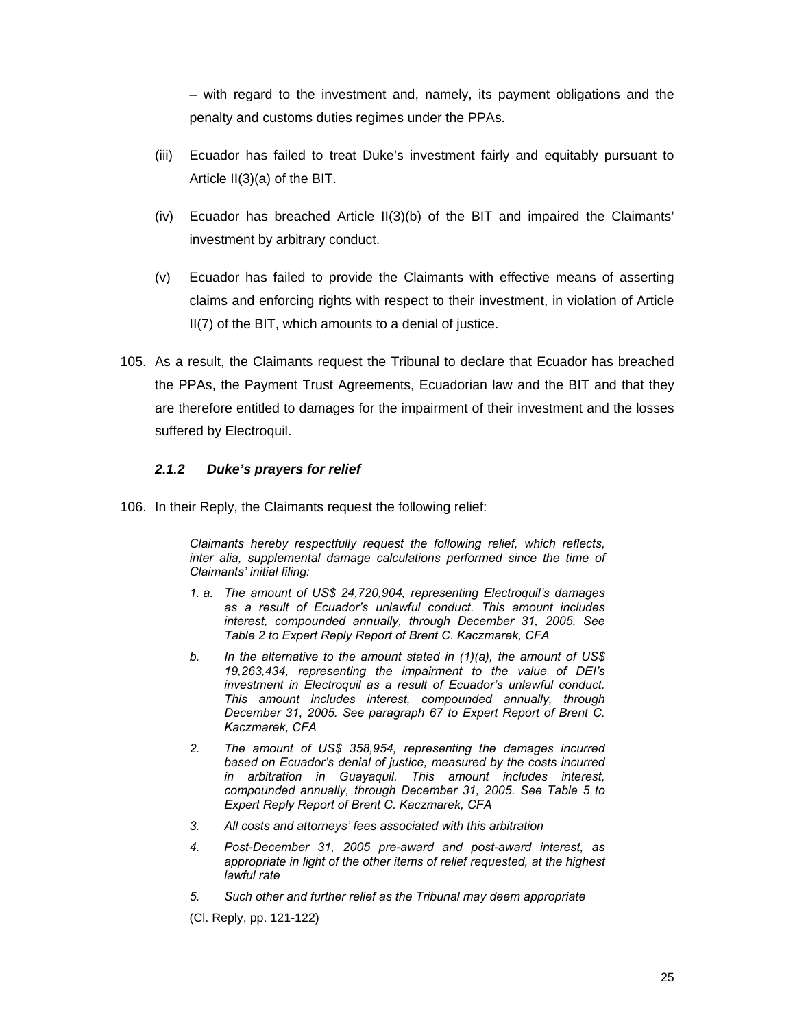– with regard to the investment and, namely, its payment obligations and the penalty and customs duties regimes under the PPAs.

(iii) Ecuador has failed to treat Duke's investment fairly and equitably pursuant to Article II(3)(a) of the BIT.

(iv) Ecuador has breached Article II(3)(b) of the BIT and impaired the Claimants' investment by arbitrary conduct.

(v) Ecuador has failed to provide the Claimants with effective means of asserting claims and enforcing rights with respect to their investment, in violation of Article II(7) of the BIT, which amounts to a denial of justice.

105. As a result, the Claimants request the Tribunal to declare that Ecuador has breached the PPAs, the Payment Trust Agreements, Ecuadorian law and the BIT and that they are therefore entitled to damages for the impairment of their investment and the losses suffered by Electroquil.

### *2.1.2 Duke's prayers for relief*

106. In their Reply, the Claimants request the following relief:

> *Claimants hereby respectfully request the following relief, which reflects, inter alia, supplemental damage calculations performed since the time of Claimants' initial filing:*
>
> *1. a. The amount of US$ 24,720,904, representing Electroquil's damages as a result of Ecuador's unlawful conduct. This amount includes interest, compounded annually, through December 31, 2005. See Table 2 to Expert Reply Report of Brent C. Kaczmarek, CFA*
>
> *b. In the alternative to the amount stated in (1)(a), the amount of US$ 19,263,434, representing the impairment to the value of DEI's investment in Electroquil as a result of Ecuador's unlawful conduct. This amount includes interest, compounded annually, through December 31, 2005. See paragraph 67 to Expert Report of Brent C. Kaczmarek, CFA*
>
> *2. The amount of US$ 358,954, representing the damages incurred based on Ecuador's denial of justice, measured by the costs incurred in arbitration in Guayaquil. This amount includes interest, compounded annually, through December 31, 2005. See Table 5 to Expert Reply Report of Brent C. Kaczmarek, CFA*
>
> *3. All costs and attorneys' fees associated with this arbitration*
>
> *4. Post-December 31, 2005 pre-award and post-award interest, as appropriate in light of the other items of relief requested, at the highest lawful rate*
>
> *5. Such other and further relief as the Tribunal may deem appropriate*
>
> (Cl. Reply, pp. 121-122)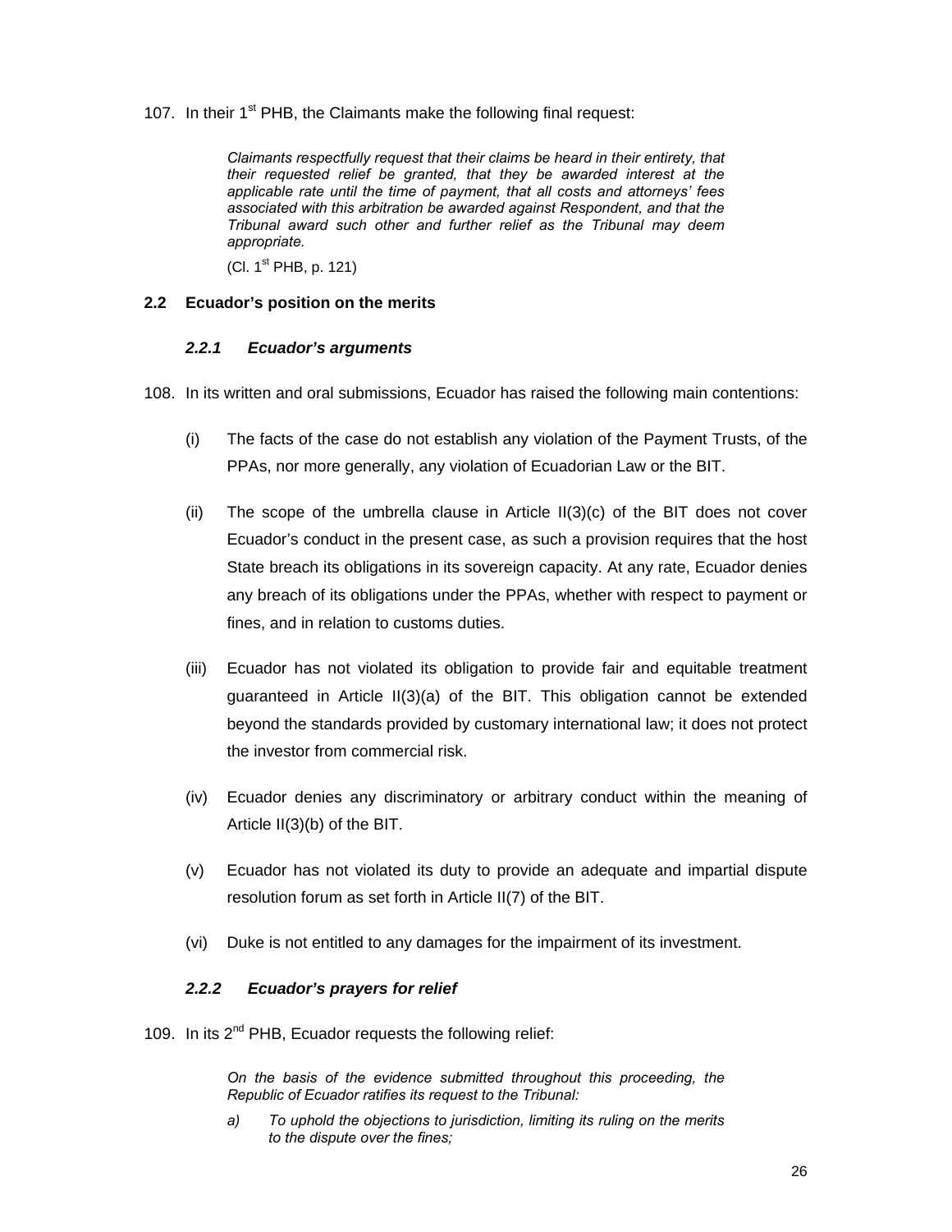107. In their 1st PHB, the Claimants make the following final request:

> *Claimants respectfully request that their claims be heard in their entirety, that their requested relief be granted, that they be awarded interest at the applicable rate until the time of payment, that all costs and attorneys' fees associated with this arbitration be awarded against Respondent, and that the Tribunal award such other and further relief as the Tribunal may deem appropriate.*
>
> (Cl. 1st PHB, p. 121)

## 2.2 Ecuador's position on the merits

### *2.2.1 Ecuador's arguments*

108. In its written and oral submissions, Ecuador has raised the following main contentions:

(i) The facts of the case do not establish any violation of the Payment Trusts, of the PPAs, nor more generally, any violation of Ecuadorian Law or the BIT.

(ii) The scope of the umbrella clause in Article II(3)(c) of the BIT does not cover Ecuador's conduct in the present case, as such a provision requires that the host State breach its obligations in its sovereign capacity. At any rate, Ecuador denies any breach of its obligations under the PPAs, whether with respect to payment or fines, and in relation to customs duties.

(iii) Ecuador has not violated its obligation to provide fair and equitable treatment guaranteed in Article II(3)(a) of the BIT. This obligation cannot be extended beyond the standards provided by customary international law; it does not protect the investor from commercial risk.

(iv) Ecuador denies any discriminatory or arbitrary conduct within the meaning of Article II(3)(b) of the BIT.

(v) Ecuador has not violated its duty to provide an adequate and impartial dispute resolution forum as set forth in Article II(7) of the BIT.

(vi) Duke is not entitled to any damages for the impairment of its investment.

### *2.2.2 Ecuador's prayers for relief*

109. In its 2nd PHB, Ecuador requests the following relief:

> *On the basis of the evidence submitted throughout this proceeding, the Republic of Ecuador ratifies its request to the Tribunal:*
>
> *a) To uphold the objections to jurisdiction, limiting its ruling on the merits to the dispute over the fines;*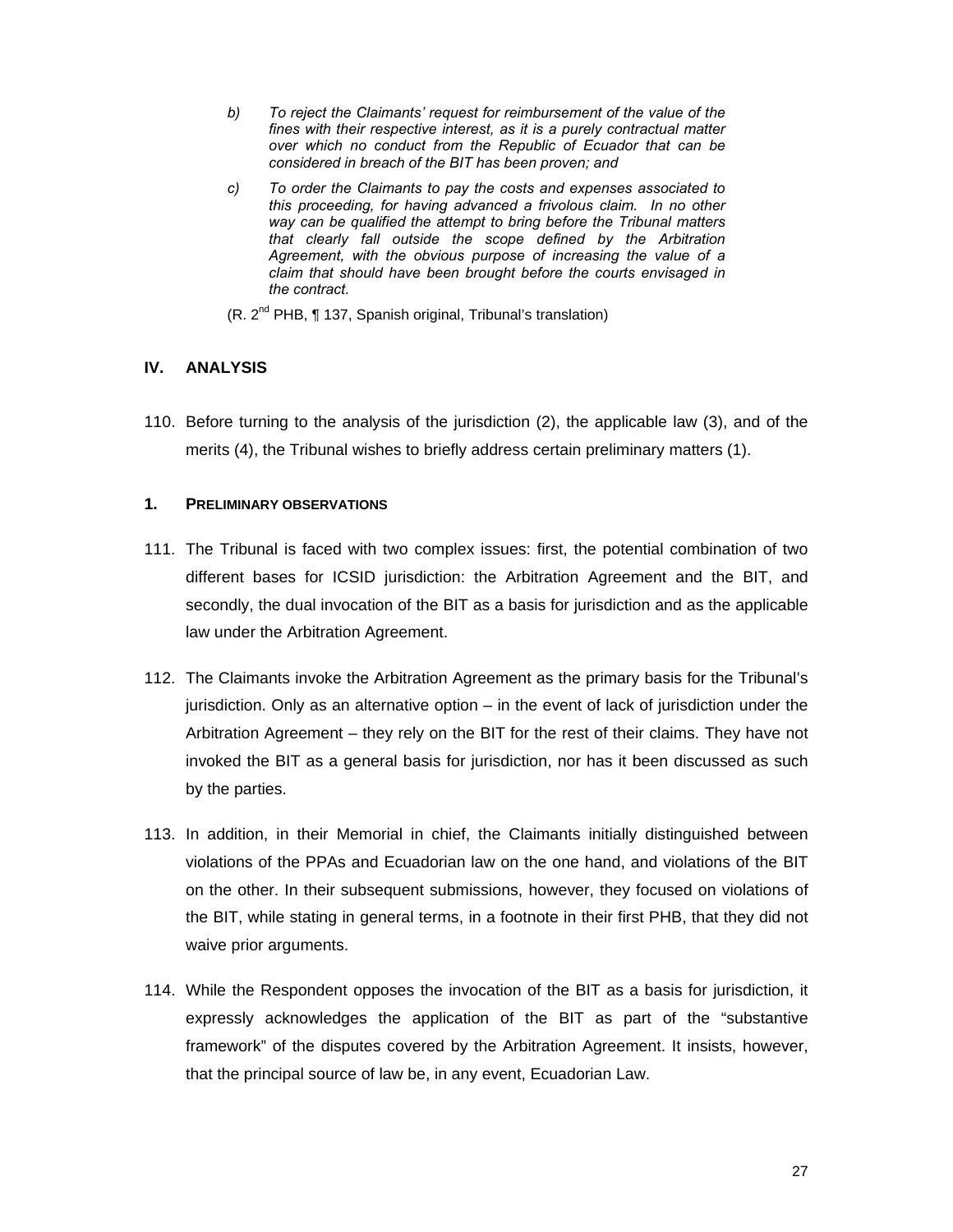> *b) To reject the Claimants' request for reimbursement of the value of the fines with their respective interest, as it is a purely contractual matter over which no conduct from the Republic of Ecuador that can be considered in breach of the BIT has been proven; and*
>
> *c) To order the Claimants to pay the costs and expenses associated to this proceeding, for having advanced a frivolous claim. In no other way can be qualified the attempt to bring before the Tribunal matters that clearly fall outside the scope defined by the Arbitration Agreement, with the obvious purpose of increasing the value of a claim that should have been brought before the courts envisaged in the contract.*
>
> (R. 2nd PHB, ¶ 137, Spanish original, Tribunal's translation)

## IV. ANALYSIS

110. Before turning to the analysis of the jurisdiction (2), the applicable law (3), and of the merits (4), the Tribunal wishes to briefly address certain preliminary matters (1).

### 1. PRELIMINARY OBSERVATIONS

111. The Tribunal is faced with two complex issues: first, the potential combination of two different bases for ICSID jurisdiction: the Arbitration Agreement and the BIT, and secondly, the dual invocation of the BIT as a basis for jurisdiction and as the applicable law under the Arbitration Agreement.

112. The Claimants invoke the Arbitration Agreement as the primary basis for the Tribunal's jurisdiction. Only as an alternative option – in the event of lack of jurisdiction under the Arbitration Agreement – they rely on the BIT for the rest of their claims. They have not invoked the BIT as a general basis for jurisdiction, nor has it been discussed as such by the parties.

113. In addition, in their Memorial in chief, the Claimants initially distinguished between violations of the PPAs and Ecuadorian law on the one hand, and violations of the BIT on the other. In their subsequent submissions, however, they focused on violations of the BIT, while stating in general terms, in a footnote in their first PHB, that they did not waive prior arguments.

114. While the Respondent opposes the invocation of the BIT as a basis for jurisdiction, it expressly acknowledges the application of the BIT as part of the "substantive framework" of the disputes covered by the Arbitration Agreement. It insists, however, that the principal source of law be, in any event, Ecuadorian Law.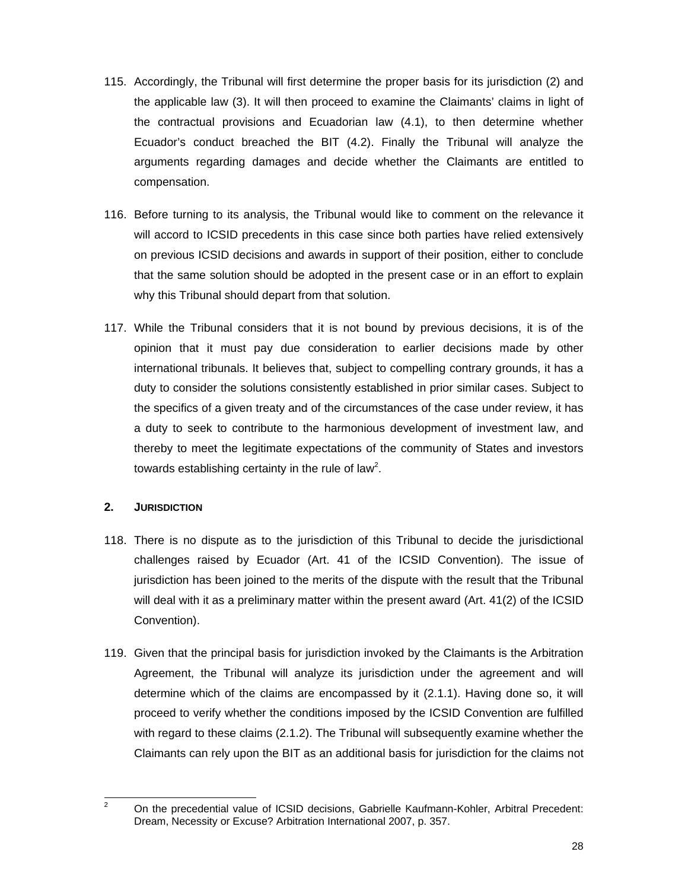115. Accordingly, the Tribunal will first determine the proper basis for its jurisdiction (2) and the applicable law (3). It will then proceed to examine the Claimants' claims in light of the contractual provisions and Ecuadorian law (4.1), to then determine whether Ecuador's conduct breached the BIT (4.2). Finally the Tribunal will analyze the arguments regarding damages and decide whether the Claimants are entitled to compensation.

116. Before turning to its analysis, the Tribunal would like to comment on the relevance it will accord to ICSID precedents in this case since both parties have relied extensively on previous ICSID decisions and awards in support of their position, either to conclude that the same solution should be adopted in the present case or in an effort to explain why this Tribunal should depart from that solution.

117. While the Tribunal considers that it is not bound by previous decisions, it is of the opinion that it must pay due consideration to earlier decisions made by other international tribunals. It believes that, subject to compelling contrary grounds, it has a duty to consider the solutions consistently established in prior similar cases. Subject to the specifics of a given treaty and of the circumstances of the case under review, it has a duty to seek to contribute to the harmonious development of investment law, and thereby to meet the legitimate expectations of the community of States and investors towards establishing certainty in the rule of law[2].

## 2. JURISDICTION

118. There is no dispute as to the jurisdiction of this Tribunal to decide the jurisdictional challenges raised by Ecuador (Art. 41 of the ICSID Convention). The issue of jurisdiction has been joined to the merits of the dispute with the result that the Tribunal will deal with it as a preliminary matter within the present award (Art. 41(2) of the ICSID Convention).

119. Given that the principal basis for jurisdiction invoked by the Claimants is the Arbitration Agreement, the Tribunal will analyze its jurisdiction under the agreement and will determine which of the claims are encompassed by it (2.1.1). Having done so, it will proceed to verify whether the conditions imposed by the ICSID Convention are fulfilled with regard to these claims (2.1.2). The Tribunal will subsequently examine whether the Claimants can rely upon the BIT as an additional basis for jurisdiction for the claims not

---

[2] On the precedential value of ICSID decisions, Gabrielle Kaufmann-Kohler, Arbitral Precedent: Dream, Necessity or Excuse? Arbitration International 2007, p. 357.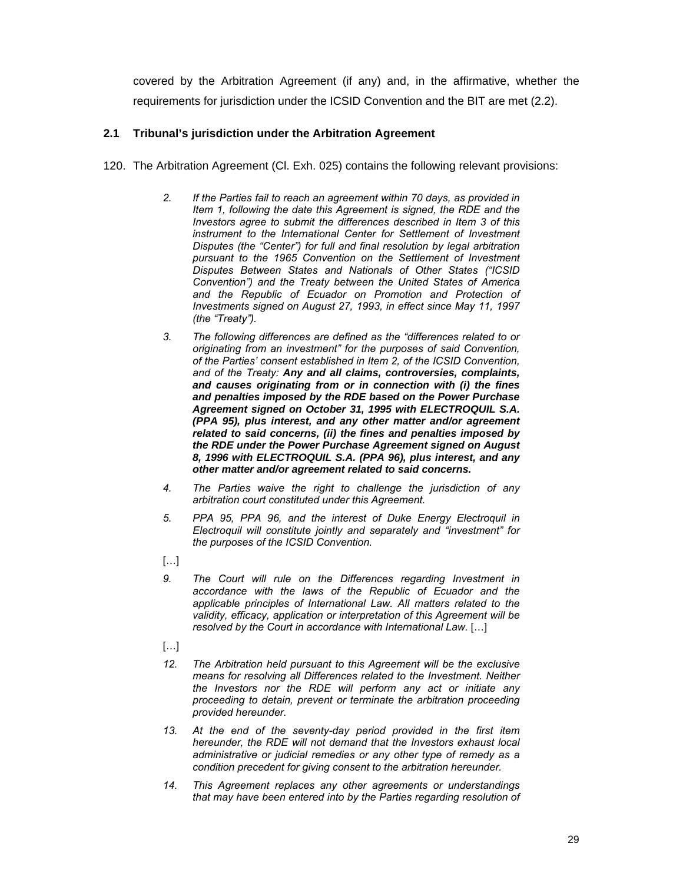covered by the Arbitration Agreement (if any) and, in the affirmative, whether the requirements for jurisdiction under the ICSID Convention and the BIT are met (2.2).

### 2.1 Tribunal's jurisdiction under the Arbitration Agreement

120. The Arbitration Agreement (Cl. Exh. 025) contains the following relevant provisions:

> *2. If the Parties fail to reach an agreement within 70 days, as provided in Item 1, following the date this Agreement is signed, the RDE and the Investors agree to submit the differences described in Item 3 of this instrument to the International Center for Settlement of Investment Disputes (the "Center") for full and final resolution by legal arbitration pursuant to the 1965 Convention on the Settlement of Investment Disputes Between States and Nationals of Other States ("ICSID Convention") and the Treaty between the United States of America and the Republic of Ecuador on Promotion and Protection of Investments signed on August 27, 1993, in effect since May 11, 1997 (the "Treaty").*
>
> *3. The following differences are defined as the "differences related to or originating from an investment" for the purposes of said Convention, of the Parties' consent established in Item 2, of the ICSID Convention, and of the Treaty:* ***Any and all claims, controversies, complaints, and causes originating from or in connection with (i) the fines and penalties imposed by the RDE based on the Power Purchase Agreement signed on October 31, 1995 with ELECTROQUIL S.A. (PPA 95), plus interest, and any other matter and/or agreement related to said concerns, (ii) the fines and penalties imposed by the RDE under the Power Purchase Agreement signed on August 8, 1996 with ELECTROQUIL S.A. (PPA 96), plus interest, and any other matter and/or agreement related to said concerns.***
>
> *4. The Parties waive the right to challenge the jurisdiction of any arbitration court constituted under this Agreement.*
>
> *5. PPA 95, PPA 96, and the interest of Duke Energy Electroquil in Electroquil will constitute jointly and separately and "investment" for the purposes of the ICSID Convention.*
>
> […]
>
> *9. The Court will rule on the Differences regarding Investment in accordance with the laws of the Republic of Ecuador and the applicable principles of International Law. All matters related to the validity, efficacy, application or interpretation of this Agreement will be resolved by the Court in accordance with International Law.* […]
>
> […]
>
> *12. The Arbitration held pursuant to this Agreement will be the exclusive means for resolving all Differences related to the Investment. Neither the Investors nor the RDE will perform any act or initiate any proceeding to detain, prevent or terminate the arbitration proceeding provided hereunder.*
>
> *13. At the end of the seventy-day period provided in the first item hereunder, the RDE will not demand that the Investors exhaust local administrative or judicial remedies or any other type of remedy as a condition precedent for giving consent to the arbitration hereunder.*
>
> *14. This Agreement replaces any other agreements or understandings that may have been entered into by the Parties regarding resolution of*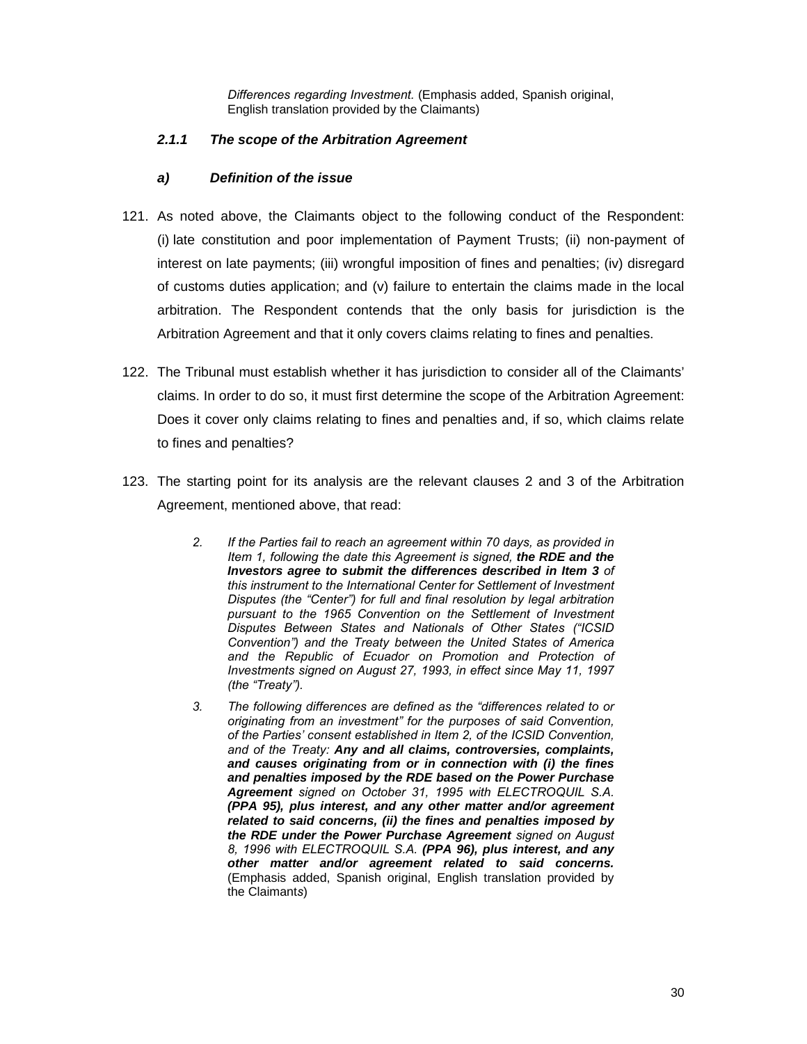> *Differences regarding Investment.* (Emphasis added, Spanish original, English translation provided by the Claimants)

### *2.1.1 The scope of the Arbitration Agreement*

#### *a) Definition of the issue*

121. As noted above, the Claimants object to the following conduct of the Respondent: (i) late constitution and poor implementation of Payment Trusts; (ii) non-payment of interest on late payments; (iii) wrongful imposition of fines and penalties; (iv) disregard of customs duties application; and (v) failure to entertain the claims made in the local arbitration. The Respondent contends that the only basis for jurisdiction is the Arbitration Agreement and that it only covers claims relating to fines and penalties.

122. The Tribunal must establish whether it has jurisdiction to consider all of the Claimants' claims. In order to do so, it must first determine the scope of the Arbitration Agreement: Does it cover only claims relating to fines and penalties and, if so, which claims relate to fines and penalties?

123. The starting point for its analysis are the relevant clauses 2 and 3 of the Arbitration Agreement, mentioned above, that read:

> 2. *If the Parties fail to reach an agreement within 70 days, as provided in Item 1, following the date this Agreement is signed,* ***the RDE and the Investors agree to submit the differences described in Item 3*** *of this instrument to the International Center for Settlement of Investment Disputes (the "Center") for full and final resolution by legal arbitration pursuant to the 1965 Convention on the Settlement of Investment Disputes Between States and Nationals of Other States ("ICSID Convention") and the Treaty between the United States of America and the Republic of Ecuador on Promotion and Protection of Investments signed on August 27, 1993, in effect since May 11, 1997 (the "Treaty").*
>
> 3. *The following differences are defined as the "differences related to or originating from an investment" for the purposes of said Convention, of the Parties' consent established in Item 2, of the ICSID Convention, and of the Treaty:* ***Any and all claims, controversies, complaints, and causes originating from or in connection with (i) the fines and penalties imposed by the RDE based on the Power Purchase Agreement*** *signed on October 31, 1995 with ELECTROQUIL S.A.* ***(PPA 95), plus interest, and any other matter and/or agreement related to said concerns, (ii) the fines and penalties imposed by the RDE under the Power Purchase Agreement*** *signed on August 8, 1996 with ELECTROQUIL S.A.* ***(PPA 96), plus interest, and any other matter and/or agreement related to said concerns.*** (Emphasis added, Spanish original, English translation provided by the Claimants)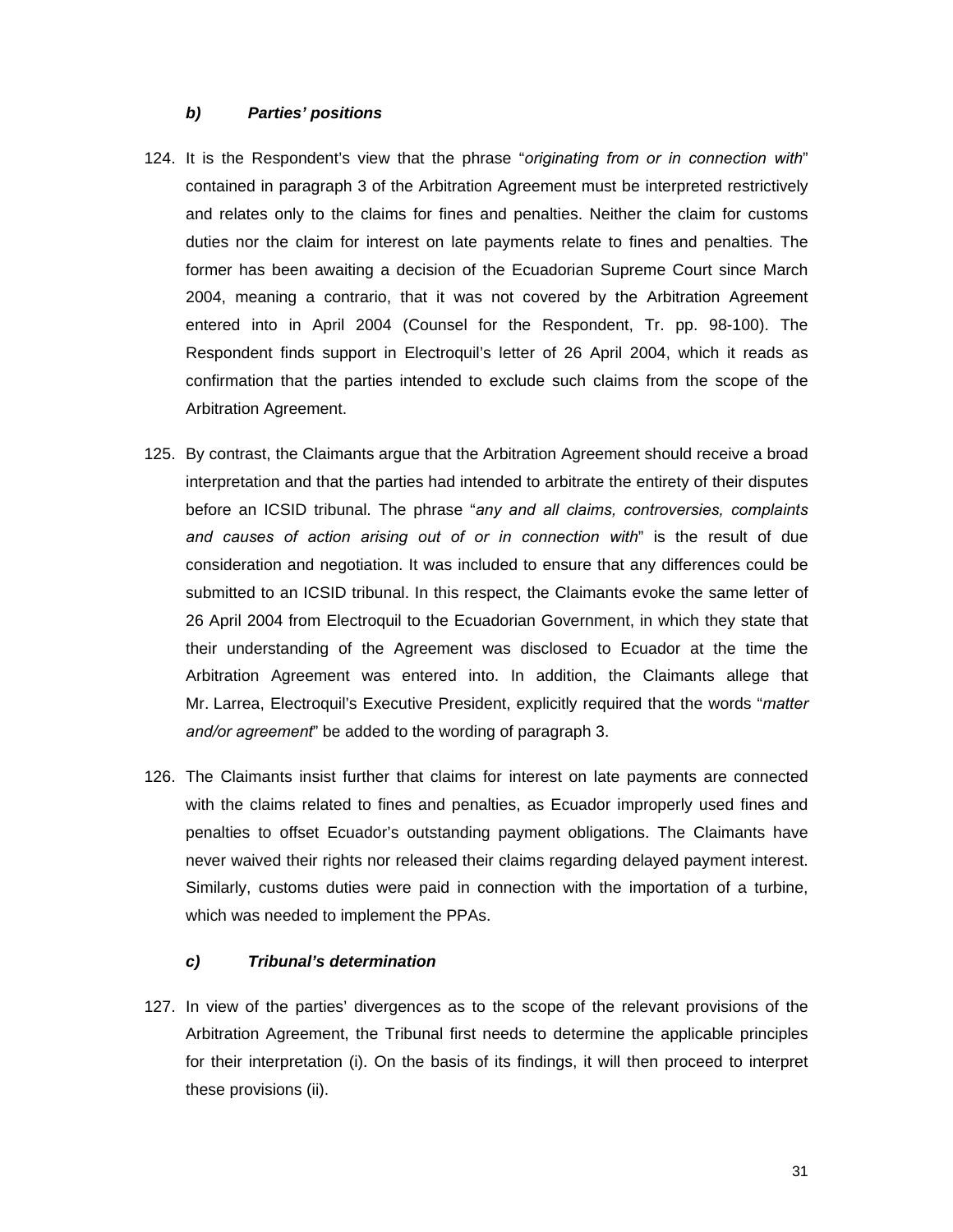#### *b) Parties' positions*

124. It is the Respondent's view that the phrase "*originating from or in connection with*" contained in paragraph 3 of the Arbitration Agreement must be interpreted restrictively and relates only to the claims for fines and penalties. Neither the claim for customs duties nor the claim for interest on late payments relate to fines and penalties. The former has been awaiting a decision of the Ecuadorian Supreme Court since March 2004, meaning a contrario, that it was not covered by the Arbitration Agreement entered into in April 2004 (Counsel for the Respondent, Tr. pp. 98-100). The Respondent finds support in Electroquil's letter of 26 April 2004, which it reads as confirmation that the parties intended to exclude such claims from the scope of the Arbitration Agreement.

125. By contrast, the Claimants argue that the Arbitration Agreement should receive a broad interpretation and that the parties had intended to arbitrate the entirety of their disputes before an ICSID tribunal. The phrase "*any and all claims, controversies, complaints and causes of action arising out of or in connection with*" is the result of due consideration and negotiation. It was included to ensure that any differences could be submitted to an ICSID tribunal. In this respect, the Claimants evoke the same letter of 26 April 2004 from Electroquil to the Ecuadorian Government, in which they state that their understanding of the Agreement was disclosed to Ecuador at the time the Arbitration Agreement was entered into. In addition, the Claimants allege that Mr. Larrea, Electroquil's Executive President, explicitly required that the words "*matter and/or agreement*" be added to the wording of paragraph 3.

126. The Claimants insist further that claims for interest on late payments are connected with the claims related to fines and penalties, as Ecuador improperly used fines and penalties to offset Ecuador's outstanding payment obligations. The Claimants have never waived their rights nor released their claims regarding delayed payment interest. Similarly, customs duties were paid in connection with the importation of a turbine, which was needed to implement the PPAs.

#### *c) Tribunal's determination*

127. In view of the parties' divergences as to the scope of the relevant provisions of the Arbitration Agreement, the Tribunal first needs to determine the applicable principles for their interpretation (i). On the basis of its findings, it will then proceed to interpret these provisions (ii).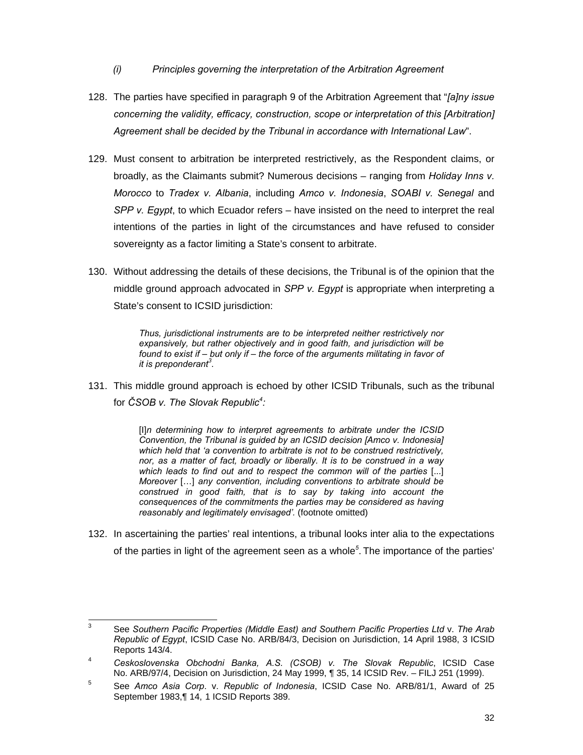*(i) Principles governing the interpretation of the Arbitration Agreement*

128. The parties have specified in paragraph 9 of the Arbitration Agreement that "*[a]ny issue concerning the validity, efficacy, construction, scope or interpretation of this [Arbitration] Agreement shall be decided by the Tribunal in accordance with International Law*".

129. Must consent to arbitration be interpreted restrictively, as the Respondent claims, or broadly, as the Claimants submit? Numerous decisions – ranging from *Holiday Inns v. Morocco* to *Tradex v. Albania*, including *Amco v. Indonesia*, *SOABI v. Senegal* and *SPP v. Egypt*, to which Ecuador refers – have insisted on the need to interpret the real intentions of the parties in light of the circumstances and have refused to consider sovereignty as a factor limiting a State's consent to arbitrate.

130. Without addressing the details of these decisions, the Tribunal is of the opinion that the middle ground approach advocated in *SPP v. Egypt* is appropriate when interpreting a State's consent to ICSID jurisdiction:

> *Thus, jurisdictional instruments are to be interpreted neither restrictively nor expansively, but rather objectively and in good faith, and jurisdiction will be found to exist if – but only if – the force of the arguments militating in favor of it is preponderant*[3]*.*

131. This middle ground approach is echoed by other ICSID Tribunals, such as the tribunal for *ČSOB v. The Slovak Republic*[4]*:*

> [I]*n determining how to interpret agreements to arbitrate under the ICSID Convention, the Tribunal is guided by an ICSID decision [Amco v. Indonesia] which held that 'a convention to arbitrate is not to be construed restrictively, nor, as a matter of fact, broadly or liberally. It is to be construed in a way which leads to find out and to respect the common will of the parties* [...] *Moreover* […] *any convention, including conventions to arbitrate should be construed in good faith, that is to say by taking into account the consequences of the commitments the parties may be considered as having reasonably and legitimately envisaged'.* (footnote omitted)

132. In ascertaining the parties' real intentions, a tribunal looks inter alia to the expectations of the parties in light of the agreement seen as a whole[5]. The importance of the parties'

---

[3] See *Southern Pacific Properties (Middle East) and Southern Pacific Properties Ltd* v. *The Arab Republic of Egypt*, ICSID Case No. ARB/84/3, Decision on Jurisdiction, 14 April 1988, 3 ICSID Reports 143/4.

[4] *Ceskoslovenska Obchodni Banka, A.S. (CSOB) v. The Slovak Republic*, ICSID Case No. ARB/97/4, Decision on Jurisdiction, 24 May 1999, ¶ 35, 14 ICSID Rev. – FILJ 251 (1999).

[5] See *Amco Asia Corp*. v. *Republic of Indonesia*, ICSID Case No. ARB/81/1, Award of 25 September 1983,¶ 14, 1 ICSID Reports 389.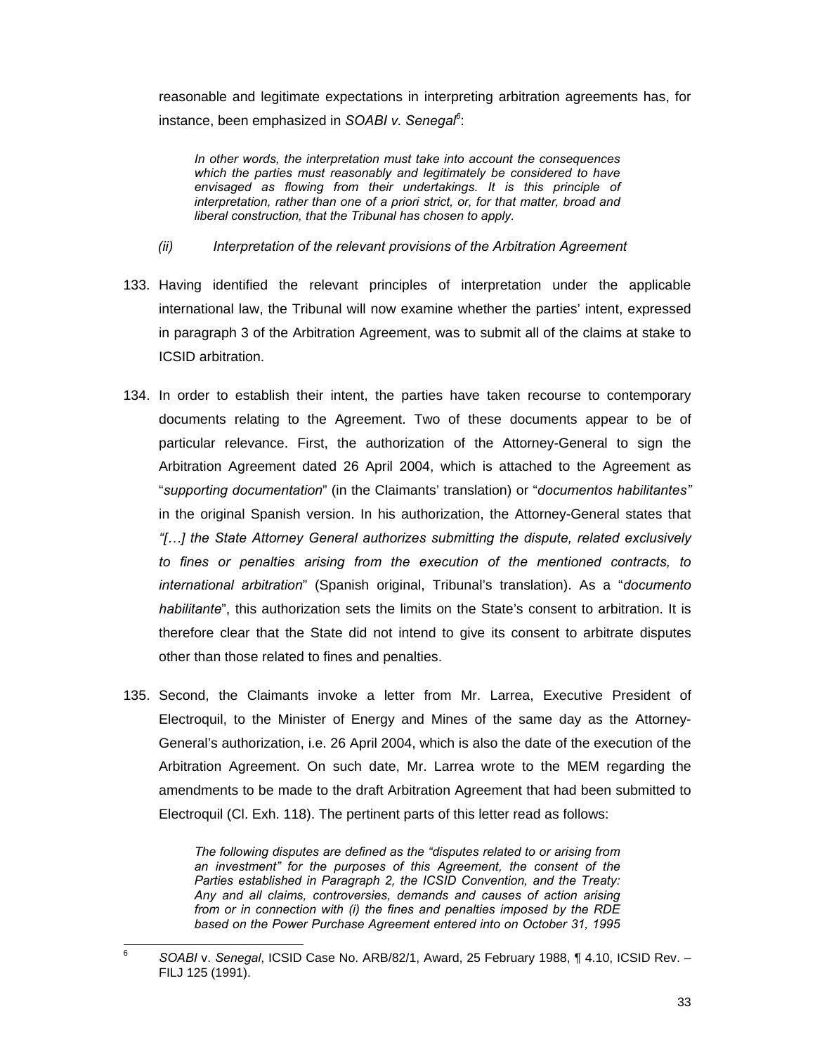reasonable and legitimate expectations in interpreting arbitration agreements has, for instance, been emphasized in *SOABI v. Senegal*[6]:

> *In other words, the interpretation must take into account the consequences which the parties must reasonably and legitimately be considered to have envisaged as flowing from their undertakings. It is this principle of interpretation, rather than one of a priori strict, or, for that matter, broad and liberal construction, that the Tribunal has chosen to apply.*

*(ii) Interpretation of the relevant provisions of the Arbitration Agreement*

133. Having identified the relevant principles of interpretation under the applicable international law, the Tribunal will now examine whether the parties' intent, expressed in paragraph 3 of the Arbitration Agreement, was to submit all of the claims at stake to ICSID arbitration.

134. In order to establish their intent, the parties have taken recourse to contemporary documents relating to the Agreement. Two of these documents appear to be of particular relevance. First, the authorization of the Attorney-General to sign the Arbitration Agreement dated 26 April 2004, which is attached to the Agreement as "*supporting documentation*" (in the Claimants' translation) or "*documentos habilitantes"* in the original Spanish version. In his authorization, the Attorney-General states that *"[…] the State Attorney General authorizes submitting the dispute, related exclusively to fines or penalties arising from the execution of the mentioned contracts, to international arbitration*" (Spanish original, Tribunal's translation). As a "*documento habilitante*", this authorization sets the limits on the State's consent to arbitration. It is therefore clear that the State did not intend to give its consent to arbitrate disputes other than those related to fines and penalties.

135. Second, the Claimants invoke a letter from Mr. Larrea, Executive President of Electroquil, to the Minister of Energy and Mines of the same day as the Attorney-General's authorization, i.e. 26 April 2004, which is also the date of the execution of the Arbitration Agreement. On such date, Mr. Larrea wrote to the MEM regarding the amendments to be made to the draft Arbitration Agreement that had been submitted to Electroquil (Cl. Exh. 118). The pertinent parts of this letter read as follows:

> *The following disputes are defined as the "disputes related to or arising from an investment" for the purposes of this Agreement, the consent of the Parties established in Paragraph 2, the ICSID Convention, and the Treaty: Any and all claims, controversies, demands and causes of action arising from or in connection with (i) the fines and penalties imposed by the RDE based on the Power Purchase Agreement entered into on October 31, 1995*

[6] *SOABI* v. *Senegal*, ICSID Case No. ARB/82/1, Award, 25 February 1988, ¶ 4.10, ICSID Rev. – FILJ 125 (1991).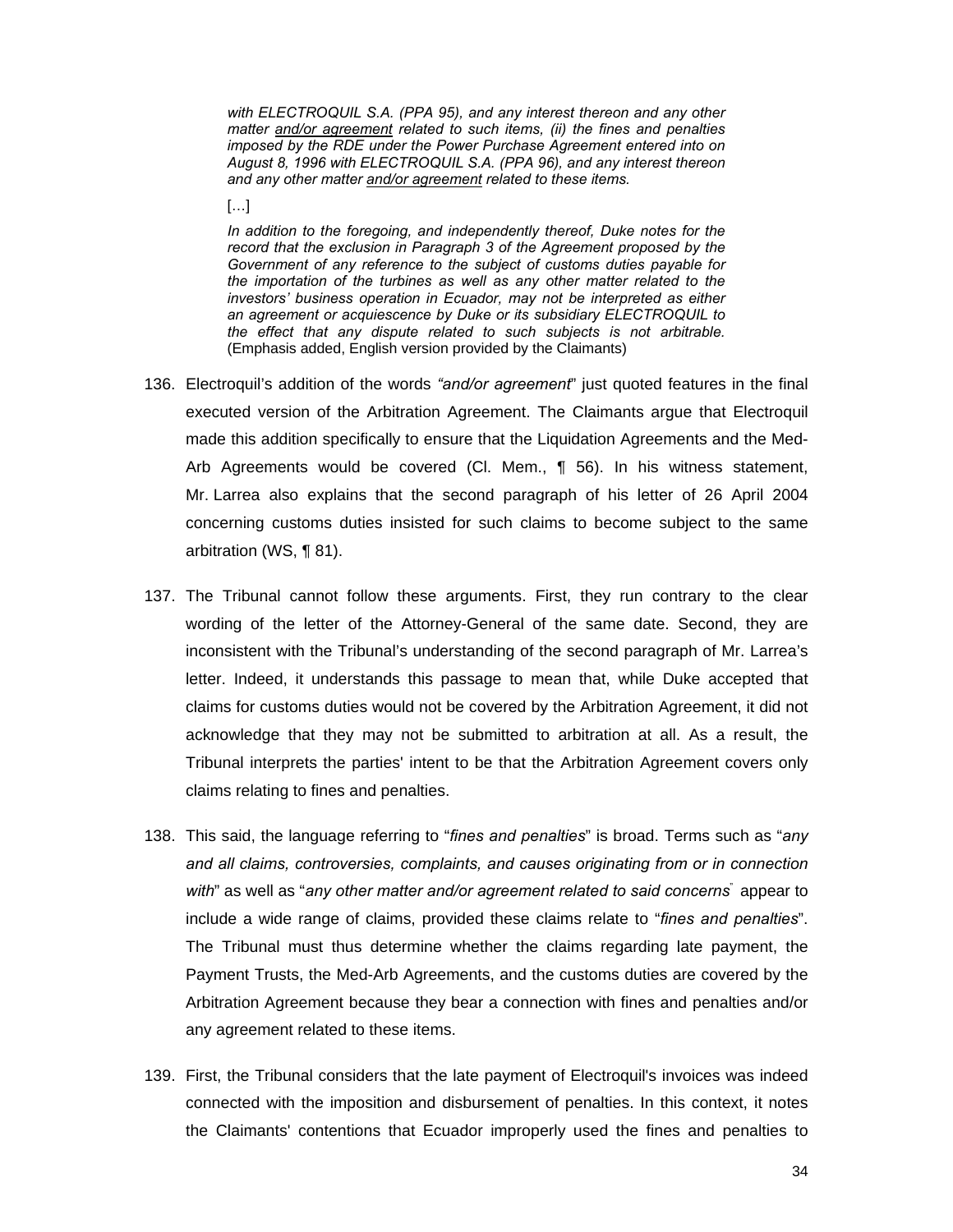> *with ELECTROQUIL S.A. (PPA 95), and any interest thereon and any other matter and/or agreement related to such items, (ii) the fines and penalties imposed by the RDE under the Power Purchase Agreement entered into on August 8, 1996 with ELECTROQUIL S.A. (PPA 96), and any interest thereon and any other matter and/or agreement related to these items.*
>
> […]
>
> *In addition to the foregoing, and independently thereof, Duke notes for the record that the exclusion in Paragraph 3 of the Agreement proposed by the Government of any reference to the subject of customs duties payable for the importation of the turbines as well as any other matter related to the investors' business operation in Ecuador, may not be interpreted as either an agreement or acquiescence by Duke or its subsidiary ELECTROQUIL to the effect that any dispute related to such subjects is not arbitrable.* (Emphasis added, English version provided by the Claimants)

136. Electroquil's addition of the words *"and/or agreement*" just quoted features in the final executed version of the Arbitration Agreement. The Claimants argue that Electroquil made this addition specifically to ensure that the Liquidation Agreements and the Med-Arb Agreements would be covered (Cl. Mem., ¶ 56). In his witness statement, Mr. Larrea also explains that the second paragraph of his letter of 26 April 2004 concerning customs duties insisted for such claims to become subject to the same arbitration (WS, ¶ 81).

137. The Tribunal cannot follow these arguments. First, they run contrary to the clear wording of the letter of the Attorney-General of the same date. Second, they are inconsistent with the Tribunal's understanding of the second paragraph of Mr. Larrea's letter. Indeed, it understands this passage to mean that, while Duke accepted that claims for customs duties would not be covered by the Arbitration Agreement, it did not acknowledge that they may not be submitted to arbitration at all. As a result, the Tribunal interprets the parties' intent to be that the Arbitration Agreement covers only claims relating to fines and penalties.

138. This said, the language referring to "*fines and penalties*" is broad. Terms such as "*any and all claims, controversies, complaints, and causes originating from or in connection with*" as well as "*any other matter and/or agreement related to said concerns*" appear to include a wide range of claims, provided these claims relate to "*fines and penalties*". The Tribunal must thus determine whether the claims regarding late payment, the Payment Trusts, the Med-Arb Agreements, and the customs duties are covered by the Arbitration Agreement because they bear a connection with fines and penalties and/or any agreement related to these items.

139. First, the Tribunal considers that the late payment of Electroquil's invoices was indeed connected with the imposition and disbursement of penalties. In this context, it notes the Claimants' contentions that Ecuador improperly used the fines and penalties to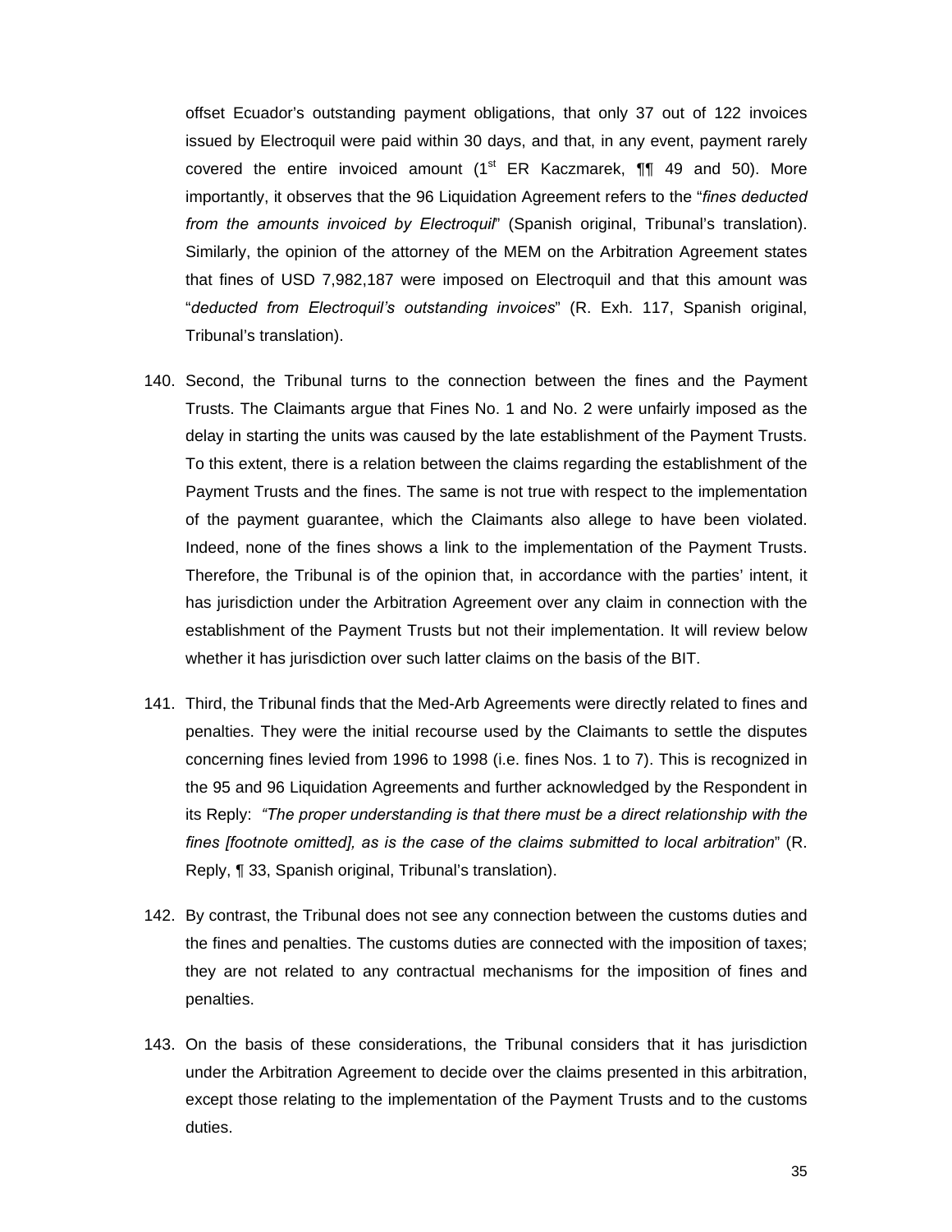offset Ecuador's outstanding payment obligations, that only 37 out of 122 invoices issued by Electroquil were paid within 30 days, and that, in any event, payment rarely covered the entire invoiced amount (1st ER Kaczmarek, ¶¶ 49 and 50). More importantly, it observes that the 96 Liquidation Agreement refers to the "*fines deducted from the amounts invoiced by Electroquil*" (Spanish original, Tribunal's translation). Similarly, the opinion of the attorney of the MEM on the Arbitration Agreement states that fines of USD 7,982,187 were imposed on Electroquil and that this amount was "*deducted from Electroquil's outstanding invoices*" (R. Exh. 117, Spanish original, Tribunal's translation).

140. Second, the Tribunal turns to the connection between the fines and the Payment Trusts. The Claimants argue that Fines No. 1 and No. 2 were unfairly imposed as the delay in starting the units was caused by the late establishment of the Payment Trusts. To this extent, there is a relation between the claims regarding the establishment of the Payment Trusts and the fines. The same is not true with respect to the implementation of the payment guarantee, which the Claimants also allege to have been violated. Indeed, none of the fines shows a link to the implementation of the Payment Trusts. Therefore, the Tribunal is of the opinion that, in accordance with the parties' intent, it has jurisdiction under the Arbitration Agreement over any claim in connection with the establishment of the Payment Trusts but not their implementation. It will review below whether it has jurisdiction over such latter claims on the basis of the BIT.

141. Third, the Tribunal finds that the Med-Arb Agreements were directly related to fines and penalties. They were the initial recourse used by the Claimants to settle the disputes concerning fines levied from 1996 to 1998 (i.e. fines Nos. 1 to 7). This is recognized in the 95 and 96 Liquidation Agreements and further acknowledged by the Respondent in its Reply: *"The proper understanding is that there must be a direct relationship with the fines [footnote omitted], as is the case of the claims submitted to local arbitration*" (R. Reply, ¶ 33, Spanish original, Tribunal's translation).

142. By contrast, the Tribunal does not see any connection between the customs duties and the fines and penalties. The customs duties are connected with the imposition of taxes; they are not related to any contractual mechanisms for the imposition of fines and penalties.

143. On the basis of these considerations, the Tribunal considers that it has jurisdiction under the Arbitration Agreement to decide over the claims presented in this arbitration, except those relating to the implementation of the Payment Trusts and to the customs duties.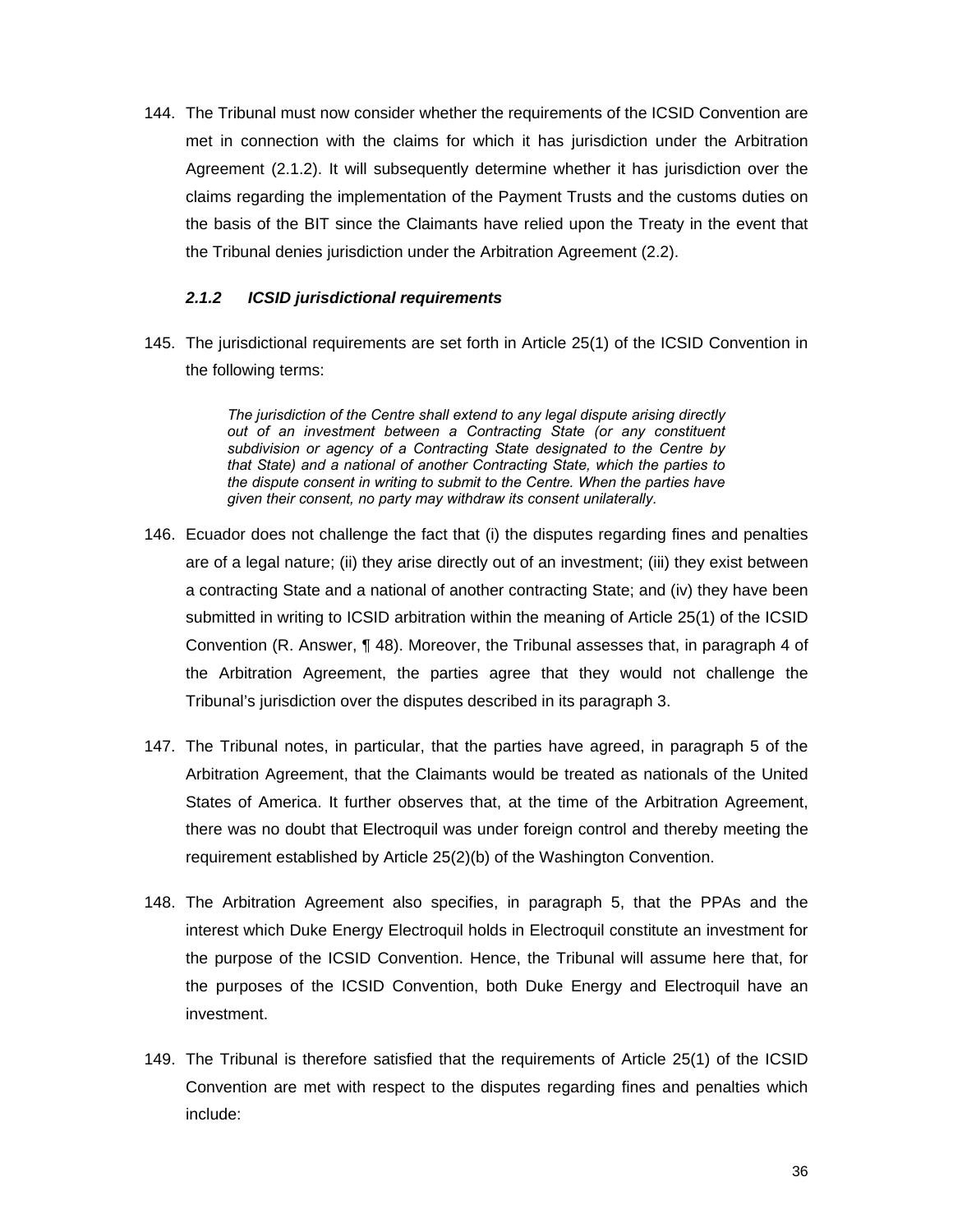144. The Tribunal must now consider whether the requirements of the ICSID Convention are met in connection with the claims for which it has jurisdiction under the Arbitration Agreement (2.1.2). It will subsequently determine whether it has jurisdiction over the claims regarding the implementation of the Payment Trusts and the customs duties on the basis of the BIT since the Claimants have relied upon the Treaty in the event that the Tribunal denies jurisdiction under the Arbitration Agreement (2.2).

#### *2.1.2 ICSID jurisdictional requirements*

145. The jurisdictional requirements are set forth in Article 25(1) of the ICSID Convention in the following terms:

> *The jurisdiction of the Centre shall extend to any legal dispute arising directly out of an investment between a Contracting State (or any constituent subdivision or agency of a Contracting State designated to the Centre by that State) and a national of another Contracting State, which the parties to the dispute consent in writing to submit to the Centre. When the parties have given their consent, no party may withdraw its consent unilaterally.*

146. Ecuador does not challenge the fact that (i) the disputes regarding fines and penalties are of a legal nature; (ii) they arise directly out of an investment; (iii) they exist between a contracting State and a national of another contracting State; and (iv) they have been submitted in writing to ICSID arbitration within the meaning of Article 25(1) of the ICSID Convention (R. Answer, ¶ 48). Moreover, the Tribunal assesses that, in paragraph 4 of the Arbitration Agreement, the parties agree that they would not challenge the Tribunal's jurisdiction over the disputes described in its paragraph 3.

147. The Tribunal notes, in particular, that the parties have agreed, in paragraph 5 of the Arbitration Agreement, that the Claimants would be treated as nationals of the United States of America. It further observes that, at the time of the Arbitration Agreement, there was no doubt that Electroquil was under foreign control and thereby meeting the requirement established by Article 25(2)(b) of the Washington Convention.

148. The Arbitration Agreement also specifies, in paragraph 5, that the PPAs and the interest which Duke Energy Electroquil holds in Electroquil constitute an investment for the purpose of the ICSID Convention. Hence, the Tribunal will assume here that, for the purposes of the ICSID Convention, both Duke Energy and Electroquil have an investment.

149. The Tribunal is therefore satisfied that the requirements of Article 25(1) of the ICSID Convention are met with respect to the disputes regarding fines and penalties which include: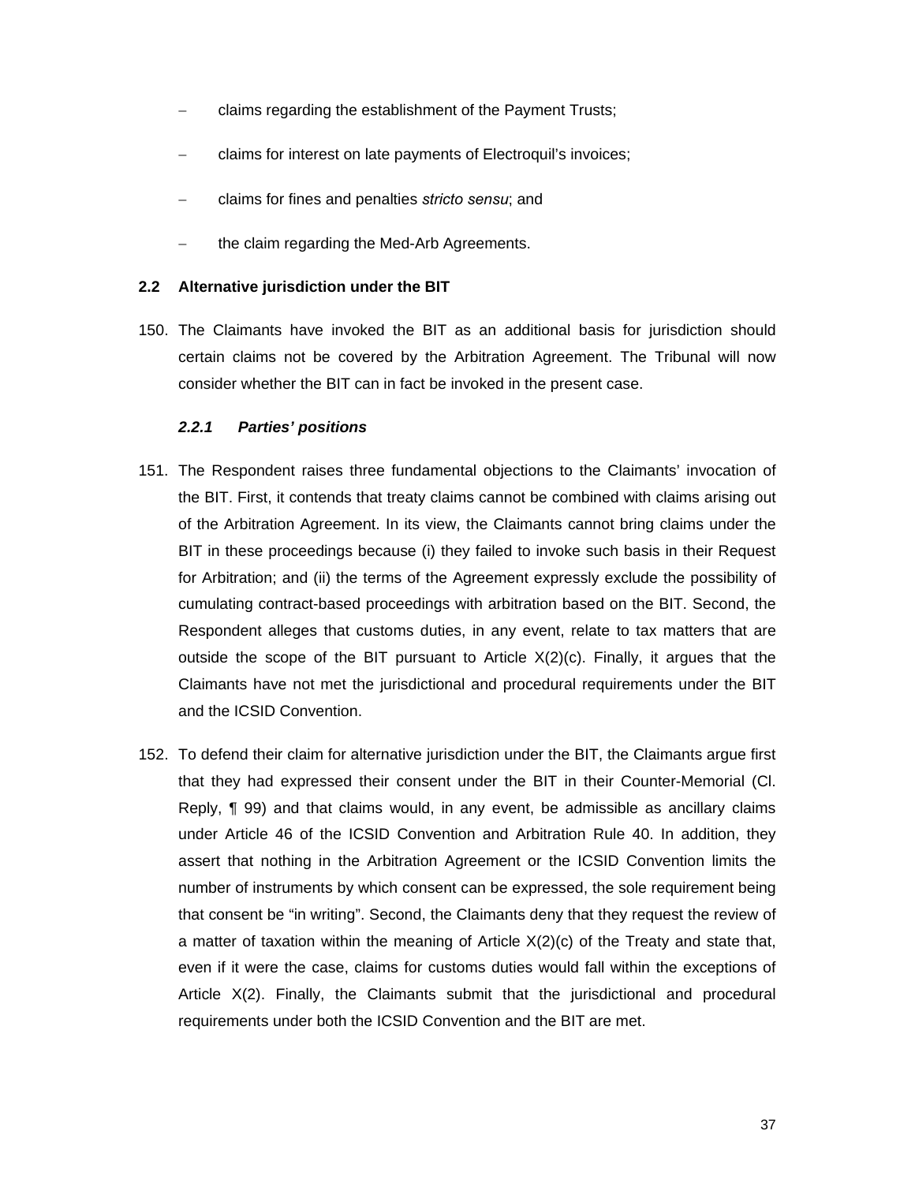- claims regarding the establishment of the Payment Trusts;
- claims for interest on late payments of Electroquil's invoices;
- claims for fines and penalties *stricto sensu*; and
- the claim regarding the Med-Arb Agreements.

## 2.2 Alternative jurisdiction under the BIT

150. The Claimants have invoked the BIT as an additional basis for jurisdiction should certain claims not be covered by the Arbitration Agreement. The Tribunal will now consider whether the BIT can in fact be invoked in the present case.

### *2.2.1 Parties' positions*

151. The Respondent raises three fundamental objections to the Claimants' invocation of the BIT. First, it contends that treaty claims cannot be combined with claims arising out of the Arbitration Agreement. In its view, the Claimants cannot bring claims under the BIT in these proceedings because (i) they failed to invoke such basis in their Request for Arbitration; and (ii) the terms of the Agreement expressly exclude the possibility of cumulating contract-based proceedings with arbitration based on the BIT. Second, the Respondent alleges that customs duties, in any event, relate to tax matters that are outside the scope of the BIT pursuant to Article X(2)(c). Finally, it argues that the Claimants have not met the jurisdictional and procedural requirements under the BIT and the ICSID Convention.

152. To defend their claim for alternative jurisdiction under the BIT, the Claimants argue first that they had expressed their consent under the BIT in their Counter-Memorial (Cl. Reply, ¶ 99) and that claims would, in any event, be admissible as ancillary claims under Article 46 of the ICSID Convention and Arbitration Rule 40. In addition, they assert that nothing in the Arbitration Agreement or the ICSID Convention limits the number of instruments by which consent can be expressed, the sole requirement being that consent be "in writing". Second, the Claimants deny that they request the review of a matter of taxation within the meaning of Article X(2)(c) of the Treaty and state that, even if it were the case, claims for customs duties would fall within the exceptions of Article X(2). Finally, the Claimants submit that the jurisdictional and procedural requirements under both the ICSID Convention and the BIT are met.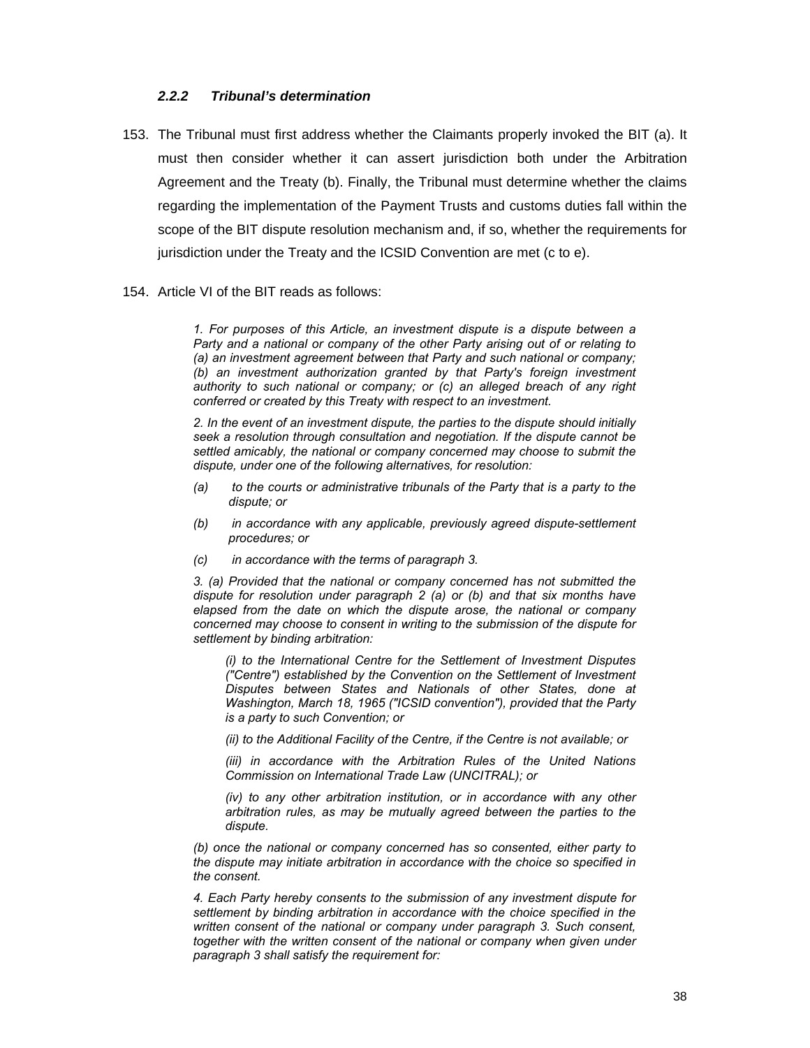#### *2.2.2 Tribunal's determination*

153. The Tribunal must first address whether the Claimants properly invoked the BIT (a). It must then consider whether it can assert jurisdiction both under the Arbitration Agreement and the Treaty (b). Finally, the Tribunal must determine whether the claims regarding the implementation of the Payment Trusts and customs duties fall within the scope of the BIT dispute resolution mechanism and, if so, whether the requirements for jurisdiction under the Treaty and the ICSID Convention are met (c to e).

154. Article VI of the BIT reads as follows:

> *1. For purposes of this Article, an investment dispute is a dispute between a Party and a national or company of the other Party arising out of or relating to (a) an investment agreement between that Party and such national or company; (b) an investment authorization granted by that Party's foreign investment authority to such national or company; or (c) an alleged breach of any right conferred or created by this Treaty with respect to an investment.*
>
> *2. In the event of an investment dispute, the parties to the dispute should initially seek a resolution through consultation and negotiation. If the dispute cannot be settled amicably, the national or company concerned may choose to submit the dispute, under one of the following alternatives, for resolution:*
>
> *(a) to the courts or administrative tribunals of the Party that is a party to the dispute; or*
>
> *(b) in accordance with any applicable, previously agreed dispute-settlement procedures; or*
>
> *(c) in accordance with the terms of paragraph 3.*
>
> *3. (a) Provided that the national or company concerned has not submitted the dispute for resolution under paragraph 2 (a) or (b) and that six months have elapsed from the date on which the dispute arose, the national or company concerned may choose to consent in writing to the submission of the dispute for settlement by binding arbitration:*
>
> > *(i) to the International Centre for the Settlement of Investment Disputes ("Centre") established by the Convention on the Settlement of Investment Disputes between States and Nationals of other States, done at Washington, March 18, 1965 ("ICSID convention"), provided that the Party is a party to such Convention; or*
> >
> > *(ii) to the Additional Facility of the Centre, if the Centre is not available; or*
> >
> > *(iii) in accordance with the Arbitration Rules of the United Nations Commission on International Trade Law (UNCITRAL); or*
> >
> > *(iv) to any other arbitration institution, or in accordance with any other arbitration rules, as may be mutually agreed between the parties to the dispute.*
>
> *(b) once the national or company concerned has so consented, either party to the dispute may initiate arbitration in accordance with the choice so specified in the consent.*
>
> *4. Each Party hereby consents to the submission of any investment dispute for settlement by binding arbitration in accordance with the choice specified in the written consent of the national or company under paragraph 3. Such consent, together with the written consent of the national or company when given under paragraph 3 shall satisfy the requirement for:*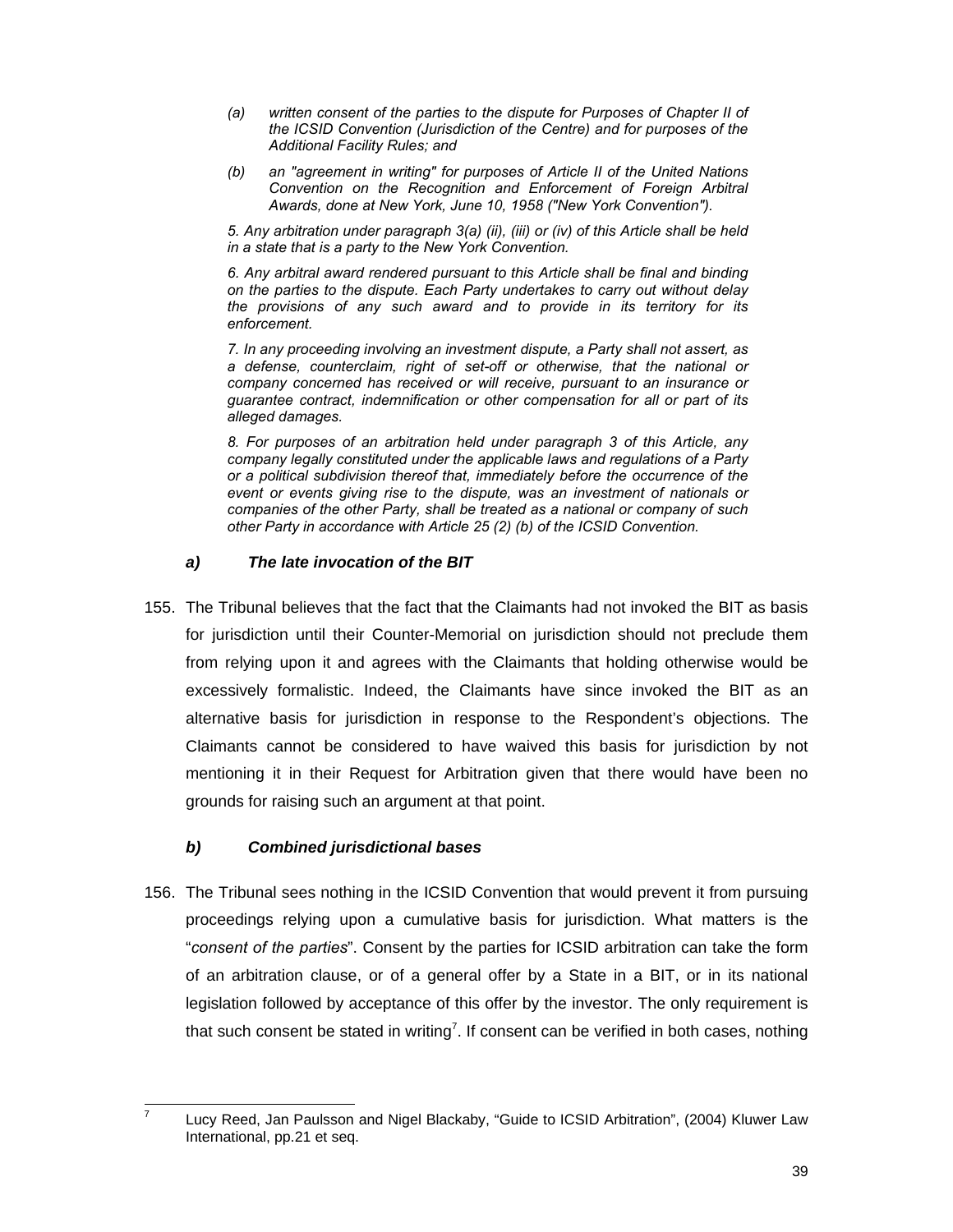*(a) written consent of the parties to the dispute for Purposes of Chapter II of the ICSID Convention (Jurisdiction of the Centre) and for purposes of the Additional Facility Rules; and*

*(b) an "agreement in writing" for purposes of Article II of the United Nations Convention on the Recognition and Enforcement of Foreign Arbitral Awards, done at New York, June 10, 1958 ("New York Convention").*

*5. Any arbitration under paragraph 3(a) (ii), (iii) or (iv) of this Article shall be held in a state that is a party to the New York Convention.*

*6. Any arbitral award rendered pursuant to this Article shall be final and binding on the parties to the dispute. Each Party undertakes to carry out without delay the provisions of any such award and to provide in its territory for its enforcement.*

*7. In any proceeding involving an investment dispute, a Party shall not assert, as a defense, counterclaim, right of set-off or otherwise, that the national or company concerned has received or will receive, pursuant to an insurance or guarantee contract, indemnification or other compensation for all or part of its alleged damages.*

*8. For purposes of an arbitration held under paragraph 3 of this Article, any company legally constituted under the applicable laws and regulations of a Party or a political subdivision thereof that, immediately before the occurrence of the event or events giving rise to the dispute, was an investment of nationals or companies of the other Party, shall be treated as a national or company of such other Party in accordance with Article 25 (2) (b) of the ICSID Convention.*

#### *a) The late invocation of the BIT*

155. The Tribunal believes that the fact that the Claimants had not invoked the BIT as basis for jurisdiction until their Counter-Memorial on jurisdiction should not preclude them from relying upon it and agrees with the Claimants that holding otherwise would be excessively formalistic. Indeed, the Claimants have since invoked the BIT as an alternative basis for jurisdiction in response to the Respondent's objections. The Claimants cannot be considered to have waived this basis for jurisdiction by not mentioning it in their Request for Arbitration given that there would have been no grounds for raising such an argument at that point.

#### *b) Combined jurisdictional bases*

156. The Tribunal sees nothing in the ICSID Convention that would prevent it from pursuing proceedings relying upon a cumulative basis for jurisdiction. What matters is the "*consent of the parties*". Consent by the parties for ICSID arbitration can take the form of an arbitration clause, or of a general offer by a State in a BIT, or in its national legislation followed by acceptance of this offer by the investor. The only requirement is that such consent be stated in writing[7]. If consent can be verified in both cases, nothing

[7] Lucy Reed, Jan Paulsson and Nigel Blackaby, "Guide to ICSID Arbitration", (2004) Kluwer Law International, pp.21 et seq.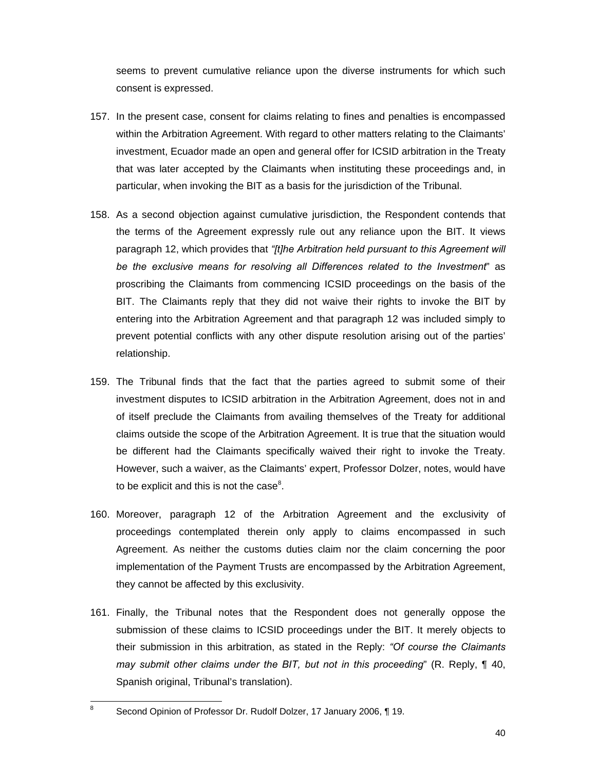seems to prevent cumulative reliance upon the diverse instruments for which such consent is expressed.

157. In the present case, consent for claims relating to fines and penalties is encompassed within the Arbitration Agreement. With regard to other matters relating to the Claimants' investment, Ecuador made an open and general offer for ICSID arbitration in the Treaty that was later accepted by the Claimants when instituting these proceedings and, in particular, when invoking the BIT as a basis for the jurisdiction of the Tribunal.

158. As a second objection against cumulative jurisdiction, the Respondent contends that the terms of the Agreement expressly rule out any reliance upon the BIT. It views paragraph 12, which provides that *"[t]he Arbitration held pursuant to this Agreement will be the exclusive means for resolving all Differences related to the Investment*" as proscribing the Claimants from commencing ICSID proceedings on the basis of the BIT. The Claimants reply that they did not waive their rights to invoke the BIT by entering into the Arbitration Agreement and that paragraph 12 was included simply to prevent potential conflicts with any other dispute resolution arising out of the parties' relationship.

159. The Tribunal finds that the fact that the parties agreed to submit some of their investment disputes to ICSID arbitration in the Arbitration Agreement, does not in and of itself preclude the Claimants from availing themselves of the Treaty for additional claims outside the scope of the Arbitration Agreement. It is true that the situation would be different had the Claimants specifically waived their right to invoke the Treaty. However, such a waiver, as the Claimants' expert, Professor Dolzer, notes, would have to be explicit and this is not the case[8].

160. Moreover, paragraph 12 of the Arbitration Agreement and the exclusivity of proceedings contemplated therein only apply to claims encompassed in such Agreement. As neither the customs duties claim nor the claim concerning the poor implementation of the Payment Trusts are encompassed by the Arbitration Agreement, they cannot be affected by this exclusivity.

161. Finally, the Tribunal notes that the Respondent does not generally oppose the submission of these claims to ICSID proceedings under the BIT. It merely objects to their submission in this arbitration, as stated in the Reply: *"Of course the Claimants may submit other claims under the BIT, but not in this proceeding*" (R. Reply, ¶ 40, Spanish original, Tribunal's translation).

---

[8] Second Opinion of Professor Dr. Rudolf Dolzer, 17 January 2006, ¶ 19.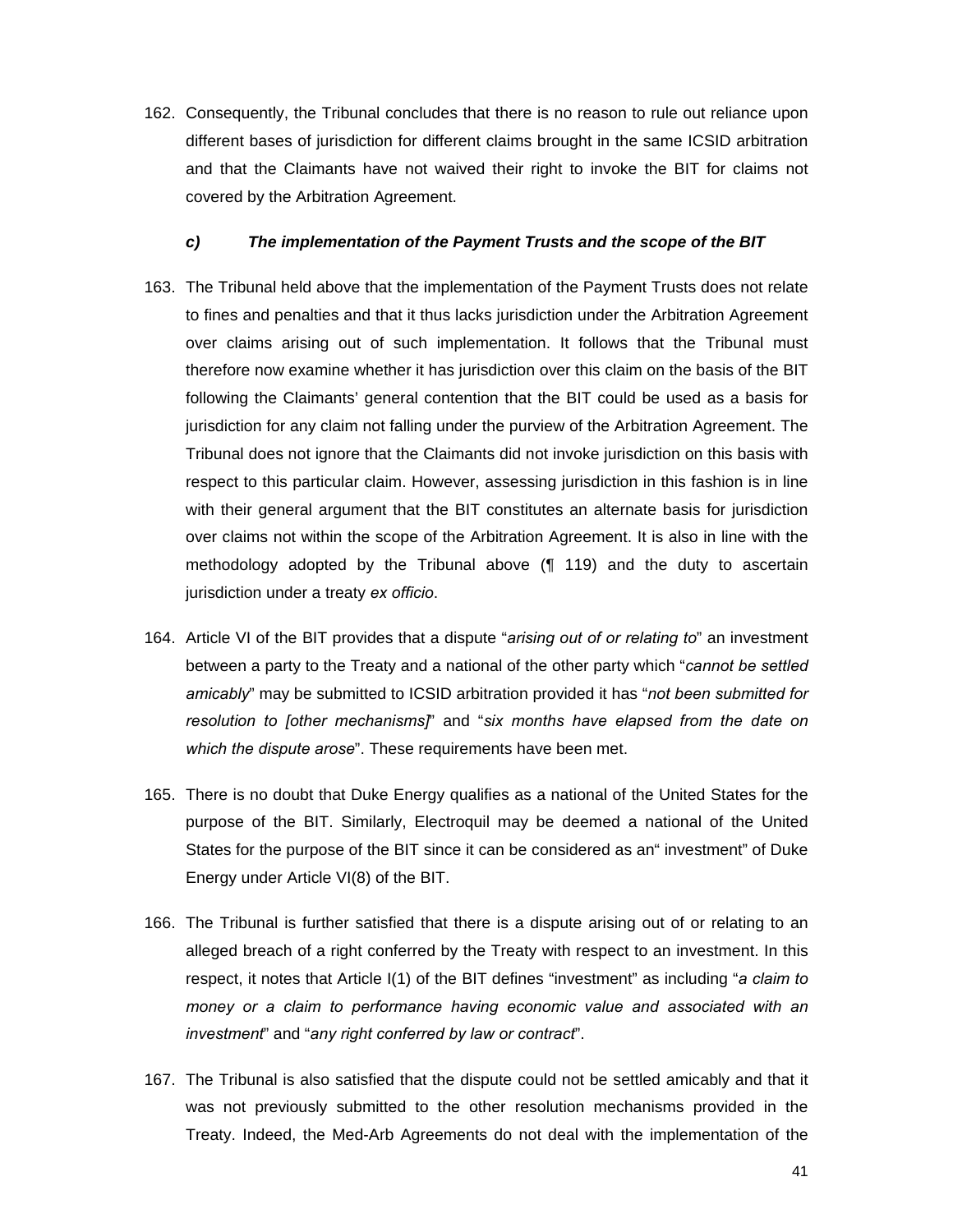162. Consequently, the Tribunal concludes that there is no reason to rule out reliance upon different bases of jurisdiction for different claims brought in the same ICSID arbitration and that the Claimants have not waived their right to invoke the BIT for claims not covered by the Arbitration Agreement.

### *c) The implementation of the Payment Trusts and the scope of the BIT*

163. The Tribunal held above that the implementation of the Payment Trusts does not relate to fines and penalties and that it thus lacks jurisdiction under the Arbitration Agreement over claims arising out of such implementation. It follows that the Tribunal must therefore now examine whether it has jurisdiction over this claim on the basis of the BIT following the Claimants' general contention that the BIT could be used as a basis for jurisdiction for any claim not falling under the purview of the Arbitration Agreement. The Tribunal does not ignore that the Claimants did not invoke jurisdiction on this basis with respect to this particular claim. However, assessing jurisdiction in this fashion is in line with their general argument that the BIT constitutes an alternate basis for jurisdiction over claims not within the scope of the Arbitration Agreement. It is also in line with the methodology adopted by the Tribunal above (¶ 119) and the duty to ascertain jurisdiction under a treaty *ex officio*.

164. Article VI of the BIT provides that a dispute "*arising out of or relating to*" an investment between a party to the Treaty and a national of the other party which "*cannot be settled amicably*" may be submitted to ICSID arbitration provided it has "*not been submitted for resolution to [other mechanisms]*" and "*six months have elapsed from the date on which the dispute arose*". These requirements have been met.

165. There is no doubt that Duke Energy qualifies as a national of the United States for the purpose of the BIT. Similarly, Electroquil may be deemed a national of the United States for the purpose of the BIT since it can be considered as an" investment" of Duke Energy under Article VI(8) of the BIT.

166. The Tribunal is further satisfied that there is a dispute arising out of or relating to an alleged breach of a right conferred by the Treaty with respect to an investment. In this respect, it notes that Article I(1) of the BIT defines "investment" as including "*a claim to money or a claim to performance having economic value and associated with an investment*" and "*any right conferred by law or contract*".

167. The Tribunal is also satisfied that the dispute could not be settled amicably and that it was not previously submitted to the other resolution mechanisms provided in the Treaty. Indeed, the Med-Arb Agreements do not deal with the implementation of the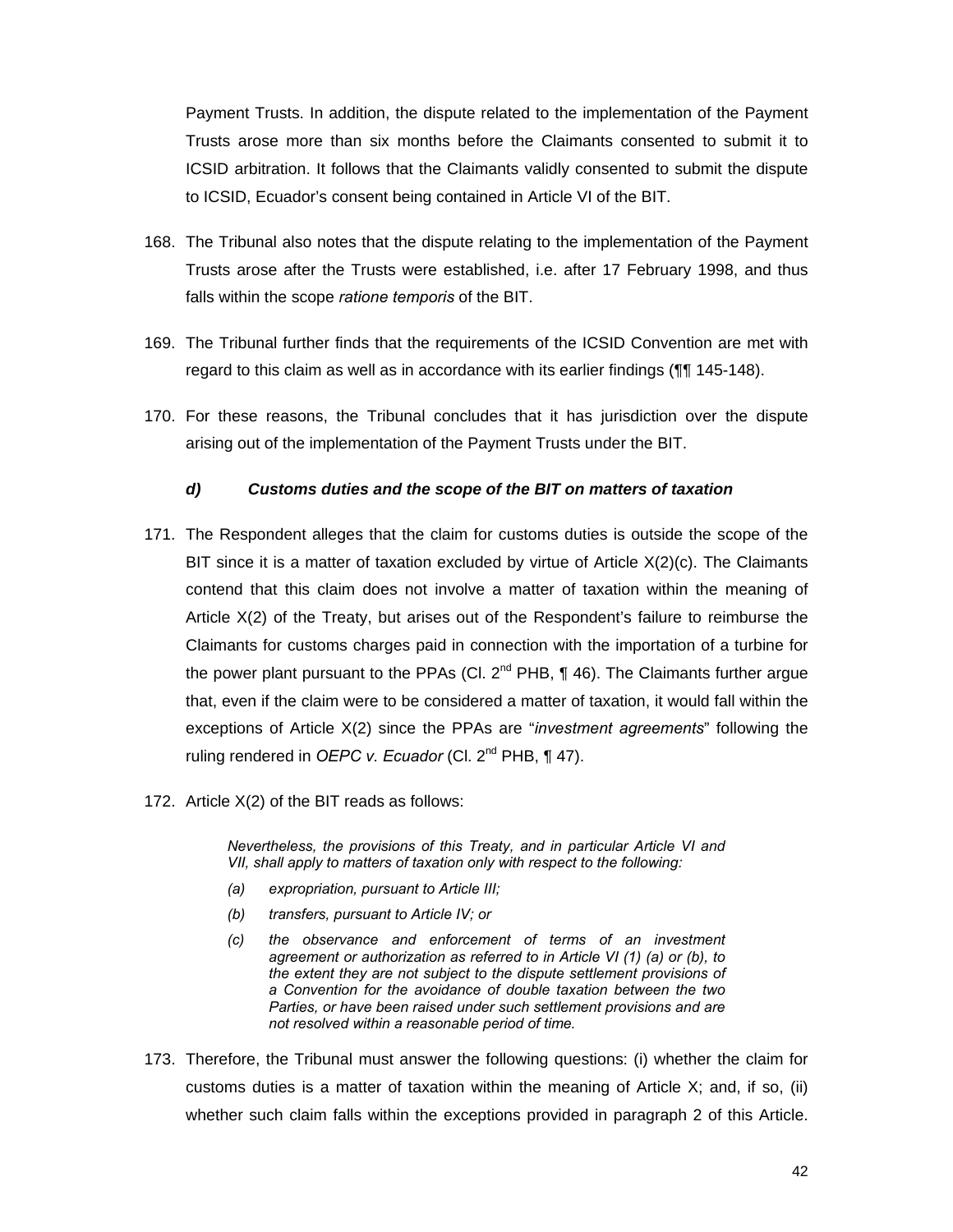Payment Trusts. In addition, the dispute related to the implementation of the Payment Trusts arose more than six months before the Claimants consented to submit it to ICSID arbitration. It follows that the Claimants validly consented to submit the dispute to ICSID, Ecuador's consent being contained in Article VI of the BIT.

168. The Tribunal also notes that the dispute relating to the implementation of the Payment Trusts arose after the Trusts were established, i.e. after 17 February 1998, and thus falls within the scope *ratione temporis* of the BIT.

169. The Tribunal further finds that the requirements of the ICSID Convention are met with regard to this claim as well as in accordance with its earlier findings (¶¶ 145-148).

170. For these reasons, the Tribunal concludes that it has jurisdiction over the dispute arising out of the implementation of the Payment Trusts under the BIT.

#### *d) Customs duties and the scope of the BIT on matters of taxation*

171. The Respondent alleges that the claim for customs duties is outside the scope of the BIT since it is a matter of taxation excluded by virtue of Article X(2)(c). The Claimants contend that this claim does not involve a matter of taxation within the meaning of Article X(2) of the Treaty, but arises out of the Respondent's failure to reimburse the Claimants for customs charges paid in connection with the importation of a turbine for the power plant pursuant to the PPAs (Cl. 2nd PHB, ¶ 46). The Claimants further argue that, even if the claim were to be considered a matter of taxation, it would fall within the exceptions of Article X(2) since the PPAs are "*investment agreements*" following the ruling rendered in *OEPC v. Ecuador* (Cl. 2nd PHB, ¶ 47).

172. Article X(2) of the BIT reads as follows:

> *Nevertheless, the provisions of this Treaty, and in particular Article VI and VII, shall apply to matters of taxation only with respect to the following:*
>
> *(a) expropriation, pursuant to Article III;*
>
> *(b) transfers, pursuant to Article IV; or*
>
> *(c) the observance and enforcement of terms of an investment agreement or authorization as referred to in Article VI (1) (a) or (b), to the extent they are not subject to the dispute settlement provisions of a Convention for the avoidance of double taxation between the two Parties, or have been raised under such settlement provisions and are not resolved within a reasonable period of time.*

173. Therefore, the Tribunal must answer the following questions: (i) whether the claim for customs duties is a matter of taxation within the meaning of Article X; and, if so, (ii) whether such claim falls within the exceptions provided in paragraph 2 of this Article.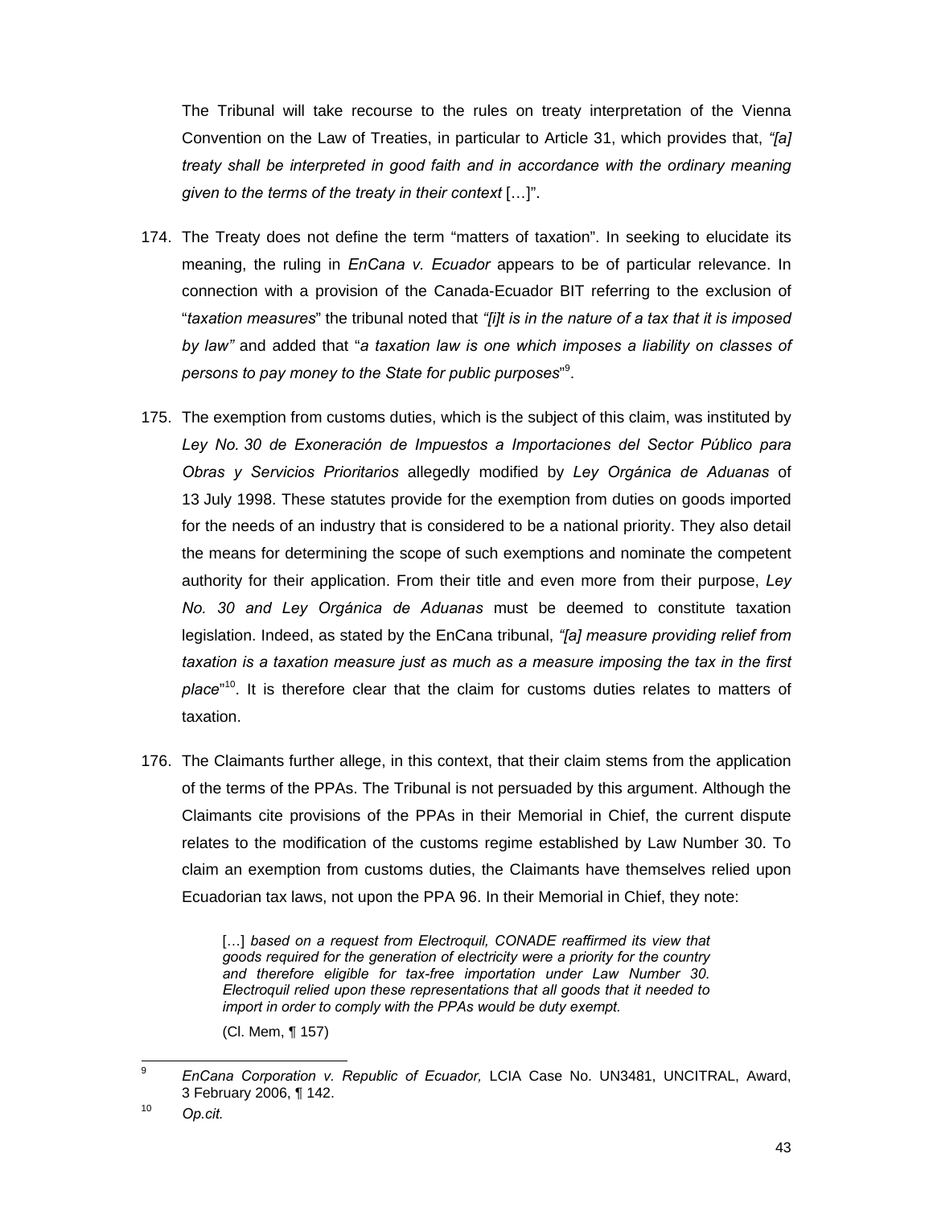The Tribunal will take recourse to the rules on treaty interpretation of the Vienna Convention on the Law of Treaties, in particular to Article 31, which provides that, *"[a] treaty shall be interpreted in good faith and in accordance with the ordinary meaning given to the terms of the treaty in their context* […]".

174. The Treaty does not define the term "matters of taxation". In seeking to elucidate its meaning, the ruling in *EnCana v. Ecuador* appears to be of particular relevance. In connection with a provision of the Canada-Ecuador BIT referring to the exclusion of "*taxation measures*" the tribunal noted that *"[i]t is in the nature of a tax that it is imposed by law"* and added that "*a taxation law is one which imposes a liability on classes of persons to pay money to the State for public purposes*"[9].

175. The exemption from customs duties, which is the subject of this claim, was instituted by *Ley No. 30 de Exoneración de Impuestos a Importaciones del Sector Público para Obras y Servicios Prioritarios* allegedly modified by *Ley Orgánica de Aduanas* of 13 July 1998. These statutes provide for the exemption from duties on goods imported for the needs of an industry that is considered to be a national priority. They also detail the means for determining the scope of such exemptions and nominate the competent authority for their application. From their title and even more from their purpose, *Ley No. 30 and Ley Orgánica de Aduanas* must be deemed to constitute taxation legislation. Indeed, as stated by the EnCana tribunal, *"[a] measure providing relief from taxation is a taxation measure just as much as a measure imposing the tax in the first place*"[10]. It is therefore clear that the claim for customs duties relates to matters of taxation.

176. The Claimants further allege, in this context, that their claim stems from the application of the terms of the PPAs. The Tribunal is not persuaded by this argument. Although the Claimants cite provisions of the PPAs in their Memorial in Chief, the current dispute relates to the modification of the customs regime established by Law Number 30. To claim an exemption from customs duties, the Claimants have themselves relied upon Ecuadorian tax laws, not upon the PPA 96. In their Memorial in Chief, they note:

> […] *based on a request from Electroquil, CONADE reaffirmed its view that goods required for the generation of electricity were a priority for the country and therefore eligible for tax-free importation under Law Number 30. Electroquil relied upon these representations that all goods that it needed to import in order to comply with the PPAs would be duty exempt.*
>
> (Cl. Mem, ¶ 157)

---

[9] *EnCana Corporation v. Republic of Ecuador,* LCIA Case No. UN3481, UNCITRAL, Award, 3 February 2006, ¶ 142.

[10] *Op.cit.*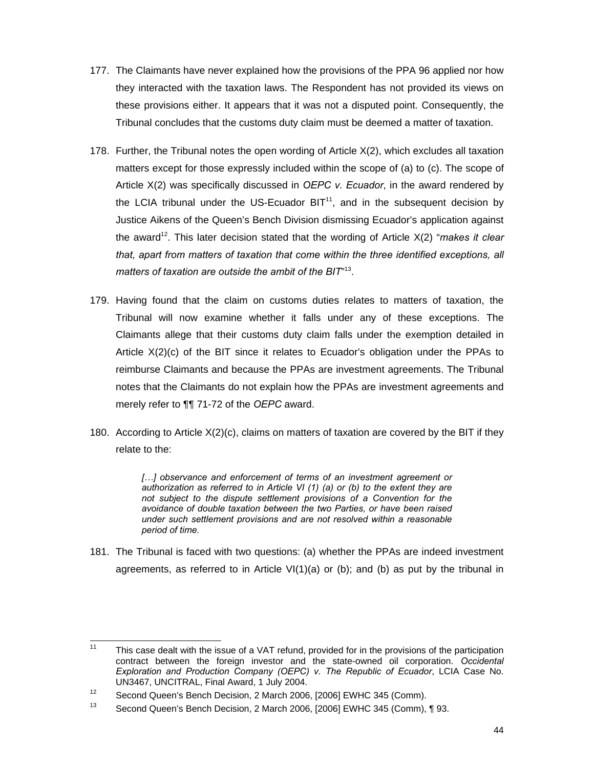177. The Claimants have never explained how the provisions of the PPA 96 applied nor how they interacted with the taxation laws. The Respondent has not provided its views on these provisions either. It appears that it was not a disputed point. Consequently, the Tribunal concludes that the customs duty claim must be deemed a matter of taxation.

178. Further, the Tribunal notes the open wording of Article X(2), which excludes all taxation matters except for those expressly included within the scope of (a) to (c). The scope of Article X(2) was specifically discussed in *OEPC v. Ecuador*, in the award rendered by the LCIA tribunal under the US-Ecuador BIT[11], and in the subsequent decision by Justice Aikens of the Queen's Bench Division dismissing Ecuador's application against the award[12]. This later decision stated that the wording of Article X(2) "*makes it clear that, apart from matters of taxation that come within the three identified exceptions, all matters of taxation are outside the ambit of the BIT*"[13].

179. Having found that the claim on customs duties relates to matters of taxation, the Tribunal will now examine whether it falls under any of these exceptions. The Claimants allege that their customs duty claim falls under the exemption detailed in Article X(2)(c) of the BIT since it relates to Ecuador's obligation under the PPAs to reimburse Claimants and because the PPAs are investment agreements. The Tribunal notes that the Claimants do not explain how the PPAs are investment agreements and merely refer to ¶¶ 71-72 of the *OEPC* award.

180. According to Article X(2)(c), claims on matters of taxation are covered by the BIT if they relate to the:

> *[…] observance and enforcement of terms of an investment agreement or authorization as referred to in Article VI (1) (a) or (b) to the extent they are not subject to the dispute settlement provisions of a Convention for the avoidance of double taxation between the two Parties, or have been raised under such settlement provisions and are not resolved within a reasonable period of time.*

181. The Tribunal is faced with two questions: (a) whether the PPAs are indeed investment agreements, as referred to in Article VI(1)(a) or (b); and (b) as put by the tribunal in

---

[11] This case dealt with the issue of a VAT refund, provided for in the provisions of the participation contract between the foreign investor and the state-owned oil corporation. *Occidental Exploration and Production Company (OEPC) v. The Republic of Ecuador*, LCIA Case No. UN3467, UNCITRAL, Final Award, 1 July 2004.

[12] Second Queen's Bench Decision, 2 March 2006, [2006] EWHC 345 (Comm).

[13] Second Queen's Bench Decision, 2 March 2006, [2006] EWHC 345 (Comm), ¶ 93.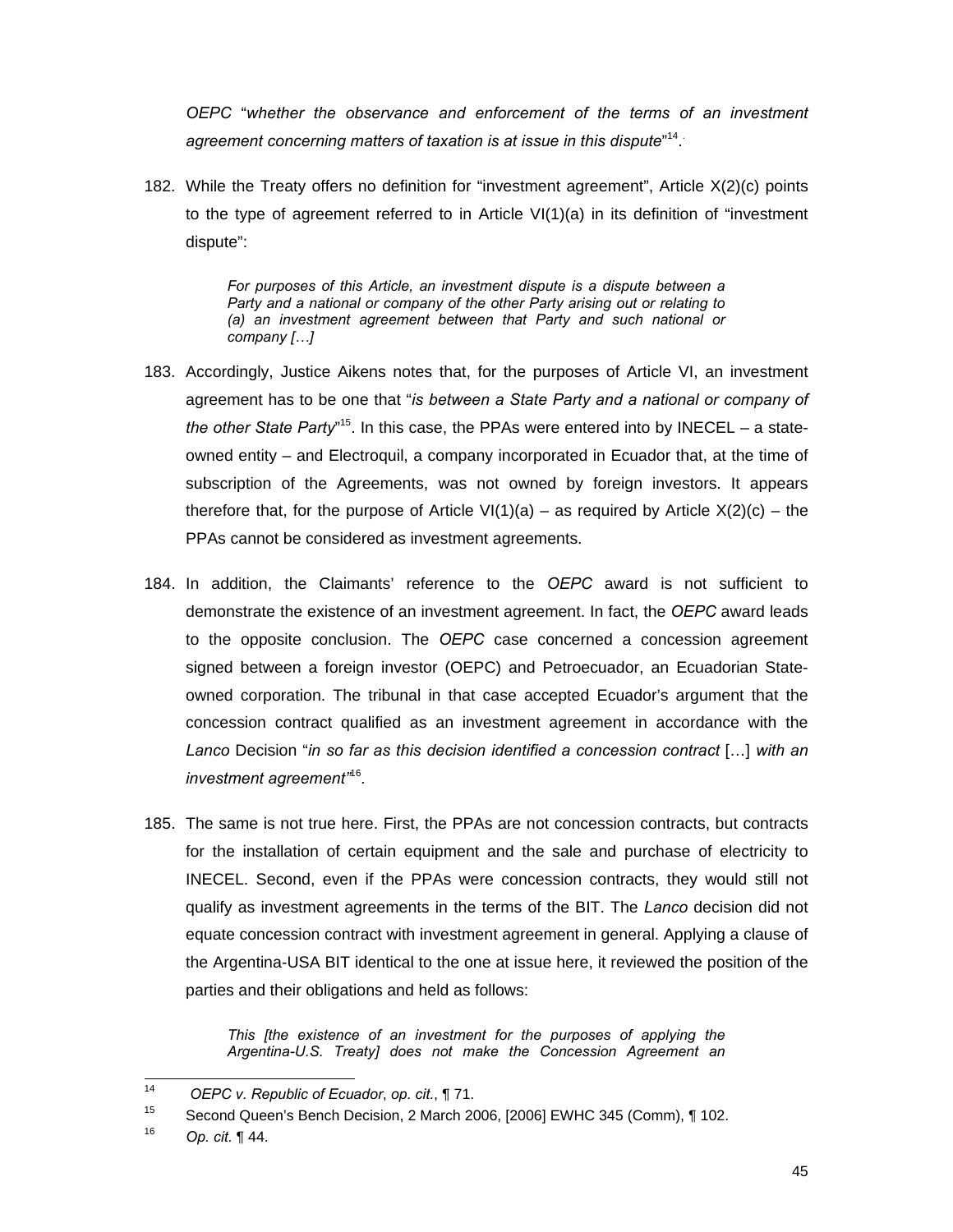*OEPC* "*whether the observance and enforcement of the terms of an investment agreement concerning matters of taxation is at issue in this dispute*"[14].

182. While the Treaty offers no definition for "investment agreement", Article X(2)(c) points to the type of agreement referred to in Article VI(1)(a) in its definition of "investment dispute":

> *For purposes of this Article, an investment dispute is a dispute between a Party and a national or company of the other Party arising out or relating to (a) an investment agreement between that Party and such national or company […]*

183. Accordingly, Justice Aikens notes that, for the purposes of Article VI, an investment agreement has to be one that "*is between a State Party and a national or company of the other State Party*"[15]. In this case, the PPAs were entered into by INECEL – a state-owned entity – and Electroquil, a company incorporated in Ecuador that, at the time of subscription of the Agreements, was not owned by foreign investors. It appears therefore that, for the purpose of Article VI(1)(a) – as required by Article X(2)(c) – the PPAs cannot be considered as investment agreements.

184. In addition, the Claimants' reference to the *OEPC* award is not sufficient to demonstrate the existence of an investment agreement. In fact, the *OEPC* award leads to the opposite conclusion. The *OEPC* case concerned a concession agreement signed between a foreign investor (OEPC) and Petroecuador, an Ecuadorian State-owned corporation. The tribunal in that case accepted Ecuador's argument that the concession contract qualified as an investment agreement in accordance with the *Lanco* Decision "*in so far as this decision identified a concession contract* […] *with an investment agreement*"[16].

185. The same is not true here. First, the PPAs are not concession contracts, but contracts for the installation of certain equipment and the sale and purchase of electricity to INECEL. Second, even if the PPAs were concession contracts, they would still not qualify as investment agreements in the terms of the BIT. The *Lanco* decision did not equate concession contract with investment agreement in general. Applying a clause of the Argentina-USA BIT identical to the one at issue here, it reviewed the position of the parties and their obligations and held as follows:

> *This [the existence of an investment for the purposes of applying the Argentina-U.S. Treaty] does not make the Concession Agreement an*

---

[14] *OEPC v. Republic of Ecuador*, *op. cit.*, ¶ 71.

[15] Second Queen's Bench Decision, 2 March 2006, [2006] EWHC 345 (Comm), ¶ 102.

[16] *Op. cit.* ¶ 44.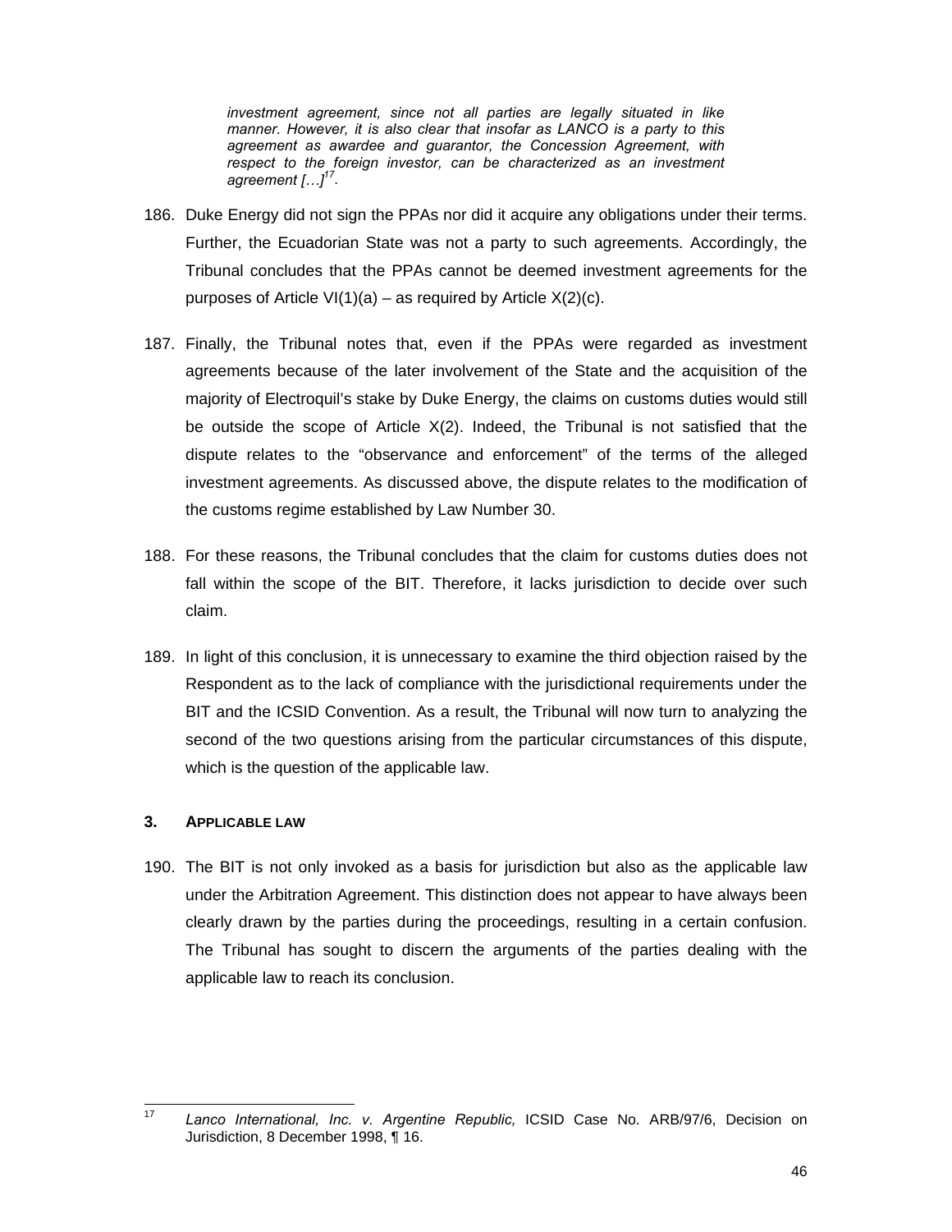> *investment agreement, since not all parties are legally situated in like manner. However, it is also clear that insofar as LANCO is a party to this agreement as awardee and guarantor, the Concession Agreement, with respect to the foreign investor, can be characterized as an investment agreement […]*[17].

186. Duke Energy did not sign the PPAs nor did it acquire any obligations under their terms. Further, the Ecuadorian State was not a party to such agreements. Accordingly, the Tribunal concludes that the PPAs cannot be deemed investment agreements for the purposes of Article VI(1)(a) – as required by Article X(2)(c).

187. Finally, the Tribunal notes that, even if the PPAs were regarded as investment agreements because of the later involvement of the State and the acquisition of the majority of Electroquil's stake by Duke Energy, the claims on customs duties would still be outside the scope of Article X(2). Indeed, the Tribunal is not satisfied that the dispute relates to the "observance and enforcement" of the terms of the alleged investment agreements. As discussed above, the dispute relates to the modification of the customs regime established by Law Number 30.

188. For these reasons, the Tribunal concludes that the claim for customs duties does not fall within the scope of the BIT. Therefore, it lacks jurisdiction to decide over such claim.

189. In light of this conclusion, it is unnecessary to examine the third objection raised by the Respondent as to the lack of compliance with the jurisdictional requirements under the BIT and the ICSID Convention. As a result, the Tribunal will now turn to analyzing the second of the two questions arising from the particular circumstances of this dispute, which is the question of the applicable law.

### 3. APPLICABLE LAW

190. The BIT is not only invoked as a basis for jurisdiction but also as the applicable law under the Arbitration Agreement. This distinction does not appear to have always been clearly drawn by the parties during the proceedings, resulting in a certain confusion. The Tribunal has sought to discern the arguments of the parties dealing with the applicable law to reach its conclusion.

---

[17] *Lanco International, Inc. v. Argentine Republic,* ICSID Case No. ARB/97/6, Decision on Jurisdiction, 8 December 1998, ¶ 16.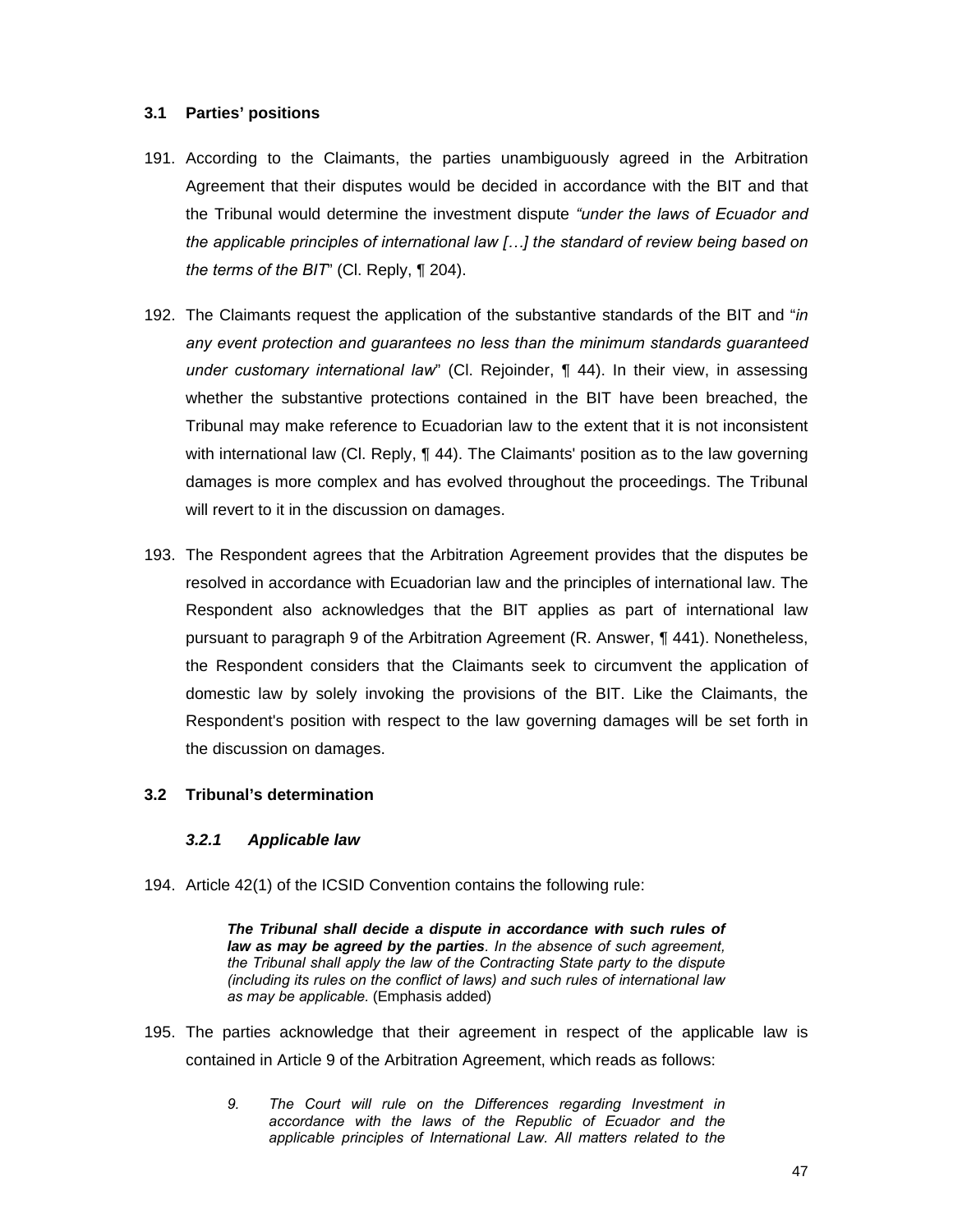### 3.1 Parties' positions

191. According to the Claimants, the parties unambiguously agreed in the Arbitration Agreement that their disputes would be decided in accordance with the BIT and that the Tribunal would determine the investment dispute *"under the laws of Ecuador and the applicable principles of international law […] the standard of review being based on the terms of the BIT*" (Cl. Reply, ¶ 204).

192. The Claimants request the application of the substantive standards of the BIT and "*in any event protection and guarantees no less than the minimum standards guaranteed under customary international law*" (Cl. Rejoinder, ¶ 44). In their view, in assessing whether the substantive protections contained in the BIT have been breached, the Tribunal may make reference to Ecuadorian law to the extent that it is not inconsistent with international law (Cl. Reply, ¶ 44). The Claimants' position as to the law governing damages is more complex and has evolved throughout the proceedings. The Tribunal will revert to it in the discussion on damages.

193. The Respondent agrees that the Arbitration Agreement provides that the disputes be resolved in accordance with Ecuadorian law and the principles of international law. The Respondent also acknowledges that the BIT applies as part of international law pursuant to paragraph 9 of the Arbitration Agreement (R. Answer, ¶ 441). Nonetheless, the Respondent considers that the Claimants seek to circumvent the application of domestic law by solely invoking the provisions of the BIT. Like the Claimants, the Respondent's position with respect to the law governing damages will be set forth in the discussion on damages.

### 3.2 Tribunal's determination

#### *3.2.1 Applicable law*

194. Article 42(1) of the ICSID Convention contains the following rule:

> ***The Tribunal shall decide a dispute in accordance with such rules of law as may be agreed by the parties****. In the absence of such agreement, the Tribunal shall apply the law of the Contracting State party to the dispute (including its rules on the conflict of laws) and such rules of international law as may be applicable.* (Emphasis added)

195. The parties acknowledge that their agreement in respect of the applicable law is contained in Article 9 of the Arbitration Agreement, which reads as follows:

> *9. The Court will rule on the Differences regarding Investment in accordance with the laws of the Republic of Ecuador and the applicable principles of International Law. All matters related to the*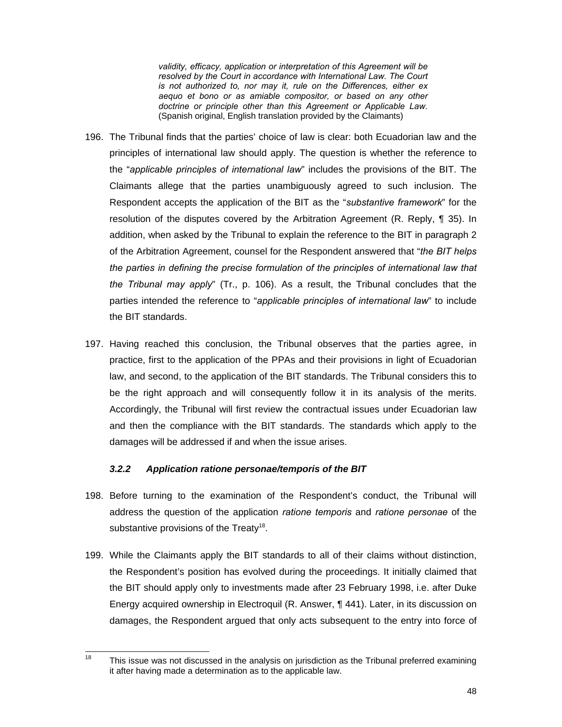> *validity, efficacy, application or interpretation of this Agreement will be resolved by the Court in accordance with International Law. The Court is not authorized to, nor may it, rule on the Differences, either ex aequo et bono or as amiable compositor, or based on any other doctrine or principle other than this Agreement or Applicable Law.* (Spanish original, English translation provided by the Claimants)

196. The Tribunal finds that the parties' choice of law is clear: both Ecuadorian law and the principles of international law should apply. The question is whether the reference to the "*applicable principles of international law*" includes the provisions of the BIT. The Claimants allege that the parties unambiguously agreed to such inclusion. The Respondent accepts the application of the BIT as the "*substantive framework*" for the resolution of the disputes covered by the Arbitration Agreement (R. Reply, ¶ 35). In addition, when asked by the Tribunal to explain the reference to the BIT in paragraph 2 of the Arbitration Agreement, counsel for the Respondent answered that "*the BIT helps the parties in defining the precise formulation of the principles of international law that the Tribunal may apply*" (Tr., p. 106). As a result, the Tribunal concludes that the parties intended the reference to "*applicable principles of international law*" to include the BIT standards.

197. Having reached this conclusion, the Tribunal observes that the parties agree, in practice, first to the application of the PPAs and their provisions in light of Ecuadorian law, and second, to the application of the BIT standards. The Tribunal considers this to be the right approach and will consequently follow it in its analysis of the merits. Accordingly, the Tribunal will first review the contractual issues under Ecuadorian law and then the compliance with the BIT standards. The standards which apply to the damages will be addressed if and when the issue arises.

#### *3.2.2 Application ratione personae/temporis of the BIT*

198. Before turning to the examination of the Respondent's conduct, the Tribunal will address the question of the application *ratione temporis* and *ratione personae* of the substantive provisions of the Treaty[18].

199. While the Claimants apply the BIT standards to all of their claims without distinction, the Respondent's position has evolved during the proceedings. It initially claimed that the BIT should apply only to investments made after 23 February 1998, i.e. after Duke Energy acquired ownership in Electroquil (R. Answer, ¶ 441). Later, in its discussion on damages, the Respondent argued that only acts subsequent to the entry into force of

---

[18] This issue was not discussed in the analysis on jurisdiction as the Tribunal preferred examining it after having made a determination as to the applicable law.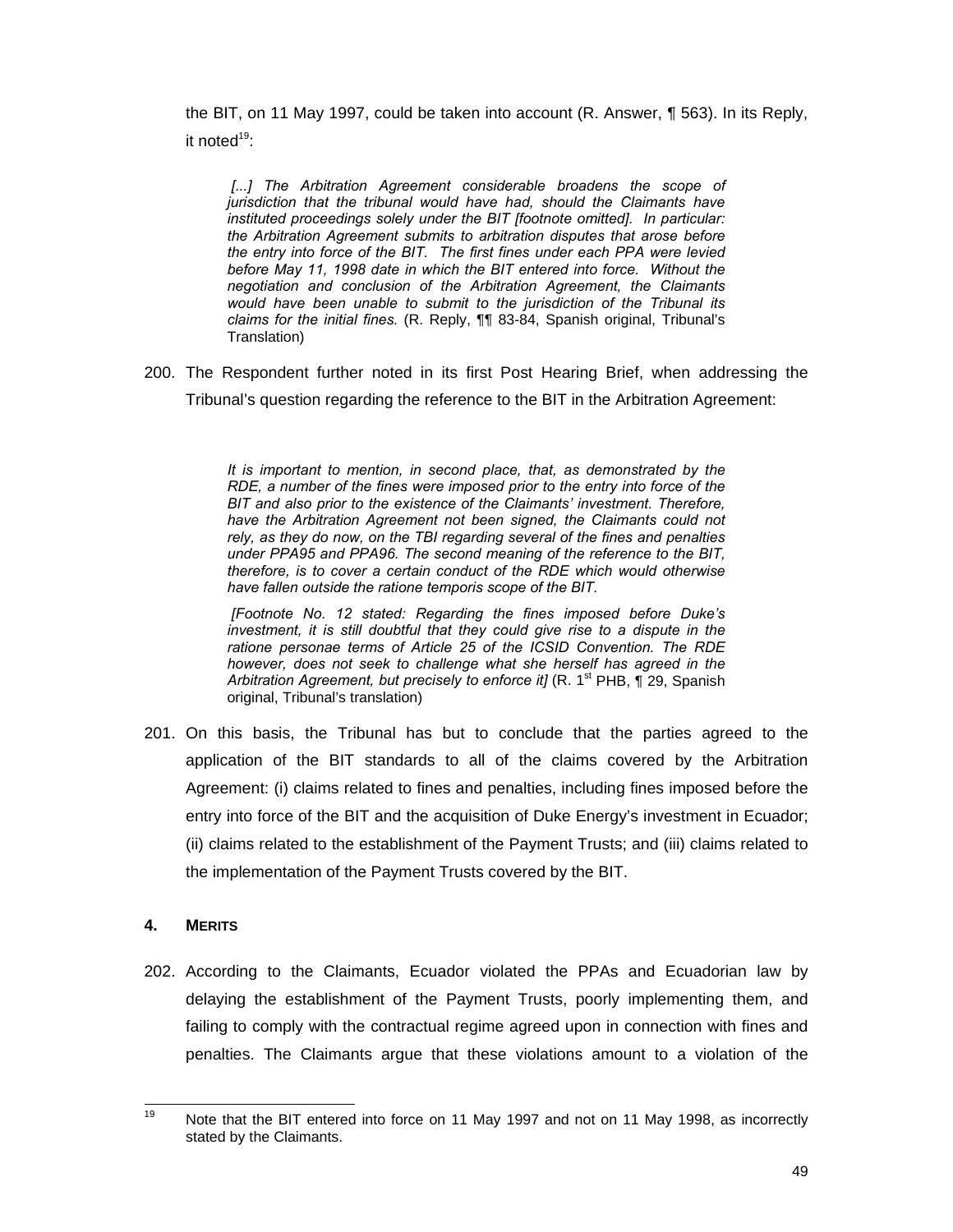the BIT, on 11 May 1997, could be taken into account (R. Answer, ¶ 563). In its Reply, it noted[19]:

> *[...] The Arbitration Agreement considerable broadens the scope of jurisdiction that the tribunal would have had, should the Claimants have instituted proceedings solely under the BIT [footnote omitted]. In particular: the Arbitration Agreement submits to arbitration disputes that arose before the entry into force of the BIT. The first fines under each PPA were levied before May 11, 1998 date in which the BIT entered into force. Without the negotiation and conclusion of the Arbitration Agreement, the Claimants would have been unable to submit to the jurisdiction of the Tribunal its claims for the initial fines.* (R. Reply, ¶¶ 83-84, Spanish original, Tribunal's Translation)

200. The Respondent further noted in its first Post Hearing Brief, when addressing the Tribunal's question regarding the reference to the BIT in the Arbitration Agreement:

> *It is important to mention, in second place, that, as demonstrated by the RDE, a number of the fines were imposed prior to the entry into force of the BIT and also prior to the existence of the Claimants' investment. Therefore, have the Arbitration Agreement not been signed, the Claimants could not rely, as they do now, on the TBI regarding several of the fines and penalties under PPA95 and PPA96. The second meaning of the reference to the BIT, therefore, is to cover a certain conduct of the RDE which would otherwise have fallen outside the ratione temporis scope of the BIT.*
>
> *[Footnote No. 12 stated: Regarding the fines imposed before Duke's investment, it is still doubtful that they could give rise to a dispute in the ratione personae terms of Article 25 of the ICSID Convention. The RDE however, does not seek to challenge what she herself has agreed in the Arbitration Agreement, but precisely to enforce it]* (R. 1st PHB, ¶ 29, Spanish original, Tribunal's translation)

201. On this basis, the Tribunal has but to conclude that the parties agreed to the application of the BIT standards to all of the claims covered by the Arbitration Agreement: (i) claims related to fines and penalties, including fines imposed before the entry into force of the BIT and the acquisition of Duke Energy's investment in Ecuador; (ii) claims related to the establishment of the Payment Trusts; and (iii) claims related to the implementation of the Payment Trusts covered by the BIT.

## 4. MERITS

202. According to the Claimants, Ecuador violated the PPAs and Ecuadorian law by delaying the establishment of the Payment Trusts, poorly implementing them, and failing to comply with the contractual regime agreed upon in connection with fines and penalties. The Claimants argue that these violations amount to a violation of the

---

[19] Note that the BIT entered into force on 11 May 1997 and not on 11 May 1998, as incorrectly stated by the Claimants.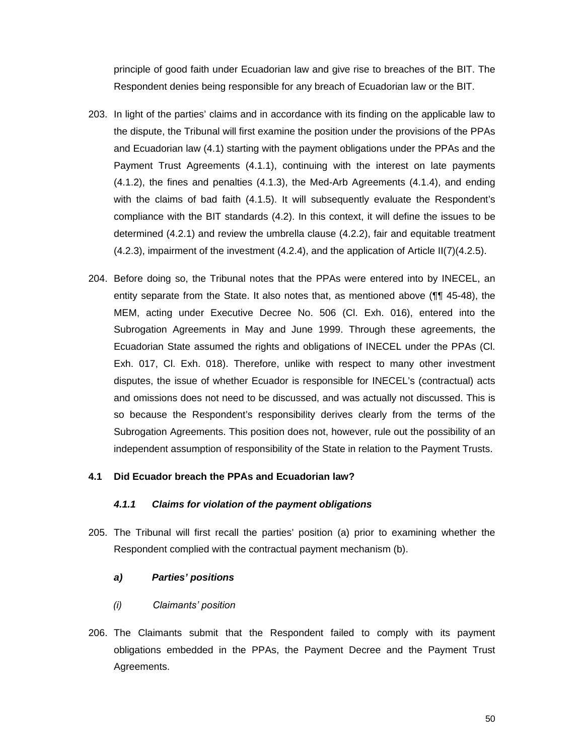principle of good faith under Ecuadorian law and give rise to breaches of the BIT. The Respondent denies being responsible for any breach of Ecuadorian law or the BIT.

203. In light of the parties' claims and in accordance with its finding on the applicable law to the dispute, the Tribunal will first examine the position under the provisions of the PPAs and Ecuadorian law (4.1) starting with the payment obligations under the PPAs and the Payment Trust Agreements (4.1.1), continuing with the interest on late payments (4.1.2), the fines and penalties (4.1.3), the Med-Arb Agreements (4.1.4), and ending with the claims of bad faith (4.1.5). It will subsequently evaluate the Respondent's compliance with the BIT standards (4.2). In this context, it will define the issues to be determined (4.2.1) and review the umbrella clause (4.2.2), fair and equitable treatment (4.2.3), impairment of the investment (4.2.4), and the application of Article II(7)(4.2.5).

204. Before doing so, the Tribunal notes that the PPAs were entered into by INECEL, an entity separate from the State. It also notes that, as mentioned above (¶¶ 45-48), the MEM, acting under Executive Decree No. 506 (Cl. Exh. 016), entered into the Subrogation Agreements in May and June 1999. Through these agreements, the Ecuadorian State assumed the rights and obligations of INECEL under the PPAs (Cl. Exh. 017, Cl. Exh. 018). Therefore, unlike with respect to many other investment disputes, the issue of whether Ecuador is responsible for INECEL's (contractual) acts and omissions does not need to be discussed, and was actually not discussed. This is so because the Respondent's responsibility derives clearly from the terms of the Subrogation Agreements. This position does not, however, rule out the possibility of an independent assumption of responsibility of the State in relation to the Payment Trusts.

## 4.1 Did Ecuador breach the PPAs and Ecuadorian law?

### *4.1.1 Claims for violation of the payment obligations*

205. The Tribunal will first recall the parties' position (a) prior to examining whether the Respondent complied with the contractual payment mechanism (b).

#### *a) Parties' positions*

##### *(i) Claimants' position*

206. The Claimants submit that the Respondent failed to comply with its payment obligations embedded in the PPAs, the Payment Decree and the Payment Trust Agreements.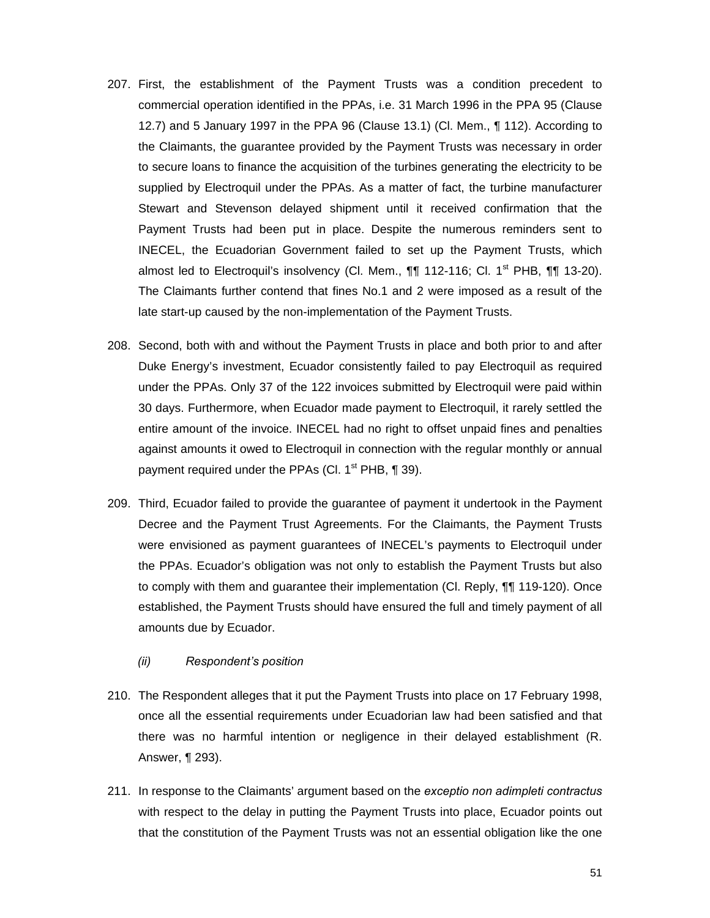207. First, the establishment of the Payment Trusts was a condition precedent to commercial operation identified in the PPAs, i.e. 31 March 1996 in the PPA 95 (Clause 12.7) and 5 January 1997 in the PPA 96 (Clause 13.1) (Cl. Mem., ¶ 112). According to the Claimants, the guarantee provided by the Payment Trusts was necessary in order to secure loans to finance the acquisition of the turbines generating the electricity to be supplied by Electroquil under the PPAs. As a matter of fact, the turbine manufacturer Stewart and Stevenson delayed shipment until it received confirmation that the Payment Trusts had been put in place. Despite the numerous reminders sent to INECEL, the Ecuadorian Government failed to set up the Payment Trusts, which almost led to Electroquil's insolvency (Cl. Mem., ¶¶ 112-116; Cl. 1st PHB, ¶¶ 13-20). The Claimants further contend that fines No.1 and 2 were imposed as a result of the late start-up caused by the non-implementation of the Payment Trusts.

208. Second, both with and without the Payment Trusts in place and both prior to and after Duke Energy's investment, Ecuador consistently failed to pay Electroquil as required under the PPAs. Only 37 of the 122 invoices submitted by Electroquil were paid within 30 days. Furthermore, when Ecuador made payment to Electroquil, it rarely settled the entire amount of the invoice. INECEL had no right to offset unpaid fines and penalties against amounts it owed to Electroquil in connection with the regular monthly or annual payment required under the PPAs (Cl. 1st PHB, ¶ 39).

209. Third, Ecuador failed to provide the guarantee of payment it undertook in the Payment Decree and the Payment Trust Agreements. For the Claimants, the Payment Trusts were envisioned as payment guarantees of INECEL's payments to Electroquil under the PPAs. Ecuador's obligation was not only to establish the Payment Trusts but also to comply with them and guarantee their implementation (Cl. Reply, ¶¶ 119-120). Once established, the Payment Trusts should have ensured the full and timely payment of all amounts due by Ecuador.

*(ii) Respondent's position*

210. The Respondent alleges that it put the Payment Trusts into place on 17 February 1998, once all the essential requirements under Ecuadorian law had been satisfied and that there was no harmful intention or negligence in their delayed establishment (R. Answer, ¶ 293).

211. In response to the Claimants' argument based on the *exceptio non adimpleti contractus* with respect to the delay in putting the Payment Trusts into place, Ecuador points out that the constitution of the Payment Trusts was not an essential obligation like the one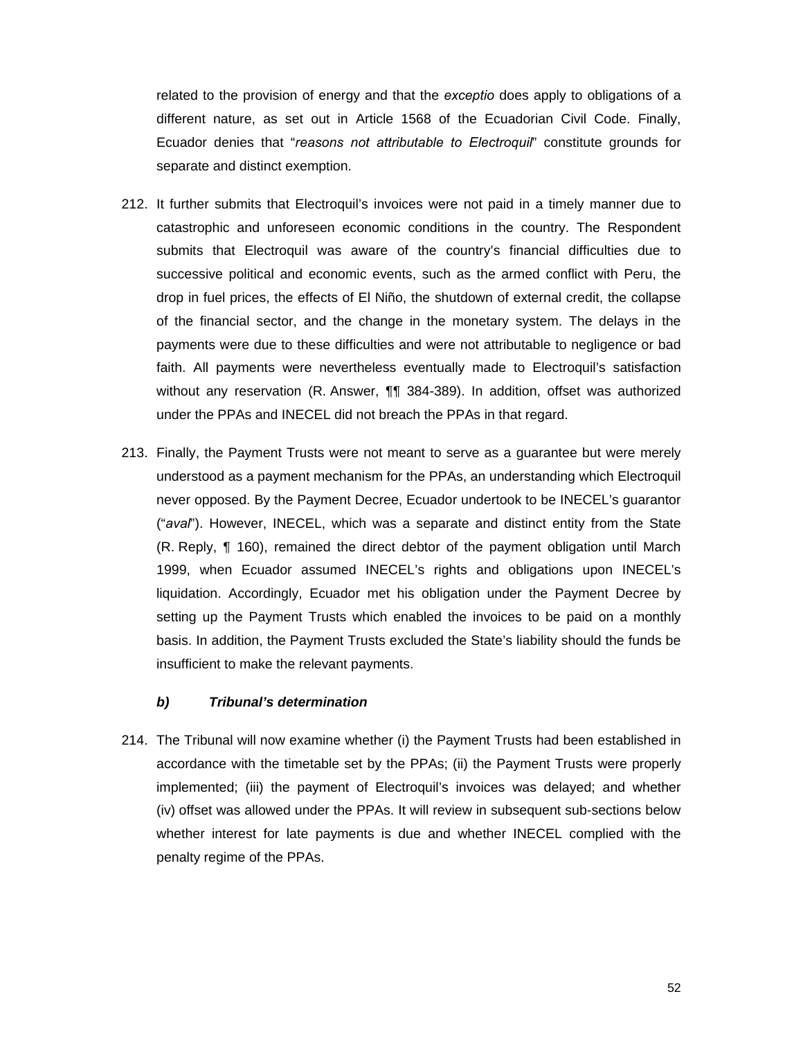related to the provision of energy and that the *exceptio* does apply to obligations of a different nature, as set out in Article 1568 of the Ecuadorian Civil Code. Finally, Ecuador denies that "*reasons not attributable to Electroquil*" constitute grounds for separate and distinct exemption.

212. It further submits that Electroquil's invoices were not paid in a timely manner due to catastrophic and unforeseen economic conditions in the country. The Respondent submits that Electroquil was aware of the country's financial difficulties due to successive political and economic events, such as the armed conflict with Peru, the drop in fuel prices, the effects of El Niño, the shutdown of external credit, the collapse of the financial sector, and the change in the monetary system. The delays in the payments were due to these difficulties and were not attributable to negligence or bad faith. All payments were nevertheless eventually made to Electroquil's satisfaction without any reservation (R. Answer, ¶¶ 384-389). In addition, offset was authorized under the PPAs and INECEL did not breach the PPAs in that regard.

213. Finally, the Payment Trusts were not meant to serve as a guarantee but were merely understood as a payment mechanism for the PPAs, an understanding which Electroquil never opposed. By the Payment Decree, Ecuador undertook to be INECEL's guarantor ("*aval*"). However, INECEL, which was a separate and distinct entity from the State (R. Reply, ¶ 160), remained the direct debtor of the payment obligation until March 1999, when Ecuador assumed INECEL's rights and obligations upon INECEL's liquidation. Accordingly, Ecuador met his obligation under the Payment Decree by setting up the Payment Trusts which enabled the invoices to be paid on a monthly basis. In addition, the Payment Trusts excluded the State's liability should the funds be insufficient to make the relevant payments.

#### b) Tribunal's determination

214. The Tribunal will now examine whether (i) the Payment Trusts had been established in accordance with the timetable set by the PPAs; (ii) the Payment Trusts were properly implemented; (iii) the payment of Electroquil's invoices was delayed; and whether (iv) offset was allowed under the PPAs. It will review in subsequent sub-sections below whether interest for late payments is due and whether INECEL complied with the penalty regime of the PPAs.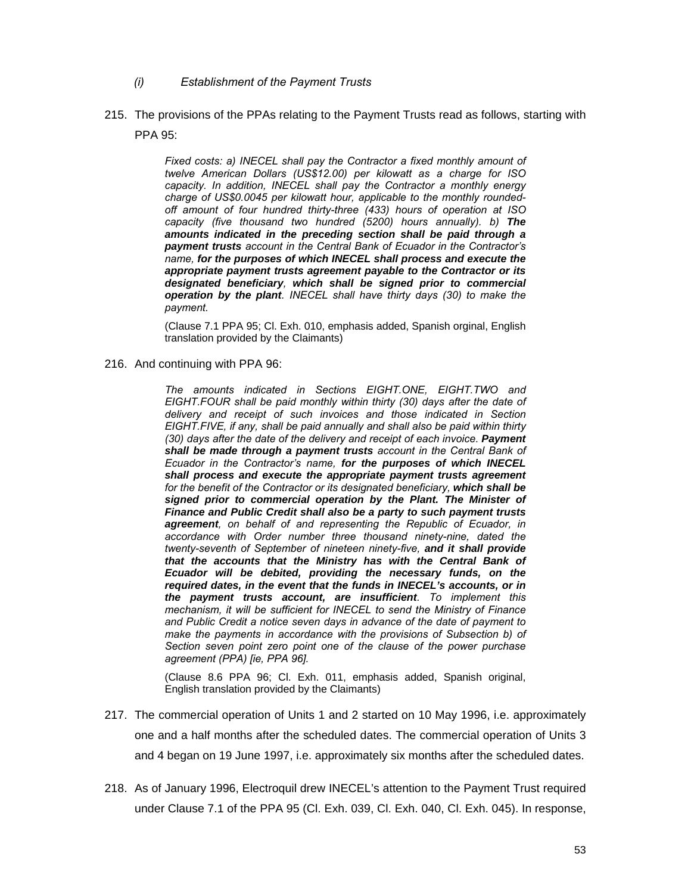### *(i) Establishment of the Payment Trusts*

215. The provisions of the PPAs relating to the Payment Trusts read as follows, starting with PPA 95:

> *Fixed costs: a) INECEL shall pay the Contractor a fixed monthly amount of twelve American Dollars (US$12.00) per kilowatt as a charge for ISO capacity. In addition, INECEL shall pay the Contractor a monthly energy charge of US$0.0045 per kilowatt hour, applicable to the monthly rounded-off amount of four hundred thirty-three (433) hours of operation at ISO capacity (five thousand two hundred (5200) hours annually). b)* ***The amounts indicated in the preceding section shall be paid through a payment trusts*** *account in the Central Bank of Ecuador in the Contractor's name,* ***for the purposes of which INECEL shall process and execute the appropriate payment trusts agreement payable to the Contractor or its designated beneficiary****,* ***which shall be signed prior to commercial operation by the plant****. INECEL shall have thirty days (30) to make the payment.*
>
> (Clause 7.1 PPA 95; Cl. Exh. 010, emphasis added, Spanish orginal, English translation provided by the Claimants)

216. And continuing with PPA 96:

> *The amounts indicated in Sections EIGHT.ONE, EIGHT.TWO and EIGHT.FOUR shall be paid monthly within thirty (30) days after the date of delivery and receipt of such invoices and those indicated in Section EIGHT.FIVE, if any, shall be paid annually and shall also be paid within thirty (30) days after the date of the delivery and receipt of each invoice.* ***Payment shall be made through a payment trusts*** *account in the Central Bank of Ecuador in the Contractor's name,* ***for the purposes of which INECEL shall process and execute the appropriate payment trusts agreement*** *for the benefit of the Contractor or its designated beneficiary,* ***which shall be signed prior to commercial operation by the Plant. The Minister of Finance and Public Credit shall also be a party to such payment trusts agreement****, on behalf of and representing the Republic of Ecuador, in accordance with Order number three thousand ninety-nine, dated the twenty-seventh of September of nineteen ninety-five,* ***and it shall provide that the accounts that the Ministry has with the Central Bank of Ecuador will be debited, providing the necessary funds, on the required dates, in the event that the funds in INECEL's accounts, or in the payment trusts account, are insufficient****. To implement this mechanism, it will be sufficient for INECEL to send the Ministry of Finance and Public Credit a notice seven days in advance of the date of payment to make the payments in accordance with the provisions of Subsection b) of Section seven point zero point one of the clause of the power purchase agreement (PPA) [ie, PPA 96].*
>
> (Clause 8.6 PPA 96; Cl. Exh. 011, emphasis added, Spanish original, English translation provided by the Claimants)

217. The commercial operation of Units 1 and 2 started on 10 May 1996, i.e. approximately one and a half months after the scheduled dates. The commercial operation of Units 3 and 4 began on 19 June 1997, i.e. approximately six months after the scheduled dates.

218. As of January 1996, Electroquil drew INECEL's attention to the Payment Trust required under Clause 7.1 of the PPA 95 (Cl. Exh. 039, Cl. Exh. 040, Cl. Exh. 045). In response,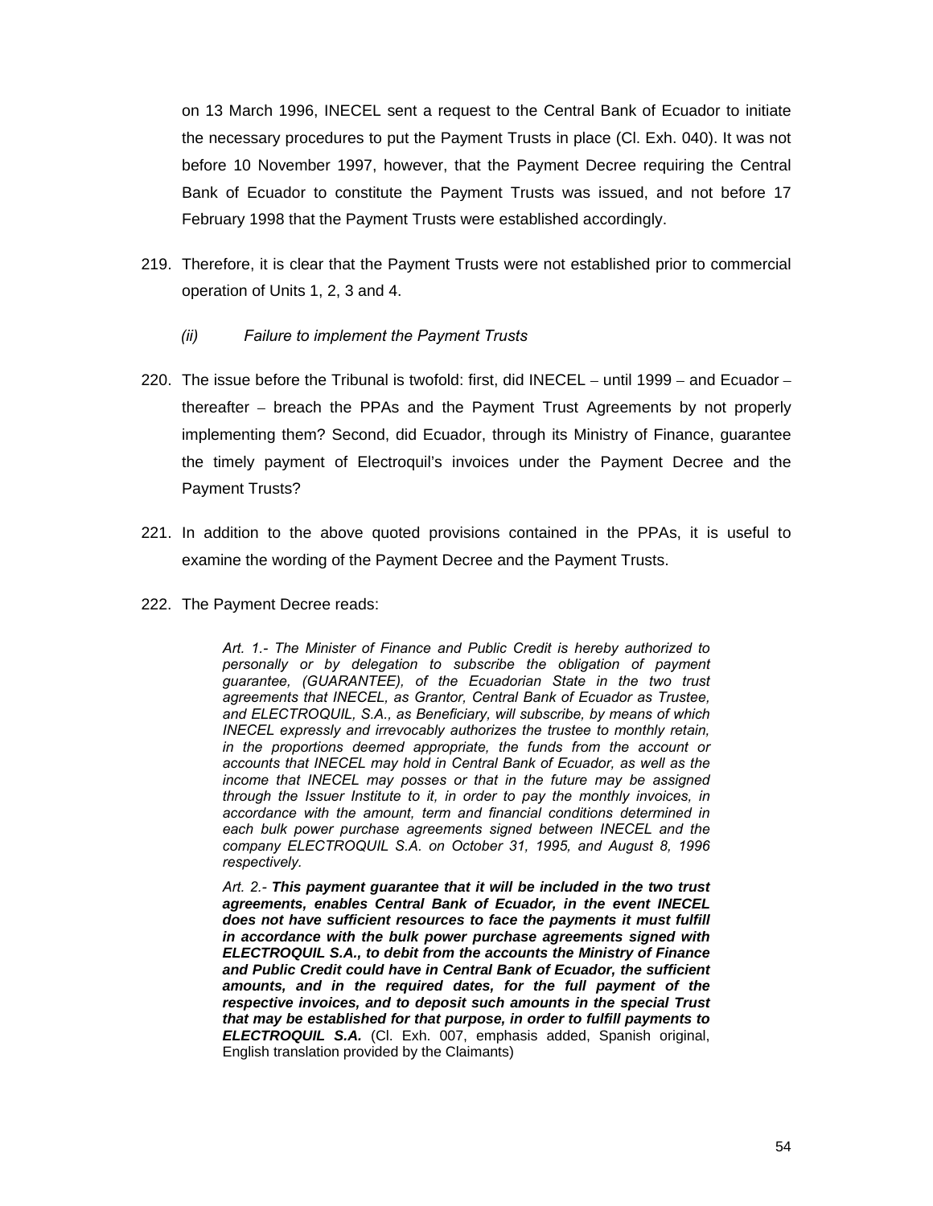on 13 March 1996, INECEL sent a request to the Central Bank of Ecuador to initiate the necessary procedures to put the Payment Trusts in place (Cl. Exh. 040). It was not before 10 November 1997, however, that the Payment Decree requiring the Central Bank of Ecuador to constitute the Payment Trusts was issued, and not before 17 February 1998 that the Payment Trusts were established accordingly.

219. Therefore, it is clear that the Payment Trusts were not established prior to commercial operation of Units 1, 2, 3 and 4.

*(ii) Failure to implement the Payment Trusts*

220. The issue before the Tribunal is twofold: first, did INECEL – until 1999 – and Ecuador – thereafter – breach the PPAs and the Payment Trust Agreements by not properly implementing them? Second, did Ecuador, through its Ministry of Finance, guarantee the timely payment of Electroquil's invoices under the Payment Decree and the Payment Trusts?

221. In addition to the above quoted provisions contained in the PPAs, it is useful to examine the wording of the Payment Decree and the Payment Trusts.

222. The Payment Decree reads:

> *Art. 1.- The Minister of Finance and Public Credit is hereby authorized to personally or by delegation to subscribe the obligation of payment guarantee, (GUARANTEE), of the Ecuadorian State in the two trust agreements that INECEL, as Grantor, Central Bank of Ecuador as Trustee, and ELECTROQUIL, S.A., as Beneficiary, will subscribe, by means of which INECEL expressly and irrevocably authorizes the trustee to monthly retain, in the proportions deemed appropriate, the funds from the account or accounts that INECEL may hold in Central Bank of Ecuador, as well as the income that INECEL may posses or that in the future may be assigned through the Issuer Institute to it, in order to pay the monthly invoices, in accordance with the amount, term and financial conditions determined in each bulk power purchase agreements signed between INECEL and the company ELECTROQUIL S.A. on October 31, 1995, and August 8, 1996 respectively.*
>
> *Art. 2.- **This payment guarantee that it will be included in the two trust agreements, enables Central Bank of Ecuador, in the event INECEL does not have sufficient resources to face the payments it must fulfill in accordance with the bulk power purchase agreements signed with ELECTROQUIL S.A., to debit from the accounts the Ministry of Finance and Public Credit could have in Central Bank of Ecuador, the sufficient amounts, and in the required dates, for the full payment of the respective invoices, and to deposit such amounts in the special Trust that may be established for that purpose, in order to fulfill payments to ELECTROQUIL S.A.*** (Cl. Exh. 007, emphasis added, Spanish original, English translation provided by the Claimants)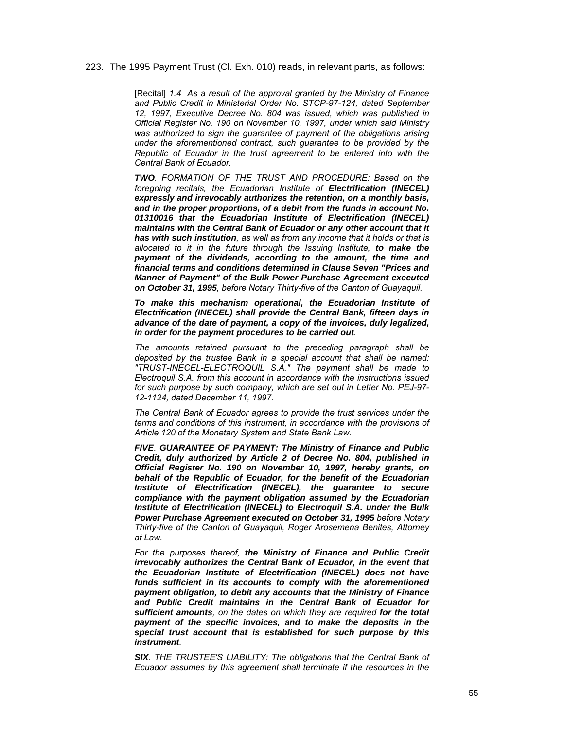223. The 1995 Payment Trust (Cl. Exh. 010) reads, in relevant parts, as follows:

> [Recital] *1.4 As a result of the approval granted by the Ministry of Finance and Public Credit in Ministerial Order No. STCP-97-124, dated September 12, 1997, Executive Decree No. 804 was issued, which was published in Official Register No. 190 on November 10, 1997, under which said Ministry was authorized to sign the guarantee of payment of the obligations arising under the aforementioned contract, such guarantee to be provided by the Republic of Ecuador in the trust agreement to be entered into with the Central Bank of Ecuador.*
>
> ***TWO**. FORMATION OF THE TRUST AND PROCEDURE: Based on the foregoing recitals, the Ecuadorian Institute of **Electrification (INECEL) expressly and irrevocably authorizes the retention, on a monthly basis, and in the proper proportions, of a debit from the funds in account No. 01310016 that the Ecuadorian Institute of Electrification (INECEL) maintains with the Central Bank of Ecuador or any other account that it has with such institution**, as well as from any income that it holds or that is allocated to it in the future through the Issuing Institute, **to make the payment of the dividends, according to the amount, the time and financial terms and conditions determined in Clause Seven "Prices and Manner of Payment" of the Bulk Power Purchase Agreement executed on October 31, 1995**, before Notary Thirty-five of the Canton of Guayaquil.*
>
> ***To make this mechanism operational, the Ecuadorian Institute of Electrification (INECEL) shall provide the Central Bank, fifteen days in advance of the date of payment, a copy of the invoices, duly legalized, in order for the payment procedures to be carried out**.*
>
> *The amounts retained pursuant to the preceding paragraph shall be deposited by the trustee Bank in a special account that shall be named: "TRUST-INECEL-ELECTROQUIL S.A." The payment shall be made to Electroquil S.A. from this account in accordance with the instructions issued for such purpose by such company, which are set out in Letter No. PEJ-97-12-1124, dated December 11, 1997.*
>
> *The Central Bank of Ecuador agrees to provide the trust services under the terms and conditions of this instrument, in accordance with the provisions of Article 120 of the Monetary System and State Bank Law.*
>
> ***FIVE**. **GUARANTEE OF PAYMENT: The Ministry of Finance and Public Credit, duly authorized by Article 2 of Decree No. 804, published in Official Register No. 190 on November 10, 1997, hereby grants, on behalf of the Republic of Ecuador, for the benefit of the Ecuadorian Institute of Electrification (INECEL), the guarantee to secure compliance with the payment obligation assumed by the Ecuadorian Institute of Electrification (INECEL) to Electroquil S.A. under the Bulk Power Purchase Agreement executed on October 31, 1995** before Notary Thirty-five of the Canton of Guayaquil, Roger Arosemena Benites, Attorney at Law.*
>
> *For the purposes thereof, **the Ministry of Finance and Public Credit irrevocably authorizes the Central Bank of Ecuador, in the event that the Ecuadorian Institute of Electrification (INECEL) does not have funds sufficient in its accounts to comply with the aforementioned payment obligation, to debit any accounts that the Ministry of Finance and Public Credit maintain in the Central Bank of Ecuador for sufficient amounts**, on the dates on which they are required **for the total payment of the specific invoices, and to make the deposits in the special trust account that is established for such purpose by this instrument**.*
>
> ***SIX**. THE TRUSTEE'S LIABILITY: The obligations that the Central Bank of Ecuador assumes by this agreement shall terminate if the resources in the*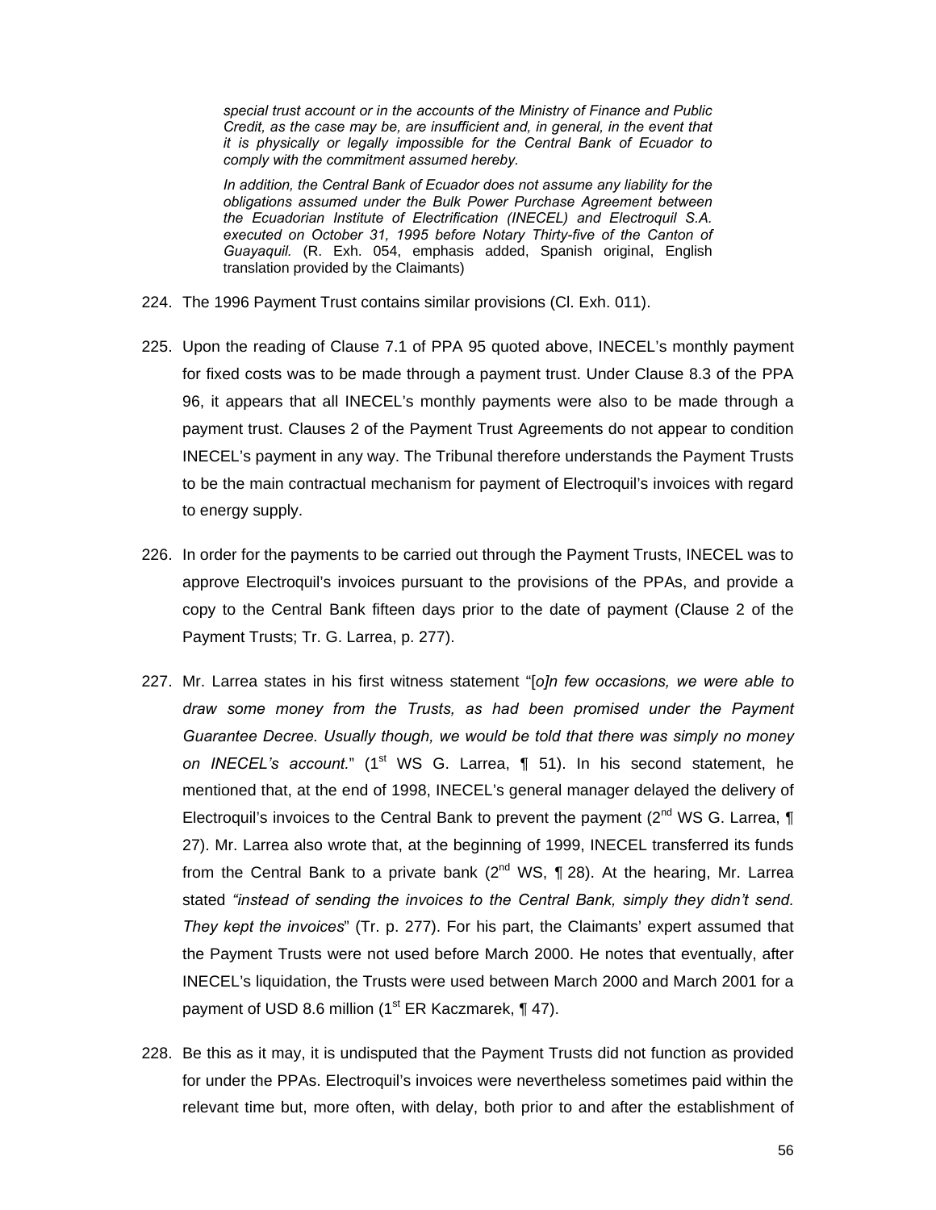> *special trust account or in the accounts of the Ministry of Finance and Public Credit, as the case may be, are insufficient and, in general, in the event that it is physically or legally impossible for the Central Bank of Ecuador to comply with the commitment assumed hereby.*
>
> *In addition, the Central Bank of Ecuador does not assume any liability for the obligations assumed under the Bulk Power Purchase Agreement between the Ecuadorian Institute of Electrification (INECEL) and Electroquil S.A. executed on October 31, 1995 before Notary Thirty-five of the Canton of Guayaquil.* (R. Exh. 054, emphasis added, Spanish original, English translation provided by the Claimants)

224. The 1996 Payment Trust contains similar provisions (Cl. Exh. 011).

225. Upon the reading of Clause 7.1 of PPA 95 quoted above, INECEL's monthly payment for fixed costs was to be made through a payment trust. Under Clause 8.3 of the PPA 96, it appears that all INECEL's monthly payments were also to be made through a payment trust. Clauses 2 of the Payment Trust Agreements do not appear to condition INECEL's payment in any way. The Tribunal therefore understands the Payment Trusts to be the main contractual mechanism for payment of Electroquil's invoices with regard to energy supply.

226. In order for the payments to be carried out through the Payment Trusts, INECEL was to approve Electroquil's invoices pursuant to the provisions of the PPAs, and provide a copy to the Central Bank fifteen days prior to the date of payment (Clause 2 of the Payment Trusts; Tr. G. Larrea, p. 277).

227. Mr. Larrea states in his first witness statement "[*o]n few occasions, we were able to draw some money from the Trusts, as had been promised under the Payment Guarantee Decree. Usually though, we would be told that there was simply no money on INECEL's account.*" (1st WS G. Larrea, ¶ 51). In his second statement, he mentioned that, at the end of 1998, INECEL's general manager delayed the delivery of Electroquil's invoices to the Central Bank to prevent the payment (2nd WS G. Larrea, ¶ 27). Mr. Larrea also wrote that, at the beginning of 1999, INECEL transferred its funds from the Central Bank to a private bank (2nd WS, ¶ 28). At the hearing, Mr. Larrea stated *"instead of sending the invoices to the Central Bank, simply they didn't send. They kept the invoices*" (Tr. p. 277). For his part, the Claimants' expert assumed that the Payment Trusts were not used before March 2000. He notes that eventually, after INECEL's liquidation, the Trusts were used between March 2000 and March 2001 for a payment of USD 8.6 million (1st ER Kaczmarek, ¶ 47).

228. Be this as it may, it is undisputed that the Payment Trusts did not function as provided for under the PPAs. Electroquil's invoices were nevertheless sometimes paid within the relevant time but, more often, with delay, both prior to and after the establishment of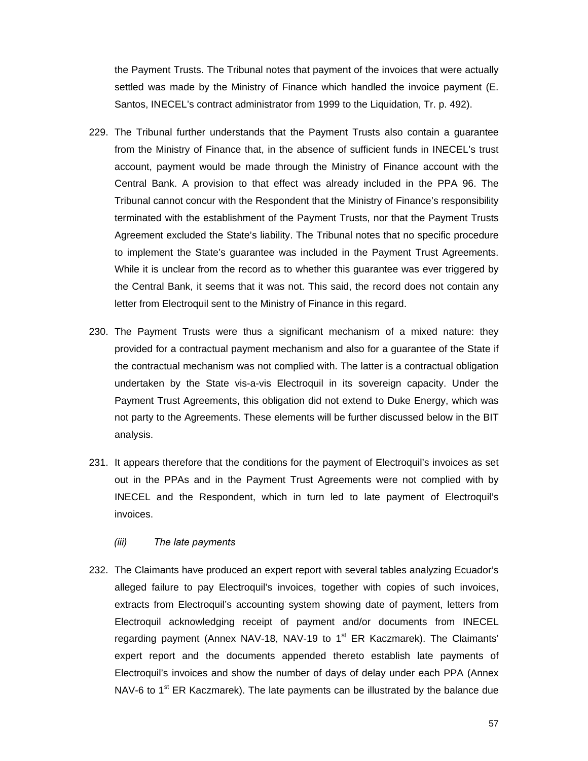the Payment Trusts. The Tribunal notes that payment of the invoices that were actually settled was made by the Ministry of Finance which handled the invoice payment (E. Santos, INECEL's contract administrator from 1999 to the Liquidation, Tr. p. 492).

229. The Tribunal further understands that the Payment Trusts also contain a guarantee from the Ministry of Finance that, in the absence of sufficient funds in INECEL's trust account, payment would be made through the Ministry of Finance account with the Central Bank. A provision to that effect was already included in the PPA 96. The Tribunal cannot concur with the Respondent that the Ministry of Finance's responsibility terminated with the establishment of the Payment Trusts, nor that the Payment Trusts Agreement excluded the State's liability. The Tribunal notes that no specific procedure to implement the State's guarantee was included in the Payment Trust Agreements. While it is unclear from the record as to whether this guarantee was ever triggered by the Central Bank, it seems that it was not. This said, the record does not contain any letter from Electroquil sent to the Ministry of Finance in this regard.

230. The Payment Trusts were thus a significant mechanism of a mixed nature: they provided for a contractual payment mechanism and also for a guarantee of the State if the contractual mechanism was not complied with. The latter is a contractual obligation undertaken by the State vis-a-vis Electroquil in its sovereign capacity. Under the Payment Trust Agreements, this obligation did not extend to Duke Energy, which was not party to the Agreements. These elements will be further discussed below in the BIT analysis.

231. It appears therefore that the conditions for the payment of Electroquil's invoices as set out in the PPAs and in the Payment Trust Agreements were not complied with by INECEL and the Respondent, which in turn led to late payment of Electroquil's invoices.

*(iii) The late payments*

232. The Claimants have produced an expert report with several tables analyzing Ecuador's alleged failure to pay Electroquil's invoices, together with copies of such invoices, extracts from Electroquil's accounting system showing date of payment, letters from Electroquil acknowledging receipt of payment and/or documents from INECEL regarding payment (Annex NAV-18, NAV-19 to 1st ER Kaczmarek). The Claimants' expert report and the documents appended thereto establish late payments of Electroquil's invoices and show the number of days of delay under each PPA (Annex NAV-6 to 1st ER Kaczmarek). The late payments can be illustrated by the balance due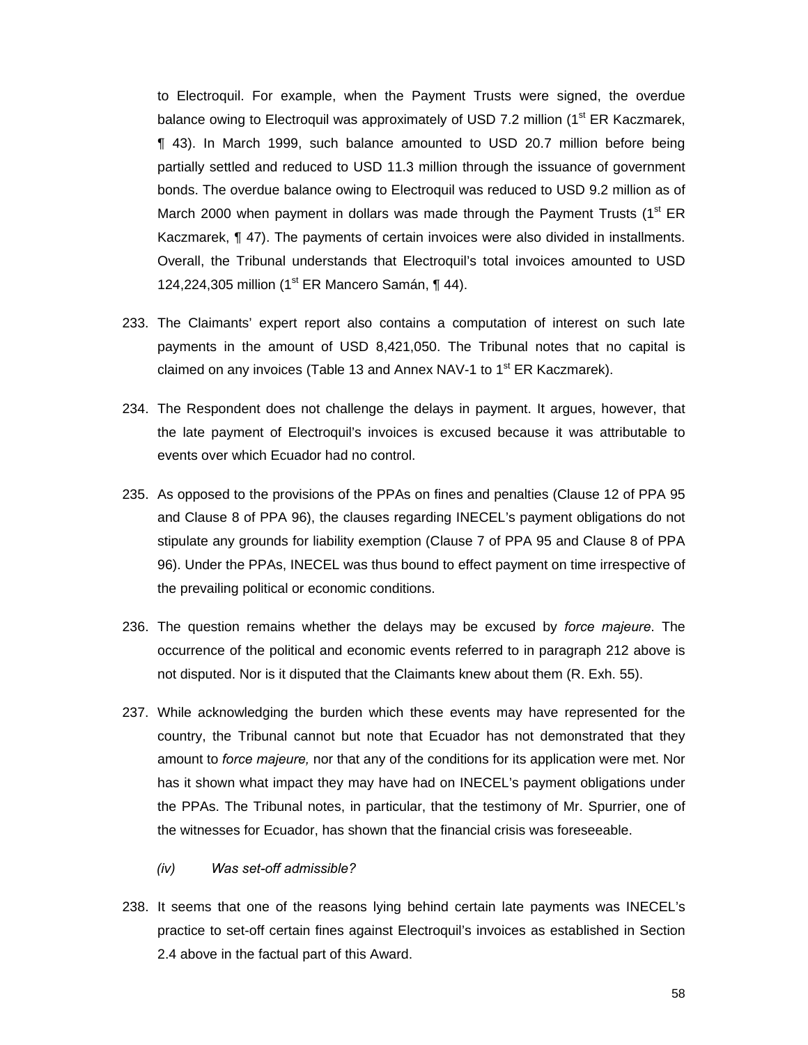to Electroquil. For example, when the Payment Trusts were signed, the overdue balance owing to Electroquil was approximately of USD 7.2 million (1st ER Kaczmarek, ¶ 43). In March 1999, such balance amounted to USD 20.7 million before being partially settled and reduced to USD 11.3 million through the issuance of government bonds. The overdue balance owing to Electroquil was reduced to USD 9.2 million as of March 2000 when payment in dollars was made through the Payment Trusts (1st ER Kaczmarek, ¶ 47). The payments of certain invoices were also divided in installments. Overall, the Tribunal understands that Electroquil's total invoices amounted to USD 124,224,305 million (1st ER Mancero Samán, ¶ 44).

233. The Claimants' expert report also contains a computation of interest on such late payments in the amount of USD 8,421,050. The Tribunal notes that no capital is claimed on any invoices (Table 13 and Annex NAV-1 to 1st ER Kaczmarek).

234. The Respondent does not challenge the delays in payment. It argues, however, that the late payment of Electroquil's invoices is excused because it was attributable to events over which Ecuador had no control.

235. As opposed to the provisions of the PPAs on fines and penalties (Clause 12 of PPA 95 and Clause 8 of PPA 96), the clauses regarding INECEL's payment obligations do not stipulate any grounds for liability exemption (Clause 7 of PPA 95 and Clause 8 of PPA 96). Under the PPAs, INECEL was thus bound to effect payment on time irrespective of the prevailing political or economic conditions.

236. The question remains whether the delays may be excused by *force majeure*. The occurrence of the political and economic events referred to in paragraph 212 above is not disputed. Nor is it disputed that the Claimants knew about them (R. Exh. 55).

237. While acknowledging the burden which these events may have represented for the country, the Tribunal cannot but note that Ecuador has not demonstrated that they amount to *force majeure,* nor that any of the conditions for its application were met. Nor has it shown what impact they may have had on INECEL's payment obligations under the PPAs. The Tribunal notes, in particular, that the testimony of Mr. Spurrier, one of the witnesses for Ecuador, has shown that the financial crisis was foreseeable.

*(iv) Was set-off admissible?*

238. It seems that one of the reasons lying behind certain late payments was INECEL's practice to set-off certain fines against Electroquil's invoices as established in Section 2.4 above in the factual part of this Award.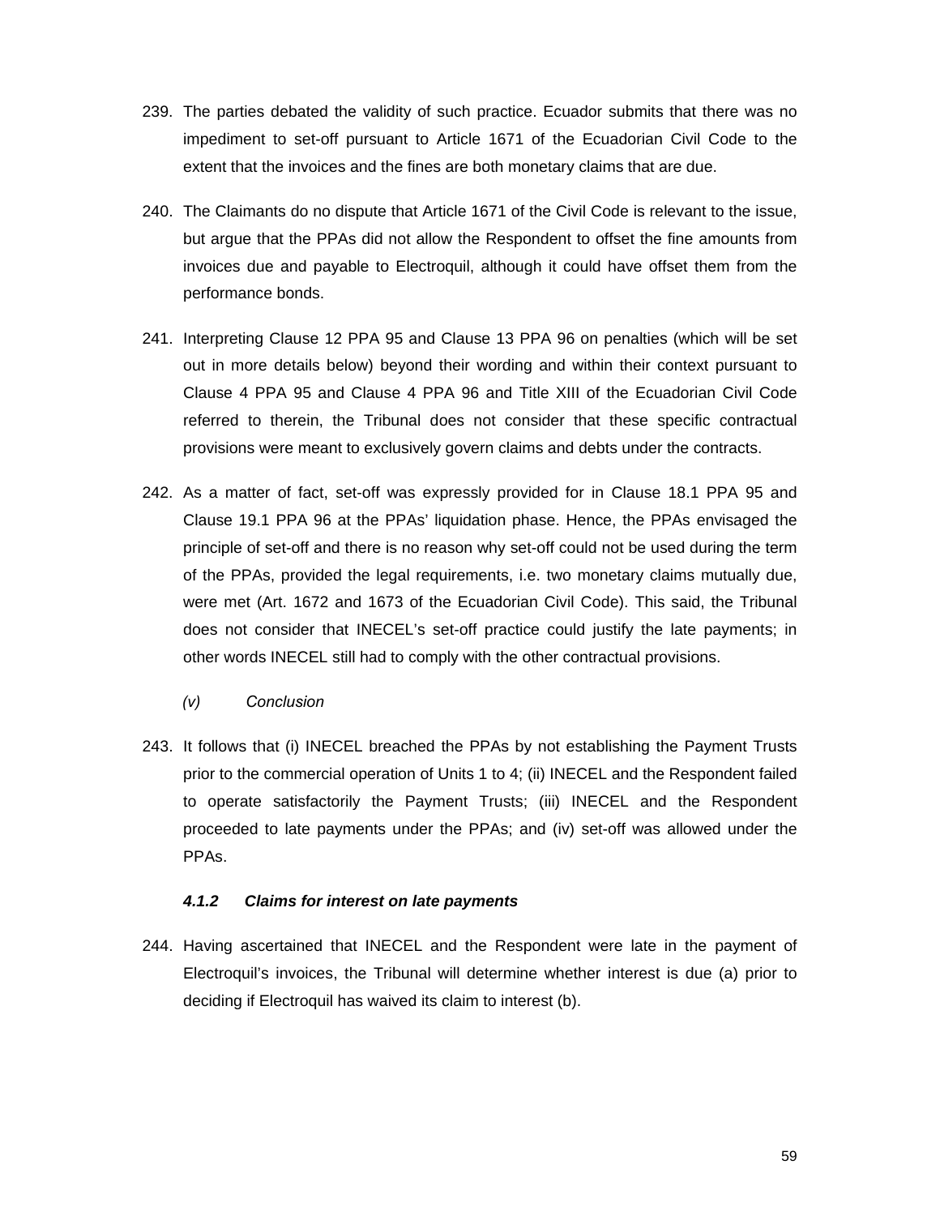239. The parties debated the validity of such practice. Ecuador submits that there was no impediment to set-off pursuant to Article 1671 of the Ecuadorian Civil Code to the extent that the invoices and the fines are both monetary claims that are due.

240. The Claimants do no dispute that Article 1671 of the Civil Code is relevant to the issue, but argue that the PPAs did not allow the Respondent to offset the fine amounts from invoices due and payable to Electroquil, although it could have offset them from the performance bonds.

241. Interpreting Clause 12 PPA 95 and Clause 13 PPA 96 on penalties (which will be set out in more details below) beyond their wording and within their context pursuant to Clause 4 PPA 95 and Clause 4 PPA 96 and Title XIII of the Ecuadorian Civil Code referred to therein, the Tribunal does not consider that these specific contractual provisions were meant to exclusively govern claims and debts under the contracts.

242. As a matter of fact, set-off was expressly provided for in Clause 18.1 PPA 95 and Clause 19.1 PPA 96 at the PPAs' liquidation phase. Hence, the PPAs envisaged the principle of set-off and there is no reason why set-off could not be used during the term of the PPAs, provided the legal requirements, i.e. two monetary claims mutually due, were met (Art. 1672 and 1673 of the Ecuadorian Civil Code). This said, the Tribunal does not consider that INECEL's set-off practice could justify the late payments; in other words INECEL still had to comply with the other contractual provisions.

*(v) Conclusion*

243. It follows that (i) INECEL breached the PPAs by not establishing the Payment Trusts prior to the commercial operation of Units 1 to 4; (ii) INECEL and the Respondent failed to operate satisfactorily the Payment Trusts; (iii) INECEL and the Respondent proceeded to late payments under the PPAs; and (iv) set-off was allowed under the PPAs.

#### *4.1.2 Claims for interest on late payments*

244. Having ascertained that INECEL and the Respondent were late in the payment of Electroquil's invoices, the Tribunal will determine whether interest is due (a) prior to deciding if Electroquil has waived its claim to interest (b).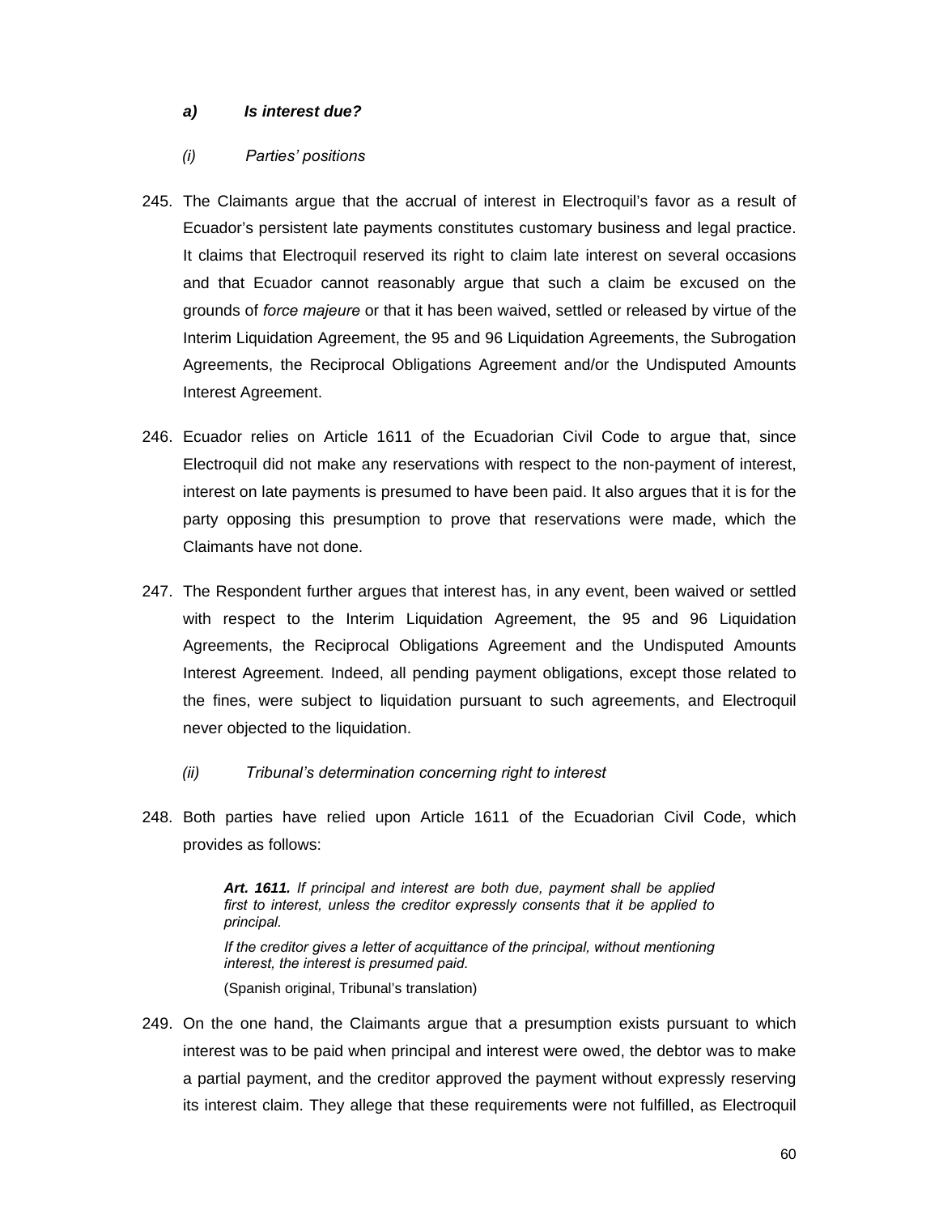#### *a) Is interest due?*

##### *(i) Parties' positions*

245. The Claimants argue that the accrual of interest in Electroquil's favor as a result of Ecuador's persistent late payments constitutes customary business and legal practice. It claims that Electroquil reserved its right to claim late interest on several occasions and that Ecuador cannot reasonably argue that such a claim be excused on the grounds of *force majeure* or that it has been waived, settled or released by virtue of the Interim Liquidation Agreement, the 95 and 96 Liquidation Agreements, the Subrogation Agreements, the Reciprocal Obligations Agreement and/or the Undisputed Amounts Interest Agreement.

246. Ecuador relies on Article 1611 of the Ecuadorian Civil Code to argue that, since Electroquil did not make any reservations with respect to the non-payment of interest, interest on late payments is presumed to have been paid. It also argues that it is for the party opposing this presumption to prove that reservations were made, which the Claimants have not done.

247. The Respondent further argues that interest has, in any event, been waived or settled with respect to the Interim Liquidation Agreement, the 95 and 96 Liquidation Agreements, the Reciprocal Obligations Agreement and the Undisputed Amounts Interest Agreement. Indeed, all pending payment obligations, except those related to the fines, were subject to liquidation pursuant to such agreements, and Electroquil never objected to the liquidation.

##### *(ii) Tribunal's determination concerning right to interest*

248. Both parties have relied upon Article 1611 of the Ecuadorian Civil Code, which provides as follows:

> ***Art. 1611.*** *If principal and interest are both due, payment shall be applied first to interest, unless the creditor expressly consents that it be applied to principal.*
>
> *If the creditor gives a letter of acquittance of the principal, without mentioning interest, the interest is presumed paid.*
>
> (Spanish original, Tribunal's translation)

249. On the one hand, the Claimants argue that a presumption exists pursuant to which interest was to be paid when principal and interest were owed, the debtor was to make a partial payment, and the creditor approved the payment without expressly reserving its interest claim. They allege that these requirements were not fulfilled, as Electroquil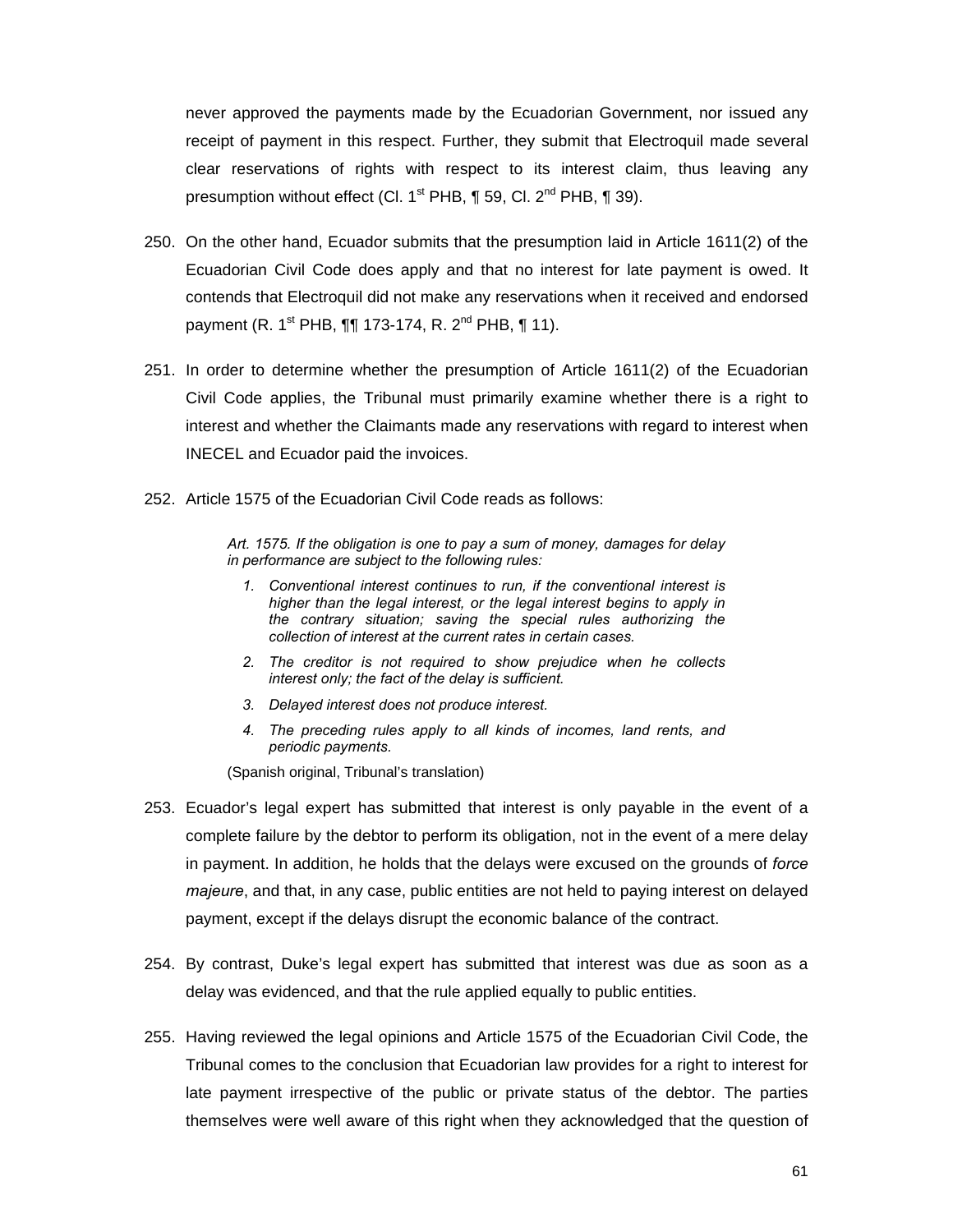never approved the payments made by the Ecuadorian Government, nor issued any receipt of payment in this respect. Further, they submit that Electroquil made several clear reservations of rights with respect to its interest claim, thus leaving any presumption without effect (Cl. 1st PHB, ¶ 59, Cl. 2nd PHB, ¶ 39).

250. On the other hand, Ecuador submits that the presumption laid in Article 1611(2) of the Ecuadorian Civil Code does apply and that no interest for late payment is owed. It contends that Electroquil did not make any reservations when it received and endorsed payment (R. 1st PHB, ¶¶ 173-174, R. 2nd PHB, ¶ 11).

251. In order to determine whether the presumption of Article 1611(2) of the Ecuadorian Civil Code applies, the Tribunal must primarily examine whether there is a right to interest and whether the Claimants made any reservations with regard to interest when INECEL and Ecuador paid the invoices.

252. Article 1575 of the Ecuadorian Civil Code reads as follows:

> *Art. 1575. If the obligation is one to pay a sum of money, damages for delay in performance are subject to the following rules:*
>
> 1. *Conventional interest continues to run, if the conventional interest is higher than the legal interest, or the legal interest begins to apply in the contrary situation; saving the special rules authorizing the collection of interest at the current rates in certain cases.*
> 2. *The creditor is not required to show prejudice when he collects interest only; the fact of the delay is sufficient.*
> 3. *Delayed interest does not produce interest.*
> 4. *The preceding rules apply to all kinds of incomes, land rents, and periodic payments.*
>
> (Spanish original, Tribunal's translation)

253. Ecuador's legal expert has submitted that interest is only payable in the event of a complete failure by the debtor to perform its obligation, not in the event of a mere delay in payment. In addition, he holds that the delays were excused on the grounds of *force majeure*, and that, in any case, public entities are not held to paying interest on delayed payment, except if the delays disrupt the economic balance of the contract.

254. By contrast, Duke's legal expert has submitted that interest was due as soon as a delay was evidenced, and that the rule applied equally to public entities.

255. Having reviewed the legal opinions and Article 1575 of the Ecuadorian Civil Code, the Tribunal comes to the conclusion that Ecuadorian law provides for a right to interest for late payment irrespective of the public or private status of the debtor. The parties themselves were well aware of this right when they acknowledged that the question of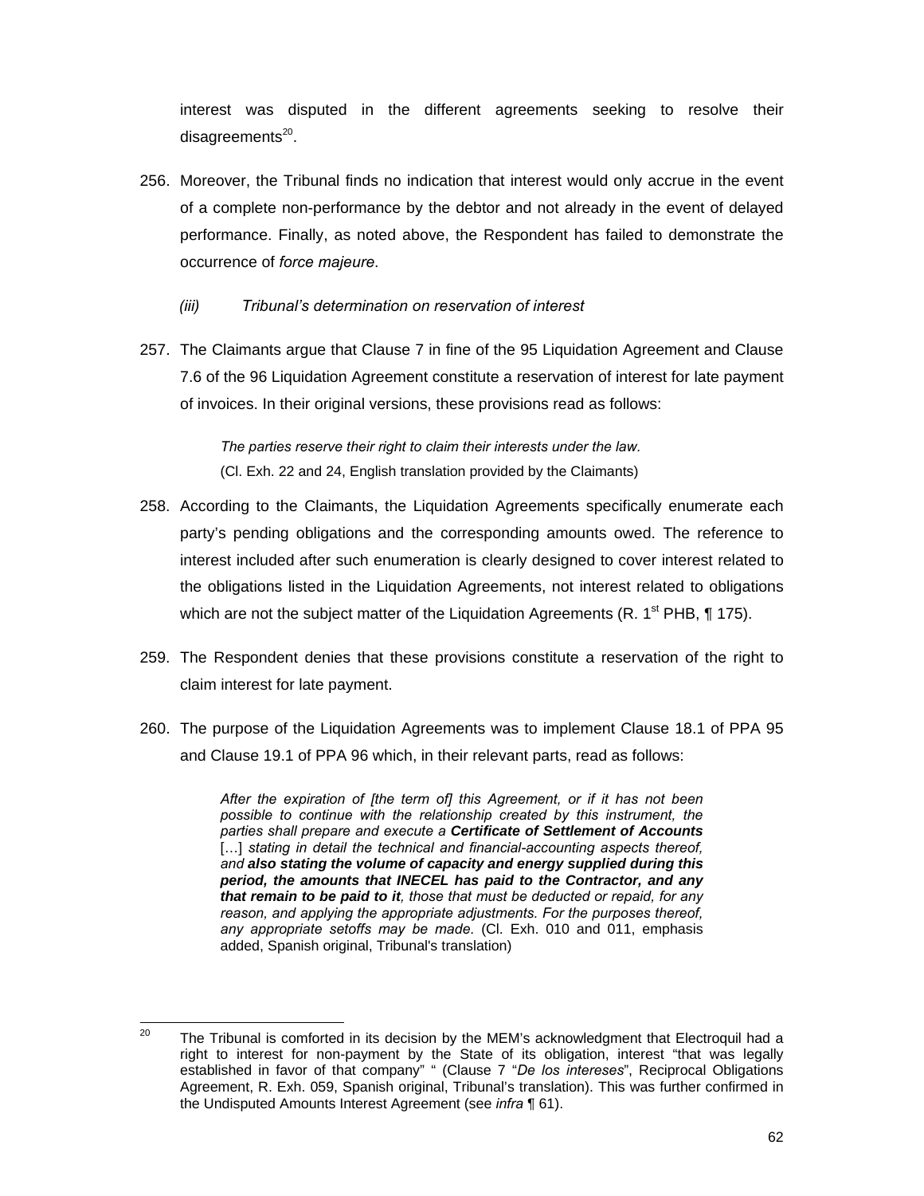interest was disputed in the different agreements seeking to resolve their disagreements[20].

256. Moreover, the Tribunal finds no indication that interest would only accrue in the event of a complete non-performance by the debtor and not already in the event of delayed performance. Finally, as noted above, the Respondent has failed to demonstrate the occurrence of *force majeure*.

*(iii) Tribunal's determination on reservation of interest*

257. The Claimants argue that Clause 7 in fine of the 95 Liquidation Agreement and Clause 7.6 of the 96 Liquidation Agreement constitute a reservation of interest for late payment of invoices. In their original versions, these provisions read as follows:

> *The parties reserve their right to claim their interests under the law.*
> (Cl. Exh. 22 and 24, English translation provided by the Claimants)

258. According to the Claimants, the Liquidation Agreements specifically enumerate each party's pending obligations and the corresponding amounts owed. The reference to interest included after such enumeration is clearly designed to cover interest related to the obligations listed in the Liquidation Agreements, not interest related to obligations which are not the subject matter of the Liquidation Agreements (R. 1st PHB, ¶ 175).

259. The Respondent denies that these provisions constitute a reservation of the right to claim interest for late payment.

260. The purpose of the Liquidation Agreements was to implement Clause 18.1 of PPA 95 and Clause 19.1 of PPA 96 which, in their relevant parts, read as follows:

> *After the expiration of [the term of] this Agreement, or if it has not been possible to continue with the relationship created by this instrument, the parties shall prepare and execute a* ***Certificate of Settlement of Accounts*** […] *stating in detail the technical and financial-accounting aspects thereof, and* ***also stating the volume of capacity and energy supplied during this period, the amounts that INECEL has paid to the Contractor, and any that remain to be paid to it****, those that must be deducted or repaid, for any reason, and applying the appropriate adjustments. For the purposes thereof, any appropriate setoffs may be made*. (Cl. Exh. 010 and 011, emphasis added, Spanish original, Tribunal's translation)

[20] The Tribunal is comforted in its decision by the MEM's acknowledgment that Electroquil had a right to interest for non-payment by the State of its obligation, interest "that was legally established in favor of that company" " (Clause 7 "*De los intereses*", Reciprocal Obligations Agreement, R. Exh. 059, Spanish original, Tribunal's translation). This was further confirmed in the Undisputed Amounts Interest Agreement (see *infra* ¶ 61).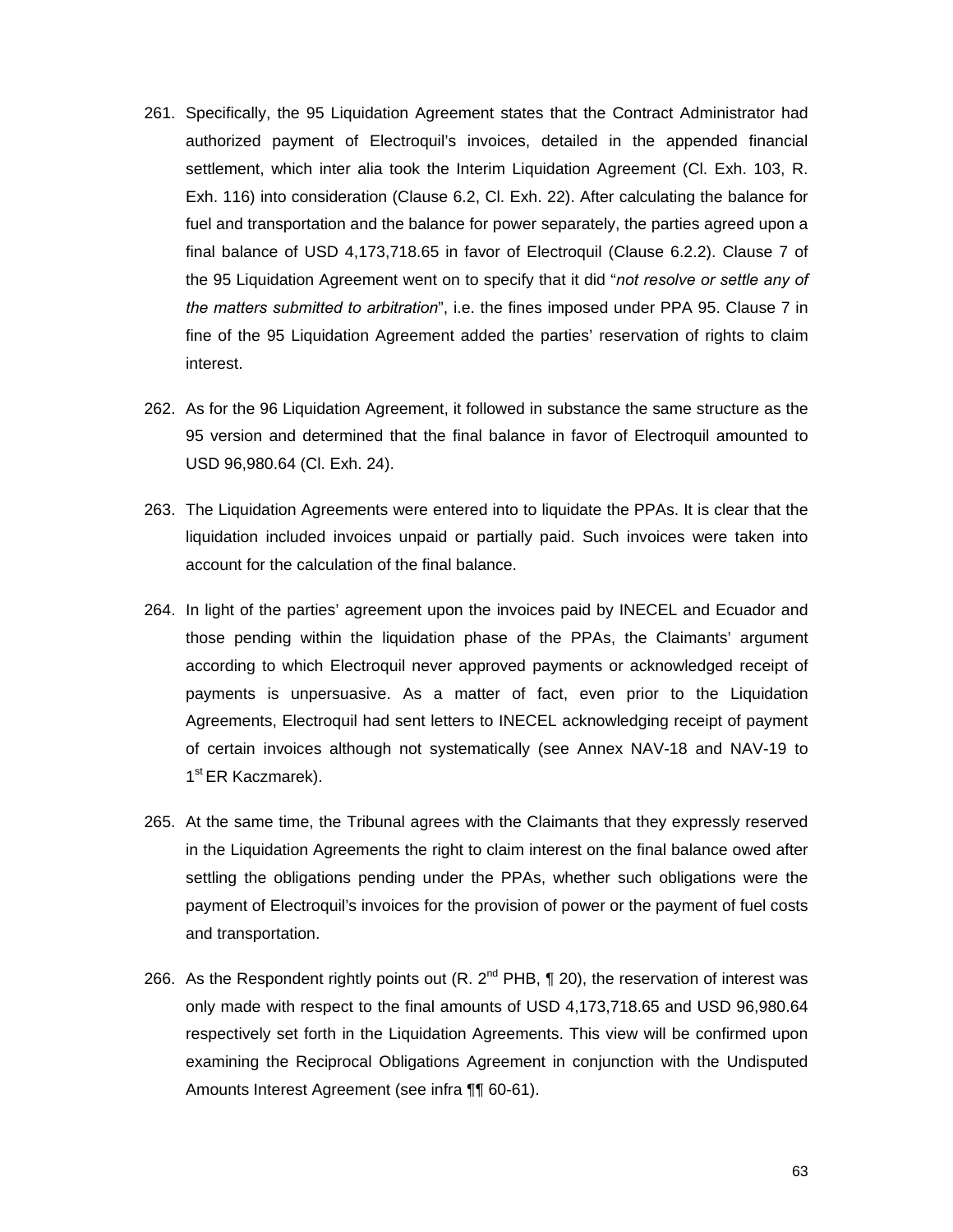261. Specifically, the 95 Liquidation Agreement states that the Contract Administrator had authorized payment of Electroquil's invoices, detailed in the appended financial settlement, which inter alia took the Interim Liquidation Agreement (Cl. Exh. 103, R. Exh. 116) into consideration (Clause 6.2, Cl. Exh. 22). After calculating the balance for fuel and transportation and the balance for power separately, the parties agreed upon a final balance of USD 4,173,718.65 in favor of Electroquil (Clause 6.2.2). Clause 7 of the 95 Liquidation Agreement went on to specify that it did "*not resolve or settle any of the matters submitted to arbitration*", i.e. the fines imposed under PPA 95. Clause 7 in fine of the 95 Liquidation Agreement added the parties' reservation of rights to claim interest.

262. As for the 96 Liquidation Agreement, it followed in substance the same structure as the 95 version and determined that the final balance in favor of Electroquil amounted to USD 96,980.64 (Cl. Exh. 24).

263. The Liquidation Agreements were entered into to liquidate the PPAs. It is clear that the liquidation included invoices unpaid or partially paid. Such invoices were taken into account for the calculation of the final balance.

264. In light of the parties' agreement upon the invoices paid by INECEL and Ecuador and those pending within the liquidation phase of the PPAs, the Claimants' argument according to which Electroquil never approved payments or acknowledged receipt of payments is unpersuasive. As a matter of fact, even prior to the Liquidation Agreements, Electroquil had sent letters to INECEL acknowledging receipt of payment of certain invoices although not systematically (see Annex NAV-18 and NAV-19 to 1st ER Kaczmarek).

265. At the same time, the Tribunal agrees with the Claimants that they expressly reserved in the Liquidation Agreements the right to claim interest on the final balance owed after settling the obligations pending under the PPAs, whether such obligations were the payment of Electroquil's invoices for the provision of power or the payment of fuel costs and transportation.

266. As the Respondent rightly points out (R. 2nd PHB, ¶ 20), the reservation of interest was only made with respect to the final amounts of USD 4,173,718.65 and USD 96,980.64 respectively set forth in the Liquidation Agreements. This view will be confirmed upon examining the Reciprocal Obligations Agreement in conjunction with the Undisputed Amounts Interest Agreement (see infra ¶¶ 60-61).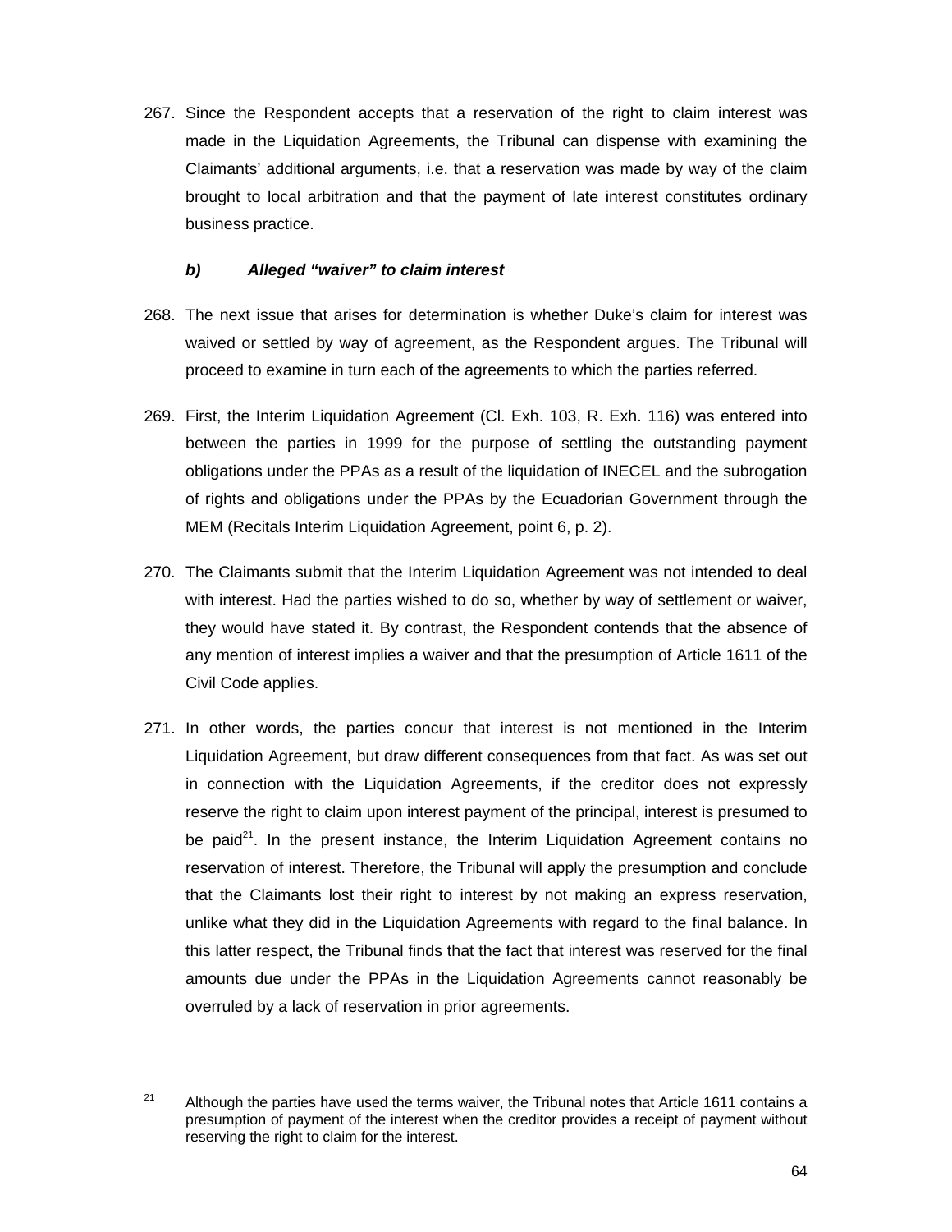267. Since the Respondent accepts that a reservation of the right to claim interest was made in the Liquidation Agreements, the Tribunal can dispense with examining the Claimants' additional arguments, i.e. that a reservation was made by way of the claim brought to local arbitration and that the payment of late interest constitutes ordinary business practice.

***b) Alleged "waiver" to claim interest***

268. The next issue that arises for determination is whether Duke's claim for interest was waived or settled by way of agreement, as the Respondent argues. The Tribunal will proceed to examine in turn each of the agreements to which the parties referred.

269. First, the Interim Liquidation Agreement (Cl. Exh. 103, R. Exh. 116) was entered into between the parties in 1999 for the purpose of settling the outstanding payment obligations under the PPAs as a result of the liquidation of INECEL and the subrogation of rights and obligations under the PPAs by the Ecuadorian Government through the MEM (Recitals Interim Liquidation Agreement, point 6, p. 2).

270. The Claimants submit that the Interim Liquidation Agreement was not intended to deal with interest. Had the parties wished to do so, whether by way of settlement or waiver, they would have stated it. By contrast, the Respondent contends that the absence of any mention of interest implies a waiver and that the presumption of Article 1611 of the Civil Code applies.

271. In other words, the parties concur that interest is not mentioned in the Interim Liquidation Agreement, but draw different consequences from that fact. As was set out in connection with the Liquidation Agreements, if the creditor does not expressly reserve the right to claim upon interest payment of the principal, interest is presumed to be paid[21]. In the present instance, the Interim Liquidation Agreement contains no reservation of interest. Therefore, the Tribunal will apply the presumption and conclude that the Claimants lost their right to interest by not making an express reservation, unlike what they did in the Liquidation Agreements with regard to the final balance. In this latter respect, the Tribunal finds that the fact that interest was reserved for the final amounts due under the PPAs in the Liquidation Agreements cannot reasonably be overruled by a lack of reservation in prior agreements.

---

[21] Although the parties have used the terms waiver, the Tribunal notes that Article 1611 contains a presumption of payment of the interest when the creditor provides a receipt of payment without reserving the right to claim for the interest.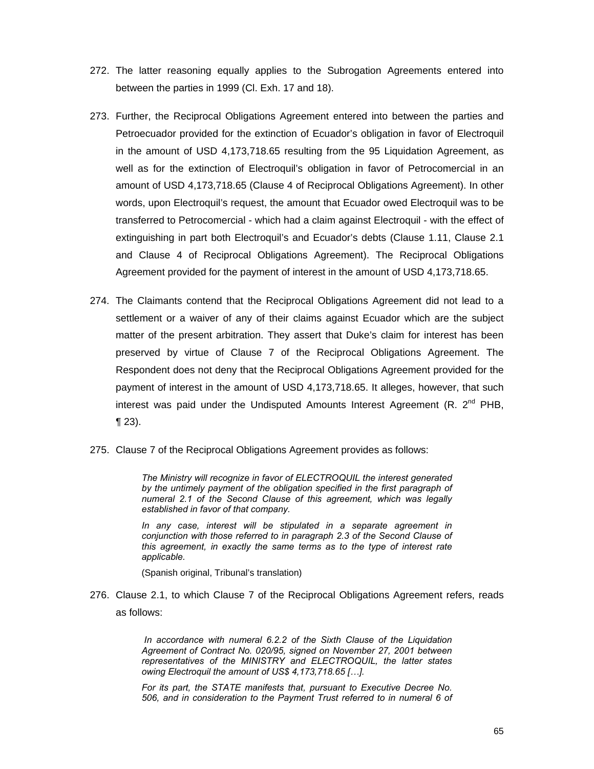272. The latter reasoning equally applies to the Subrogation Agreements entered into between the parties in 1999 (Cl. Exh. 17 and 18).

273. Further, the Reciprocal Obligations Agreement entered into between the parties and Petroecuador provided for the extinction of Ecuador's obligation in favor of Electroquil in the amount of USD 4,173,718.65 resulting from the 95 Liquidation Agreement, as well as for the extinction of Electroquil's obligation in favor of Petrocomercial in an amount of USD 4,173,718.65 (Clause 4 of Reciprocal Obligations Agreement). In other words, upon Electroquil's request, the amount that Ecuador owed Electroquil was to be transferred to Petrocomercial - which had a claim against Electroquil - with the effect of extinguishing in part both Electroquil's and Ecuador's debts (Clause 1.11, Clause 2.1 and Clause 4 of Reciprocal Obligations Agreement). The Reciprocal Obligations Agreement provided for the payment of interest in the amount of USD 4,173,718.65.

274. The Claimants contend that the Reciprocal Obligations Agreement did not lead to a settlement or a waiver of any of their claims against Ecuador which are the subject matter of the present arbitration. They assert that Duke's claim for interest has been preserved by virtue of Clause 7 of the Reciprocal Obligations Agreement. The Respondent does not deny that the Reciprocal Obligations Agreement provided for the payment of interest in the amount of USD 4,173,718.65. It alleges, however, that such interest was paid under the Undisputed Amounts Interest Agreement (R. 2nd PHB, ¶ 23).

275. Clause 7 of the Reciprocal Obligations Agreement provides as follows:

> *The Ministry will recognize in favor of ELECTROQUIL the interest generated by the untimely payment of the obligation specified in the first paragraph of numeral 2.1 of the Second Clause of this agreement, which was legally established in favor of that company.*
>
> *In any case, interest will be stipulated in a separate agreement in conjunction with those referred to in paragraph 2.3 of the Second Clause of this agreement, in exactly the same terms as to the type of interest rate applicable.*
>
> (Spanish original, Tribunal's translation)

276. Clause 2.1, to which Clause 7 of the Reciprocal Obligations Agreement refers, reads as follows:

> *In accordance with numeral 6.2.2 of the Sixth Clause of the Liquidation Agreement of Contract No. 020/95, signed on November 27, 2001 between representatives of the MINISTRY and ELECTROQUIL, the latter states owing Electroquil the amount of US$ 4,173,718.65 […].*
>
> *For its part, the STATE manifests that, pursuant to Executive Decree No. 506, and in consideration to the Payment Trust referred to in numeral 6 of*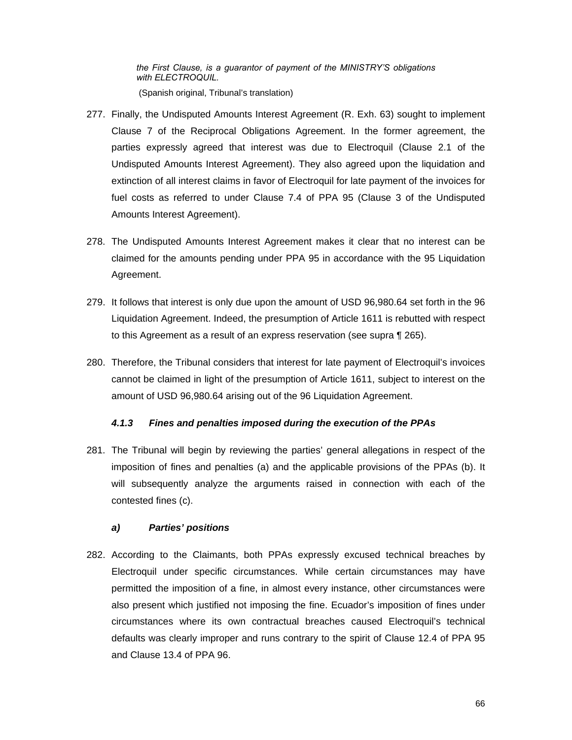*the First Clause, is a guarantor of payment of the MINISTRY'S obligations with ELECTROQUIL.*

(Spanish original, Tribunal's translation)

277. Finally, the Undisputed Amounts Interest Agreement (R. Exh. 63) sought to implement Clause 7 of the Reciprocal Obligations Agreement. In the former agreement, the parties expressly agreed that interest was due to Electroquil (Clause 2.1 of the Undisputed Amounts Interest Agreement). They also agreed upon the liquidation and extinction of all interest claims in favor of Electroquil for late payment of the invoices for fuel costs as referred to under Clause 7.4 of PPA 95 (Clause 3 of the Undisputed Amounts Interest Agreement).

278. The Undisputed Amounts Interest Agreement makes it clear that no interest can be claimed for the amounts pending under PPA 95 in accordance with the 95 Liquidation Agreement.

279. It follows that interest is only due upon the amount of USD 96,980.64 set forth in the 96 Liquidation Agreement. Indeed, the presumption of Article 1611 is rebutted with respect to this Agreement as a result of an express reservation (see supra ¶ 265).

280. Therefore, the Tribunal considers that interest for late payment of Electroquil's invoices cannot be claimed in light of the presumption of Article 1611, subject to interest on the amount of USD 96,980.64 arising out of the 96 Liquidation Agreement.

#### 4.1.3 Fines and penalties imposed during the execution of the PPAs

281. The Tribunal will begin by reviewing the parties' general allegations in respect of the imposition of fines and penalties (a) and the applicable provisions of the PPAs (b). It will subsequently analyze the arguments raised in connection with each of the contested fines (c).

##### a) Parties' positions

282. According to the Claimants, both PPAs expressly excused technical breaches by Electroquil under specific circumstances. While certain circumstances may have permitted the imposition of a fine, in almost every instance, other circumstances were also present which justified not imposing the fine. Ecuador's imposition of fines under circumstances where its own contractual breaches caused Electroquil's technical defaults was clearly improper and runs contrary to the spirit of Clause 12.4 of PPA 95 and Clause 13.4 of PPA 96.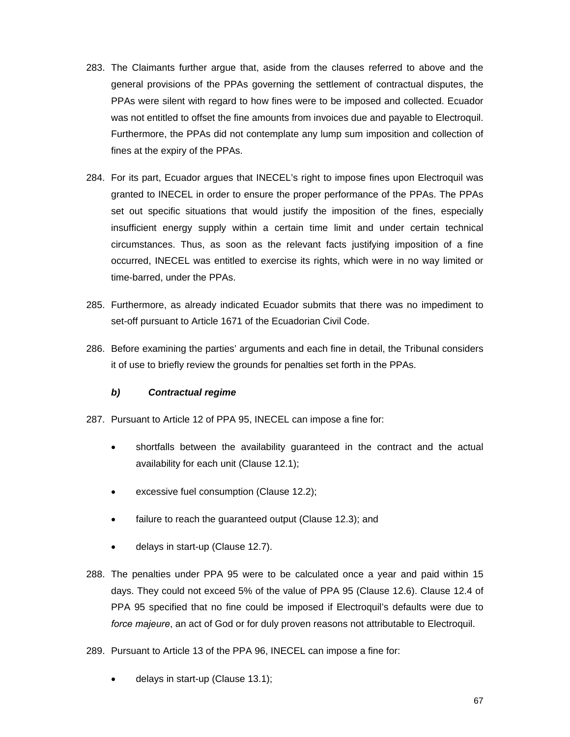283. The Claimants further argue that, aside from the clauses referred to above and the general provisions of the PPAs governing the settlement of contractual disputes, the PPAs were silent with regard to how fines were to be imposed and collected. Ecuador was not entitled to offset the fine amounts from invoices due and payable to Electroquil. Furthermore, the PPAs did not contemplate any lump sum imposition and collection of fines at the expiry of the PPAs.

284. For its part, Ecuador argues that INECEL's right to impose fines upon Electroquil was granted to INECEL in order to ensure the proper performance of the PPAs. The PPAs set out specific situations that would justify the imposition of the fines, especially insufficient energy supply within a certain time limit and under certain technical circumstances. Thus, as soon as the relevant facts justifying imposition of a fine occurred, INECEL was entitled to exercise its rights, which were in no way limited or time-barred, under the PPAs.

285. Furthermore, as already indicated Ecuador submits that there was no impediment to set-off pursuant to Article 1671 of the Ecuadorian Civil Code.

286. Before examining the parties' arguments and each fine in detail, the Tribunal considers it of use to briefly review the grounds for penalties set forth in the PPAs.

### *b) Contractual regime*

287. Pursuant to Article 12 of PPA 95, INECEL can impose a fine for:

- shortfalls between the availability guaranteed in the contract and the actual availability for each unit (Clause 12.1);
- excessive fuel consumption (Clause 12.2);
- failure to reach the guaranteed output (Clause 12.3); and
- delays in start-up (Clause 12.7).

288. The penalties under PPA 95 were to be calculated once a year and paid within 15 days. They could not exceed 5% of the value of PPA 95 (Clause 12.6). Clause 12.4 of PPA 95 specified that no fine could be imposed if Electroquil's defaults were due to *force majeure*, an act of God or for duly proven reasons not attributable to Electroquil.

289. Pursuant to Article 13 of the PPA 96, INECEL can impose a fine for:

- delays in start-up (Clause 13.1);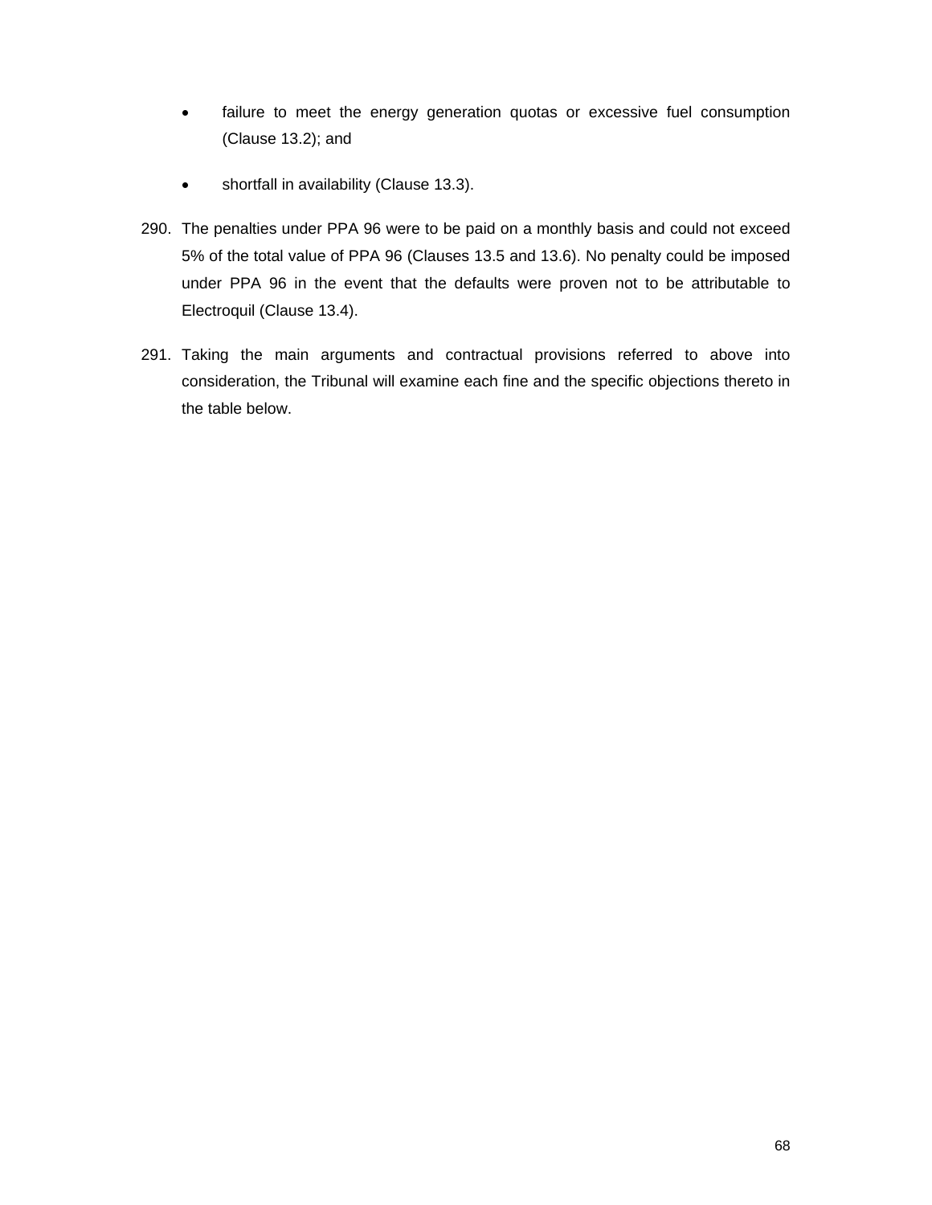- failure to meet the energy generation quotas or excessive fuel consumption (Clause 13.2); and
- shortfall in availability (Clause 13.3).

290. The penalties under PPA 96 were to be paid on a monthly basis and could not exceed 5% of the total value of PPA 96 (Clauses 13.5 and 13.6). No penalty could be imposed under PPA 96 in the event that the defaults were proven not to be attributable to Electroquil (Clause 13.4).

291. Taking the main arguments and contractual provisions referred to above into consideration, the Tribunal will examine each fine and the specific objections thereto in the table below.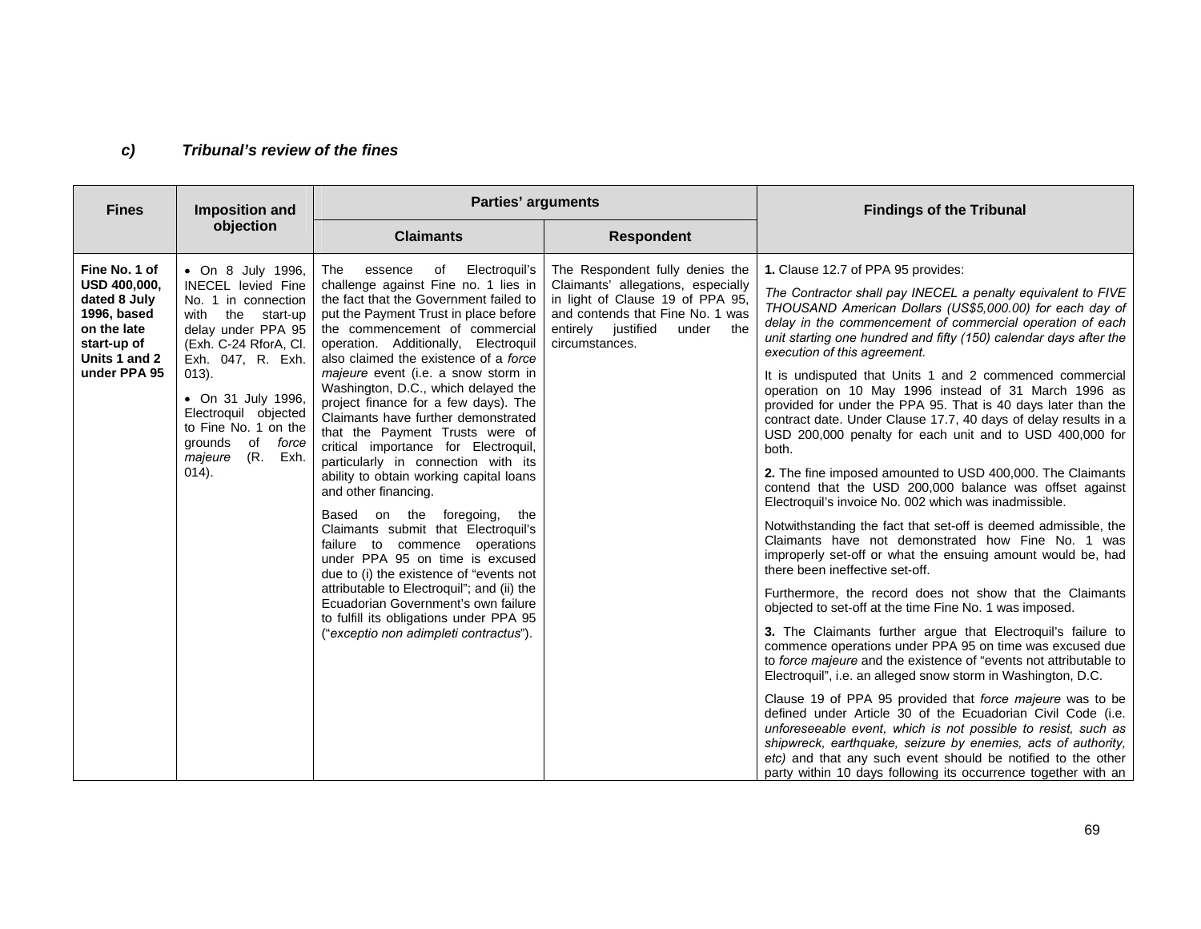### *c) Tribunal's review of the fines*

| Fines | Imposition and objection | Parties' arguments | | Findings of the Tribunal |
|---|---|---|---|---|
| | | Claimants | Respondent | |
| **Fine No. 1 of USD 400,000, dated 8 July 1996, based on the late start-up of Units 1 and 2 under PPA 95** | • On 8 July 1996, INECEL levied Fine No. 1 in connection with the start-up delay under PPA 95 (Exh. C-24 RforA, Cl. Exh. 047, R. Exh. 013).<br><br>• On 31 July 1996, Electroquil objected to Fine No. 1 on the grounds of *force majeure* (R. Exh. 014). | The essence of Electroquil's challenge against Fine no. 1 lies in the fact that the Government failed to put the Payment Trust in place before the commencement of commercial operation. Additionally, Electroquil also claimed the existence of a *force majeure* event (i.e. a snow storm in Washington, D.C., which delayed the project finance for a few days). The Claimants have further demonstrated that the Payment Trusts were of critical importance for Electroquil, particularly in connection with its ability to obtain working capital loans and other financing.<br><br>Based on the foregoing, the Claimants submit that Electroquil's failure to commence operations under PPA 95 on time is excused due to (i) the existence of "events not attributable to Electroquil"; and (ii) the Ecuadorian Government's own failure to fulfill its obligations under PPA 95 ("*exceptio non adimpleti contractus*"). | The Respondent fully denies the Claimants' allegations, especially in light of Clause 19 of PPA 95, and contends that Fine No. 1 was entirely justified under the circumstances. | **1.** Clause 12.7 of PPA 95 provides:<br><br>*The Contractor shall pay INECEL a penalty equivalent to FIVE THOUSAND American Dollars (US$5,000.00) for each day of delay in the commencement of commercial operation of each unit starting one hundred and fifty (150) calendar days after the execution of this agreement.*<br><br>It is undisputed that Units 1 and 2 commenced commercial operation on 10 May 1996 instead of 31 March 1996 as provided for under the PPA 95. That is 40 days later than the contract date. Under Clause 17.7, 40 days of delay results in a USD 200,000 penalty for each unit and to USD 400,000 for both.<br><br>**2.** The fine imposed amounted to USD 400,000. The Claimants contend that the USD 200,000 balance was offset against Electroquil's invoice No. 002 which was inadmissible.<br><br>Notwithstanding the fact that set-off is deemed admissible, the Claimants have not demonstrated how Fine No. 1 was improperly set-off or what the ensuing amount would be, had there been ineffective set-off.<br><br>Furthermore, the record does not show that the Claimants objected to set-off at the time Fine No. 1 was imposed.<br><br>**3.** The Claimants further argue that Electroquil's failure to commence operations under PPA 95 on time was excused due to *force majeure* and the existence of "events not attributable to Electroquil", i.e. an alleged snow storm in Washington, D.C.<br><br>Clause 19 of PPA 95 provided that *force majeure* was to be defined under Article 30 of the Ecuadorian Civil Code (i.e. *unforeseeable event, which is not possible to resist, such as shipwreck, earthquake, seizure by enemies, acts of authority, etc)* and that any such event should be notified to the other party within 10 days following its occurrence together with an |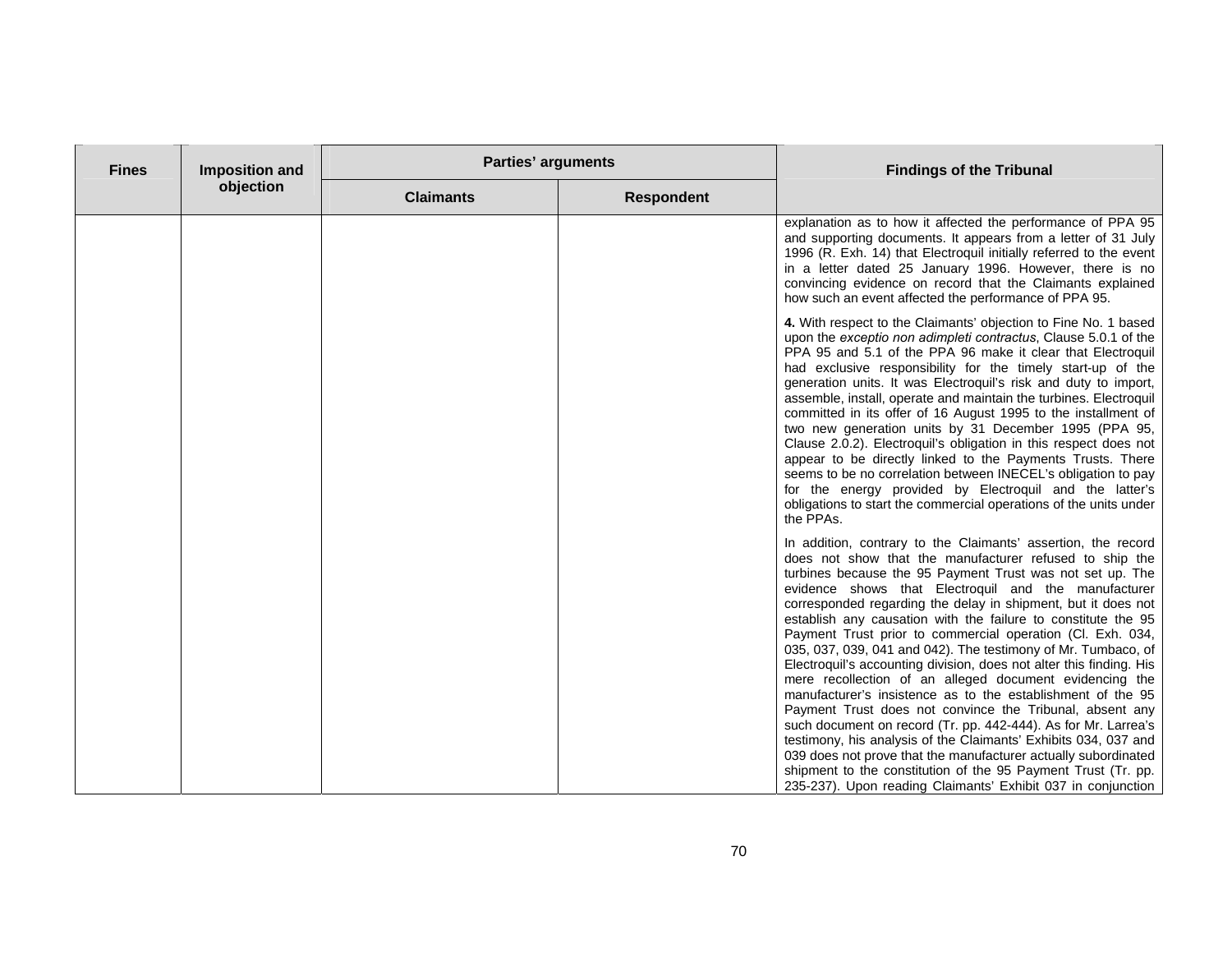| Fines | Imposition and objection | Parties' arguments | | Findings of the Tribunal |
|---|---|---|---|---|
| | | Claimants | Respondent | |
| | | | | explanation as to how it affected the performance of PPA 95 and supporting documents. It appears from a letter of 31 July 1996 (R. Exh. 14) that Electroquil initially referred to the event in a letter dated 25 January 1996. However, there is no convincing evidence on record that the Claimants explained how such an event affected the performance of PPA 95.<br><br>**4.** With respect to the Claimants' objection to Fine No. 1 based upon the *exceptio non adimpleti contractus*, Clause 5.0.1 of the PPA 95 and 5.1 of the PPA 96 make it clear that Electroquil had exclusive responsibility for the timely start-up of the generation units. It was Electroquil's risk and duty to import, assemble, install, operate and maintain the turbines. Electroquil committed in its offer of 16 August 1995 to the installment of two new generation units by 31 December 1995 (PPA 95, Clause 2.0.2). Electroquil's obligation in this respect does not appear to be directly linked to the Payments Trusts. There seems to be no correlation between INECEL's obligation to pay for the energy provided by Electroquil and the latter's obligations to start the commercial operations of the units under the PPAs.<br><br>In addition, contrary to the Claimants' assertion, the record does not show that the manufacturer refused to ship the turbines because the 95 Payment Trust was not set up. The evidence shows that Electroquil and the manufacturer corresponded regarding the delay in shipment, but it does not establish any causation with the failure to constitute the 95 Payment Trust prior to commercial operation (Cl. Exh. 034, 035, 037, 039, 041 and 042). The testimony of Mr. Tumbaco, of Electroquil's accounting division, does not alter this finding. His mere recollection of an alleged document evidencing the manufacturer's insistence as to the establishment of the 95 Payment Trust does not convince the Tribunal, absent any such document on record (Tr. pp. 442-444). As for Mr. Larrea's testimony, his analysis of the Claimants' Exhibits 034, 037 and 039 does not prove that the manufacturer actually subordinated shipment to the constitution of the 95 Payment Trust (Tr. pp. 235-237). Upon reading Claimants' Exhibit 037 in conjunction |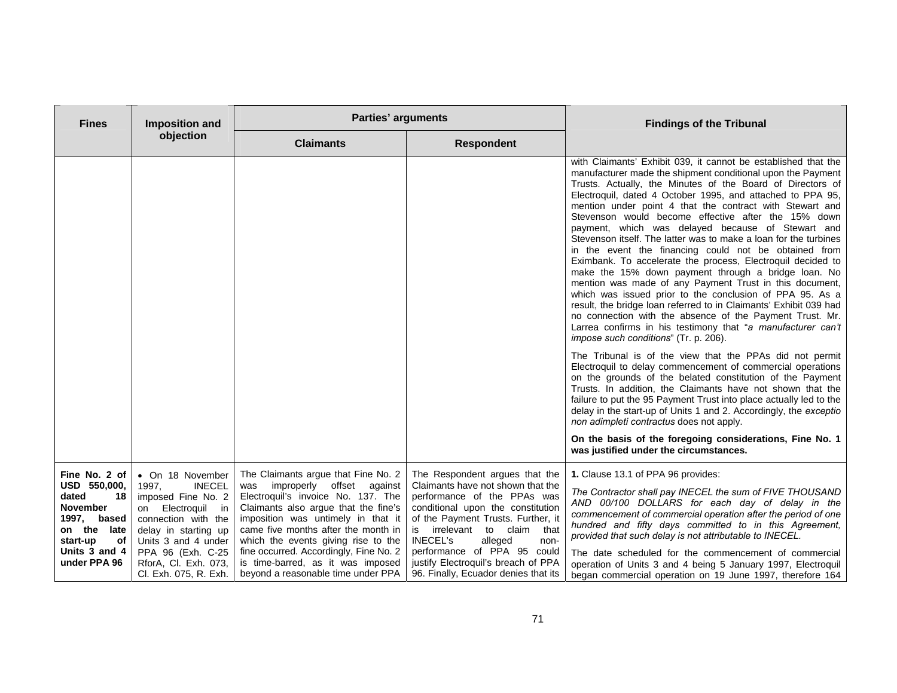| Fines | Imposition and objection | Parties' arguments | | Findings of the Tribunal |
|---|---|---|---|---|
| | | Claimants | Respondent | |
| | | | | with Claimants' Exhibit 039, it cannot be established that the manufacturer made the shipment conditional upon the Payment Trusts. Actually, the Minutes of the Board of Directors of Electroquil, dated 4 October 1995, and attached to PPA 95, mention under point 4 that the contract with Stewart and Stevenson would become effective after the 15% down payment, which was delayed because of Stewart and Stevenson itself. The latter was to make a loan for the turbines in the event the financing could not be obtained from Eximbank. To accelerate the process, Electroquil decided to make the 15% down payment through a bridge loan. No mention was made of any Payment Trust in this document, which was issued prior to the conclusion of PPA 95. As a result, the bridge loan referred to in Claimants' Exhibit 039 had no connection with the absence of the Payment Trust. Mr. Larrea confirms in his testimony that "*a manufacturer can't impose such conditions*" (Tr. p. 206).<br><br>The Tribunal is of the view that the PPAs did not permit Electroquil to delay commencement of commercial operations on the grounds of the belated constitution of the Payment Trusts. In addition, the Claimants have not shown that the failure to put the 95 Payment Trust into place actually led to the delay in the start-up of Units 1 and 2. Accordingly, the *exceptio non adimpleti contractus* does not apply.<br><br>**On the basis of the foregoing considerations, Fine No. 1 was justified under the circumstances.** |
| **Fine No. 2 of USD 550,000, dated 18 November 1997, based on the late start-up of Units 3 and 4 under PPA 96** | • On 18 November 1997, INECEL imposed Fine No. 2 on Electroquil in connection with the delay in starting up Units 3 and 4 under PPA 96 (Exh. C-25 RforA, Cl. Exh. 073, Cl. Exh. 075, R. Exh. | The Claimants argue that Fine No. 2 was improperly offset against Electroquil's invoice No. 137. The Claimants also argue that the fine's imposition was untimely in that it came five months after the month in which the events giving rise to the fine occurred. Accordingly, Fine No. 2 is time-barred, as it was imposed beyond a reasonable time under PPA | The Respondent argues that the Claimants have not shown that the performance of the PPAs was conditional upon the constitution of the Payment Trusts. Further, it is irrelevant to claim that INECEL's alleged non-performance of PPA 95 could justify Electroquil's breach of PPA 96. Finally, Ecuador denies that its | **1.** Clause 13.1 of PPA 96 provides:<br><br>*The Contractor shall pay INECEL the sum of FIVE THOUSAND AND 00/100 DOLLARS for each day of delay in the commencement of commercial operation after the period of one hundred and fifty days committed to in this Agreement, provided that such delay is not attributable to INECEL.*<br><br>The date scheduled for the commencement of commercial operation of Units 3 and 4 being 5 January 1997, Electroquil began commercial operation on 19 June 1997, therefore 164 |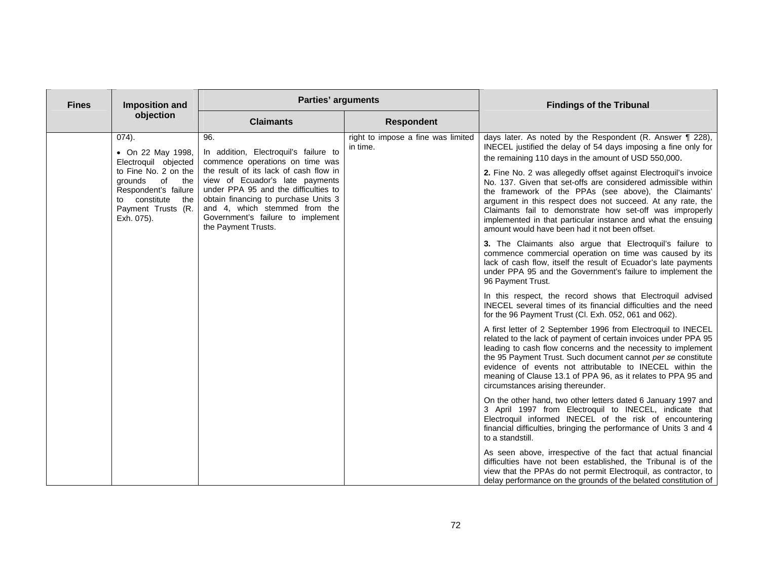| Fines | Imposition and objection | Parties' arguments | | Findings of the Tribunal |
|---|---|---|---|---|
| | | Claimants | Respondent | |
| | 074).<br><br>• On 22 May 1998, Electroquil objected to Fine No. 2 on the grounds of the Respondent's failure to constitute the Payment Trusts (R. Exh. 075). | 96.<br><br>In addition, Electroquil's failure to commence operations on time was the result of its lack of cash flow in view of Ecuador's late payments under PPA 95 and the difficulties to obtain financing to purchase Units 3 and 4, which stemmed from the Government's failure to implement the Payment Trusts. | right to impose a fine was limited in time. | days later. As noted by the Respondent (R. Answer ¶ 228), INECEL justified the delay of 54 days imposing a fine only for the remaining 110 days in the amount of USD 550,000.<br><br>**2.** Fine No. 2 was allegedly offset against Electroquil's invoice No. 137. Given that set-offs are considered admissible within the framework of the PPAs (see above), the Claimants' argument in this respect does not succeed. At any rate, the Claimants fail to demonstrate how set-off was improperly implemented in that particular instance and what the ensuing amount would have been had it not been offset.<br><br>**3.** The Claimants also argue that Electroquil's failure to commence commercial operation on time was caused by its lack of cash flow, itself the result of Ecuador's late payments under PPA 95 and the Government's failure to implement the 96 Payment Trust.<br><br>In this respect, the record shows that Electroquil advised INECEL several times of its financial difficulties and the need for the 96 Payment Trust (Cl. Exh. 052, 061 and 062).<br><br>A first letter of 2 September 1996 from Electroquil to INECEL related to the lack of payment of certain invoices under PPA 95 leading to cash flow concerns and the necessity to implement the 95 Payment Trust. Such document cannot *per se* constitute evidence of events not attributable to INECEL within the meaning of Clause 13.1 of PPA 96, as it relates to PPA 95 and circumstances arising thereunder.<br><br>On the other hand, two other letters dated 6 January 1997 and 3 April 1997 from Electroquil to INECEL, indicate that Electroquil informed INECEL of the risk of encountering financial difficulties, bringing the performance of Units 3 and 4 to a standstill.<br><br>As seen above, irrespective of the fact that actual financial difficulties have not been established, the Tribunal is of the view that the PPAs do not permit Electroquil, as contractor, to delay performance on the grounds of the belated constitution of |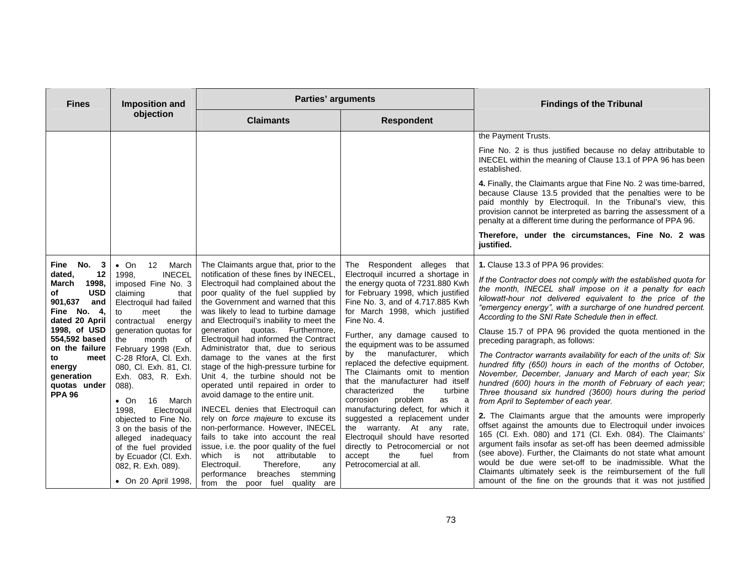| Fines | Imposition and objection | Parties' arguments | | Findings of the Tribunal |
|---|---|---|---|---|
| | | **Claimants** | **Respondent** | |
| | | | | the Payment Trusts.<br><br>Fine No. 2 is thus justified because no delay attributable to INECEL within the meaning of Clause 13.1 of PPA 96 has been established.<br><br>**4.** Finally, the Claimants argue that Fine No. 2 was time-barred, because Clause 13.5 provided that the penalties were to be paid monthly by Electroquil. In the Tribunal's view, this provision cannot be interpreted as barring the assessment of a penalty at a different time during the performance of PPA 96.<br><br>**Therefore, under the circumstances, Fine No. 2 was justified.** |
| **Fine No. 3 dated, 12 March 1998, of USD 901,637 and Fine No. 4, dated 20 April 1998, of USD 554,592 based on the failure to meet energy generation quotas under PPA 96** | • On 12 March 1998, INECEL imposed Fine No. 3 claiming that Electroquil had failed to meet the contractual energy generation quotas for the month of February 1998 (Exh. C-28 RforA, Cl. Exh. 080, Cl. Exh. 81, Cl. Exh. 083, R. Exh. 088).<br><br>• On 16 March 1998, Electroquil objected to Fine No. 3 on the basis of the alleged inadequacy of the fuel provided by Ecuador (Cl. Exh. 082, R. Exh. 089).<br><br>• On 20 April 1998, | The Claimants argue that, prior to the notification of these fines by INECEL, Electroquil had complained about the poor quality of the fuel supplied by the Government and warned that this was likely to lead to turbine damage and Electroquil's inability to meet the generation quotas. Furthermore, Electroquil had informed the Contract Administrator that, due to serious damage to the vanes at the first stage of the high-pressure turbine for Unit 4, the turbine should not be operated until repaired in order to avoid damage to the entire unit.<br><br>INECEL denies that Electroquil can rely on *force majeure* to excuse its non-performance. However, INECEL fails to take into account the real issue, i.e. the poor quality of the fuel which is not attributable to Electroquil. Therefore, any performance breaches stemming from the poor fuel quality are | The Respondent alleges that Electroquil incurred a shortage in the energy quota of 7231.880 Kwh for February 1998, which justified Fine No. 3, and of 4.717.885 Kwh for March 1998, which justified Fine No. 4.<br><br>Further, any damage caused to the equipment was to be assumed by the manufacturer, which replaced the defective equipment. The Claimants omit to mention that the manufacturer had itself characterized the turbine corrosion problem as a manufacturing defect, for which it suggested a replacement under the warranty. At any rate, Electroquil should have resorted directly to Petrocomercial or not accept the fuel from Petrocomercial at all. | **1.** Clause 13.3 of PPA 96 provides:<br><br>*If the Contractor does not comply with the established quota for the month, INECEL shall impose on it a penalty for each kilowatt-hour not delivered equivalent to the price of the "emergency energy", with a surcharge of one hundred percent. According to the SNI Rate Schedule then in effect.*<br><br>Clause 15.7 of PPA 96 provided the quota mentioned in the preceding paragraph, as follows:<br><br>*The Contractor warrants availability for each of the units of: Six hundred fifty (650) hours in each of the months of October, November, December, January and March of each year; Six hundred (600) hours in the month of February of each year; Three thousand six hundred (3600) hours during the period from April to September of each year.*<br><br>**2.** The Claimants argue that the amounts were improperly offset against the amounts due to Electroquil under invoices 165 (Cl. Exh. 080) and 171 (Cl. Exh. 084). The Claimants' argument fails insofar as set-off has been deemed admissible (see above). Further, the Claimants do not state what amount would be due were set-off to be inadmissible. What the Claimants ultimately seek is the reimbursement of the full amount of the fine on the grounds that it was not justified |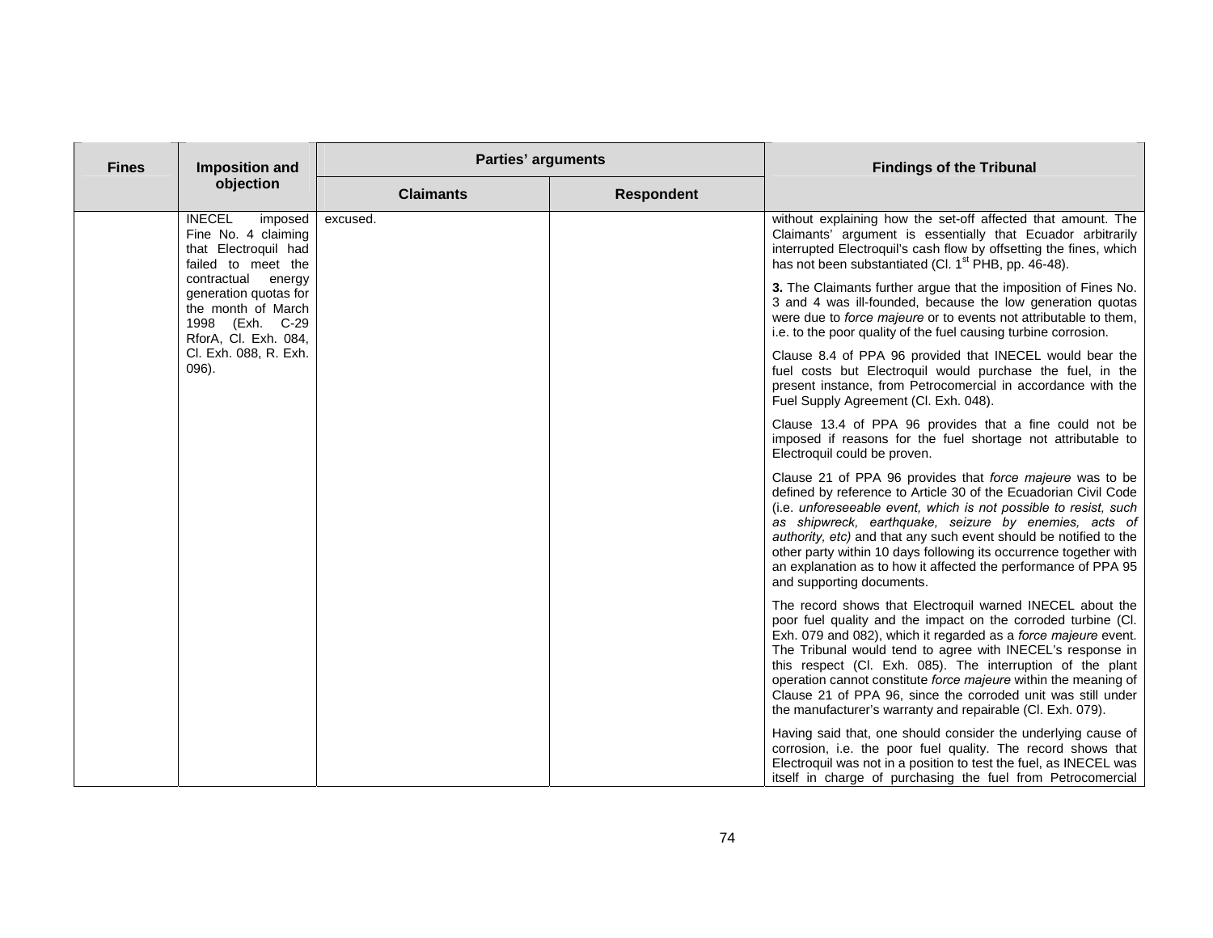| Fines | Imposition and objection | Parties' arguments | | Findings of the Tribunal |
|---|---|---|---|---|
| | | Claimants | Respondent | |
| | INECEL imposed Fine No. 4 claiming that Electroquil had failed to meet the contractual energy generation quotas for the month of March 1998 (Exh. C-29 RforA, Cl. Exh. 084, Cl. Exh. 088, R. Exh. 096). | excused. | | without explaining how the set-off affected that amount. The Claimants' argument is essentially that Ecuador arbitrarily interrupted Electroquil's cash flow by offsetting the fines, which has not been substantiated (Cl. 1st PHB, pp. 46-48).<br><br>**3.** The Claimants further argue that the imposition of Fines No. 3 and 4 was ill-founded, because the low generation quotas were due to *force majeure* or to events not attributable to them, i.e. to the poor quality of the fuel causing turbine corrosion.<br><br>Clause 8.4 of PPA 96 provided that INECEL would bear the fuel costs but Electroquil would purchase the fuel, in the present instance, from Petrocomercial in accordance with the Fuel Supply Agreement (Cl. Exh. 048).<br><br>Clause 13.4 of PPA 96 provides that a fine could not be imposed if reasons for the fuel shortage not attributable to Electroquil could be proven.<br><br>Clause 21 of PPA 96 provides that *force majeure* was to be defined by reference to Article 30 of the Ecuadorian Civil Code (i.e. *unforeseeable event, which is not possible to resist, such as shipwreck, earthquake, seizure by enemies, acts of authority, etc)* and that any such event should be notified to the other party within 10 days following its occurrence together with an explanation as to how it affected the performance of PPA 95 and supporting documents.<br><br>The record shows that Electroquil warned INECEL about the poor fuel quality and the impact on the corroded turbine (Cl. Exh. 079 and 082), which it regarded as a *force majeure* event. The Tribunal would tend to agree with INECEL's response in this respect (Cl. Exh. 085). The interruption of the plant operation cannot constitute *force majeure* within the meaning of Clause 21 of PPA 96, since the corroded unit was still under the manufacturer's warranty and repairable (Cl. Exh. 079).<br><br>Having said that, one should consider the underlying cause of corrosion, i.e. the poor fuel quality. The record shows that Electroquil was not in a position to test the fuel, as INECEL was itself in charge of purchasing the fuel from Petrocomercial |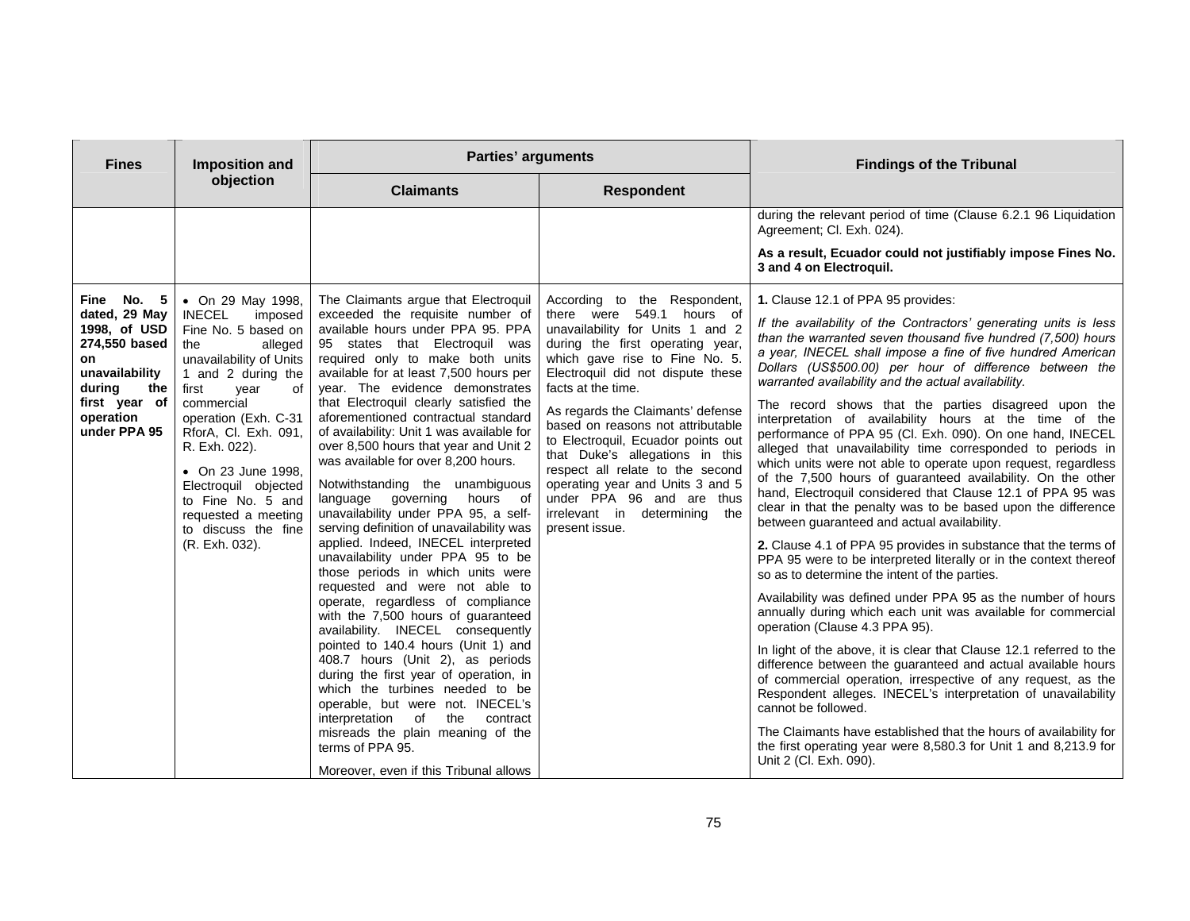| Fines | Imposition and objection | Parties' arguments | | Findings of the Tribunal |
|---|---|---|---|---|
| | | **Claimants** | **Respondent** | |
| | | | | during the relevant period of time (Clause 6.2.1 96 Liquidation Agreement; Cl. Exh. 024).<br><br>**As a result, Ecuador could not justifiably impose Fines No. 3 and 4 on Electroquil.** |
| **Fine No. 5 dated, 29 May 1998, of USD 274,550 based on unavailability during the first year of operation under PPA 95** | • On 29 May 1998, INECEL imposed Fine No. 5 based on the alleged unavailability of Units 1 and 2 during the first year of commercial operation (Exh. C-31 RforA, Cl. Exh. 091, R. Exh. 022).<br><br>• On 23 June 1998, Electroquil objected to Fine No. 5 and requested a meeting to discuss the fine (R. Exh. 032). | The Claimants argue that Electroquil exceeded the requisite number of available hours under PPA 95. PPA 95 states that Electroquil was required only to make both units available for at least 7,500 hours per year. The evidence demonstrates that Electroquil clearly satisfied the aforementioned contractual standard of availability: Unit 1 was available for over 8,500 hours that year and Unit 2 was available for over 8,200 hours.<br><br>Notwithstanding the unambiguous language governing hours of unavailability under PPA 95, a self-serving definition of unavailability was applied. Indeed, INECEL interpreted unavailability under PPA 95 to be those periods in which units were requested and were not able to operate, regardless of compliance with the 7,500 hours of guaranteed availability. INECEL consequently pointed to 140.4 hours (Unit 1) and 408.7 hours (Unit 2), as periods during the first year of operation, in which the turbines needed to be operable, but were not. INECEL's interpretation of the contract misreads the plain meaning of the terms of PPA 95.<br><br>Moreover, even if this Tribunal allows | According to the Respondent, there were 549.1 hours of unavailability for Units 1 and 2 during the first operating year, which gave rise to Fine No. 5. Electroquil did not dispute these facts at the time.<br><br>As regards the Claimants' defense based on reasons not attributable to Electroquil, Ecuador points out that Duke's allegations in this respect all relate to the second operating year and Units 3 and 5 under PPA 96 and are thus irrelevant in determining the present issue. | **1.** Clause 12.1 of PPA 95 provides:<br><br>*If the availability of the Contractors' generating units is less than the warranted seven thousand five hundred (7,500) hours a year, INECEL shall impose a fine of five hundred American Dollars (US$500.00) per hour of difference between the warranted availability and the actual availability.*<br><br>The record shows that the parties disagreed upon the interpretation of availability hours at the time of the performance of PPA 95 (Cl. Exh. 090). On one hand, INECEL alleged that unavailability time corresponded to periods in which units were not able to operate upon request, regardless of the 7,500 hours of guaranteed availability. On the other hand, Electroquil considered that Clause 12.1 of PPA 95 was clear in that the penalty was to be based upon the difference between guaranteed and actual availability.<br><br>**2.** Clause 4.1 of PPA 95 provides in substance that the terms of PPA 95 were to be interpreted literally or in the context thereof so as to determine the intent of the parties.<br><br>Availability was defined under PPA 95 as the number of hours annually during which each unit was available for commercial operation (Clause 4.3 PPA 95).<br><br>In light of the above, it is clear that Clause 12.1 referred to the difference between the guaranteed and actual available hours of commercial operation, irrespective of any request, as the Respondent alleges. INECEL's interpretation of unavailability cannot be followed.<br><br>The Claimants have established that the hours of availability for the first operating year were 8,580.3 for Unit 1 and 8,213.9 for Unit 2 (Cl. Exh. 090). |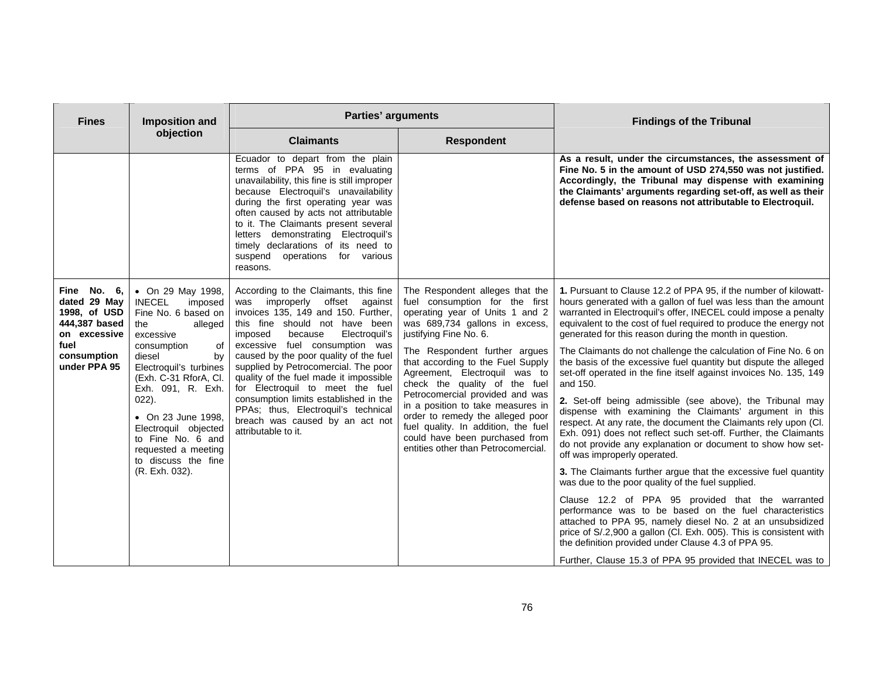| Fines | Imposition and objection | Parties' arguments | | Findings of the Tribunal |
|---|---|---|---|---|
| | | **Claimants** | **Respondent** | |
| | | Ecuador to depart from the plain terms of PPA 95 in evaluating unavailability, this fine is still improper because Electroquil's unavailability during the first operating year was often caused by acts not attributable to it. The Claimants present several letters demonstrating Electroquil's timely declarations of its need to suspend operations for various reasons. | | **As a result, under the circumstances, the assessment of Fine No. 5 in the amount of USD 274,550 was not justified. Accordingly, the Tribunal may dispense with examining the Claimants' arguments regarding set-off, as well as their defense based on reasons not attributable to Electroquil.** |
| **Fine No. 6, dated 29 May 1998, of USD 444,387 based on excessive fuel consumption under PPA 95** | • On 29 May 1998, INECEL imposed Fine No. 6 based on the alleged excessive consumption of diesel by Electroquil's turbines (Exh. C-31 RforA, Cl. Exh. 091, R. Exh. 022).<br><br>• On 23 June 1998, Electroquil objected to Fine No. 6 and requested a meeting to discuss the fine (R. Exh. 032). | According to the Claimants, this fine was improperly offset against invoices 135, 149 and 150. Further, this fine should not have been imposed because Electroquil's excessive fuel consumption was caused by the poor quality of the fuel supplied by Petrocomercial. The poor quality of the fuel made it impossible for Electroquil to meet the fuel consumption limits established in the PPAs; thus, Electroquil's technical breach was caused by an act not attributable to it. | The Respondent alleges that the fuel consumption for the first operating year of Units 1 and 2 was 689,734 gallons in excess, justifying Fine No. 6.<br><br>The Respondent further argues that according to the Fuel Supply Agreement, Electroquil was to check the quality of the fuel Petrocomercial provided and was in a position to take measures in order to remedy the alleged poor fuel quality. In addition, the fuel could have been purchased from entities other than Petrocomercial. | **1.** Pursuant to Clause 12.2 of PPA 95, if the number of kilowatt-hours generated with a gallon of fuel was less than the amount warranted in Electroquil's offer, INECEL could impose a penalty equivalent to the cost of fuel required to produce the energy not generated for this reason during the month in question.<br><br>The Claimants do not challenge the calculation of Fine No. 6 on the basis of the excessive fuel quantity but dispute the alleged set-off operated in the fine itself against invoices No. 135, 149 and 150.<br><br>**2.** Set-off being admissible (see above), the Tribunal may dispense with examining the Claimants' argument in this respect. At any rate, the document the Claimants rely upon (Cl. Exh. 091) does not reflect such set-off. Further, the Claimants do not provide any explanation or document to show how set-off was improperly operated.<br><br>**3.** The Claimants further argue that the excessive fuel quantity was due to the poor quality of the fuel supplied.<br><br>Clause 12.2 of PPA 95 provided that the warranted performance was to be based on the fuel characteristics attached to PPA 95, namely diesel No. 2 at an unsubsidized price of S/.2,900 a gallon (Cl. Exh. 005). This is consistent with the definition provided under Clause 4.3 of PPA 95.<br><br>Further, Clause 15.3 of PPA 95 provided that INECEL was to |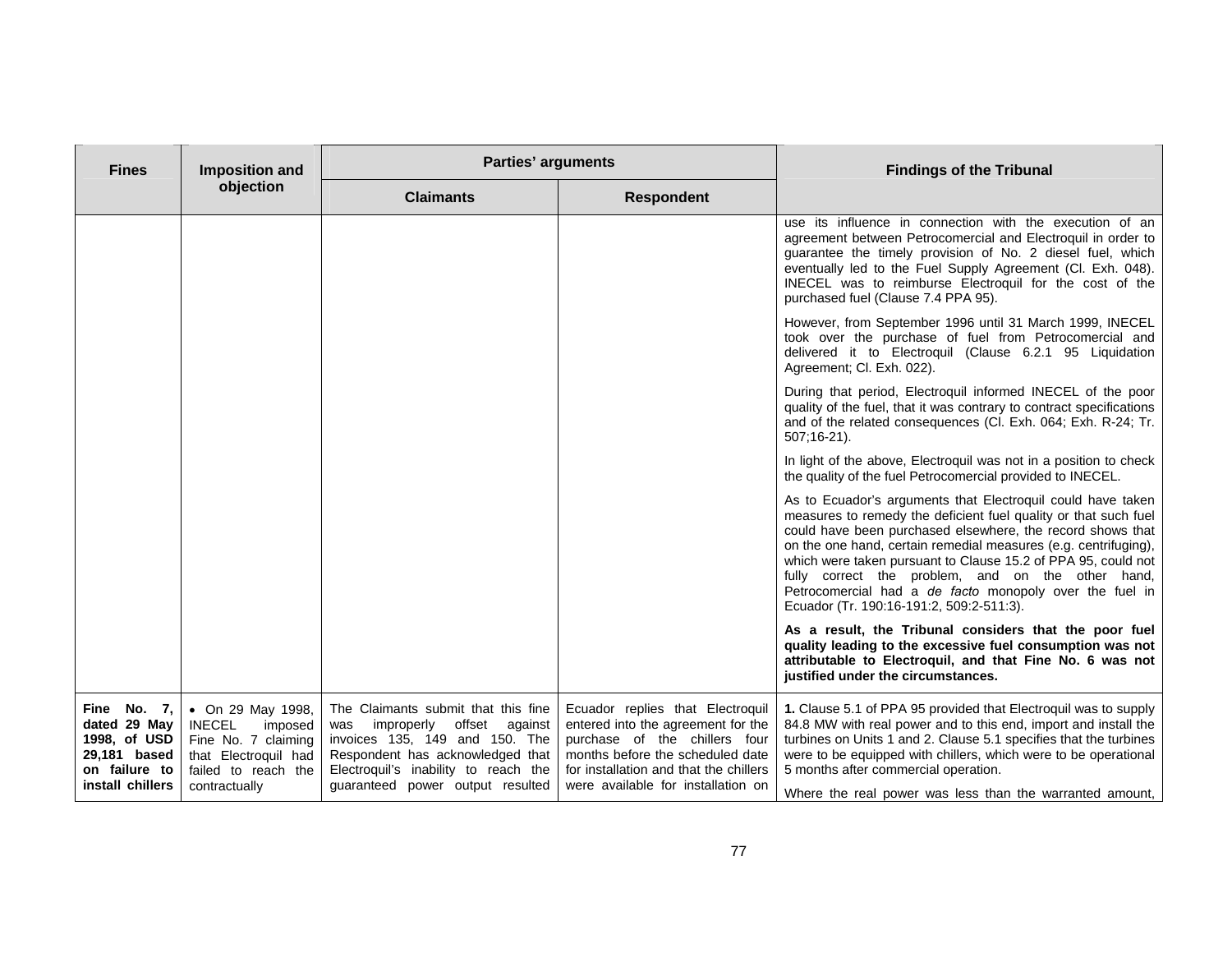| Fines | Imposition and objection | Parties' arguments | | Findings of the Tribunal |
|---|---|---|---|---|
| | | Claimants | Respondent | |
| | | | | use its influence in connection with the execution of an agreement between Petrocomercial and Electroquil in order to guarantee the timely provision of No. 2 diesel fuel, which eventually led to the Fuel Supply Agreement (Cl. Exh. 048). INECEL was to reimburse Electroquil for the cost of the purchased fuel (Clause 7.4 PPA 95).<br><br>However, from September 1996 until 31 March 1999, INECEL took over the purchase of fuel from Petrocomercial and delivered it to Electroquil (Clause 6.2.1 95 Liquidation Agreement; Cl. Exh. 022).<br><br>During that period, Electroquil informed INECEL of the poor quality of the fuel, that it was contrary to contract specifications and of the related consequences (Cl. Exh. 064; Exh. R-24; Tr. 507;16-21).<br><br>In light of the above, Electroquil was not in a position to check the quality of the fuel Petrocomercial provided to INECEL.<br><br>As to Ecuador's arguments that Electroquil could have taken measures to remedy the deficient fuel quality or that such fuel could have been purchased elsewhere, the record shows that on the one hand, certain remedial measures (e.g. centrifuging), which were taken pursuant to Clause 15.2 of PPA 95, could not fully correct the problem, and on the other hand, Petrocomercial had a *de facto* monopoly over the fuel in Ecuador (Tr. 190:16-191:2, 509:2-511:3).<br><br>**As a result, the Tribunal considers that the poor fuel quality leading to the excessive fuel consumption was not attributable to Electroquil, and that Fine No. 6 was not justified under the circumstances.** |
| **Fine No. 7, dated 29 May 1998, of USD 29,181 based on failure to install chillers** | • On 29 May 1998, INECEL imposed Fine No. 7 claiming that Electroquil had failed to reach the contractually | The Claimants submit that this fine was improperly offset against invoices 135, 149 and 150. The Respondent has acknowledged that Electroquil's inability to reach the guaranteed power output resulted | Ecuador replies that Electroquil entered into the agreement for the purchase of the chillers four months before the scheduled date for installation and that the chillers were available for installation on | **1.** Clause 5.1 of PPA 95 provided that Electroquil was to supply 84.8 MW with real power and to this end, import and install the turbines on Units 1 and 2. Clause 5.1 specifies that the turbines were to be equipped with chillers, which were to be operational 5 months after commercial operation.<br><br>Where the real power was less than the warranted amount, |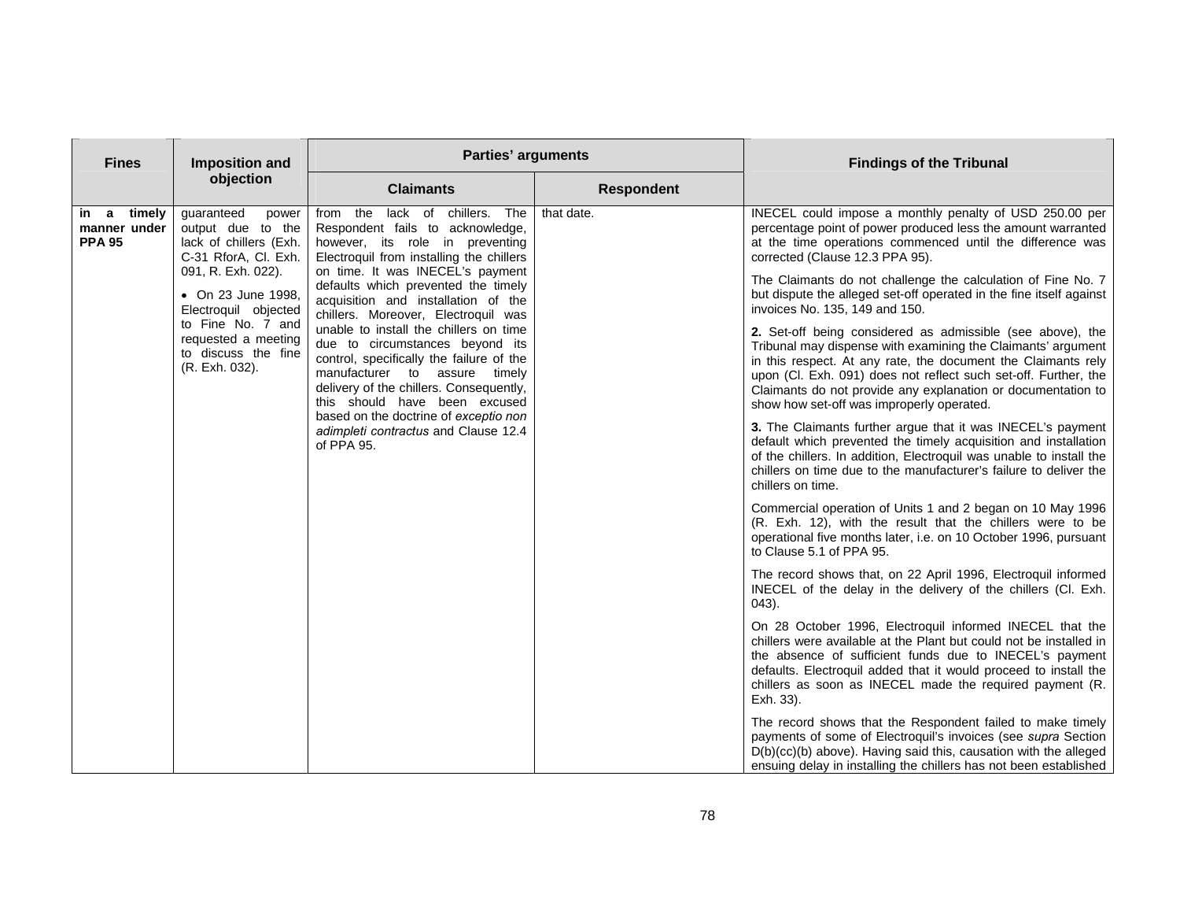| Fines | Imposition and objection | Parties' arguments | | Findings of the Tribunal |
|---|---|---|---|---|
| | | Claimants | Respondent | |
| **in a timely manner under PPA 95** | guaranteed power output due to the lack of chillers (Exh. C-31 RforA, Cl. Exh. 091, R. Exh. 022).<br>• On 23 June 1998, Electroquil objected to Fine No. 7 and requested a meeting to discuss the fine (R. Exh. 032). | from the lack of chillers. The Respondent fails to acknowledge, however, its role in preventing Electroquil from installing the chillers on time. It was INECEL's payment defaults which prevented the timely acquisition and installation of the chillers. Moreover, Electroquil was unable to install the chillers on time due to circumstances beyond its control, specifically the failure of the manufacturer to assure timely delivery of the chillers. Consequently, this should have been excused based on the doctrine of *exceptio non adimpleti contractus* and Clause 12.4 of PPA 95. | that date. | INECEL could impose a monthly penalty of USD 250.00 per percentage point of power produced less the amount warranted at the time operations commenced until the difference was corrected (Clause 12.3 PPA 95).<br><br>The Claimants do not challenge the calculation of Fine No. 7 but dispute the alleged set-off operated in the fine itself against invoices No. 135, 149 and 150.<br><br>**2.** Set-off being considered as admissible (see above), the Tribunal may dispense with examining the Claimants' argument in this respect. At any rate, the document the Claimants rely upon (Cl. Exh. 091) does not reflect such set-off. Further, the Claimants do not provide any explanation or documentation to show how set-off was improperly operated.<br><br>**3.** The Claimants further argue that it was INECEL's payment default which prevented the timely acquisition and installation of the chillers. In addition, Electroquil was unable to install the chillers on time due to the manufacturer's failure to deliver the chillers on time.<br><br>Commercial operation of Units 1 and 2 began on 10 May 1996 (R. Exh. 12), with the result that the chillers were to be operational five months later, i.e. on 10 October 1996, pursuant to Clause 5.1 of PPA 95.<br><br>The record shows that, on 22 April 1996, Electroquil informed INECEL of the delay in the delivery of the chillers (Cl. Exh. 043).<br><br>On 28 October 1996, Electroquil informed INECEL that the chillers were available at the Plant but could not be installed in the absence of sufficient funds due to INECEL's payment defaults. Electroquil added that it would proceed to install the chillers as soon as INECEL made the required payment (R. Exh. 33).<br><br>The record shows that the Respondent failed to make timely payments of some of Electroquil's invoices (see *supra* Section D(b)(cc)(b) above). Having said this, causation with the alleged ensuing delay in installing the chillers has not been established |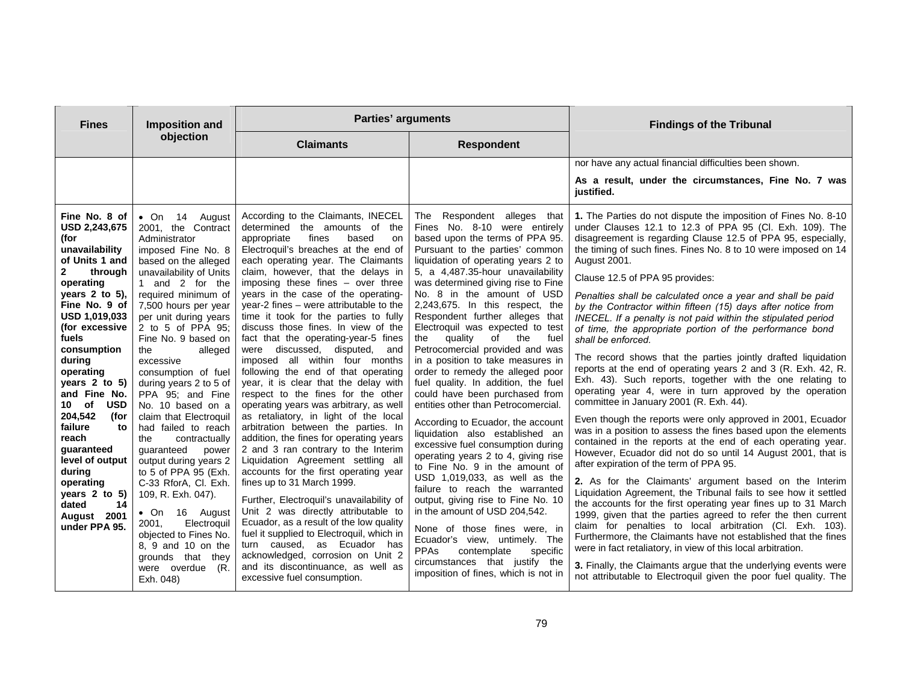| Fines | Imposition and objection | Parties' arguments | | Findings of the Tribunal |
|---|---|---|---|---|
| | | Claimants | Respondent | |
| | | | | nor have any actual financial difficulties been shown.<br><br>**As a result, under the circumstances, Fine No. 7 was justified.** |
| **Fine No. 8 of USD 2,243,675 (for unavailability of Units 1 and 2 through operating years 2 to 5), Fine No. 9 of USD 1,019,033 (for excessive fuels consumption during operating years 2 to 5) and Fine No. 10 of USD 204,542 (for failure to reach guaranteed level of output during operating years 2 to 5) dated 14 August 2001 under PPA 95.** | • On 14 August 2001, the Contract Administrator imposed Fine No. 8 based on the alleged unavailability of Units 1 and 2 for the required minimum of 7,500 hours per year per unit during years 2 to 5 of PPA 95; Fine No. 9 based on the alleged excessive consumption of fuel during years 2 to 5 of PPA 95; and Fine No. 10 based on a claim that Electroquil had failed to reach the contractually guaranteed power output during years 2 to 5 of PPA 95 (Exh. C-33 RforA, Cl. Exh. 109, R. Exh. 047).<br><br>• On 16 August 2001, Electroquil objected to Fines No. 8, 9 and 10 on the grounds that they were overdue (R. Exh. 048) | According to the Claimants, INECEL determined the amounts of the appropriate fines based on Electroquil's breaches at the end of each operating year. The Claimants claim, however, that the delays in imposing these fines – over three years in the case of the operating-year-2 fines – were attributable to the time it took for the parties to fully discuss those fines. In view of the fact that the operating-year-5 fines were discussed, disputed, and imposed all within four months following the end of that operating year, it is clear that the delay with respect to the fines for the other operating years was arbitrary, as well as retaliatory, in light of the local arbitration between the parties. In addition, the fines for operating years 2 and 3 ran contrary to the Interim Liquidation Agreement settling all accounts for the first operating year fines up to 31 March 1999.<br><br>Further, Electroquil's unavailability of Unit 2 was directly attributable to Ecuador, as a result of the low quality fuel it supplied to Electroquil, which in turn caused, as Ecuador has acknowledged, corrosion on Unit 2 and its discontinuance, as well as excessive fuel consumption. | The Respondent alleges that Fines No. 8-10 were entirely based upon the terms of PPA 95. Pursuant to the parties' common liquidation of operating years 2 to 5, a 4,487.35-hour unavailability was determined giving rise to Fine No. 8 in the amount of USD 2,243,675. In this respect, the Respondent further alleges that Electroquil was expected to test the quality of the fuel Petrocomercial provided and was in a position to take measures in order to remedy the alleged poor fuel quality. In addition, the fuel could have been purchased from entities other than Petrocomercial.<br><br>According to Ecuador, the account liquidation also established an excessive fuel consumption during operating years 2 to 4, giving rise to Fine No. 9 in the amount of USD 1,019,033, as well as the failure to reach the warranted output, giving rise to Fine No. 10 in the amount of USD 204,542.<br><br>None of those fines were, in Ecuador's view, untimely. The PPAs contemplate specific circumstances that justify the imposition of fines, which is not in | **1.** The Parties do not dispute the imposition of Fines No. 8-10 under Clauses 12.1 to 12.3 of PPA 95 (Cl. Exh. 109). The disagreement is regarding Clause 12.5 of PPA 95, especially, the timing of such fines. Fines No. 8 to 10 were imposed on 14 August 2001.<br><br>Clause 12.5 of PPA 95 provides:<br><br>*Penalties shall be calculated once a year and shall be paid by the Contractor within fifteen (15) days after notice from INECEL. If a penalty is not paid within the stipulated period of time, the appropriate portion of the performance bond shall be enforced.*<br><br>The record shows that the parties jointly drafted liquidation reports at the end of operating years 2 and 3 (R. Exh. 42, R. Exh. 43). Such reports, together with the one relating to operating year 4, were in turn approved by the operation committee in January 2001 (R. Exh. 44).<br><br>Even though the reports were only approved in 2001, Ecuador was in a position to assess the fines based upon the elements contained in the reports at the end of each operating year. However, Ecuador did not do so until 14 August 2001, that is after expiration of the term of PPA 95.<br><br>**2.** As for the Claimants' argument based on the Interim Liquidation Agreement, the Tribunal fails to see how it settled the accounts for the first operating year fines up to 31 March 1999, given that the parties agreed to refer the then current claim for penalties to local arbitration (Cl. Exh. 103). Furthermore, the Claimants have not established that the fines were in fact retaliatory, in view of this local arbitration.<br><br>**3.** Finally, the Claimants argue that the underlying events were not attributable to Electroquil given the poor fuel quality. The |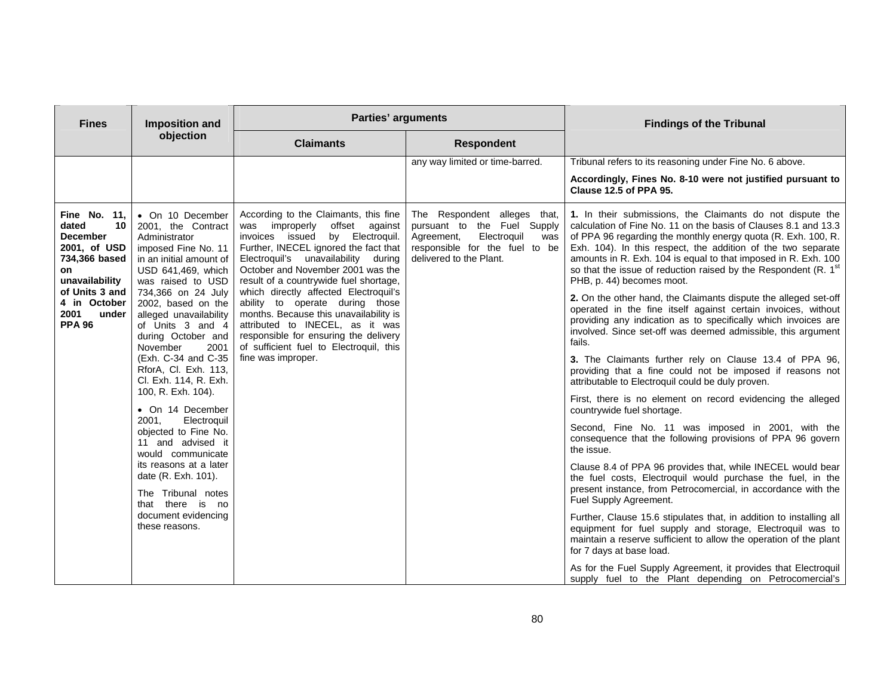| Fines | Imposition and objection | Parties' arguments | | Findings of the Tribunal |
|---|---|---|---|---|
| | | Claimants | Respondent | |
| | | | any way limited or time-barred. | Tribunal refers to its reasoning under Fine No. 6 above.<br><br>**Accordingly, Fines No. 8-10 were not justified pursuant to Clause 12.5 of PPA 95.** |
| **Fine No. 11, dated 10 December 2001, of USD 734,366 based on unavailability of Units 3 and 4 in October 2001 under PPA 96** | • On 10 December 2001, the Contract Administrator imposed Fine No. 11 in an initial amount of USD 641,469, which was raised to USD 734,366 on 24 July 2002, based on the alleged unavailability of Units 3 and 4 during October and November 2001 (Exh. C-34 and C-35 RforA, Cl. Exh. 113, Cl. Exh. 114, R. Exh. 100, R. Exh. 104).<br><br>• On 14 December 2001, Electroquil objected to Fine No. 11 and advised it would communicate its reasons at a later date (R. Exh. 101).<br><br>The Tribunal notes that there is no document evidencing these reasons. | According to the Claimants, this fine was improperly offset against invoices issued by Electroquil. Further, INECEL ignored the fact that Electroquil's unavailability during October and November 2001 was the result of a countrywide fuel shortage, which directly affected Electroquil's ability to operate during those months. Because this unavailability is attributed to INECEL, as it was responsible for ensuring the delivery of sufficient fuel to Electroquil, this fine was improper. | The Respondent alleges that, pursuant to the Fuel Supply Agreement, Electroquil was responsible for the fuel to be delivered to the Plant. | **1.** In their submissions, the Claimants do not dispute the calculation of Fine No. 11 on the basis of Clauses 8.1 and 13.3 of PPA 96 regarding the monthly energy quota (R. Exh. 100, R. Exh. 104). In this respect, the addition of the two separate amounts in R. Exh. 104 is equal to that imposed in R. Exh. 100 so that the issue of reduction raised by the Respondent (R. 1st PHB, p. 44) becomes moot.<br><br>**2.** On the other hand, the Claimants dispute the alleged set-off operated in the fine itself against certain invoices, without providing any indication as to specifically which invoices are involved. Since set-off was deemed admissible, this argument fails.<br><br>**3.** The Claimants further rely on Clause 13.4 of PPA 96, providing that a fine could not be imposed if reasons not attributable to Electroquil could be duly proven.<br><br>First, there is no element on record evidencing the alleged countrywide fuel shortage.<br><br>Second, Fine No. 11 was imposed in 2001, with the consequence that the following provisions of PPA 96 govern the issue.<br><br>Clause 8.4 of PPA 96 provides that, while INECEL would bear the fuel costs, Electroquil would purchase the fuel, in the present instance, from Petrocomercial, in accordance with the Fuel Supply Agreement.<br><br>Further, Clause 15.6 stipulates that, in addition to installing all equipment for fuel supply and storage, Electroquil was to maintain a reserve sufficient to allow the operation of the plant for 7 days at base load.<br><br>As for the Fuel Supply Agreement, it provides that Electroquil supply fuel to the Plant depending on Petrocomercial's |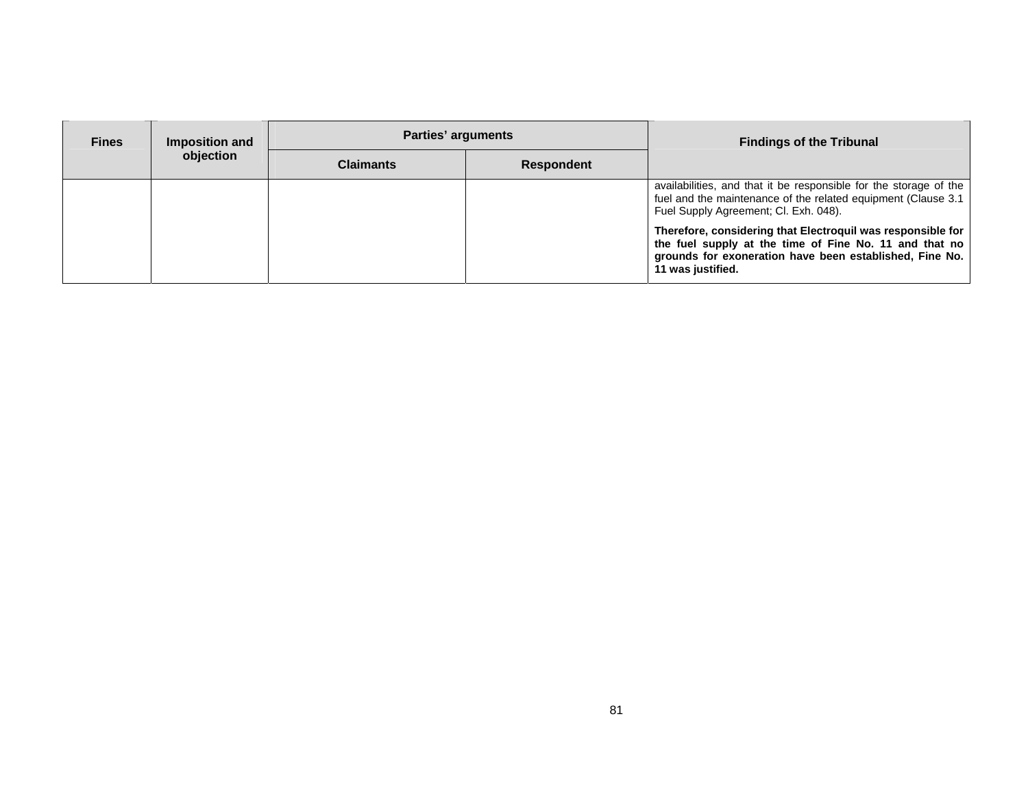| Fines | Imposition and objection | Parties' arguments | | Findings of the Tribunal |
|---|---|---|---|---|
| | | Claimants | Respondent | |
| | | | | availabilities, and that it be responsible for the storage of the fuel and the maintenance of the related equipment (Clause 3.1 Fuel Supply Agreement; Cl. Exh. 048).<br><br>**Therefore, considering that Electroquil was responsible for the fuel supply at the time of Fine No. 11 and that no grounds for exoneration have been established, Fine No. 11 was justified.** |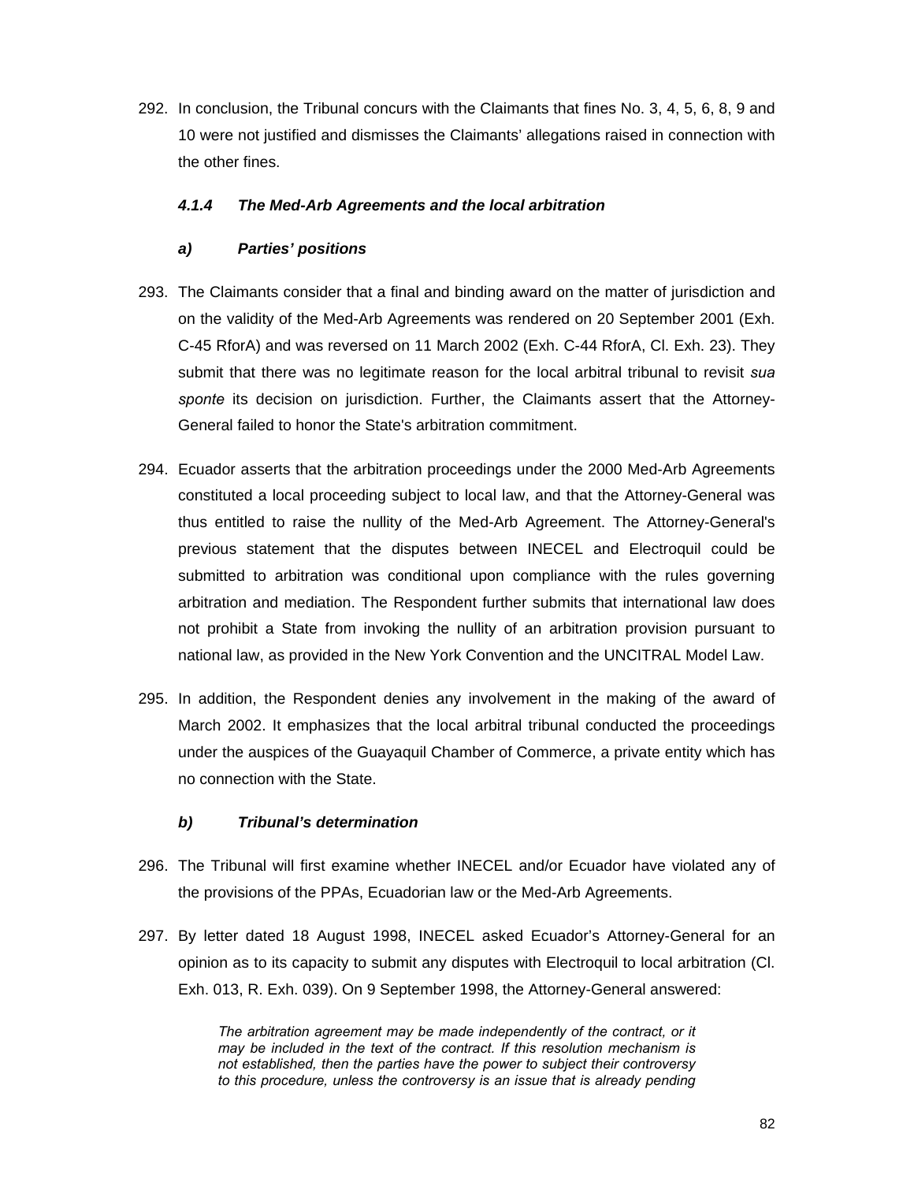292. In conclusion, the Tribunal concurs with the Claimants that fines No. 3, 4, 5, 6, 8, 9 and 10 were not justified and dismisses the Claimants' allegations raised in connection with the other fines.

#### *4.1.4 The Med-Arb Agreements and the local arbitration*

##### *a) Parties' positions*

293. The Claimants consider that a final and binding award on the matter of jurisdiction and on the validity of the Med-Arb Agreements was rendered on 20 September 2001 (Exh. C-45 RforA) and was reversed on 11 March 2002 (Exh. C-44 RforA, Cl. Exh. 23). They submit that there was no legitimate reason for the local arbitral tribunal to revisit *sua sponte* its decision on jurisdiction. Further, the Claimants assert that the Attorney-General failed to honor the State's arbitration commitment.

294. Ecuador asserts that the arbitration proceedings under the 2000 Med-Arb Agreements constituted a local proceeding subject to local law, and that the Attorney-General was thus entitled to raise the nullity of the Med-Arb Agreement. The Attorney-General's previous statement that the disputes between INECEL and Electroquil could be submitted to arbitration was conditional upon compliance with the rules governing arbitration and mediation. The Respondent further submits that international law does not prohibit a State from invoking the nullity of an arbitration provision pursuant to national law, as provided in the New York Convention and the UNCITRAL Model Law.

295. In addition, the Respondent denies any involvement in the making of the award of March 2002. It emphasizes that the local arbitral tribunal conducted the proceedings under the auspices of the Guayaquil Chamber of Commerce, a private entity which has no connection with the State.

##### *b) Tribunal's determination*

296. The Tribunal will first examine whether INECEL and/or Ecuador have violated any of the provisions of the PPAs, Ecuadorian law or the Med-Arb Agreements.

297. By letter dated 18 August 1998, INECEL asked Ecuador's Attorney-General for an opinion as to its capacity to submit any disputes with Electroquil to local arbitration (Cl. Exh. 013, R. Exh. 039). On 9 September 1998, the Attorney-General answered:

> *The arbitration agreement may be made independently of the contract, or it may be included in the text of the contract. If this resolution mechanism is not established, then the parties have the power to subject their controversy to this procedure, unless the controversy is an issue that is already pending*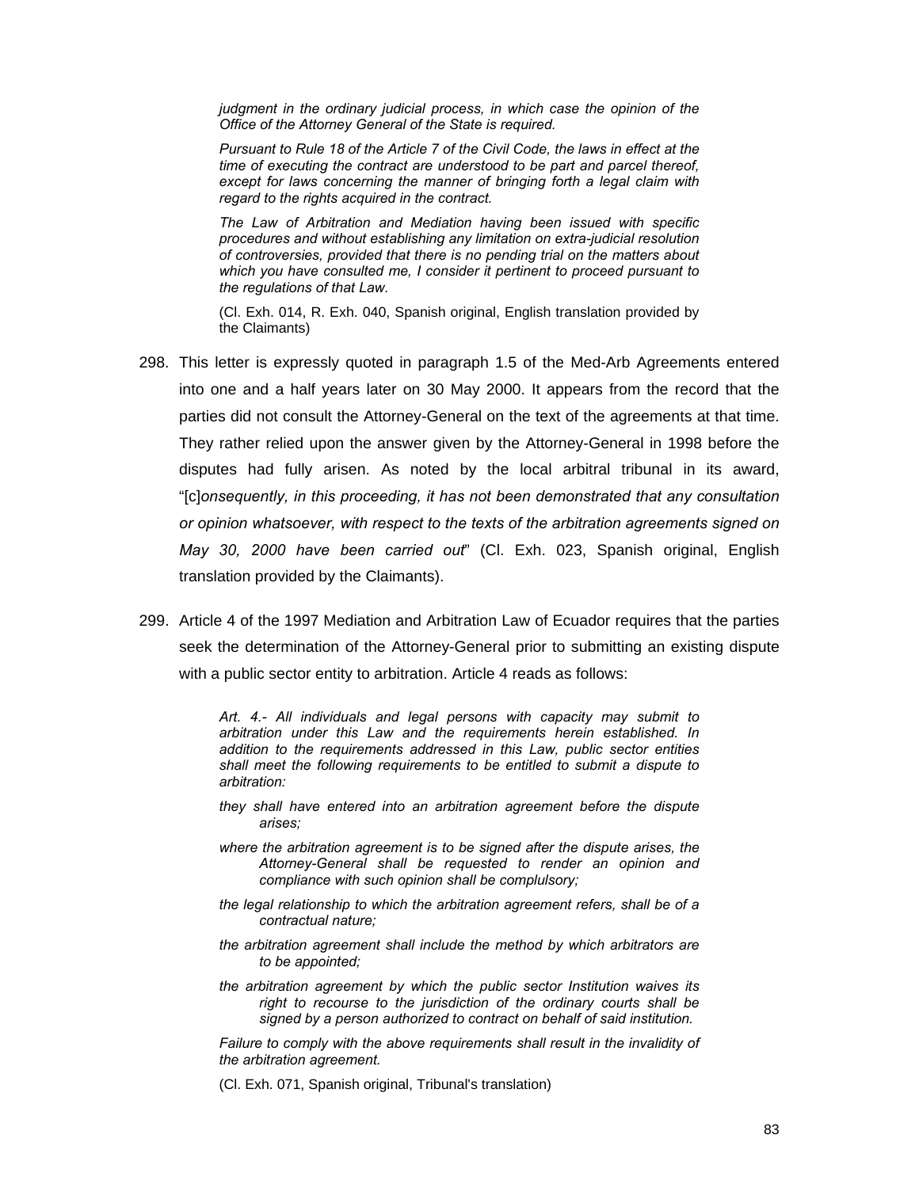> *judgment in the ordinary judicial process, in which case the opinion of the Office of the Attorney General of the State is required.*
>
> *Pursuant to Rule 18 of the Article 7 of the Civil Code, the laws in effect at the time of executing the contract are understood to be part and parcel thereof, except for laws concerning the manner of bringing forth a legal claim with regard to the rights acquired in the contract.*
>
> *The Law of Arbitration and Mediation having been issued with specific procedures and without establishing any limitation on extra-judicial resolution of controversies, provided that there is no pending trial on the matters about which you have consulted me, I consider it pertinent to proceed pursuant to the regulations of that Law.*
>
> (Cl. Exh. 014, R. Exh. 040, Spanish original, English translation provided by the Claimants)

298. This letter is expressly quoted in paragraph 1.5 of the Med-Arb Agreements entered into one and a half years later on 30 May 2000. It appears from the record that the parties did not consult the Attorney-General on the text of the agreements at that time. They rather relied upon the answer given by the Attorney-General in 1998 before the disputes had fully arisen. As noted by the local arbitral tribunal in its award, "[c]*onsequently, in this proceeding, it has not been demonstrated that any consultation or opinion whatsoever, with respect to the texts of the arbitration agreements signed on May 30, 2000 have been carried out*" (Cl. Exh. 023, Spanish original, English translation provided by the Claimants).

299. Article 4 of the 1997 Mediation and Arbitration Law of Ecuador requires that the parties seek the determination of the Attorney-General prior to submitting an existing dispute with a public sector entity to arbitration. Article 4 reads as follows:

> *Art. 4.- All individuals and legal persons with capacity may submit to arbitration under this Law and the requirements herein established. In addition to the requirements addressed in this Law, public sector entities shall meet the following requirements to be entitled to submit a dispute to arbitration:*
>
> *they shall have entered into an arbitration agreement before the dispute arises;*
>
> *where the arbitration agreement is to be signed after the dispute arises, the Attorney-General shall be requested to render an opinion and compliance with such opinion shall be complulsory;*
>
> *the legal relationship to which the arbitration agreement refers, shall be of a contractual nature;*
>
> *the arbitration agreement shall include the method by which arbitrators are to be appointed;*
>
> *the arbitration agreement by which the public sector Institution waives its right to recourse to the jurisdiction of the ordinary courts shall be signed by a person authorized to contract on behalf of said institution.*
>
> *Failure to comply with the above requirements shall result in the invalidity of the arbitration agreement.*
>
> (Cl. Exh. 071, Spanish original, Tribunal's translation)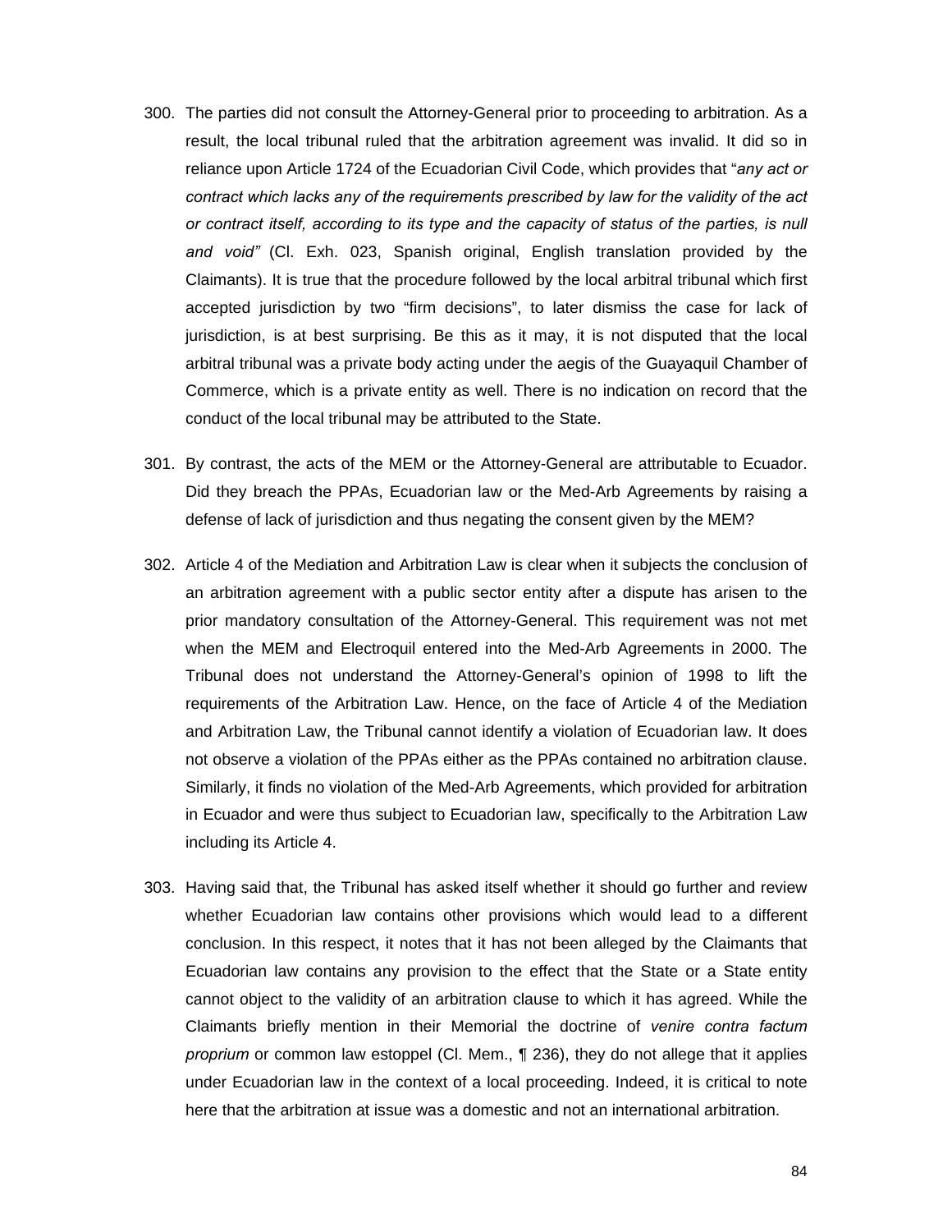300. The parties did not consult the Attorney-General prior to proceeding to arbitration. As a result, the local tribunal ruled that the arbitration agreement was invalid. It did so in reliance upon Article 1724 of the Ecuadorian Civil Code, which provides that "*any act or contract which lacks any of the requirements prescribed by law for the validity of the act or contract itself, according to its type and the capacity of status of the parties, is null and void"* (Cl. Exh. 023, Spanish original, English translation provided by the Claimants). It is true that the procedure followed by the local arbitral tribunal which first accepted jurisdiction by two "firm decisions", to later dismiss the case for lack of jurisdiction, is at best surprising. Be this as it may, it is not disputed that the local arbitral tribunal was a private body acting under the aegis of the Guayaquil Chamber of Commerce, which is a private entity as well. There is no indication on record that the conduct of the local tribunal may be attributed to the State.

301. By contrast, the acts of the MEM or the Attorney-General are attributable to Ecuador. Did they breach the PPAs, Ecuadorian law or the Med-Arb Agreements by raising a defense of lack of jurisdiction and thus negating the consent given by the MEM?

302. Article 4 of the Mediation and Arbitration Law is clear when it subjects the conclusion of an arbitration agreement with a public sector entity after a dispute has arisen to the prior mandatory consultation of the Attorney-General. This requirement was not met when the MEM and Electroquil entered into the Med-Arb Agreements in 2000. The Tribunal does not understand the Attorney-General's opinion of 1998 to lift the requirements of the Arbitration Law. Hence, on the face of Article 4 of the Mediation and Arbitration Law, the Tribunal cannot identify a violation of Ecuadorian law. It does not observe a violation of the PPAs either as the PPAs contained no arbitration clause. Similarly, it finds no violation of the Med-Arb Agreements, which provided for arbitration in Ecuador and were thus subject to Ecuadorian law, specifically to the Arbitration Law including its Article 4.

303. Having said that, the Tribunal has asked itself whether it should go further and review whether Ecuadorian law contains other provisions which would lead to a different conclusion. In this respect, it notes that it has not been alleged by the Claimants that Ecuadorian law contains any provision to the effect that the State or a State entity cannot object to the validity of an arbitration clause to which it has agreed. While the Claimants briefly mention in their Memorial the doctrine of *venire contra factum proprium* or common law estoppel (Cl. Mem., ¶ 236), they do not allege that it applies under Ecuadorian law in the context of a local proceeding. Indeed, it is critical to note here that the arbitration at issue was a domestic and not an international arbitration.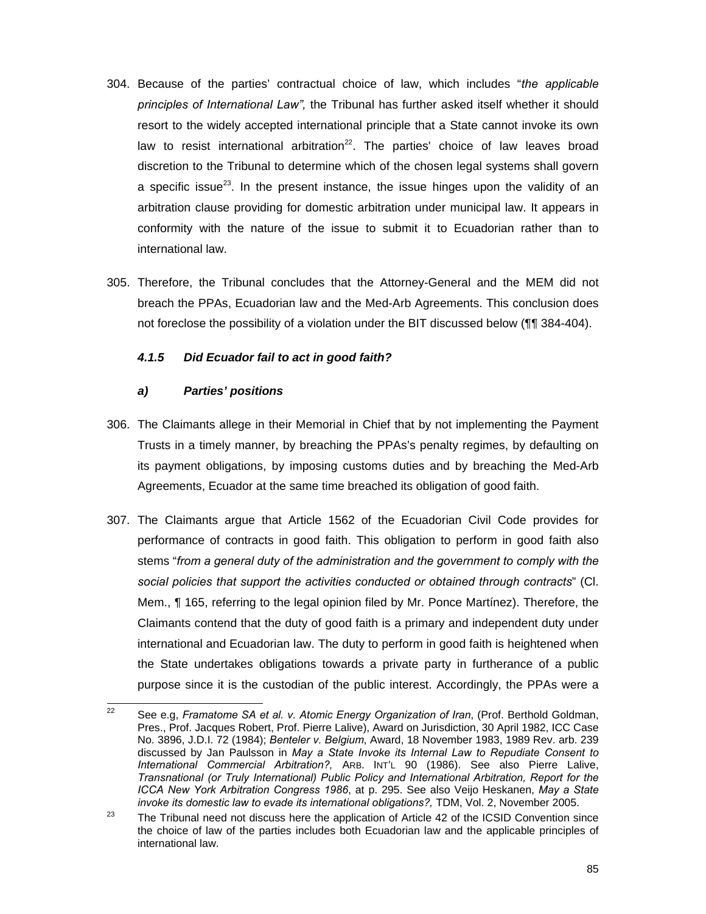304. Because of the parties' contractual choice of law, which includes "*the applicable principles of International Law",* the Tribunal has further asked itself whether it should resort to the widely accepted international principle that a State cannot invoke its own law to resist international arbitration[22]. The parties' choice of law leaves broad discretion to the Tribunal to determine which of the chosen legal systems shall govern a specific issue[23]. In the present instance, the issue hinges upon the validity of an arbitration clause providing for domestic arbitration under municipal law. It appears in conformity with the nature of the issue to submit it to Ecuadorian rather than to international law.

305. Therefore, the Tribunal concludes that the Attorney-General and the MEM did not breach the PPAs, Ecuadorian law and the Med-Arb Agreements. This conclusion does not foreclose the possibility of a violation under the BIT discussed below (¶¶ 384-404).

#### ***4.1.5 Did Ecuador fail to act in good faith?***

##### ***a) Parties' positions***

306. The Claimants allege in their Memorial in Chief that by not implementing the Payment Trusts in a timely manner, by breaching the PPAs's penalty regimes, by defaulting on its payment obligations, by imposing customs duties and by breaching the Med-Arb Agreements, Ecuador at the same time breached its obligation of good faith.

307. The Claimants argue that Article 1562 of the Ecuadorian Civil Code provides for performance of contracts in good faith. This obligation to perform in good faith also stems "*from a general duty of the administration and the government to comply with the social policies that support the activities conducted or obtained through contracts*" (Cl. Mem., ¶ 165, referring to the legal opinion filed by Mr. Ponce Martínez). Therefore, the Claimants contend that the duty of good faith is a primary and independent duty under international and Ecuadorian law. The duty to perform in good faith is heightened when the State undertakes obligations towards a private party in furtherance of a public purpose since it is the custodian of the public interest. Accordingly, the PPAs were a

---

[22] See e.g, *Framatome SA et al. v. Atomic Energy Organization of Iran*, (Prof. Berthold Goldman, Pres., Prof. Jacques Robert, Prof. Pierre Lalive), Award on Jurisdiction, 30 April 1982, ICC Case No. 3896, J.D.I. 72 (1984); *Benteler v. Belgium*, Award, 18 November 1983, 1989 Rev. arb. 239 discussed by Jan Paulsson in *May a State Invoke its Internal Law to Repudiate Consent to International Commercial Arbitration?,* ARB. INT'L 90 (1986). See also Pierre Lalive, *Transnational (or Truly International) Public Policy and International Arbitration, Report for the ICCA New York Arbitration Congress 1986*, at p. 295. See also Veijo Heskanen, *May a State invoke its domestic law to evade its international obligations?,* TDM, Vol. 2, November 2005.

[23] The Tribunal need not discuss here the application of Article 42 of the ICSID Convention since the choice of law of the parties includes both Ecuadorian law and the applicable principles of international law.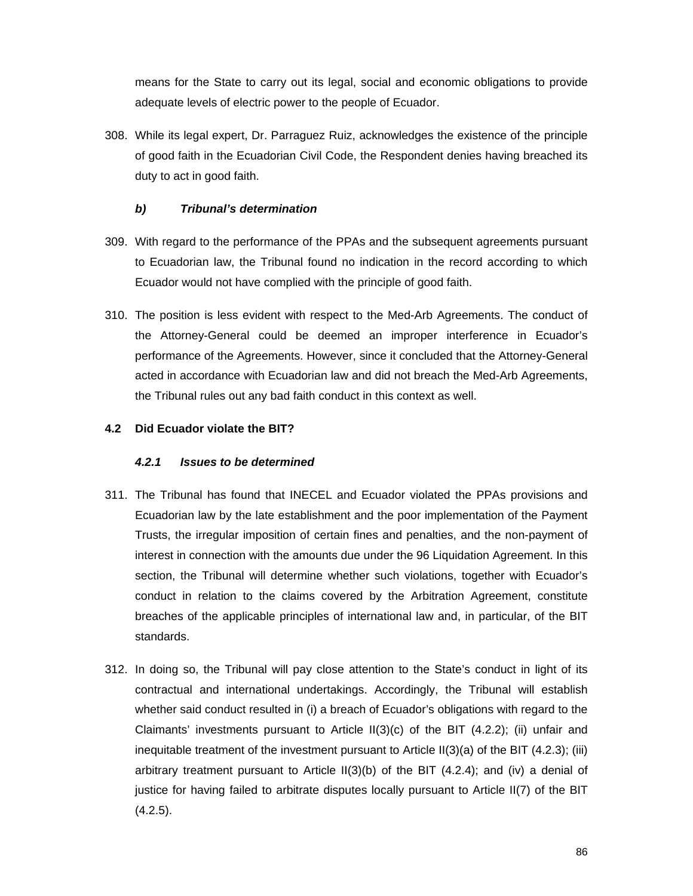means for the State to carry out its legal, social and economic obligations to provide adequate levels of electric power to the people of Ecuador.

308. While its legal expert, Dr. Parraguez Ruiz, acknowledges the existence of the principle of good faith in the Ecuadorian Civil Code, the Respondent denies having breached its duty to act in good faith.

#### *b) Tribunal's determination*

309. With regard to the performance of the PPAs and the subsequent agreements pursuant to Ecuadorian law, the Tribunal found no indication in the record according to which Ecuador would not have complied with the principle of good faith.

310. The position is less evident with respect to the Med-Arb Agreements. The conduct of the Attorney-General could be deemed an improper interference in Ecuador's performance of the Agreements. However, since it concluded that the Attorney-General acted in accordance with Ecuadorian law and did not breach the Med-Arb Agreements, the Tribunal rules out any bad faith conduct in this context as well.

## 4.2 Did Ecuador violate the BIT?

### *4.2.1 Issues to be determined*

311. The Tribunal has found that INECEL and Ecuador violated the PPAs provisions and Ecuadorian law by the late establishment and the poor implementation of the Payment Trusts, the irregular imposition of certain fines and penalties, and the non-payment of interest in connection with the amounts due under the 96 Liquidation Agreement. In this section, the Tribunal will determine whether such violations, together with Ecuador's conduct in relation to the claims covered by the Arbitration Agreement, constitute breaches of the applicable principles of international law and, in particular, of the BIT standards.

312. In doing so, the Tribunal will pay close attention to the State's conduct in light of its contractual and international undertakings. Accordingly, the Tribunal will establish whether said conduct resulted in (i) a breach of Ecuador's obligations with regard to the Claimants' investments pursuant to Article II(3)(c) of the BIT (4.2.2); (ii) unfair and inequitable treatment of the investment pursuant to Article II(3)(a) of the BIT (4.2.3); (iii) arbitrary treatment pursuant to Article II(3)(b) of the BIT (4.2.4); and (iv) a denial of justice for having failed to arbitrate disputes locally pursuant to Article II(7) of the BIT (4.2.5).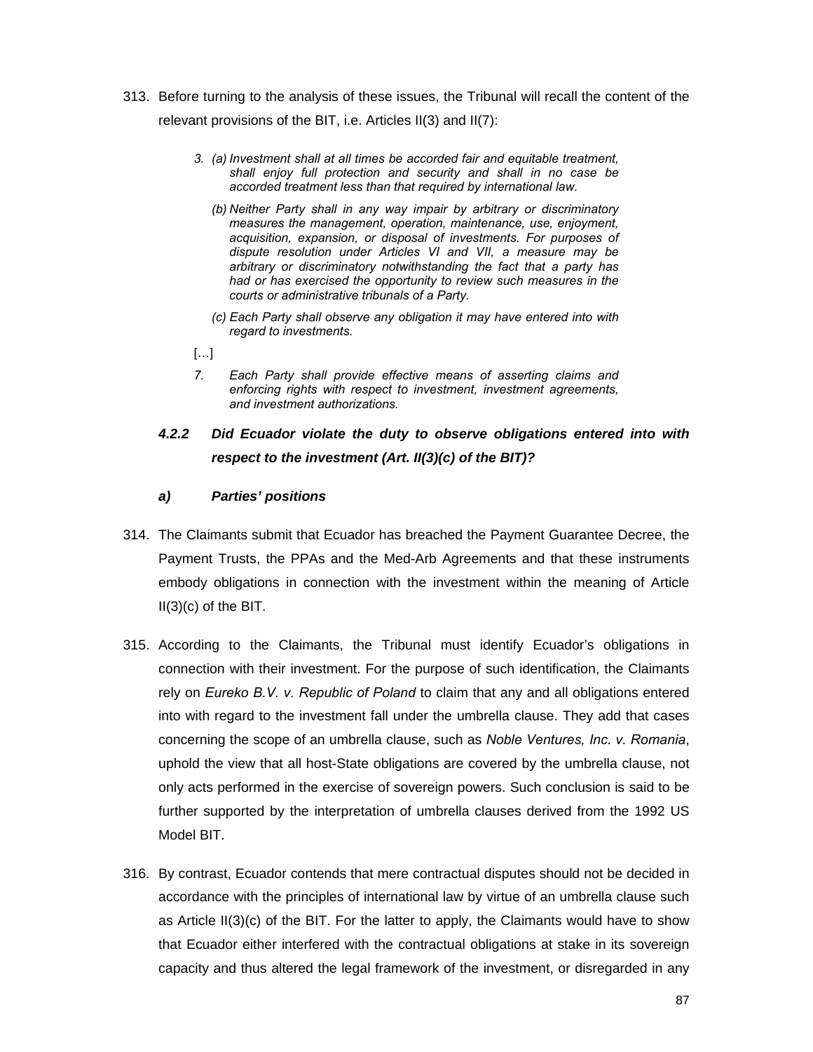313. Before turning to the analysis of these issues, the Tribunal will recall the content of the relevant provisions of the BIT, i.e. Articles II(3) and II(7):

> *3. (a) Investment shall at all times be accorded fair and equitable treatment, shall enjoy full protection and security and shall in no case be accorded treatment less than that required by international law.*
>
> *(b) Neither Party shall in any way impair by arbitrary or discriminatory measures the management, operation, maintenance, use, enjoyment, acquisition, expansion, or disposal of investments. For purposes of dispute resolution under Articles VI and VII, a measure may be arbitrary or discriminatory notwithstanding the fact that a party has had or has exercised the opportunity to review such measures in the courts or administrative tribunals of a Party.*
>
> *(c) Each Party shall observe any obligation it may have entered into with regard to investments.*
>
> […]
>
> *7. Each Party shall provide effective means of asserting claims and enforcing rights with respect to investment, investment agreements, and investment authorizations.*

### *4.2.2 Did Ecuador violate the duty to observe obligations entered into with respect to the investment (Art. II(3)(c) of the BIT)?*

#### *a) Parties' positions*

314. The Claimants submit that Ecuador has breached the Payment Guarantee Decree, the Payment Trusts, the PPAs and the Med-Arb Agreements and that these instruments embody obligations in connection with the investment within the meaning of Article II(3)(c) of the BIT.

315. According to the Claimants, the Tribunal must identify Ecuador's obligations in connection with their investment. For the purpose of such identification, the Claimants rely on *Eureko B.V. v. Republic of Poland* to claim that any and all obligations entered into with regard to the investment fall under the umbrella clause. They add that cases concerning the scope of an umbrella clause, such as *Noble Ventures, Inc. v. Romania*, uphold the view that all host-State obligations are covered by the umbrella clause, not only acts performed in the exercise of sovereign powers. Such conclusion is said to be further supported by the interpretation of umbrella clauses derived from the 1992 US Model BIT.

316. By contrast, Ecuador contends that mere contractual disputes should not be decided in accordance with the principles of international law by virtue of an umbrella clause such as Article II(3)(c) of the BIT. For the latter to apply, the Claimants would have to show that Ecuador either interfered with the contractual obligations at stake in its sovereign capacity and thus altered the legal framework of the investment, or disregarded in any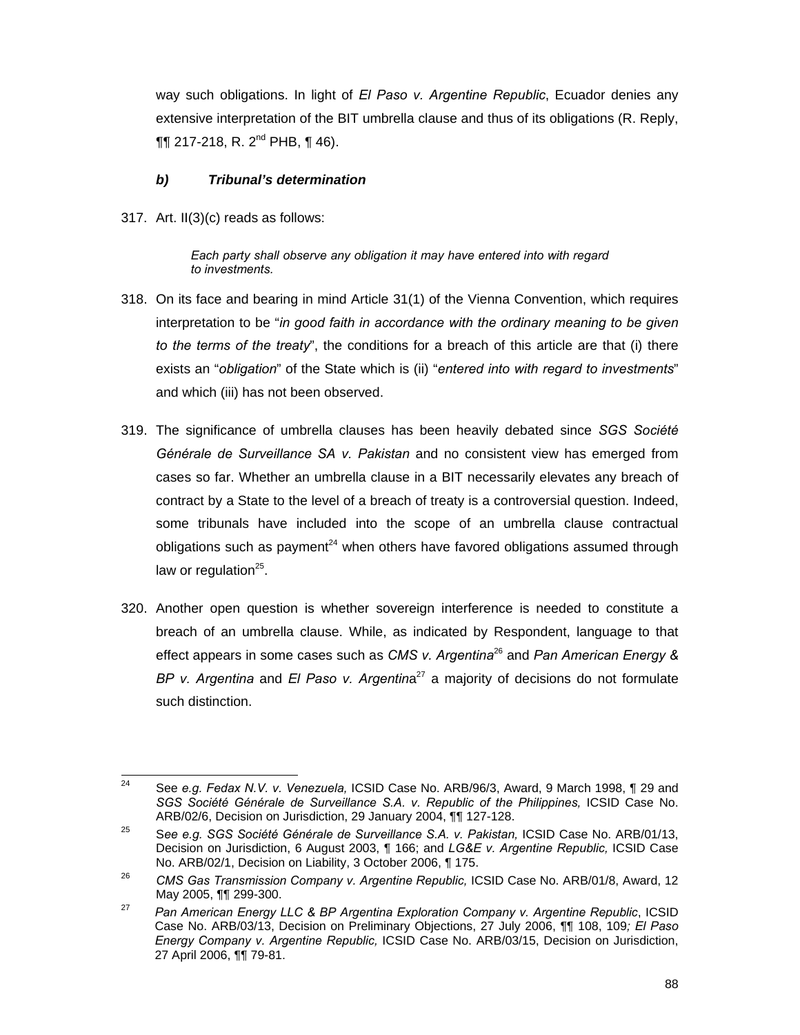way such obligations. In light of *El Paso v. Argentine Republic*, Ecuador denies any extensive interpretation of the BIT umbrella clause and thus of its obligations (R. Reply, ¶¶ 217-218, R. 2nd PHB, ¶ 46).

***b) Tribunal's determination***

317. Art. II(3)(c) reads as follows:

> *Each party shall observe any obligation it may have entered into with regard to investments.*

318. On its face and bearing in mind Article 31(1) of the Vienna Convention, which requires interpretation to be "*in good faith in accordance with the ordinary meaning to be given to the terms of the treaty*", the conditions for a breach of this article are that (i) there exists an "*obligation*" of the State which is (ii) "*entered into with regard to investments*" and which (iii) has not been observed.

319. The significance of umbrella clauses has been heavily debated since *SGS Société Générale de Surveillance SA v. Pakistan* and no consistent view has emerged from cases so far. Whether an umbrella clause in a BIT necessarily elevates any breach of contract by a State to the level of a breach of treaty is a controversial question. Indeed, some tribunals have included into the scope of an umbrella clause contractual obligations such as payment[24] when others have favored obligations assumed through law or regulation[25].

320. Another open question is whether sovereign interference is needed to constitute a breach of an umbrella clause. While, as indicated by Respondent, language to that effect appears in some cases such as *CMS v. Argentina*[26] and *Pan American Energy & BP v. Argentina* and *El Paso v. Argentina*[27] a majority of decisions do not formulate such distinction.

---

[24] See *e.g. Fedax N.V. v. Venezuela,* ICSID Case No. ARB/96/3, Award, 9 March 1998, ¶ 29 and *SGS Société Générale de Surveillance S.A. v. Republic of the Philippines,* ICSID Case No. ARB/02/6, Decision on Jurisdiction, 29 January 2004, ¶¶ 127-128.

[25] See *e.g. SGS Société Générale de Surveillance S.A. v. Pakistan,* ICSID Case No. ARB/01/13, Decision on Jurisdiction, 6 August 2003, ¶ 166; and *LG&E v. Argentine Republic,* ICSID Case No. ARB/02/1, Decision on Liability, 3 October 2006, ¶ 175.

[26] *CMS Gas Transmission Company v. Argentine Republic,* ICSID Case No. ARB/01/8, Award, 12 May 2005, ¶¶ 299-300.

[27] *Pan American Energy LLC & BP Argentina Exploration Company v. Argentine Republic*, ICSID Case No. ARB/03/13, Decision on Preliminary Objections, 27 July 2006, ¶¶ 108, 109*; El Paso Energy Company v. Argentine Republic,* ICSID Case No. ARB/03/15, Decision on Jurisdiction, 27 April 2006, ¶¶ 79-81.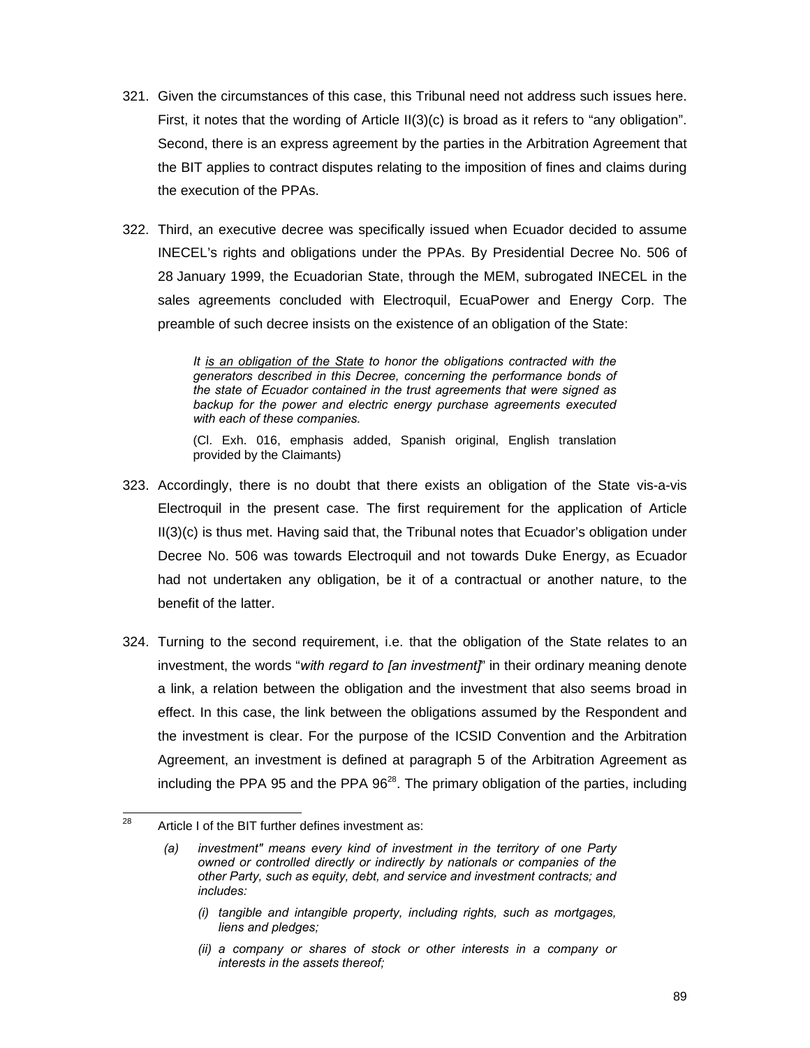321. Given the circumstances of this case, this Tribunal need not address such issues here. First, it notes that the wording of Article II(3)(c) is broad as it refers to "any obligation". Second, there is an express agreement by the parties in the Arbitration Agreement that the BIT applies to contract disputes relating to the imposition of fines and claims during the execution of the PPAs.

322. Third, an executive decree was specifically issued when Ecuador decided to assume INECEL's rights and obligations under the PPAs. By Presidential Decree No. 506 of 28 January 1999, the Ecuadorian State, through the MEM, subrogated INECEL in the sales agreements concluded with Electroquil, EcuaPower and Energy Corp. The preamble of such decree insists on the existence of an obligation of the State:

> *It <u>is an obligation of the State</u> to honor the obligations contracted with the generators described in this Decree, concerning the performance bonds of the state of Ecuador contained in the trust agreements that were signed as backup for the power and electric energy purchase agreements executed with each of these companies.*
>
> (Cl. Exh. 016, emphasis added, Spanish original, English translation provided by the Claimants)

323. Accordingly, there is no doubt that there exists an obligation of the State vis-a-vis Electroquil in the present case. The first requirement for the application of Article II(3)(c) is thus met. Having said that, the Tribunal notes that Ecuador's obligation under Decree No. 506 was towards Electroquil and not towards Duke Energy, as Ecuador had not undertaken any obligation, be it of a contractual or another nature, to the benefit of the latter.

324. Turning to the second requirement, i.e. that the obligation of the State relates to an investment, the words "*with regard to [an investment]*" in their ordinary meaning denote a link, a relation between the obligation and the investment that also seems broad in effect. In this case, the link between the obligations assumed by the Respondent and the investment is clear. For the purpose of the ICSID Convention and the Arbitration Agreement, an investment is defined at paragraph 5 of the Arbitration Agreement as including the PPA 95 and the PPA 96[28]. The primary obligation of the parties, including

---

[28] Article I of the BIT further defines investment as:

> *(a) investment" means every kind of investment in the territory of one Party owned or controlled directly or indirectly by nationals or companies of the other Party, such as equity, debt, and service and investment contracts; and includes:*
>
> *(i) tangible and intangible property, including rights, such as mortgages, liens and pledges;*
>
> *(ii) a company or shares of stock or other interests in a company or interests in the assets thereof;*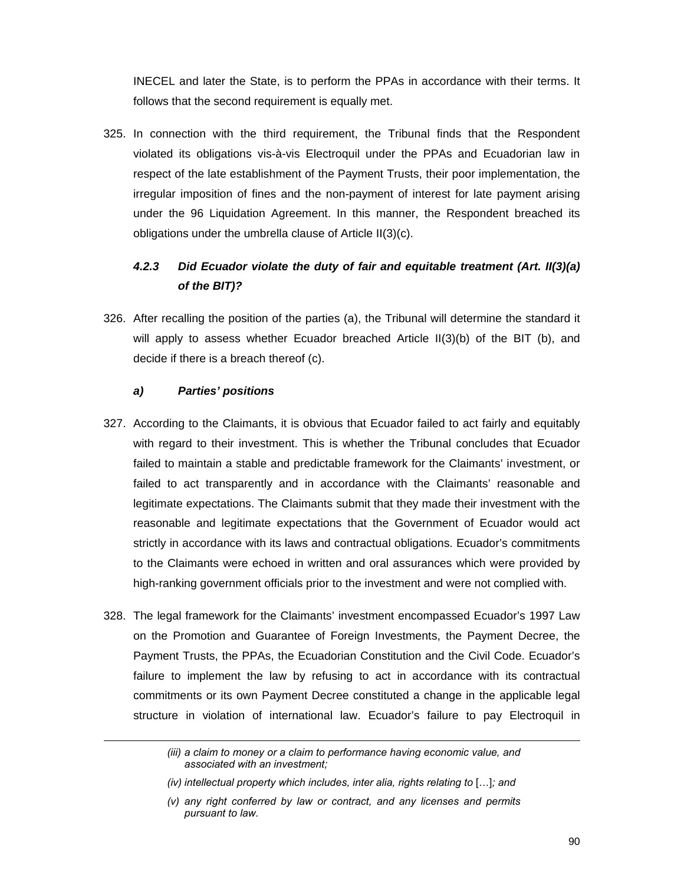INECEL and later the State, is to perform the PPAs in accordance with their terms. It follows that the second requirement is equally met.

325. In connection with the third requirement, the Tribunal finds that the Respondent violated its obligations vis-à-vis Electroquil under the PPAs and Ecuadorian law in respect of the late establishment of the Payment Trusts, their poor implementation, the irregular imposition of fines and the non-payment of interest for late payment arising under the 96 Liquidation Agreement. In this manner, the Respondent breached its obligations under the umbrella clause of Article II(3)(c).

### *4.2.3 Did Ecuador violate the duty of fair and equitable treatment (Art. II(3)(a) of the BIT)?*

326. After recalling the position of the parties (a), the Tribunal will determine the standard it will apply to assess whether Ecuador breached Article II(3)(b) of the BIT (b), and decide if there is a breach thereof (c).

#### *a) Parties' positions*

327. According to the Claimants, it is obvious that Ecuador failed to act fairly and equitably with regard to their investment. This is whether the Tribunal concludes that Ecuador failed to maintain a stable and predictable framework for the Claimants' investment, or failed to act transparently and in accordance with the Claimants' reasonable and legitimate expectations. The Claimants submit that they made their investment with the reasonable and legitimate expectations that the Government of Ecuador would act strictly in accordance with its laws and contractual obligations. Ecuador's commitments to the Claimants were echoed in written and oral assurances which were provided by high-ranking government officials prior to the investment and were not complied with.

328. The legal framework for the Claimants' investment encompassed Ecuador's 1997 Law on the Promotion and Guarantee of Foreign Investments, the Payment Decree, the Payment Trusts, the PPAs, the Ecuadorian Constitution and the Civil Code. Ecuador's failure to implement the law by refusing to act in accordance with its contractual commitments or its own Payment Decree constituted a change in the applicable legal structure in violation of international law. Ecuador's failure to pay Electroquil in

---

*(iii) a claim to money or a claim to performance having economic value, and associated with an investment;*

*(iv) intellectual property which includes, inter alia, rights relating to* […]*; and*

*(v) any right conferred by law or contract, and any licenses and permits pursuant to law.*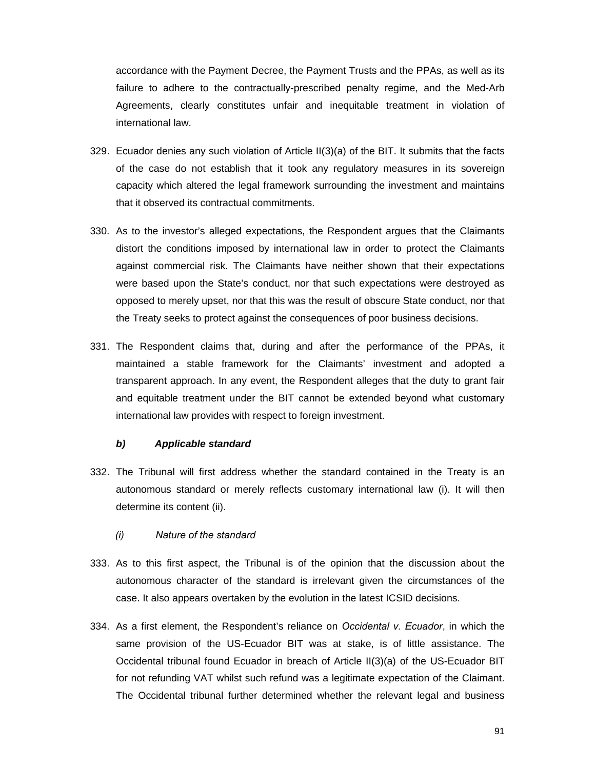accordance with the Payment Decree, the Payment Trusts and the PPAs, as well as its failure to adhere to the contractually-prescribed penalty regime, and the Med-Arb Agreements, clearly constitutes unfair and inequitable treatment in violation of international law.

329. Ecuador denies any such violation of Article II(3)(a) of the BIT. It submits that the facts of the case do not establish that it took any regulatory measures in its sovereign capacity which altered the legal framework surrounding the investment and maintains that it observed its contractual commitments.

330. As to the investor's alleged expectations, the Respondent argues that the Claimants distort the conditions imposed by international law in order to protect the Claimants against commercial risk. The Claimants have neither shown that their expectations were based upon the State's conduct, nor that such expectations were destroyed as opposed to merely upset, nor that this was the result of obscure State conduct, nor that the Treaty seeks to protect against the consequences of poor business decisions.

331. The Respondent claims that, during and after the performance of the PPAs, it maintained a stable framework for the Claimants' investment and adopted a transparent approach. In any event, the Respondent alleges that the duty to grant fair and equitable treatment under the BIT cannot be extended beyond what customary international law provides with respect to foreign investment.

### ***b) Applicable standard***

332. The Tribunal will first address whether the standard contained in the Treaty is an autonomous standard or merely reflects customary international law (i). It will then determine its content (ii).

#### *(i) Nature of the standard*

333. As to this first aspect, the Tribunal is of the opinion that the discussion about the autonomous character of the standard is irrelevant given the circumstances of the case. It also appears overtaken by the evolution in the latest ICSID decisions.

334. As a first element, the Respondent's reliance on *Occidental v. Ecuador*, in which the same provision of the US-Ecuador BIT was at stake, is of little assistance. The Occidental tribunal found Ecuador in breach of Article II(3)(a) of the US-Ecuador BIT for not refunding VAT whilst such refund was a legitimate expectation of the Claimant. The Occidental tribunal further determined whether the relevant legal and business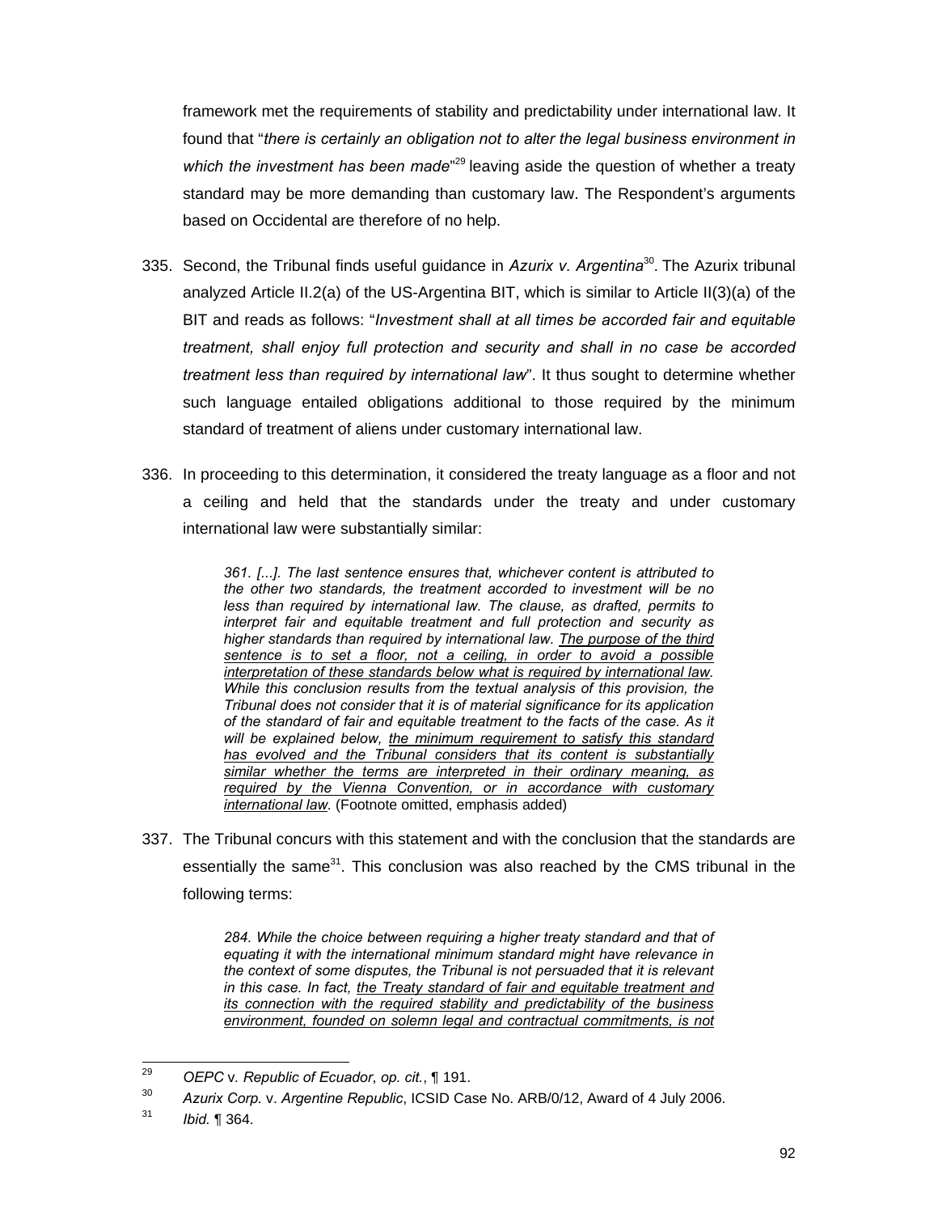framework met the requirements of stability and predictability under international law. It found that "*there is certainly an obligation not to alter the legal business environment in which the investment has been made*"[29] leaving aside the question of whether a treaty standard may be more demanding than customary law. The Respondent's arguments based on Occidental are therefore of no help.

335. Second, the Tribunal finds useful guidance in *Azurix v. Argentina*[30]. The Azurix tribunal analyzed Article II.2(a) of the US-Argentina BIT, which is similar to Article II(3)(a) of the BIT and reads as follows: "*Investment shall at all times be accorded fair and equitable treatment, shall enjoy full protection and security and shall in no case be accorded treatment less than required by international law*". It thus sought to determine whether such language entailed obligations additional to those required by the minimum standard of treatment of aliens under customary international law.

336. In proceeding to this determination, it considered the treaty language as a floor and not a ceiling and held that the standards under the treaty and under customary international law were substantially similar:

> *361. [...]. The last sentence ensures that, whichever content is attributed to the other two standards, the treatment accorded to investment will be no less than required by international law. The clause, as drafted, permits to interpret fair and equitable treatment and full protection and security as higher standards than required by international law. <u>The purpose of the third sentence is to set a floor, not a ceiling, in order to avoid a possible interpretation of these standards below what is required by international law.</u> While this conclusion results from the textual analysis of this provision, the Tribunal does not consider that it is of material significance for its application of the standard of fair and equitable treatment to the facts of the case. As it will be explained below, <u>the minimum requirement to satisfy this standard has evolved and the Tribunal considers that its content is substantially similar whether the terms are interpreted in their ordinary meaning, as required by the Vienna Convention, or in accordance with customary international law.</u>* (Footnote omitted, emphasis added)

337. The Tribunal concurs with this statement and with the conclusion that the standards are essentially the same[31]. This conclusion was also reached by the CMS tribunal in the following terms:

> *284. While the choice between requiring a higher treaty standard and that of equating it with the international minimum standard might have relevance in the context of some disputes, the Tribunal is not persuaded that it is relevant in this case. In fact, <u>the Treaty standard of fair and equitable treatment and its connection with the required stability and predictability of the business environment, founded on solemn legal and contractual commitments, is not</u>*

---

[29] *OEPC* v. *Republic of Ecuador*, *op. cit.*, ¶ 191.

[30] *Azurix Corp.* v. *Argentine Republic*, ICSID Case No. ARB/0/12, Award of 4 July 2006.

[31] *Ibid.* ¶ 364.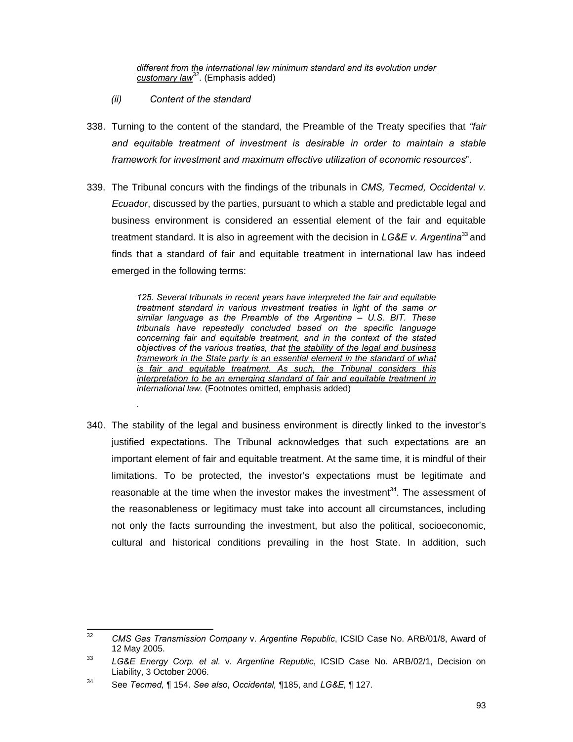> *different from the international law minimum standard and its evolution under customary law*[32]. (Emphasis added)

*(ii) Content of the standard*

338. Turning to the content of the standard, the Preamble of the Treaty specifies that *"fair and equitable treatment of investment is desirable in order to maintain a stable framework for investment and maximum effective utilization of economic resources*".

339. The Tribunal concurs with the findings of the tribunals in *CMS, Tecmed, Occidental v. Ecuador*, discussed by the parties, pursuant to which a stable and predictable legal and business environment is considered an essential element of the fair and equitable treatment standard. It is also in agreement with the decision in *LG&E v. Argentina*[33] and finds that a standard of fair and equitable treatment in international law has indeed emerged in the following terms:

> *125. Several tribunals in recent years have interpreted the fair and equitable treatment standard in various investment treaties in light of the same or similar language as the Preamble of the Argentina – U.S. BIT. These tribunals have repeatedly concluded based on the specific language concerning fair and equitable treatment, and in the context of the stated objectives of the various treaties, that <u>the stability of the legal and business framework in the State party is an essential element in the standard of what is fair and equitable treatment. As such, the Tribunal considers this interpretation to be an emerging standard of fair and equitable treatment in international law</u>.* (Footnotes omitted, emphasis added)
>
> .

340. The stability of the legal and business environment is directly linked to the investor's justified expectations. The Tribunal acknowledges that such expectations are an important element of fair and equitable treatment. At the same time, it is mindful of their limitations. To be protected, the investor's expectations must be legitimate and reasonable at the time when the investor makes the investment[34]. The assessment of the reasonableness or legitimacy must take into account all circumstances, including not only the facts surrounding the investment, but also the political, socioeconomic, cultural and historical conditions prevailing in the host State. In addition, such

---

[32] *CMS Gas Transmission Company* v. *Argentine Republic*, ICSID Case No. ARB/01/8, Award of 12 May 2005.

[33] *LG&E Energy Corp. et al.* v. *Argentine Republic*, ICSID Case No. ARB/02/1, Decision on Liability, 3 October 2006.

[34] See *Tecmed,* ¶ 154. *See also*, *Occidental,* ¶185, and *LG&E,* ¶ 127.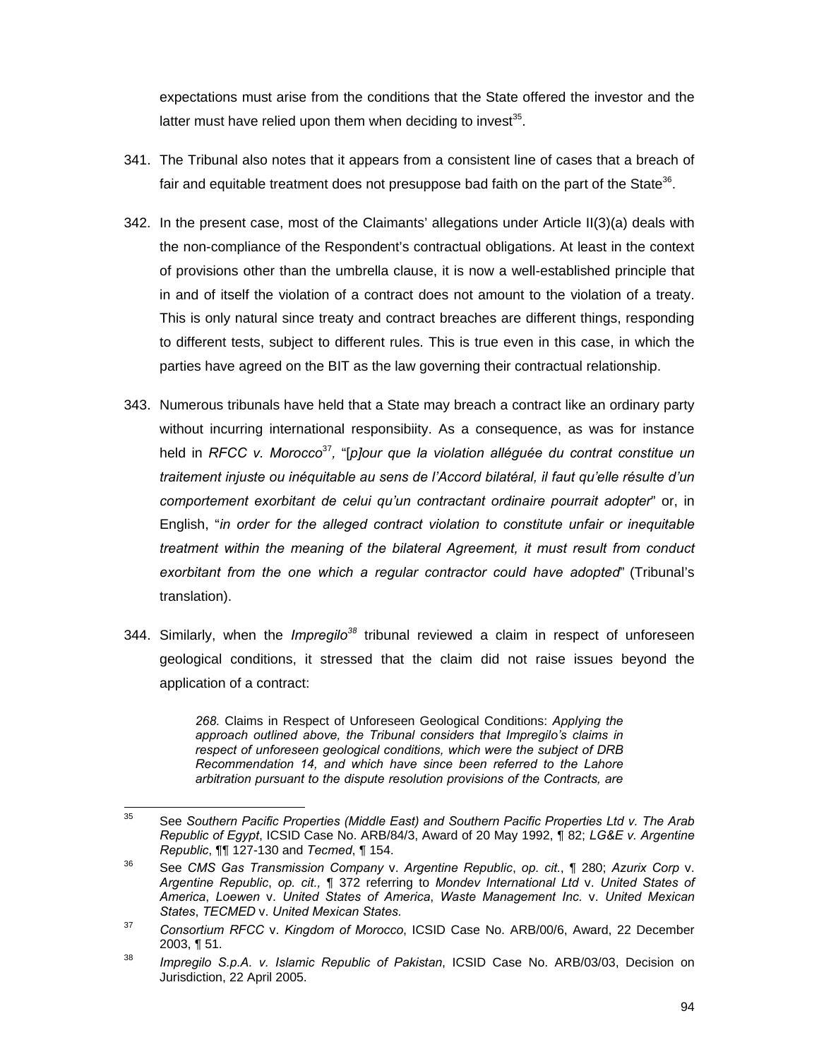expectations must arise from the conditions that the State offered the investor and the latter must have relied upon them when deciding to invest[35].

341. The Tribunal also notes that it appears from a consistent line of cases that a breach of fair and equitable treatment does not presuppose bad faith on the part of the State[36].

342. In the present case, most of the Claimants' allegations under Article II(3)(a) deals with the non-compliance of the Respondent's contractual obligations. At least in the context of provisions other than the umbrella clause, it is now a well-established principle that in and of itself the violation of a contract does not amount to the violation of a treaty. This is only natural since treaty and contract breaches are different things, responding to different tests, subject to different rules. This is true even in this case, in which the parties have agreed on the BIT as the law governing their contractual relationship.

343. Numerous tribunals have held that a State may breach a contract like an ordinary party without incurring international responsibiity. As a consequence, as was for instance held in *RFCC v. Morocco*[37]*,* "[*p]our que la violation alléguée du contrat constitue un traitement injuste ou inéquitable au sens de l'Accord bilatéral, il faut qu'elle résulte d'un comportement exorbitant de celui qu'un contractant ordinaire pourrait adopter*" or, in English, "*in order for the alleged contract violation to constitute unfair or inequitable treatment within the meaning of the bilateral Agreement, it must result from conduct exorbitant from the one which a regular contractor could have adopted*" (Tribunal's translation).

344. Similarly, when the *Impregilo*[38] tribunal reviewed a claim in respect of unforeseen geological conditions, it stressed that the claim did not raise issues beyond the application of a contract:

> *268.* Claims in Respect of Unforeseen Geological Conditions: *Applying the approach outlined above, the Tribunal considers that Impregilo's claims in respect of unforeseen geological conditions, which were the subject of DRB Recommendation 14, and which have since been referred to the Lahore arbitration pursuant to the dispute resolution provisions of the Contracts, are*

---

[35] See *Southern Pacific Properties (Middle East) and Southern Pacific Properties Ltd v. The Arab Republic of Egypt*, ICSID Case No. ARB/84/3, Award of 20 May 1992, ¶ 82; *LG&E v. Argentine Republic*, ¶¶ 127-130 and *Tecmed*, ¶ 154.

[36] See *CMS Gas Transmission Company* v. *Argentine Republic*, *op. cit.*, ¶ 280; *Azurix Corp* v. *Argentine Republic*, *op. cit.,* ¶ 372 referring to *Mondev International Ltd* v. *United States of America*, *Loewen* v. *United States of America*, *Waste Management Inc.* v. *United Mexican States*, *TECMED* v. *United Mexican States.*

[37] *Consortium RFCC* v. *Kingdom of Morocco*, ICSID Case No. ARB/00/6, Award, 22 December 2003, ¶ 51.

[38] *Impregilo S.p.A. v. Islamic Republic of Pakistan*, ICSID Case No. ARB/03/03, Decision on Jurisdiction, 22 April 2005.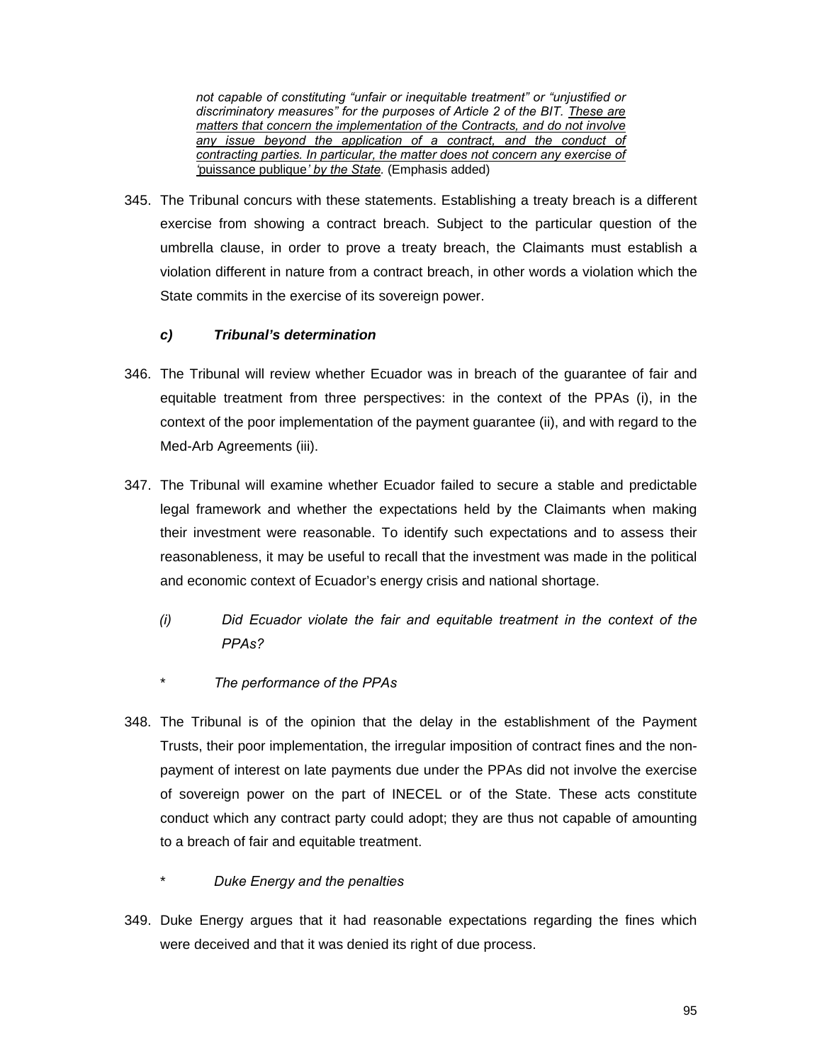> *not capable of constituting "unfair or inequitable treatment" or "unjustified or discriminatory measures" for the purposes of Article 2 of the BIT. <u>These are matters that concern the implementation of the Contracts, and do not involve any issue beyond the application of a contract, and the conduct of contracting parties. In particular, the matter does not concern any exercise of 'puissance publique' by the State</u>.* (Emphasis added)

345. The Tribunal concurs with these statements. Establishing a treaty breach is a different exercise from showing a contract breach. Subject to the particular question of the umbrella clause, in order to prove a treaty breach, the Claimants must establish a violation different in nature from a contract breach, in other words a violation which the State commits in the exercise of its sovereign power.

#### *c) Tribunal's determination*

346. The Tribunal will review whether Ecuador was in breach of the guarantee of fair and equitable treatment from three perspectives: in the context of the PPAs (i), in the context of the poor implementation of the payment guarantee (ii), and with regard to the Med-Arb Agreements (iii).

347. The Tribunal will examine whether Ecuador failed to secure a stable and predictable legal framework and whether the expectations held by the Claimants when making their investment were reasonable. To identify such expectations and to assess their reasonableness, it may be useful to recall that the investment was made in the political and economic context of Ecuador's energy crisis and national shortage.

##### *(i) Did Ecuador violate the fair and equitable treatment in the context of the PPAs?*

*\* The performance of the PPAs*

348. The Tribunal is of the opinion that the delay in the establishment of the Payment Trusts, their poor implementation, the irregular imposition of contract fines and the non-payment of interest on late payments due under the PPAs did not involve the exercise of sovereign power on the part of INECEL or of the State. These acts constitute conduct which any contract party could adopt; they are thus not capable of amounting to a breach of fair and equitable treatment.

*\* Duke Energy and the penalties*

349. Duke Energy argues that it had reasonable expectations regarding the fines which were deceived and that it was denied its right of due process.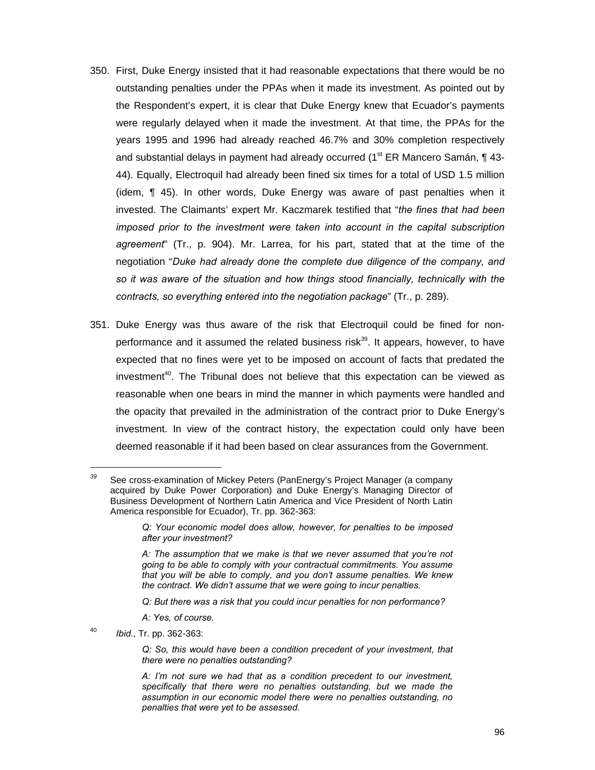350. First, Duke Energy insisted that it had reasonable expectations that there would be no outstanding penalties under the PPAs when it made its investment. As pointed out by the Respondent's expert, it is clear that Duke Energy knew that Ecuador's payments were regularly delayed when it made the investment. At that time, the PPAs for the years 1995 and 1996 had already reached 46.7% and 30% completion respectively and substantial delays in payment had already occurred (1st ER Mancero Samán, ¶ 43-44). Equally, Electroquil had already been fined six times for a total of USD 1.5 million (idem, ¶ 45). In other words, Duke Energy was aware of past penalties when it invested. The Claimants' expert Mr. Kaczmarek testified that "*the fines that had been imposed prior to the investment were taken into account in the capital subscription agreement*" (Tr., p. 904). Mr. Larrea, for his part, stated that at the time of the negotiation "*Duke had already done the complete due diligence of the company, and so it was aware of the situation and how things stood financially, technically with the contracts, so everything entered into the negotiation package*" (Tr., p. 289).

351. Duke Energy was thus aware of the risk that Electroquil could be fined for non-performance and it assumed the related business risk[39]. It appears, however, to have expected that no fines were yet to be imposed on account of facts that predated the investment[40]. The Tribunal does not believe that this expectation can be viewed as reasonable when one bears in mind the manner in which payments were handled and the opacity that prevailed in the administration of the contract prior to Duke Energy's investment. In view of the contract history, the expectation could only have been deemed reasonable if it had been based on clear assurances from the Government.

---

[39] See cross-examination of Mickey Peters (PanEnergy's Project Manager (a company acquired by Duke Power Corporation) and Duke Energy's Managing Director of Business Development of Northern Latin America and Vice President of North Latin America responsible for Ecuador), Tr. pp. 362-363:

> *Q: Your economic model does allow, however, for penalties to be imposed after your investment?*
>
> *A: The assumption that we make is that we never assumed that you're not going to be able to comply with your contractual commitments. You assume that you will be able to comply, and you don't assume penalties. We knew the contract. We didn't assume that we were going to incur penalties.*
>
> *Q: But there was a risk that you could incur penalties for non performance?*
>
> *A: Yes, of course.*

[40] *Ibid.*, Tr. pp. 362-363:

> *Q: So, this would have been a condition precedent of your investment, that there were no penalties outstanding?*
>
> *A: I'm not sure we had that as a condition precedent to our investment, specifically that there were no penalties outstanding, but we made the assumption in our economic model there were no penalties outstanding, no penalties that were yet to be assessed.*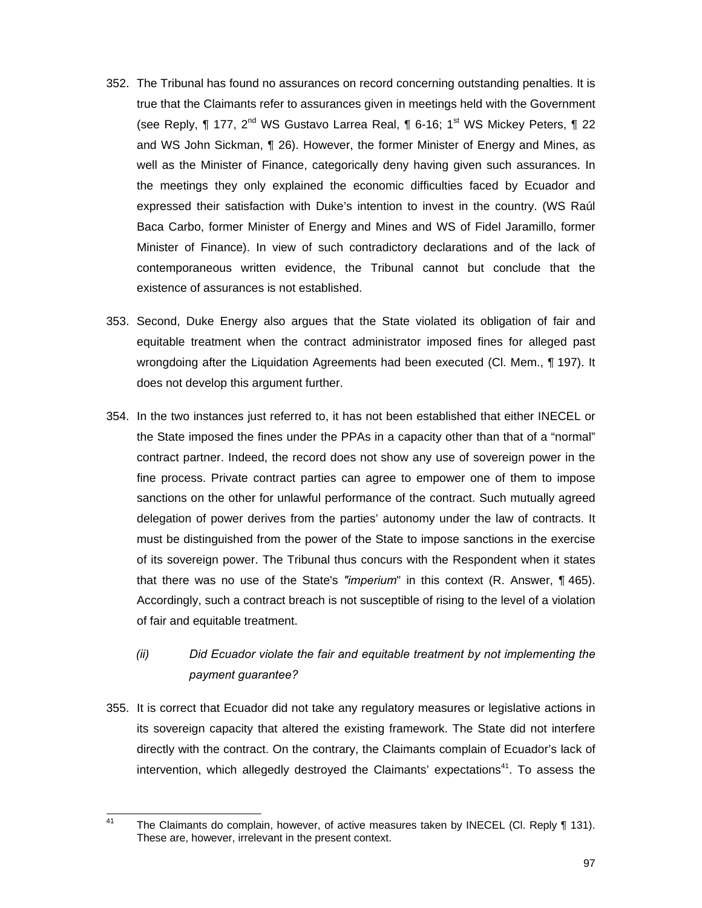352. The Tribunal has found no assurances on record concerning outstanding penalties. It is true that the Claimants refer to assurances given in meetings held with the Government (see Reply, ¶ 177, 2nd WS Gustavo Larrea Real, ¶ 6-16; 1st WS Mickey Peters, ¶ 22 and WS John Sickman, ¶ 26). However, the former Minister of Energy and Mines, as well as the Minister of Finance, categorically deny having given such assurances. In the meetings they only explained the economic difficulties faced by Ecuador and expressed their satisfaction with Duke's intention to invest in the country. (WS Raúl Baca Carbo, former Minister of Energy and Mines and WS of Fidel Jaramillo, former Minister of Finance). In view of such contradictory declarations and of the lack of contemporaneous written evidence, the Tribunal cannot but conclude that the existence of assurances is not established.

353. Second, Duke Energy also argues that the State violated its obligation of fair and equitable treatment when the contract administrator imposed fines for alleged past wrongdoing after the Liquidation Agreements had been executed (Cl. Mem., ¶ 197). It does not develop this argument further.

354. In the two instances just referred to, it has not been established that either INECEL or the State imposed the fines under the PPAs in a capacity other than that of a "normal" contract partner. Indeed, the record does not show any use of sovereign power in the fine process. Private contract parties can agree to empower one of them to impose sanctions on the other for unlawful performance of the contract. Such mutually agreed delegation of power derives from the parties' autonomy under the law of contracts. It must be distinguished from the power of the State to impose sanctions in the exercise of its sovereign power. The Tribunal thus concurs with the Respondent when it states that there was no use of the State's "*imperium*" in this context (R. Answer, ¶ 465). Accordingly, such a contract breach is not susceptible of rising to the level of a violation of fair and equitable treatment.

*(ii) Did Ecuador violate the fair and equitable treatment by not implementing the payment guarantee?*

355. It is correct that Ecuador did not take any regulatory measures or legislative actions in its sovereign capacity that altered the existing framework. The State did not interfere directly with the contract. On the contrary, the Claimants complain of Ecuador's lack of intervention, which allegedly destroyed the Claimants' expectations[41]. To assess the

---

[41] The Claimants do complain, however, of active measures taken by INECEL (Cl. Reply ¶ 131). These are, however, irrelevant in the present context.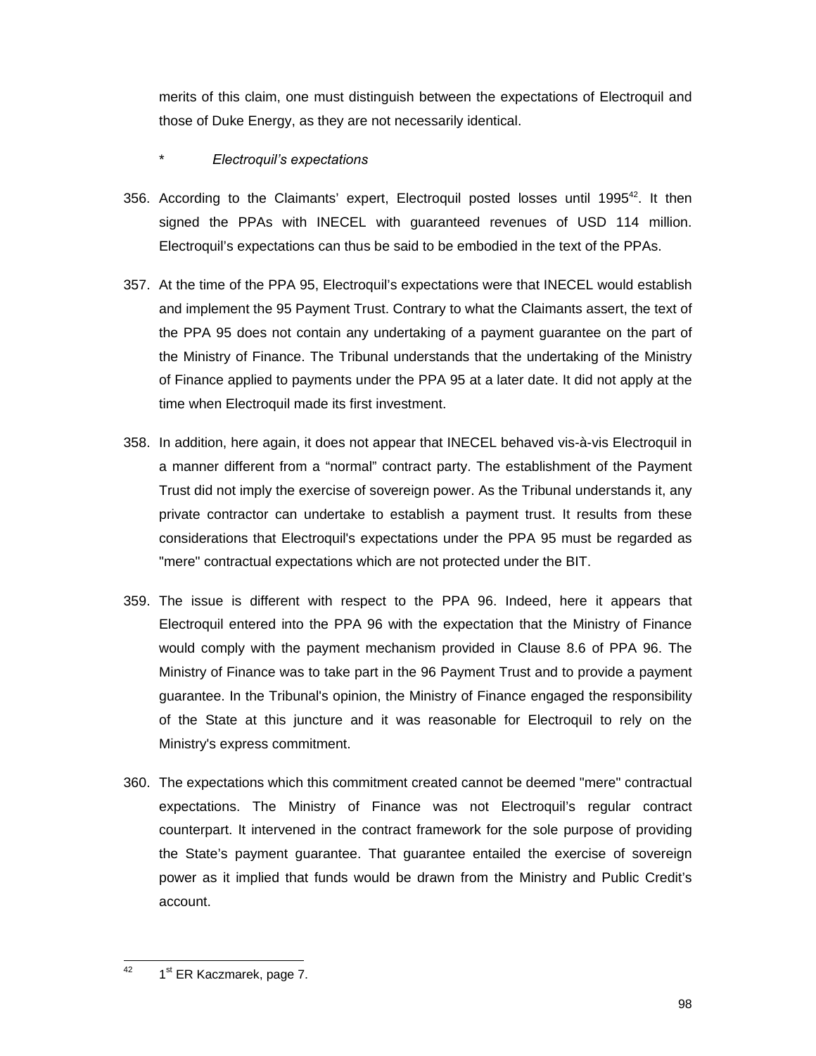merits of this claim, one must distinguish between the expectations of Electroquil and those of Duke Energy, as they are not necessarily identical.

\* *Electroquil's expectations*

356. According to the Claimants' expert, Electroquil posted losses until 1995[42]. It then signed the PPAs with INECEL with guaranteed revenues of USD 114 million. Electroquil's expectations can thus be said to be embodied in the text of the PPAs.

357. At the time of the PPA 95, Electroquil's expectations were that INECEL would establish and implement the 95 Payment Trust. Contrary to what the Claimants assert, the text of the PPA 95 does not contain any undertaking of a payment guarantee on the part of the Ministry of Finance. The Tribunal understands that the undertaking of the Ministry of Finance applied to payments under the PPA 95 at a later date. It did not apply at the time when Electroquil made its first investment.

358. In addition, here again, it does not appear that INECEL behaved vis-à-vis Electroquil in a manner different from a "normal" contract party. The establishment of the Payment Trust did not imply the exercise of sovereign power. As the Tribunal understands it, any private contractor can undertake to establish a payment trust. It results from these considerations that Electroquil's expectations under the PPA 95 must be regarded as "mere" contractual expectations which are not protected under the BIT.

359. The issue is different with respect to the PPA 96. Indeed, here it appears that Electroquil entered into the PPA 96 with the expectation that the Ministry of Finance would comply with the payment mechanism provided in Clause 8.6 of PPA 96. The Ministry of Finance was to take part in the 96 Payment Trust and to provide a payment guarantee. In the Tribunal's opinion, the Ministry of Finance engaged the responsibility of the State at this juncture and it was reasonable for Electroquil to rely on the Ministry's express commitment.

360. The expectations which this commitment created cannot be deemed "mere" contractual expectations. The Ministry of Finance was not Electroquil's regular contract counterpart. It intervened in the contract framework for the sole purpose of providing the State's payment guarantee. That guarantee entailed the exercise of sovereign power as it implied that funds would be drawn from the Ministry and Public Credit's account.

---

[42] 1st ER Kaczmarek, page 7.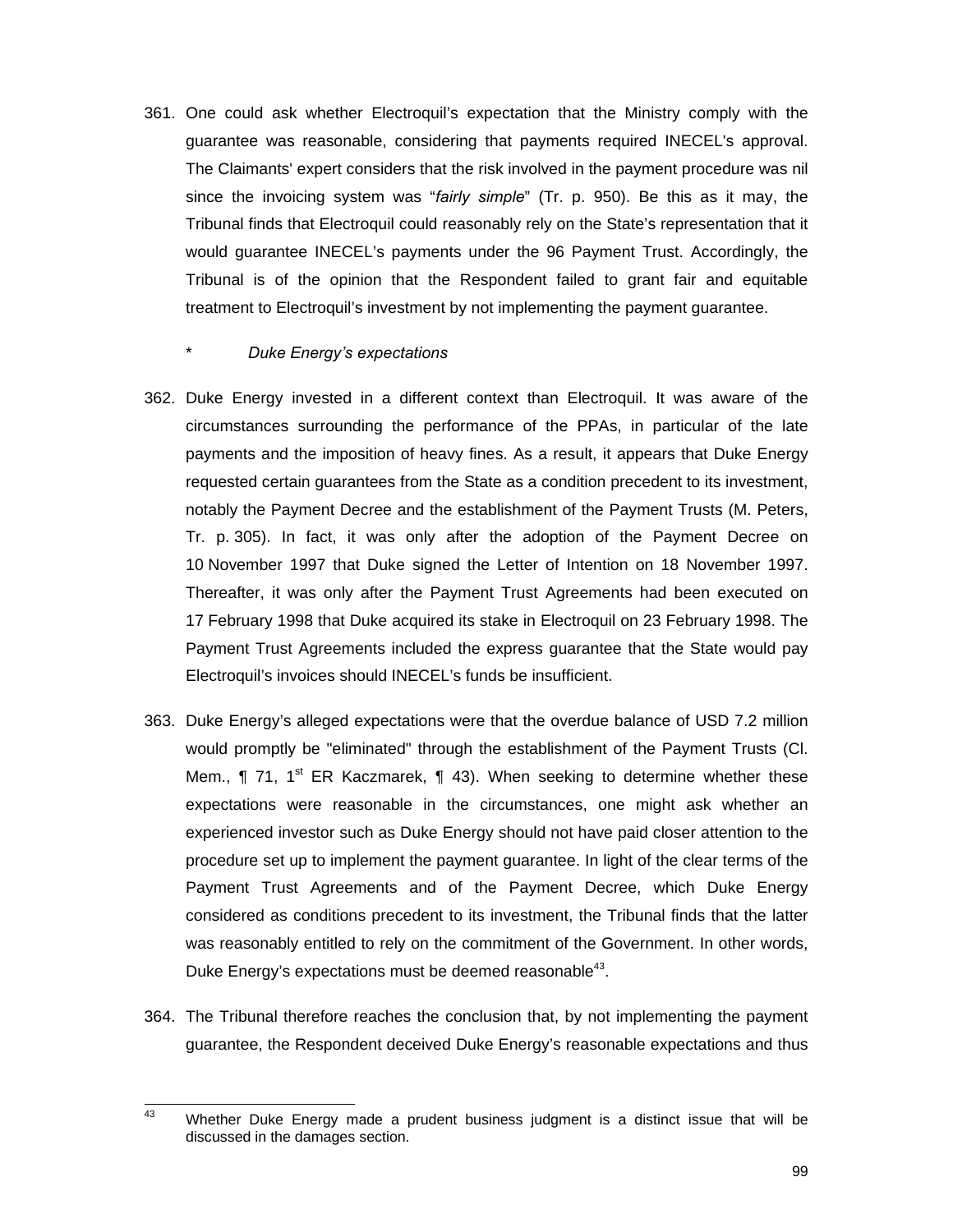361. One could ask whether Electroquil's expectation that the Ministry comply with the guarantee was reasonable, considering that payments required INECEL's approval. The Claimants' expert considers that the risk involved in the payment procedure was nil since the invoicing system was "*fairly simple*" (Tr. p. 950). Be this as it may, the Tribunal finds that Electroquil could reasonably rely on the State's representation that it would guarantee INECEL's payments under the 96 Payment Trust. Accordingly, the Tribunal is of the opinion that the Respondent failed to grant fair and equitable treatment to Electroquil's investment by not implementing the payment guarantee.

\* *Duke Energy's expectations*

362. Duke Energy invested in a different context than Electroquil. It was aware of the circumstances surrounding the performance of the PPAs, in particular of the late payments and the imposition of heavy fines. As a result, it appears that Duke Energy requested certain guarantees from the State as a condition precedent to its investment, notably the Payment Decree and the establishment of the Payment Trusts (M. Peters, Tr. p. 305). In fact, it was only after the adoption of the Payment Decree on 10 November 1997 that Duke signed the Letter of Intention on 18 November 1997. Thereafter, it was only after the Payment Trust Agreements had been executed on 17 February 1998 that Duke acquired its stake in Electroquil on 23 February 1998. The Payment Trust Agreements included the express guarantee that the State would pay Electroquil's invoices should INECEL's funds be insufficient.

363. Duke Energy's alleged expectations were that the overdue balance of USD 7.2 million would promptly be "eliminated" through the establishment of the Payment Trusts (Cl. Mem., ¶ 71, 1st ER Kaczmarek, ¶ 43). When seeking to determine whether these expectations were reasonable in the circumstances, one might ask whether an experienced investor such as Duke Energy should not have paid closer attention to the procedure set up to implement the payment guarantee. In light of the clear terms of the Payment Trust Agreements and of the Payment Decree, which Duke Energy considered as conditions precedent to its investment, the Tribunal finds that the latter was reasonably entitled to rely on the commitment of the Government. In other words, Duke Energy's expectations must be deemed reasonable[43].

364. The Tribunal therefore reaches the conclusion that, by not implementing the payment guarantee, the Respondent deceived Duke Energy's reasonable expectations and thus

---

[43] Whether Duke Energy made a prudent business judgment is a distinct issue that will be discussed in the damages section.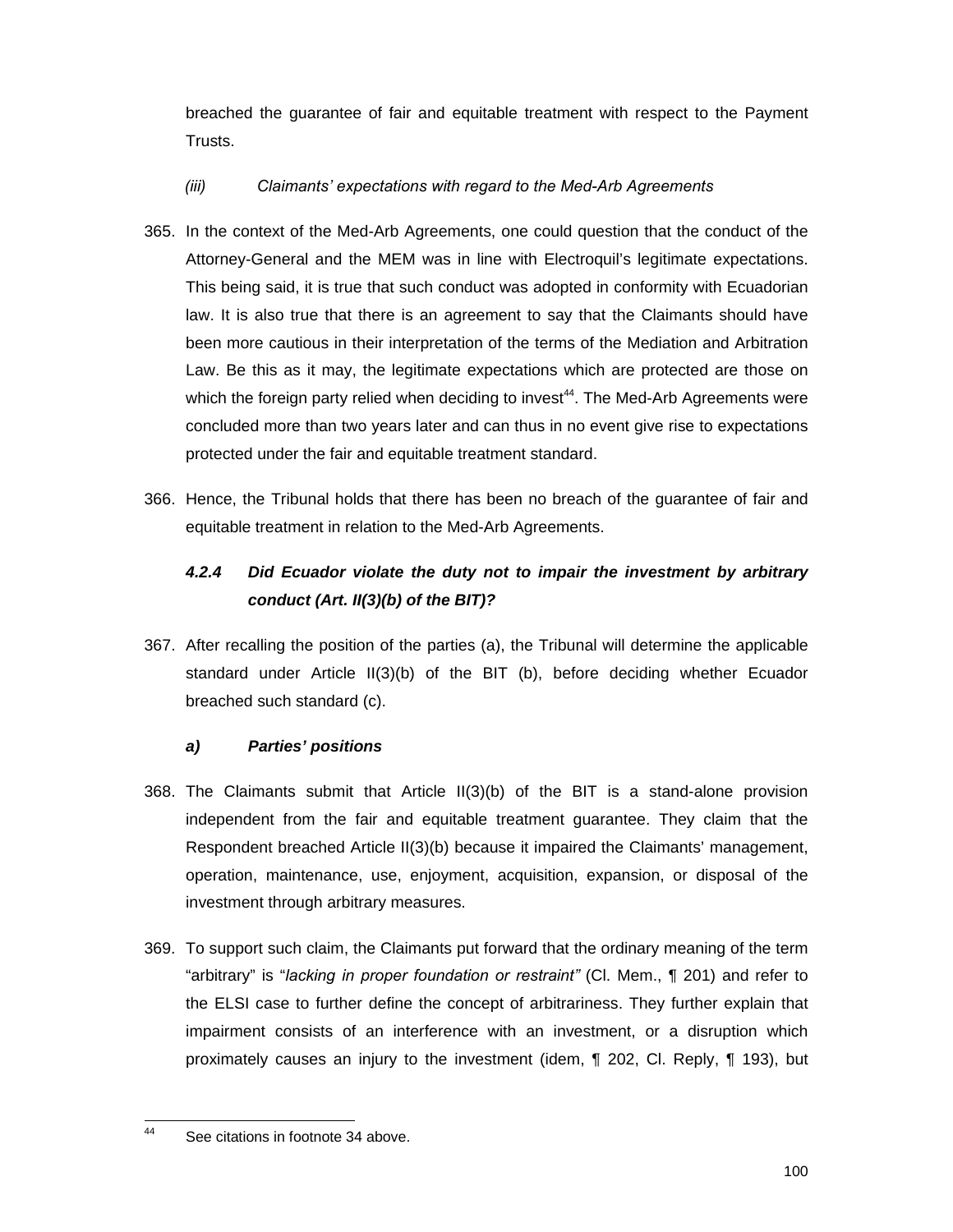breached the guarantee of fair and equitable treatment with respect to the Payment Trusts.

*(iii) Claimants' expectations with regard to the Med-Arb Agreements*

365. In the context of the Med-Arb Agreements, one could question that the conduct of the Attorney-General and the MEM was in line with Electroquil's legitimate expectations. This being said, it is true that such conduct was adopted in conformity with Ecuadorian law. It is also true that there is an agreement to say that the Claimants should have been more cautious in their interpretation of the terms of the Mediation and Arbitration Law. Be this as it may, the legitimate expectations which are protected are those on which the foreign party relied when deciding to invest[44]. The Med-Arb Agreements were concluded more than two years later and can thus in no event give rise to expectations protected under the fair and equitable treatment standard.

366. Hence, the Tribunal holds that there has been no breach of the guarantee of fair and equitable treatment in relation to the Med-Arb Agreements.

### *4.2.4 Did Ecuador violate the duty not to impair the investment by arbitrary conduct (Art. II(3)(b) of the BIT)?*

367. After recalling the position of the parties (a), the Tribunal will determine the applicable standard under Article II(3)(b) of the BIT (b), before deciding whether Ecuador breached such standard (c).

#### *a) Parties' positions*

368. The Claimants submit that Article II(3)(b) of the BIT is a stand-alone provision independent from the fair and equitable treatment guarantee. They claim that the Respondent breached Article II(3)(b) because it impaired the Claimants' management, operation, maintenance, use, enjoyment, acquisition, expansion, or disposal of the investment through arbitrary measures.

369. To support such claim, the Claimants put forward that the ordinary meaning of the term "arbitrary" is "*lacking in proper foundation or restraint*" (Cl. Mem., ¶ 201) and refer to the ELSI case to further define the concept of arbitrariness. They further explain that impairment consists of an interference with an investment, or a disruption which proximately causes an injury to the investment (idem, ¶ 202, Cl. Reply, ¶ 193), but

---

[44] See citations in footnote 34 above.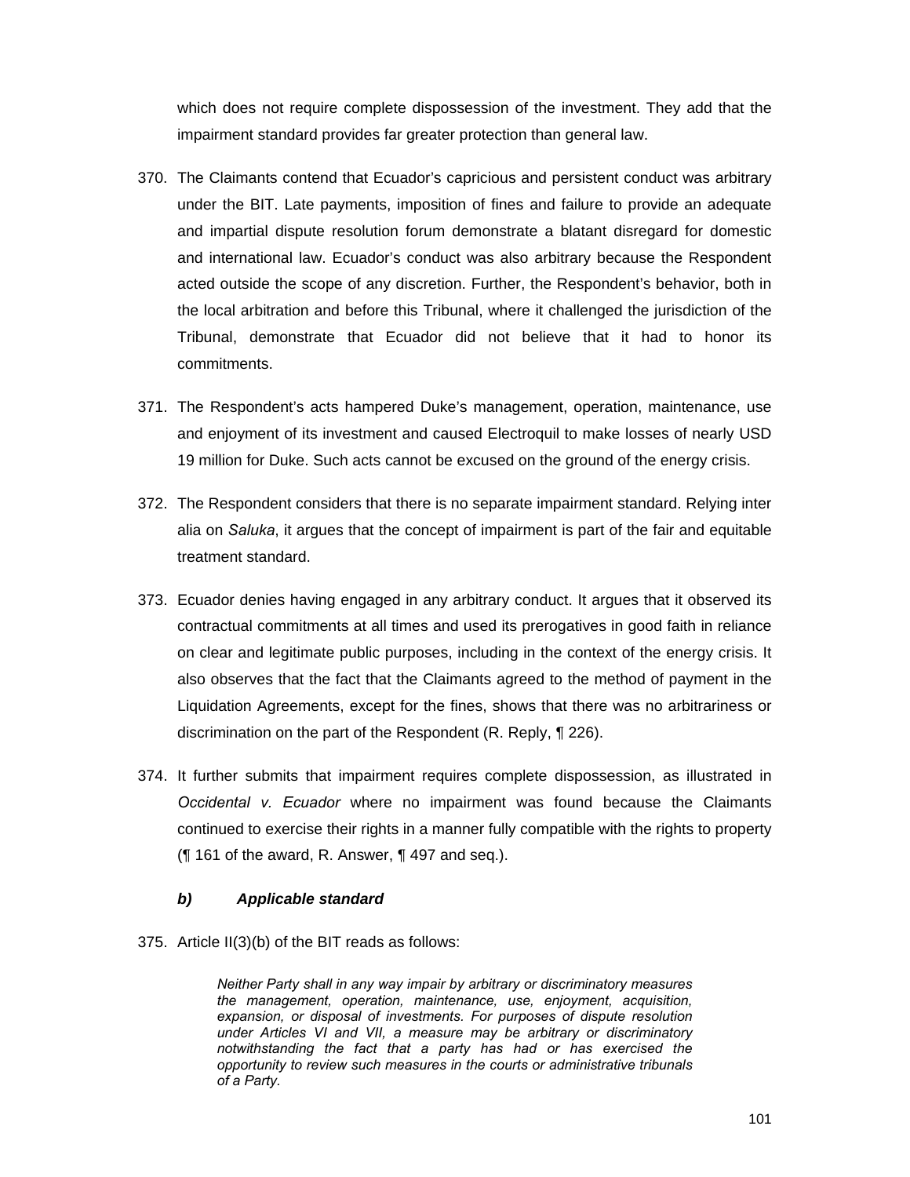which does not require complete dispossession of the investment. They add that the impairment standard provides far greater protection than general law.

370. The Claimants contend that Ecuador's capricious and persistent conduct was arbitrary under the BIT. Late payments, imposition of fines and failure to provide an adequate and impartial dispute resolution forum demonstrate a blatant disregard for domestic and international law. Ecuador's conduct was also arbitrary because the Respondent acted outside the scope of any discretion. Further, the Respondent's behavior, both in the local arbitration and before this Tribunal, where it challenged the jurisdiction of the Tribunal, demonstrate that Ecuador did not believe that it had to honor its commitments.

371. The Respondent's acts hampered Duke's management, operation, maintenance, use and enjoyment of its investment and caused Electroquil to make losses of nearly USD 19 million for Duke. Such acts cannot be excused on the ground of the energy crisis.

372. The Respondent considers that there is no separate impairment standard. Relying inter alia on *Saluka*, it argues that the concept of impairment is part of the fair and equitable treatment standard.

373. Ecuador denies having engaged in any arbitrary conduct. It argues that it observed its contractual commitments at all times and used its prerogatives in good faith in reliance on clear and legitimate public purposes, including in the context of the energy crisis. It also observes that the fact that the Claimants agreed to the method of payment in the Liquidation Agreements, except for the fines, shows that there was no arbitrariness or discrimination on the part of the Respondent (R. Reply, ¶ 226).

374. It further submits that impairment requires complete dispossession, as illustrated in *Occidental v. Ecuador* where no impairment was found because the Claimants continued to exercise their rights in a manner fully compatible with the rights to property (¶ 161 of the award, R. Answer, ¶ 497 and seq.).

#### *b) Applicable standard*

375. Article II(3)(b) of the BIT reads as follows:

> *Neither Party shall in any way impair by arbitrary or discriminatory measures the management, operation, maintenance, use, enjoyment, acquisition, expansion, or disposal of investments. For purposes of dispute resolution under Articles VI and VII, a measure may be arbitrary or discriminatory notwithstanding the fact that a party has had or has exercised the opportunity to review such measures in the courts or administrative tribunals of a Party.*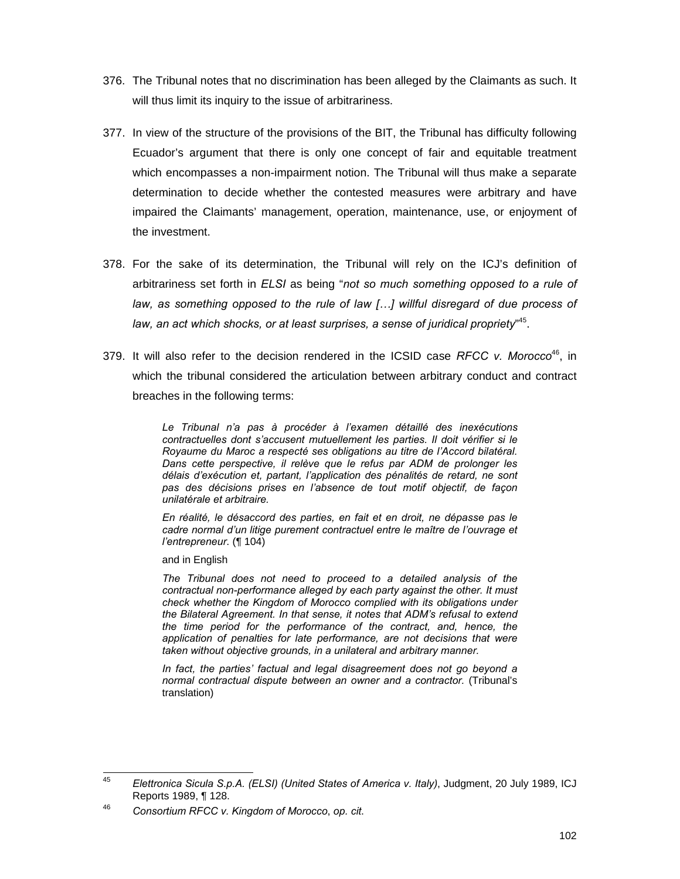376. The Tribunal notes that no discrimination has been alleged by the Claimants as such. It will thus limit its inquiry to the issue of arbitrariness.

377. In view of the structure of the provisions of the BIT, the Tribunal has difficulty following Ecuador's argument that there is only one concept of fair and equitable treatment which encompasses a non-impairment notion. The Tribunal will thus make a separate determination to decide whether the contested measures were arbitrary and have impaired the Claimants' management, operation, maintenance, use, or enjoyment of the investment.

378. For the sake of its determination, the Tribunal will rely on the ICJ's definition of arbitrariness set forth in *ELSI* as being "*not so much something opposed to a rule of law, as something opposed to the rule of law […] willful disregard of due process of law, an act which shocks, or at least surprises, a sense of juridical propriety*"[45].

379. It will also refer to the decision rendered in the ICSID case *RFCC v. Morocco*[46], in which the tribunal considered the articulation between arbitrary conduct and contract breaches in the following terms:

> *Le Tribunal n'a pas à procéder à l'examen détaillé des inexécutions contractuelles dont s'accusent mutuellement les parties. Il doit vérifier si le Royaume du Maroc a respecté ses obligations au titre de l'Accord bilatéral. Dans cette perspective, il relève que le refus par ADM de prolonger les délais d'exécution et, partant, l'application des pénalités de retard, ne sont pas des décisions prises en l'absence de tout motif objectif, de façon unilatérale et arbitraire.*
>
> *En réalité, le désaccord des parties, en fait et en droit, ne dépasse pas le cadre normal d'un litige purement contractuel entre le maître de l'ouvrage et l'entrepreneur*. (¶ 104)
>
> and in English
>
> *The Tribunal does not need to proceed to a detailed analysis of the contractual non-performance alleged by each party against the other. It must check whether the Kingdom of Morocco complied with its obligations under the Bilateral Agreement. In that sense, it notes that ADM's refusal to extend the time period for the performance of the contract, and, hence, the application of penalties for late performance, are not decisions that were taken without objective grounds, in a unilateral and arbitrary manner.*
>
> *In fact, the parties' factual and legal disagreement does not go beyond a normal contractual dispute between an owner and a contractor.* (Tribunal's translation)

---

[45] *Elettronica Sicula S.p.A. (ELSI) (United States of America v. Italy)*, Judgment, 20 July 1989, ICJ Reports 1989, ¶ 128.

[46] *Consortium RFCC v. Kingdom of Morocco*, *op. cit.*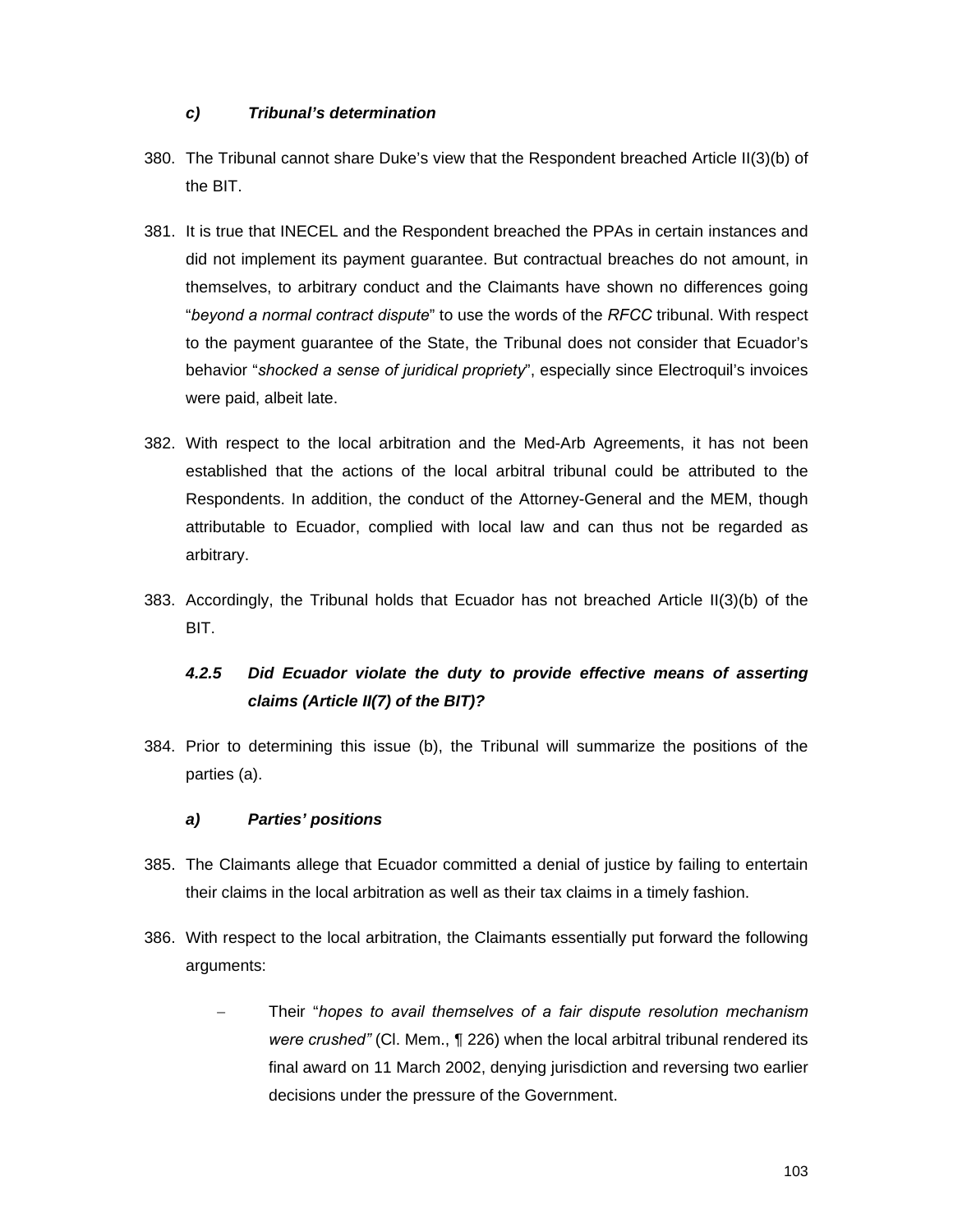#### *c) Tribunal's determination*

380. The Tribunal cannot share Duke's view that the Respondent breached Article II(3)(b) of the BIT.

381. It is true that INECEL and the Respondent breached the PPAs in certain instances and did not implement its payment guarantee. But contractual breaches do not amount, in themselves, to arbitrary conduct and the Claimants have shown no differences going "*beyond a normal contract dispute*" to use the words of the *RFCC* tribunal. With respect to the payment guarantee of the State, the Tribunal does not consider that Ecuador's behavior "*shocked a sense of juridical propriety*", especially since Electroquil's invoices were paid, albeit late.

382. With respect to the local arbitration and the Med-Arb Agreements, it has not been established that the actions of the local arbitral tribunal could be attributed to the Respondents. In addition, the conduct of the Attorney-General and the MEM, though attributable to Ecuador, complied with local law and can thus not be regarded as arbitrary.

383. Accordingly, the Tribunal holds that Ecuador has not breached Article II(3)(b) of the BIT.

### *4.2.5 Did Ecuador violate the duty to provide effective means of asserting claims (Article II(7) of the BIT)?*

384. Prior to determining this issue (b), the Tribunal will summarize the positions of the parties (a).

#### *a) Parties' positions*

385. The Claimants allege that Ecuador committed a denial of justice by failing to entertain their claims in the local arbitration as well as their tax claims in a timely fashion.

386. With respect to the local arbitration, the Claimants essentially put forward the following arguments:

   - Their "*hopes to avail themselves of a fair dispute resolution mechanism were crushed"* (Cl. Mem., ¶ 226) when the local arbitral tribunal rendered its final award on 11 March 2002, denying jurisdiction and reversing two earlier decisions under the pressure of the Government.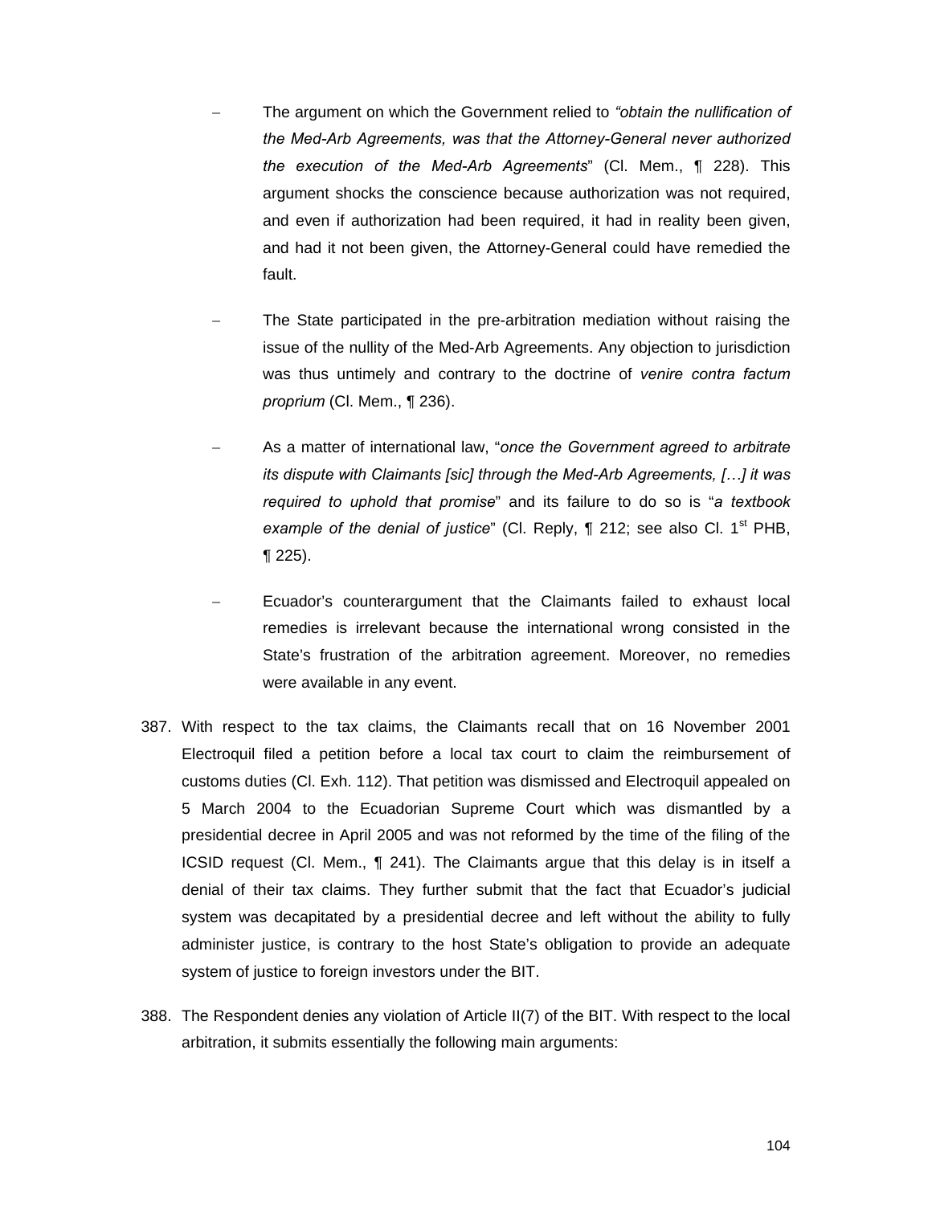- The argument on which the Government relied to *"obtain the nullification of the Med-Arb Agreements, was that the Attorney-General never authorized the execution of the Med-Arb Agreements*" (Cl. Mem., ¶ 228). This argument shocks the conscience because authorization was not required, and even if authorization had been required, it had in reality been given, and had it not been given, the Attorney-General could have remedied the fault.

- The State participated in the pre-arbitration mediation without raising the issue of the nullity of the Med-Arb Agreements. Any objection to jurisdiction was thus untimely and contrary to the doctrine of *venire contra factum proprium* (Cl. Mem., ¶ 236).

- As a matter of international law, "*once the Government agreed to arbitrate its dispute with Claimants [sic] through the Med-Arb Agreements, […] it was required to uphold that promise*" and its failure to do so is "*a textbook example of the denial of justice*" (Cl. Reply, ¶ 212; see also Cl. 1st PHB, ¶ 225).

- Ecuador's counterargument that the Claimants failed to exhaust local remedies is irrelevant because the international wrong consisted in the State's frustration of the arbitration agreement. Moreover, no remedies were available in any event.

387. With respect to the tax claims, the Claimants recall that on 16 November 2001 Electroquil filed a petition before a local tax court to claim the reimbursement of customs duties (Cl. Exh. 112). That petition was dismissed and Electroquil appealed on 5 March 2004 to the Ecuadorian Supreme Court which was dismantled by a presidential decree in April 2005 and was not reformed by the time of the filing of the ICSID request (Cl. Mem., ¶ 241). The Claimants argue that this delay is in itself a denial of their tax claims. They further submit that the fact that Ecuador's judicial system was decapitated by a presidential decree and left without the ability to fully administer justice, is contrary to the host State's obligation to provide an adequate system of justice to foreign investors under the BIT.

388. The Respondent denies any violation of Article II(7) of the BIT. With respect to the local arbitration, it submits essentially the following main arguments: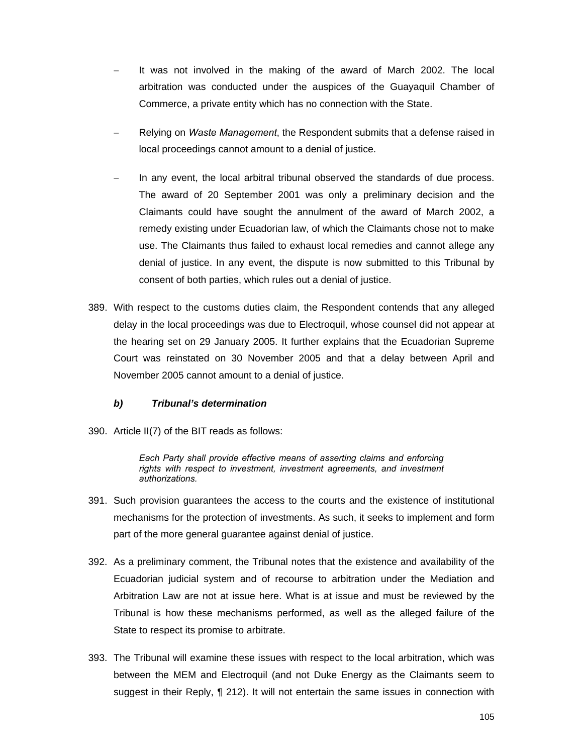- It was not involved in the making of the award of March 2002. The local arbitration was conducted under the auspices of the Guayaquil Chamber of Commerce, a private entity which has no connection with the State.

- Relying on *Waste Management*, the Respondent submits that a defense raised in local proceedings cannot amount to a denial of justice.

- In any event, the local arbitral tribunal observed the standards of due process. The award of 20 September 2001 was only a preliminary decision and the Claimants could have sought the annulment of the award of March 2002, a remedy existing under Ecuadorian law, of which the Claimants chose not to make use. The Claimants thus failed to exhaust local remedies and cannot allege any denial of justice. In any event, the dispute is now submitted to this Tribunal by consent of both parties, which rules out a denial of justice.

389. With respect to the customs duties claim, the Respondent contends that any alleged delay in the local proceedings was due to Electroquil, whose counsel did not appear at the hearing set on 29 January 2005. It further explains that the Ecuadorian Supreme Court was reinstated on 30 November 2005 and that a delay between April and November 2005 cannot amount to a denial of justice.

#### ***b) Tribunal's determination***

390. Article II(7) of the BIT reads as follows:

> *Each Party shall provide effective means of asserting claims and enforcing rights with respect to investment, investment agreements, and investment authorizations.*

391. Such provision guarantees the access to the courts and the existence of institutional mechanisms for the protection of investments. As such, it seeks to implement and form part of the more general guarantee against denial of justice.

392. As a preliminary comment, the Tribunal notes that the existence and availability of the Ecuadorian judicial system and of recourse to arbitration under the Mediation and Arbitration Law are not at issue here. What is at issue and must be reviewed by the Tribunal is how these mechanisms performed, as well as the alleged failure of the State to respect its promise to arbitrate.

393. The Tribunal will examine these issues with respect to the local arbitration, which was between the MEM and Electroquil (and not Duke Energy as the Claimants seem to suggest in their Reply, ¶ 212). It will not entertain the same issues in connection with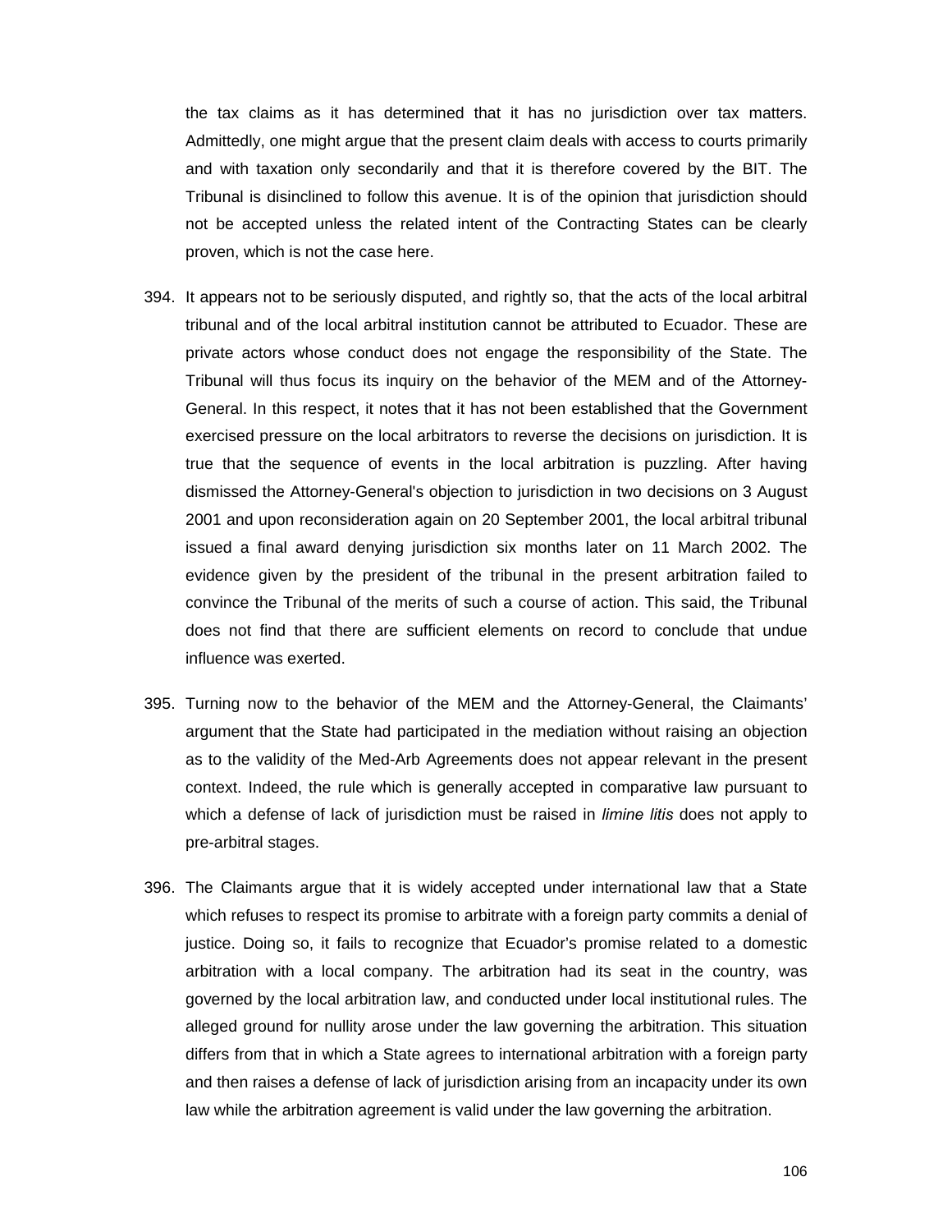the tax claims as it has determined that it has no jurisdiction over tax matters. Admittedly, one might argue that the present claim deals with access to courts primarily and with taxation only secondarily and that it is therefore covered by the BIT. The Tribunal is disinclined to follow this avenue. It is of the opinion that jurisdiction should not be accepted unless the related intent of the Contracting States can be clearly proven, which is not the case here.

394. It appears not to be seriously disputed, and rightly so, that the acts of the local arbitral tribunal and of the local arbitral institution cannot be attributed to Ecuador. These are private actors whose conduct does not engage the responsibility of the State. The Tribunal will thus focus its inquiry on the behavior of the MEM and of the Attorney-General. In this respect, it notes that it has not been established that the Government exercised pressure on the local arbitrators to reverse the decisions on jurisdiction. It is true that the sequence of events in the local arbitration is puzzling. After having dismissed the Attorney-General's objection to jurisdiction in two decisions on 3 August 2001 and upon reconsideration again on 20 September 2001, the local arbitral tribunal issued a final award denying jurisdiction six months later on 11 March 2002. The evidence given by the president of the tribunal in the present arbitration failed to convince the Tribunal of the merits of such a course of action. This said, the Tribunal does not find that there are sufficient elements on record to conclude that undue influence was exerted.

395. Turning now to the behavior of the MEM and the Attorney-General, the Claimants' argument that the State had participated in the mediation without raising an objection as to the validity of the Med-Arb Agreements does not appear relevant in the present context. Indeed, the rule which is generally accepted in comparative law pursuant to which a defense of lack of jurisdiction must be raised in *limine litis* does not apply to pre-arbitral stages.

396. The Claimants argue that it is widely accepted under international law that a State which refuses to respect its promise to arbitrate with a foreign party commits a denial of justice. Doing so, it fails to recognize that Ecuador's promise related to a domestic arbitration with a local company. The arbitration had its seat in the country, was governed by the local arbitration law, and conducted under local institutional rules. The alleged ground for nullity arose under the law governing the arbitration. This situation differs from that in which a State agrees to international arbitration with a foreign party and then raises a defense of lack of jurisdiction arising from an incapacity under its own law while the arbitration agreement is valid under the law governing the arbitration.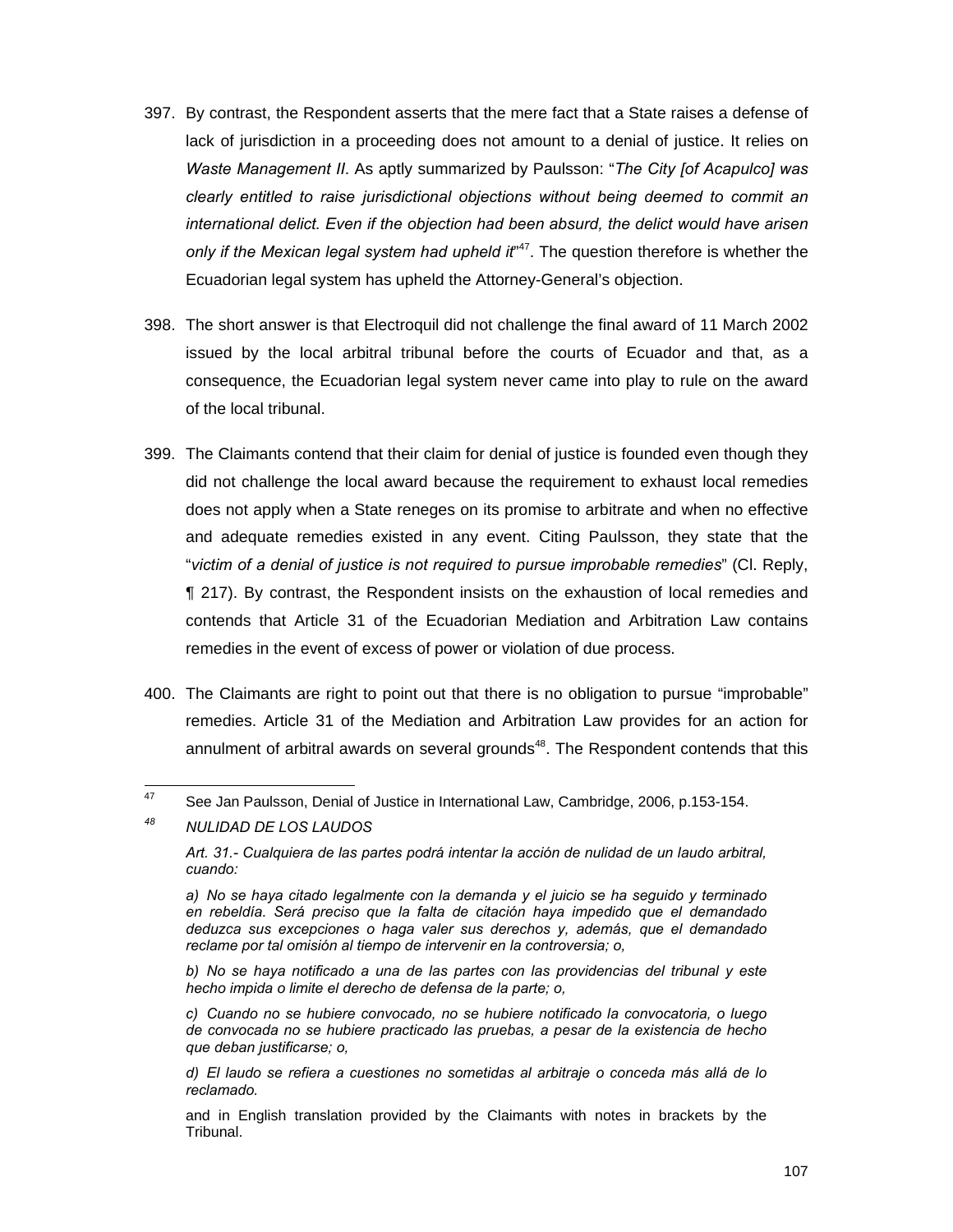397. By contrast, the Respondent asserts that the mere fact that a State raises a defense of lack of jurisdiction in a proceeding does not amount to a denial of justice. It relies on *Waste Management II*. As aptly summarized by Paulsson: "*The City [of Acapulco] was clearly entitled to raise jurisdictional objections without being deemed to commit an international delict. Even if the objection had been absurd, the delict would have arisen only if the Mexican legal system had upheld it*"[47]. The question therefore is whether the Ecuadorian legal system has upheld the Attorney-General's objection.

398. The short answer is that Electroquil did not challenge the final award of 11 March 2002 issued by the local arbitral tribunal before the courts of Ecuador and that, as a consequence, the Ecuadorian legal system never came into play to rule on the award of the local tribunal.

399. The Claimants contend that their claim for denial of justice is founded even though they did not challenge the local award because the requirement to exhaust local remedies does not apply when a State reneges on its promise to arbitrate and when no effective and adequate remedies existed in any event. Citing Paulsson, they state that the "*victim of a denial of justice is not required to pursue improbable remedies*" (Cl. Reply, ¶ 217). By contrast, the Respondent insists on the exhaustion of local remedies and contends that Article 31 of the Ecuadorian Mediation and Arbitration Law contains remedies in the event of excess of power or violation of due process.

400. The Claimants are right to point out that there is no obligation to pursue "improbable" remedies. Article 31 of the Mediation and Arbitration Law provides for an action for annulment of arbitral awards on several grounds[48]. The Respondent contends that this

---

[47] See Jan Paulsson, Denial of Justice in International Law, Cambridge, 2006, p.153-154.

[48] *NULIDAD DE LOS LAUDOS*

*Art. 31.- Cualquiera de las partes podrá intentar la acción de nulidad de un laudo arbitral, cuando:*

*a) No se haya citado legalmente con la demanda y el juicio se ha seguido y terminado en rebeldía. Será preciso que la falta de citación haya impedido que el demandado deduzca sus excepciones o haga valer sus derechos y, además, que el demandado reclame por tal omisión al tiempo de intervenir en la controversia; o,*

*b) No se haya notificado a una de las partes con las providencias del tribunal y este hecho impida o limite el derecho de defensa de la parte; o,*

*c) Cuando no se hubiere convocado, no se hubiere notificado la convocatoria, o luego de convocada no se hubiere practicado las pruebas, a pesar de la existencia de hecho que deban justificarse; o,*

*d) El laudo se refiera a cuestiones no sometidas al arbitraje o conceda más allá de lo reclamado.*

and in English translation provided by the Claimants with notes in brackets by the Tribunal.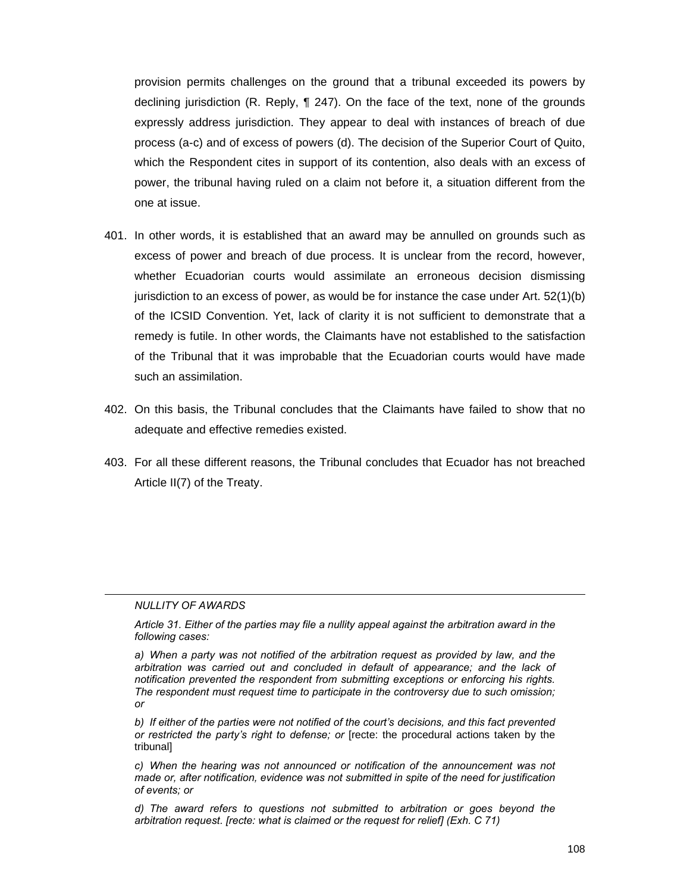provision permits challenges on the ground that a tribunal exceeded its powers by declining jurisdiction (R. Reply, ¶ 247). On the face of the text, none of the grounds expressly address jurisdiction. They appear to deal with instances of breach of due process (a-c) and of excess of powers (d). The decision of the Superior Court of Quito, which the Respondent cites in support of its contention, also deals with an excess of power, the tribunal having ruled on a claim not before it, a situation different from the one at issue.

401. In other words, it is established that an award may be annulled on grounds such as excess of power and breach of due process. It is unclear from the record, however, whether Ecuadorian courts would assimilate an erroneous decision dismissing jurisdiction to an excess of power, as would be for instance the case under Art. 52(1)(b) of the ICSID Convention. Yet, lack of clarity it is not sufficient to demonstrate that a remedy is futile. In other words, the Claimants have not established to the satisfaction of the Tribunal that it was improbable that the Ecuadorian courts would have made such an assimilation.

402. On this basis, the Tribunal concludes that the Claimants have failed to show that no adequate and effective remedies existed.

403. For all these different reasons, the Tribunal concludes that Ecuador has not breached Article II(7) of the Treaty.

---

*NULLITY OF AWARDS*

*Article 31. Either of the parties may file a nullity appeal against the arbitration award in the following cases:*

*a) When a party was not notified of the arbitration request as provided by law, and the arbitration was carried out and concluded in default of appearance; and the lack of notification prevented the respondent from submitting exceptions or enforcing his rights. The respondent must request time to participate in the controversy due to such omission; or*

*b) If either of the parties were not notified of the court's decisions, and this fact prevented or restricted the party's right to defense; or* [recte: the procedural actions taken by the tribunal]

*c) When the hearing was not announced or notification of the announcement was not made or, after notification, evidence was not submitted in spite of the need for justification of events; or*

*d) The award refers to questions not submitted to arbitration or goes beyond the arbitration request. [recte: what is claimed or the request for relief] (Exh. C 71)*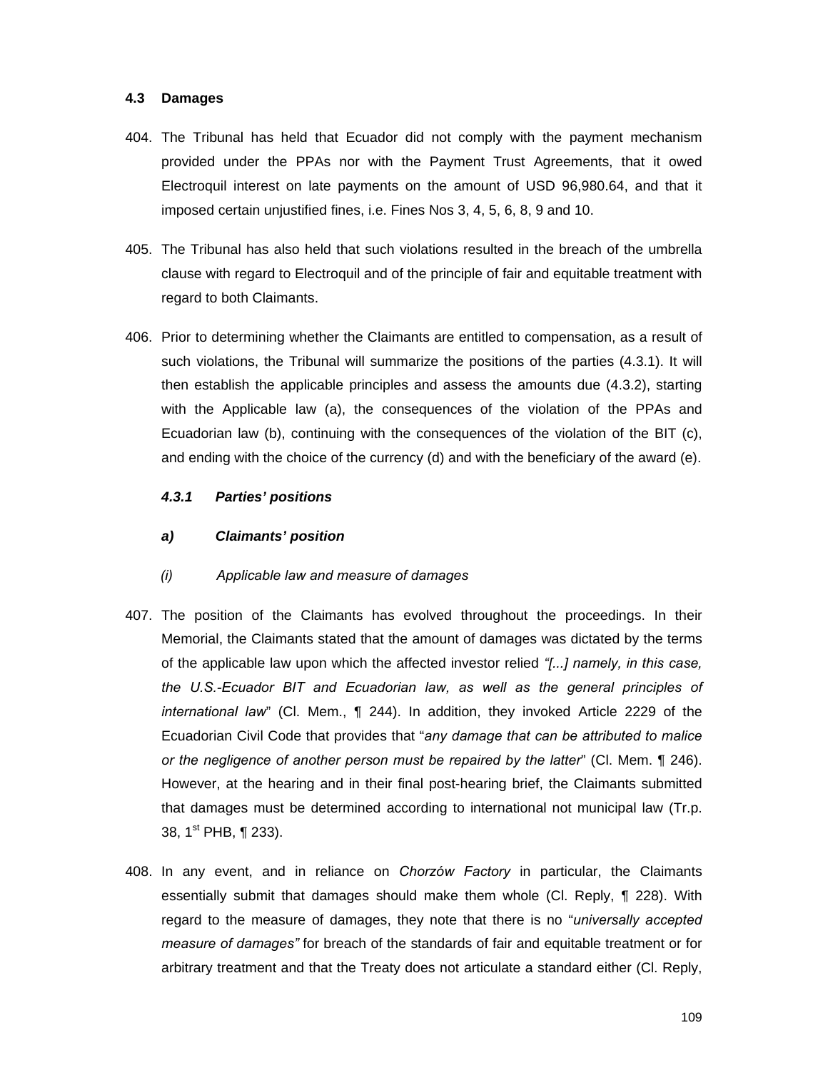### 4.3 Damages

404. The Tribunal has held that Ecuador did not comply with the payment mechanism provided under the PPAs nor with the Payment Trust Agreements, that it owed Electroquil interest on late payments on the amount of USD 96,980.64, and that it imposed certain unjustified fines, i.e. Fines Nos 3, 4, 5, 6, 8, 9 and 10.

405. The Tribunal has also held that such violations resulted in the breach of the umbrella clause with regard to Electroquil and of the principle of fair and equitable treatment with regard to both Claimants.

406. Prior to determining whether the Claimants are entitled to compensation, as a result of such violations, the Tribunal will summarize the positions of the parties (4.3.1). It will then establish the applicable principles and assess the amounts due (4.3.2), starting with the Applicable law (a), the consequences of the violation of the PPAs and Ecuadorian law (b), continuing with the consequences of the violation of the BIT (c), and ending with the choice of the currency (d) and with the beneficiary of the award (e).

#### *4.3.1 Parties' positions*

#### *a) Claimants' position*

*(i) Applicable law and measure of damages*

407. The position of the Claimants has evolved throughout the proceedings. In their Memorial, the Claimants stated that the amount of damages was dictated by the terms of the applicable law upon which the affected investor relied *"[...] namely, in this case, the U.S.-Ecuador BIT and Ecuadorian law, as well as the general principles of international law*" (Cl. Mem., ¶ 244). In addition, they invoked Article 2229 of the Ecuadorian Civil Code that provides that "*any damage that can be attributed to malice or the negligence of another person must be repaired by the latter*" (Cl. Mem. ¶ 246). However, at the hearing and in their final post-hearing brief, the Claimants submitted that damages must be determined according to international not municipal law (Tr.p. 38, 1st PHB, ¶ 233).

408. In any event, and in reliance on *Chorzów Factory* in particular, the Claimants essentially submit that damages should make them whole (Cl. Reply, ¶ 228). With regard to the measure of damages, they note that there is no "*universally accepted measure of damages"* for breach of the standards of fair and equitable treatment or for arbitrary treatment and that the Treaty does not articulate a standard either (Cl. Reply,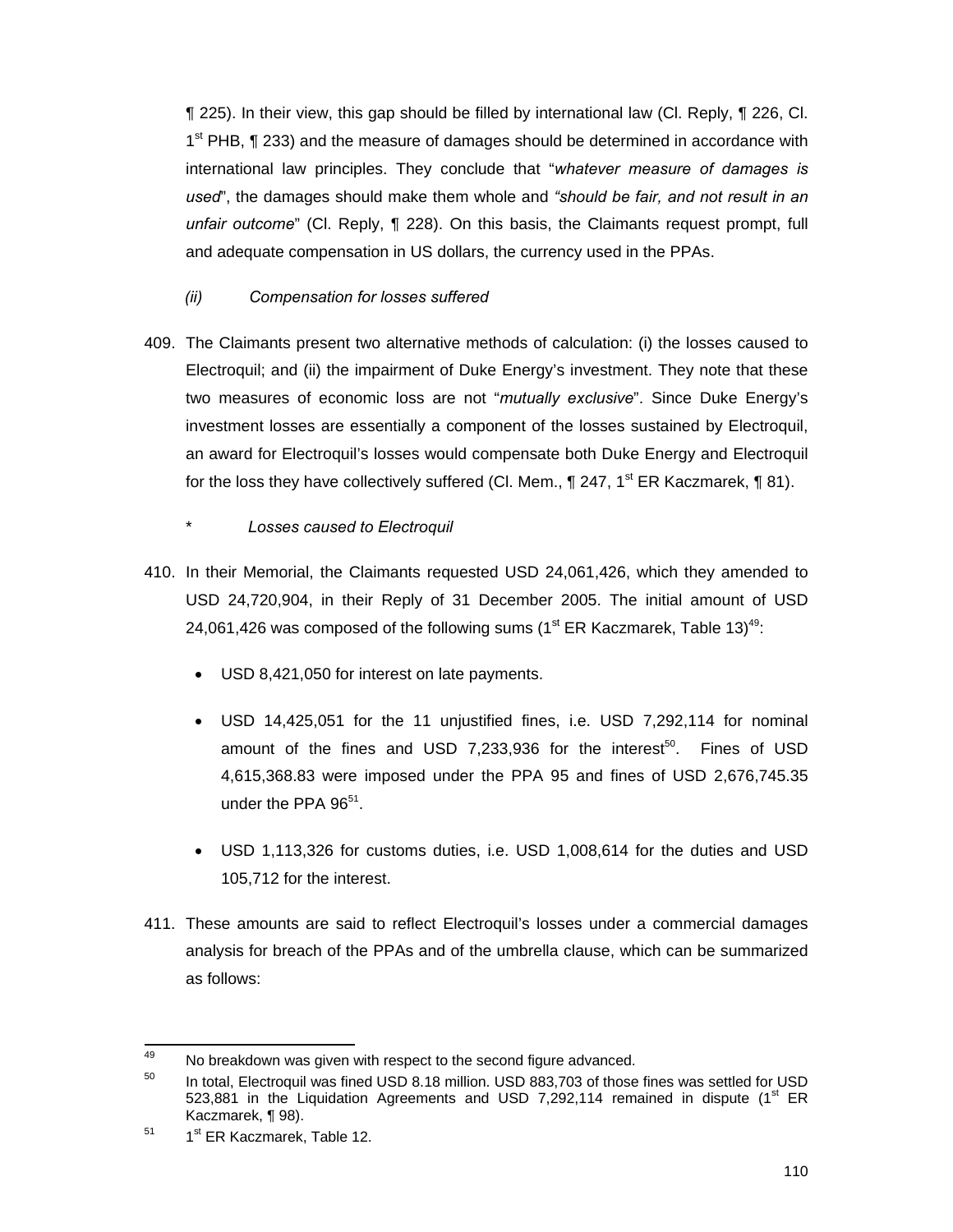¶ 225). In their view, this gap should be filled by international law (Cl. Reply, ¶ 226, Cl. 1st PHB, ¶ 233) and the measure of damages should be determined in accordance with international law principles. They conclude that "*whatever measure of damages is used*", the damages should make them whole and *"should be fair, and not result in an unfair outcome*" (Cl. Reply, ¶ 228). On this basis, the Claimants request prompt, full and adequate compensation in US dollars, the currency used in the PPAs.

*(ii) Compensation for losses suffered*

409. The Claimants present two alternative methods of calculation: (i) the losses caused to Electroquil; and (ii) the impairment of Duke Energy's investment. They note that these two measures of economic loss are not "*mutually exclusive*". Since Duke Energy's investment losses are essentially a component of the losses sustained by Electroquil, an award for Electroquil's losses would compensate both Duke Energy and Electroquil for the loss they have collectively suffered (Cl. Mem., ¶ 247, 1st ER Kaczmarek, ¶ 81).

\* *Losses caused to Electroquil*

410. In their Memorial, the Claimants requested USD 24,061,426, which they amended to USD 24,720,904, in their Reply of 31 December 2005. The initial amount of USD 24,061,426 was composed of the following sums (1st ER Kaczmarek, Table 13)[49]:

- USD 8,421,050 for interest on late payments.
- USD 14,425,051 for the 11 unjustified fines, i.e. USD 7,292,114 for nominal amount of the fines and USD 7,233,936 for the interest[50]. Fines of USD 4,615,368.83 were imposed under the PPA 95 and fines of USD 2,676,745.35 under the PPA 96[51].
- USD 1,113,326 for customs duties, i.e. USD 1,008,614 for the duties and USD 105,712 for the interest.

411. These amounts are said to reflect Electroquil's losses under a commercial damages analysis for breach of the PPAs and of the umbrella clause, which can be summarized as follows:

---

[49] No breakdown was given with respect to the second figure advanced.

[50] In total, Electroquil was fined USD 8.18 million. USD 883,703 of those fines was settled for USD 523,881 in the Liquidation Agreements and USD 7,292,114 remained in dispute (1st ER Kaczmarek, ¶ 98).

[51] 1st ER Kaczmarek, Table 12.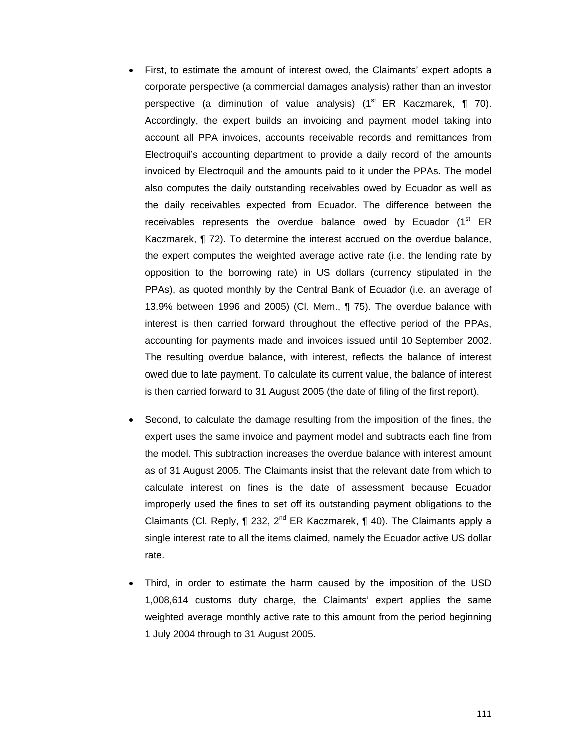- First, to estimate the amount of interest owed, the Claimants' expert adopts a corporate perspective (a commercial damages analysis) rather than an investor perspective (a diminution of value analysis) (1st ER Kaczmarek, ¶ 70). Accordingly, the expert builds an invoicing and payment model taking into account all PPA invoices, accounts receivable records and remittances from Electroquil's accounting department to provide a daily record of the amounts invoiced by Electroquil and the amounts paid to it under the PPAs. The model also computes the daily outstanding receivables owed by Ecuador as well as the daily receivables expected from Ecuador. The difference between the receivables represents the overdue balance owed by Ecuador (1st ER Kaczmarek, ¶ 72). To determine the interest accrued on the overdue balance, the expert computes the weighted average active rate (i.e. the lending rate by opposition to the borrowing rate) in US dollars (currency stipulated in the PPAs), as quoted monthly by the Central Bank of Ecuador (i.e. an average of 13.9% between 1996 and 2005) (Cl. Mem., ¶ 75). The overdue balance with interest is then carried forward throughout the effective period of the PPAs, accounting for payments made and invoices issued until 10 September 2002. The resulting overdue balance, with interest, reflects the balance of interest owed due to late payment. To calculate its current value, the balance of interest is then carried forward to 31 August 2005 (the date of filing of the first report).

- Second, to calculate the damage resulting from the imposition of the fines, the expert uses the same invoice and payment model and subtracts each fine from the model. This subtraction increases the overdue balance with interest amount as of 31 August 2005. The Claimants insist that the relevant date from which to calculate interest on fines is the date of assessment because Ecuador improperly used the fines to set off its outstanding payment obligations to the Claimants (Cl. Reply, ¶ 232, 2nd ER Kaczmarek, ¶ 40). The Claimants apply a single interest rate to all the items claimed, namely the Ecuador active US dollar rate.

- Third, in order to estimate the harm caused by the imposition of the USD 1,008,614 customs duty charge, the Claimants' expert applies the same weighted average monthly active rate to this amount from the period beginning 1 July 2004 through to 31 August 2005.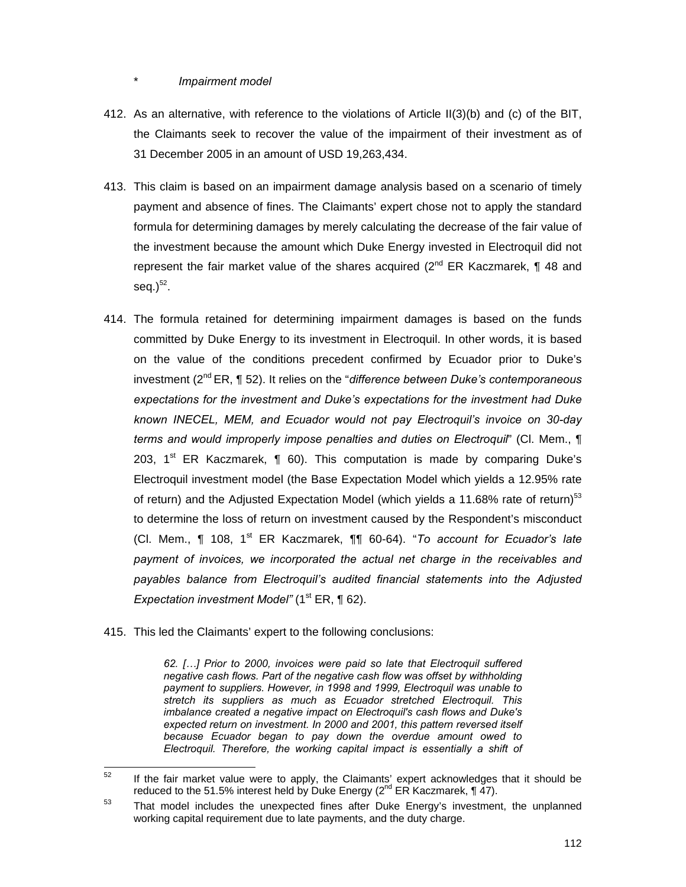\* *Impairment model*

412. As an alternative, with reference to the violations of Article II(3)(b) and (c) of the BIT, the Claimants seek to recover the value of the impairment of their investment as of 31 December 2005 in an amount of USD 19,263,434.

413. This claim is based on an impairment damage analysis based on a scenario of timely payment and absence of fines. The Claimants' expert chose not to apply the standard formula for determining damages by merely calculating the decrease of the fair value of the investment because the amount which Duke Energy invested in Electroquil did not represent the fair market value of the shares acquired (2nd ER Kaczmarek, ¶ 48 and seq.)[52].

414. The formula retained for determining impairment damages is based on the funds committed by Duke Energy to its investment in Electroquil. In other words, it is based on the value of the conditions precedent confirmed by Ecuador prior to Duke's investment (2nd ER, ¶ 52). It relies on the "*difference between Duke's contemporaneous expectations for the investment and Duke's expectations for the investment had Duke known INECEL, MEM, and Ecuador would not pay Electroquil's invoice on 30-day terms and would improperly impose penalties and duties on Electroquil*" (Cl. Mem., ¶ 203, 1st ER Kaczmarek, ¶ 60). This computation is made by comparing Duke's Electroquil investment model (the Base Expectation Model which yields a 12.95% rate of return) and the Adjusted Expectation Model (which yields a 11.68% rate of return)[53] to determine the loss of return on investment caused by the Respondent's misconduct (Cl. Mem., ¶ 108, 1st ER Kaczmarek, ¶¶ 60-64). "*To account for Ecuador's late payment of invoices, we incorporated the actual net charge in the receivables and payables balance from Electroquil's audited financial statements into the Adjusted Expectation investment Model"* (1st ER, ¶ 62).

415. This led the Claimants' expert to the following conclusions:

> *62. […] Prior to 2000, invoices were paid so late that Electroquil suffered negative cash flows. Part of the negative cash flow was offset by withholding payment to suppliers. However, in 1998 and 1999, Electroquil was unable to stretch its suppliers as much as Ecuador stretched Electroquil. This imbalance created a negative impact on Electroquil's cash flows and Duke's expected return on investment. In 2000 and 2001, this pattern reversed itself because Ecuador began to pay down the overdue amount owed to Electroquil. Therefore, the working capital impact is essentially a shift of*

---

[52] If the fair market value were to apply, the Claimants' expert acknowledges that it should be reduced to the 51.5% interest held by Duke Energy (2nd ER Kaczmarek, ¶ 47).

[53] That model includes the unexpected fines after Duke Energy's investment, the unplanned working capital requirement due to late payments, and the duty charge.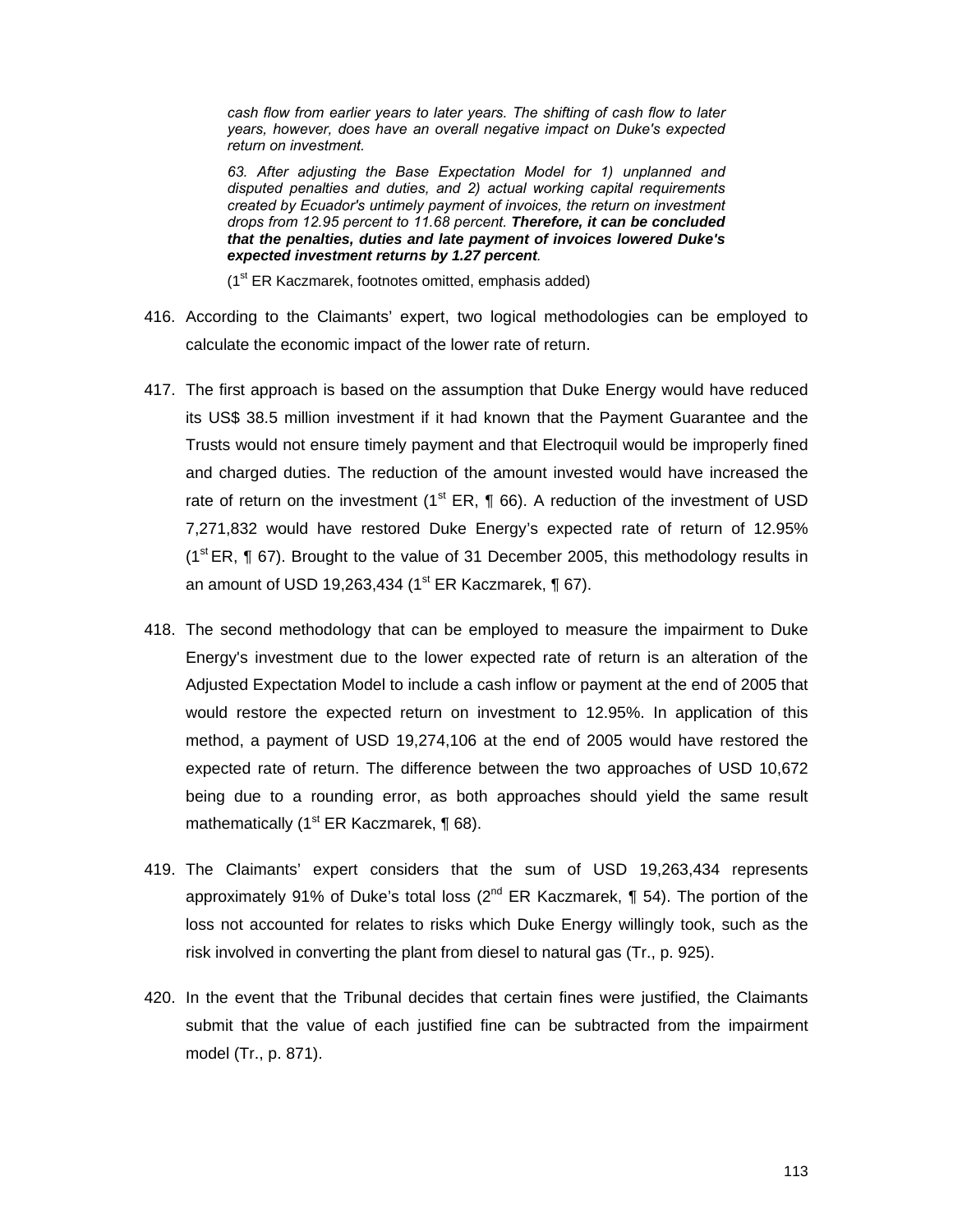> *cash flow from earlier years to later years. The shifting of cash flow to later years, however, does have an overall negative impact on Duke's expected return on investment.*
>
> *63. After adjusting the Base Expectation Model for 1) unplanned and disputed penalties and duties, and 2) actual working capital requirements created by Ecuador's untimely payment of invoices, the return on investment drops from 12.95 percent to 11.68 percent.* ***Therefore, it can be concluded that the penalties, duties and late payment of invoices lowered Duke's expected investment returns by 1.27 percent****.*
>
> (1st ER Kaczmarek, footnotes omitted, emphasis added)

416. According to the Claimants' expert, two logical methodologies can be employed to calculate the economic impact of the lower rate of return.

417. The first approach is based on the assumption that Duke Energy would have reduced its US$ 38.5 million investment if it had known that the Payment Guarantee and the Trusts would not ensure timely payment and that Electroquil would be improperly fined and charged duties. The reduction of the amount invested would have increased the rate of return on the investment (1st ER, ¶ 66). A reduction of the investment of USD 7,271,832 would have restored Duke Energy's expected rate of return of 12.95% (1st ER, ¶ 67). Brought to the value of 31 December 2005, this methodology results in an amount of USD 19,263,434 (1st ER Kaczmarek, ¶ 67).

418. The second methodology that can be employed to measure the impairment to Duke Energy's investment due to the lower expected rate of return is an alteration of the Adjusted Expectation Model to include a cash inflow or payment at the end of 2005 that would restore the expected return on investment to 12.95%. In application of this method, a payment of USD 19,274,106 at the end of 2005 would have restored the expected rate of return. The difference between the two approaches of USD 10,672 being due to a rounding error, as both approaches should yield the same result mathematically (1st ER Kaczmarek, ¶ 68).

419. The Claimants' expert considers that the sum of USD 19,263,434 represents approximately 91% of Duke's total loss (2nd ER Kaczmarek, ¶ 54). The portion of the loss not accounted for relates to risks which Duke Energy willingly took, such as the risk involved in converting the plant from diesel to natural gas (Tr., p. 925).

420. In the event that the Tribunal decides that certain fines were justified, the Claimants submit that the value of each justified fine can be subtracted from the impairment model (Tr., p. 871).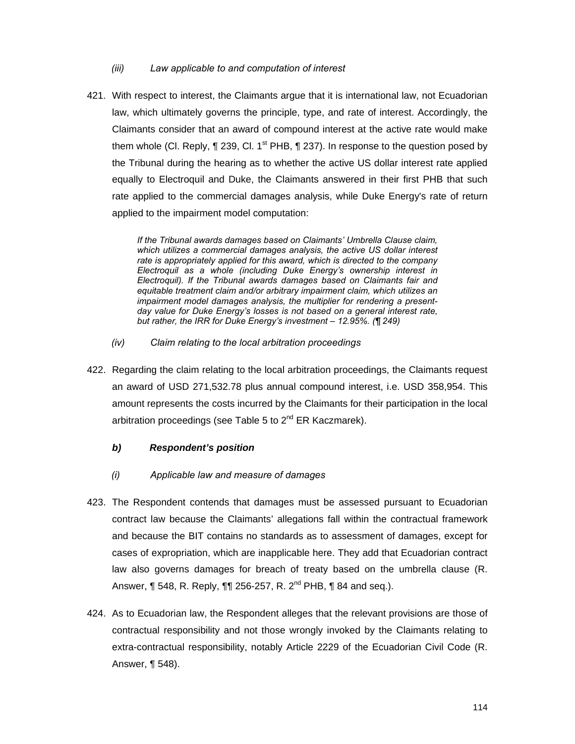*(iii) Law applicable to and computation of interest*

421. With respect to interest, the Claimants argue that it is international law, not Ecuadorian law, which ultimately governs the principle, type, and rate of interest. Accordingly, the Claimants consider that an award of compound interest at the active rate would make them whole (Cl. Reply, ¶ 239, Cl. 1st PHB, ¶ 237). In response to the question posed by the Tribunal during the hearing as to whether the active US dollar interest rate applied equally to Electroquil and Duke, the Claimants answered in their first PHB that such rate applied to the commercial damages analysis, while Duke Energy's rate of return applied to the impairment model computation:

> *If the Tribunal awards damages based on Claimants' Umbrella Clause claim, which utilizes a commercial damages analysis, the active US dollar interest rate is appropriately applied for this award, which is directed to the company Electroquil as a whole (including Duke Energy's ownership interest in Electroquil). If the Tribunal awards damages based on Claimants fair and equitable treatment claim and/or arbitrary impairment claim, which utilizes an impairment model damages analysis, the multiplier for rendering a present-day value for Duke Energy's losses is not based on a general interest rate, but rather, the IRR for Duke Energy's investment – 12.95%. (¶ 249)*

*(iv) Claim relating to the local arbitration proceedings*

422. Regarding the claim relating to the local arbitration proceedings, the Claimants request an award of USD 271,532.78 plus annual compound interest, i.e. USD 358,954. This amount represents the costs incurred by the Claimants for their participation in the local arbitration proceedings (see Table 5 to 2nd ER Kaczmarek).

***b) Respondent's position***

*(i) Applicable law and measure of damages*

423. The Respondent contends that damages must be assessed pursuant to Ecuadorian contract law because the Claimants' allegations fall within the contractual framework and because the BIT contains no standards as to assessment of damages, except for cases of expropriation, which are inapplicable here. They add that Ecuadorian contract law also governs damages for breach of treaty based on the umbrella clause (R. Answer, ¶ 548, R. Reply, ¶¶ 256-257, R. 2nd PHB, ¶ 84 and seq.).

424. As to Ecuadorian law, the Respondent alleges that the relevant provisions are those of contractual responsibility and not those wrongly invoked by the Claimants relating to extra-contractual responsibility, notably Article 2229 of the Ecuadorian Civil Code (R. Answer, ¶ 548).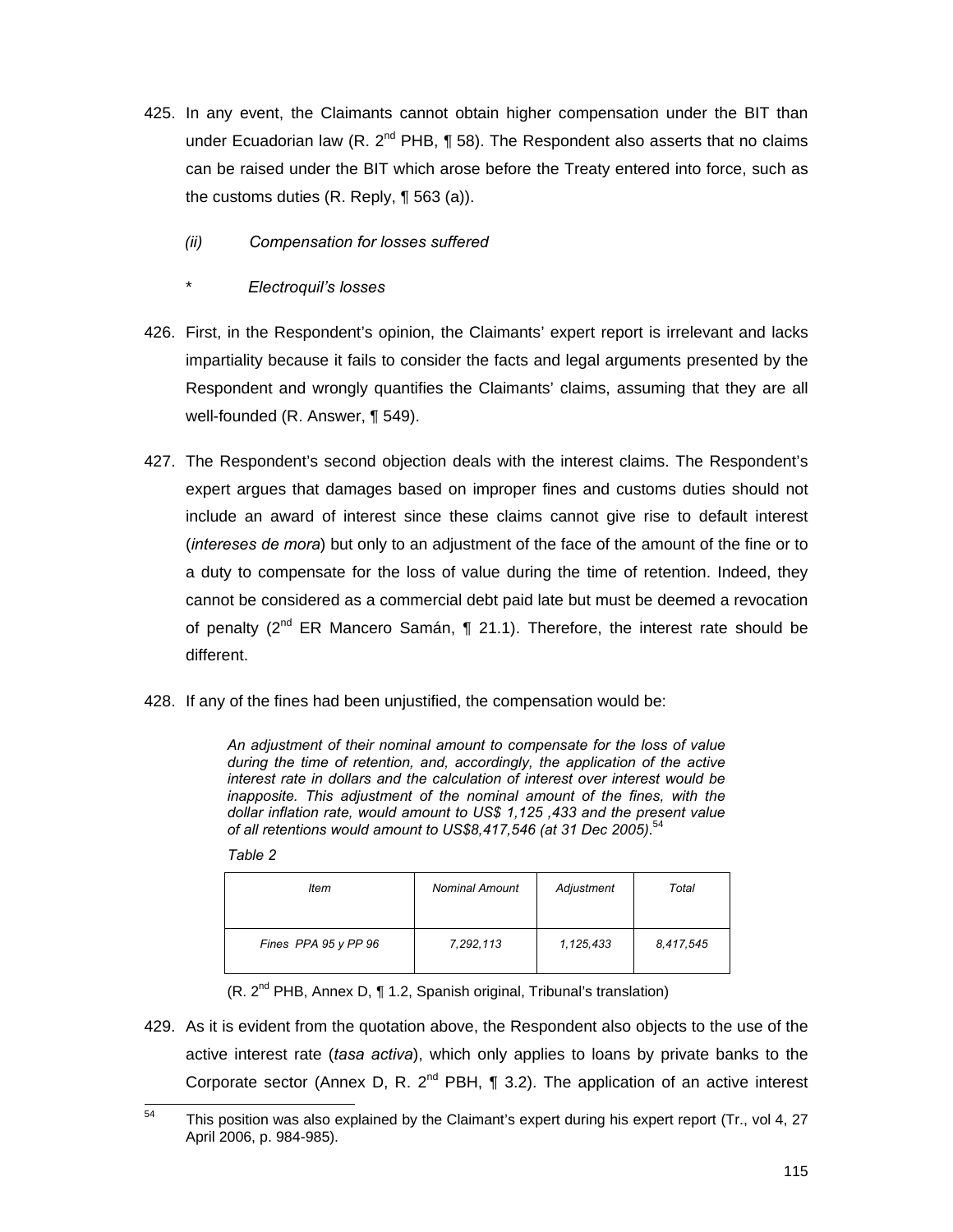425. In any event, the Claimants cannot obtain higher compensation under the BIT than under Ecuadorian law (R. 2nd PHB, ¶ 58). The Respondent also asserts that no claims can be raised under the BIT which arose before the Treaty entered into force, such as the customs duties (R. Reply, ¶ 563 (a)).

*(ii) Compensation for losses suffered*

\* *Electroquil's losses*

426. First, in the Respondent's opinion, the Claimants' expert report is irrelevant and lacks impartiality because it fails to consider the facts and legal arguments presented by the Respondent and wrongly quantifies the Claimants' claims, assuming that they are all well-founded (R. Answer, ¶ 549).

427. The Respondent's second objection deals with the interest claims. The Respondent's expert argues that damages based on improper fines and customs duties should not include an award of interest since these claims cannot give rise to default interest (*intereses de mora*) but only to an adjustment of the face of the amount of the fine or to a duty to compensate for the loss of value during the time of retention. Indeed, they cannot be considered as a commercial debt paid late but must be deemed a revocation of penalty (2nd ER Mancero Samán, ¶ 21.1). Therefore, the interest rate should be different.

428. If any of the fines had been unjustified, the compensation would be:

> *An adjustment of their nominal amount to compensate for the loss of value during the time of retention, and, accordingly, the application of the active interest rate in dollars and the calculation of interest over interest would be inapposite. This adjustment of the nominal amount of the fines, with the dollar inflation rate, would amount to US$ 1,125 ,433 and the present value of all retentions would amount to US$8,417,546 (at 31 Dec 2005).*[54]
>
> *Table 2*
>
> | *Item* | *Nominal Amount* | *Adjustment* | *Total* |
> |---|---|---|---|
> | *Fines PPA 95 y PP 96* | *7,292,113* | *1,125,433* | *8,417,545* |
>
> (R. 2nd PHB, Annex D, ¶ 1.2, Spanish original, Tribunal's translation)

429. As it is evident from the quotation above, the Respondent also objects to the use of the active interest rate (*tasa activa*), which only applies to loans by private banks to the Corporate sector (Annex D, R. 2nd PBH, ¶ 3.2). The application of an active interest

---

[54] This position was also explained by the Claimant's expert during his expert report (Tr., vol 4, 27 April 2006, p. 984-985).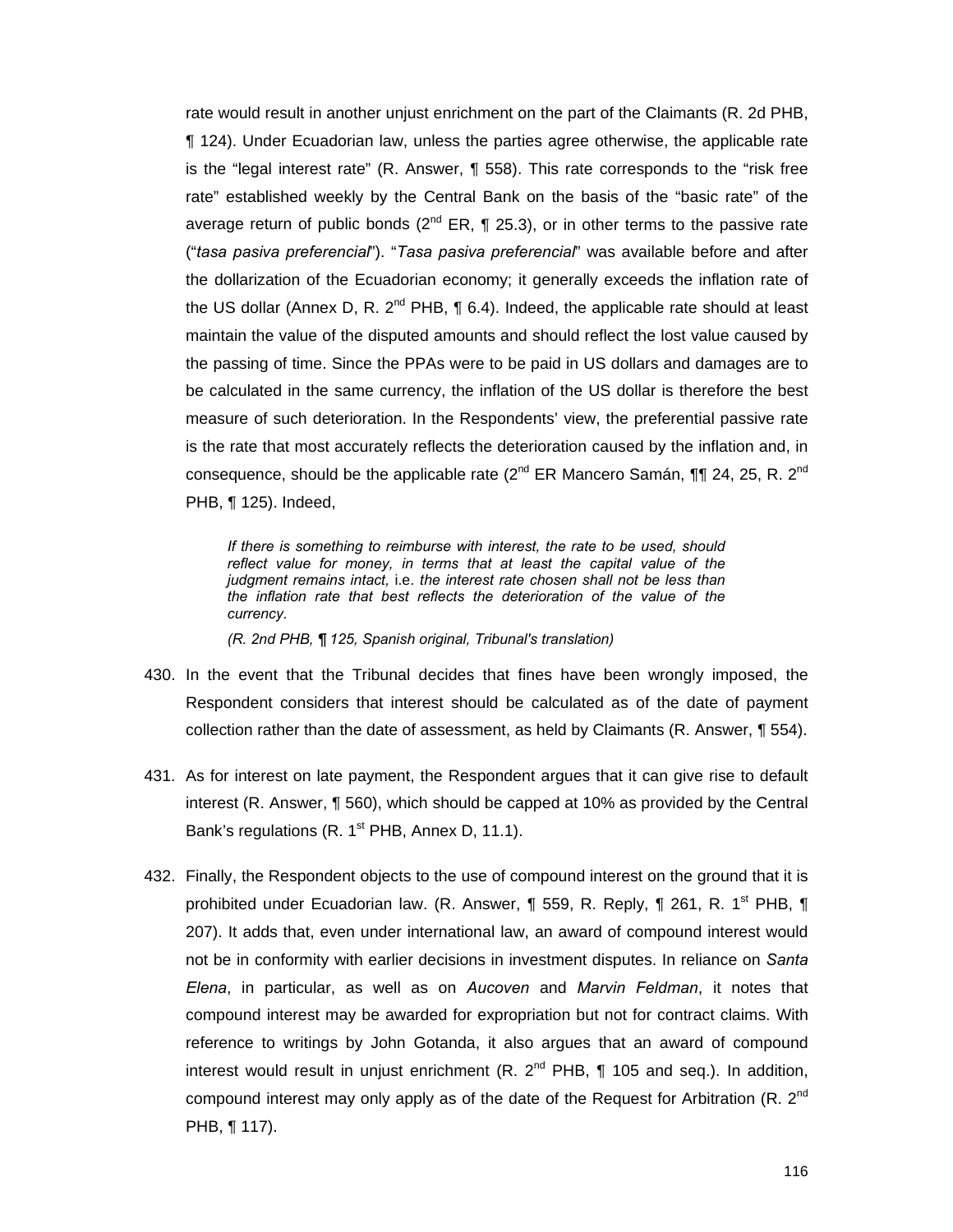rate would result in another unjust enrichment on the part of the Claimants (R. 2d PHB, ¶ 124). Under Ecuadorian law, unless the parties agree otherwise, the applicable rate is the "legal interest rate" (R. Answer, ¶ 558). This rate corresponds to the "risk free rate" established weekly by the Central Bank on the basis of the "basic rate" of the average return of public bonds (2nd ER, ¶ 25.3), or in other terms to the passive rate ("*tasa pasiva preferencial*"). "*Tasa pasiva preferencial*" was available before and after the dollarization of the Ecuadorian economy; it generally exceeds the inflation rate of the US dollar (Annex D, R. 2nd PHB, ¶ 6.4). Indeed, the applicable rate should at least maintain the value of the disputed amounts and should reflect the lost value caused by the passing of time. Since the PPAs were to be paid in US dollars and damages are to be calculated in the same currency, the inflation of the US dollar is therefore the best measure of such deterioration. In the Respondents' view, the preferential passive rate is the rate that most accurately reflects the deterioration caused by the inflation and, in consequence, should be the applicable rate (2nd ER Mancero Samán, ¶¶ 24, 25, R. 2nd PHB, ¶ 125). Indeed,

> *If there is something to reimburse with interest, the rate to be used, should reflect value for money, in terms that at least the capital value of the judgment remains intact,* i.e. *the interest rate chosen shall not be less than the inflation rate that best reflects the deterioration of the value of the currency.*
>
> *(R. 2nd PHB, ¶ 125, Spanish original, Tribunal's translation)*

430. In the event that the Tribunal decides that fines have been wrongly imposed, the Respondent considers that interest should be calculated as of the date of payment collection rather than the date of assessment, as held by Claimants (R. Answer, ¶ 554).

431. As for interest on late payment, the Respondent argues that it can give rise to default interest (R. Answer, ¶ 560), which should be capped at 10% as provided by the Central Bank's regulations (R. 1st PHB, Annex D, 11.1).

432. Finally, the Respondent objects to the use of compound interest on the ground that it is prohibited under Ecuadorian law. (R. Answer, ¶ 559, R. Reply, ¶ 261, R. 1st PHB, ¶ 207). It adds that, even under international law, an award of compound interest would not be in conformity with earlier decisions in investment disputes. In reliance on *Santa Elena*, in particular, as well as on *Aucoven* and *Marvin Feldman*, it notes that compound interest may be awarded for expropriation but not for contract claims. With reference to writings by John Gotanda, it also argues that an award of compound interest would result in unjust enrichment (R. 2nd PHB, ¶ 105 and seq.). In addition, compound interest may only apply as of the date of the Request for Arbitration (R. 2nd PHB, ¶ 117).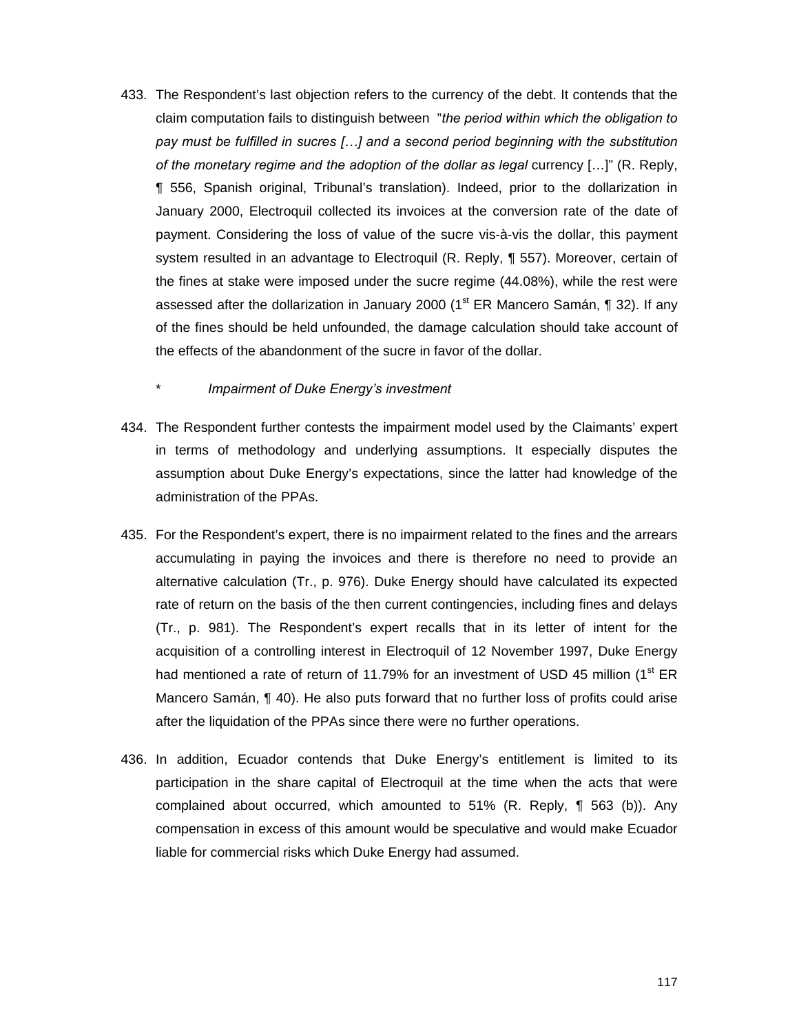433. The Respondent's last objection refers to the currency of the debt. It contends that the claim computation fails to distinguish between "*the period within which the obligation to pay must be fulfilled in sucres […] and a second period beginning with the substitution of the monetary regime and the adoption of the dollar as legal* currency […]" (R. Reply, ¶ 556, Spanish original, Tribunal's translation). Indeed, prior to the dollarization in January 2000, Electroquil collected its invoices at the conversion rate of the date of payment. Considering the loss of value of the sucre vis-à-vis the dollar, this payment system resulted in an advantage to Electroquil (R. Reply, ¶ 557). Moreover, certain of the fines at stake were imposed under the sucre regime (44.08%), while the rest were assessed after the dollarization in January 2000 (1st ER Mancero Samán, ¶ 32). If any of the fines should be held unfounded, the damage calculation should take account of the effects of the abandonment of the sucre in favor of the dollar.

\* *Impairment of Duke Energy's investment*

434. The Respondent further contests the impairment model used by the Claimants' expert in terms of methodology and underlying assumptions. It especially disputes the assumption about Duke Energy's expectations, since the latter had knowledge of the administration of the PPAs.

435. For the Respondent's expert, there is no impairment related to the fines and the arrears accumulating in paying the invoices and there is therefore no need to provide an alternative calculation (Tr., p. 976). Duke Energy should have calculated its expected rate of return on the basis of the then current contingencies, including fines and delays (Tr., p. 981). The Respondent's expert recalls that in its letter of intent for the acquisition of a controlling interest in Electroquil of 12 November 1997, Duke Energy had mentioned a rate of return of 11.79% for an investment of USD 45 million (1st ER Mancero Samán, ¶ 40). He also puts forward that no further loss of profits could arise after the liquidation of the PPAs since there were no further operations.

436. In addition, Ecuador contends that Duke Energy's entitlement is limited to its participation in the share capital of Electroquil at the time when the acts that were complained about occurred, which amounted to 51% (R. Reply, ¶ 563 (b)). Any compensation in excess of this amount would be speculative and would make Ecuador liable for commercial risks which Duke Energy had assumed.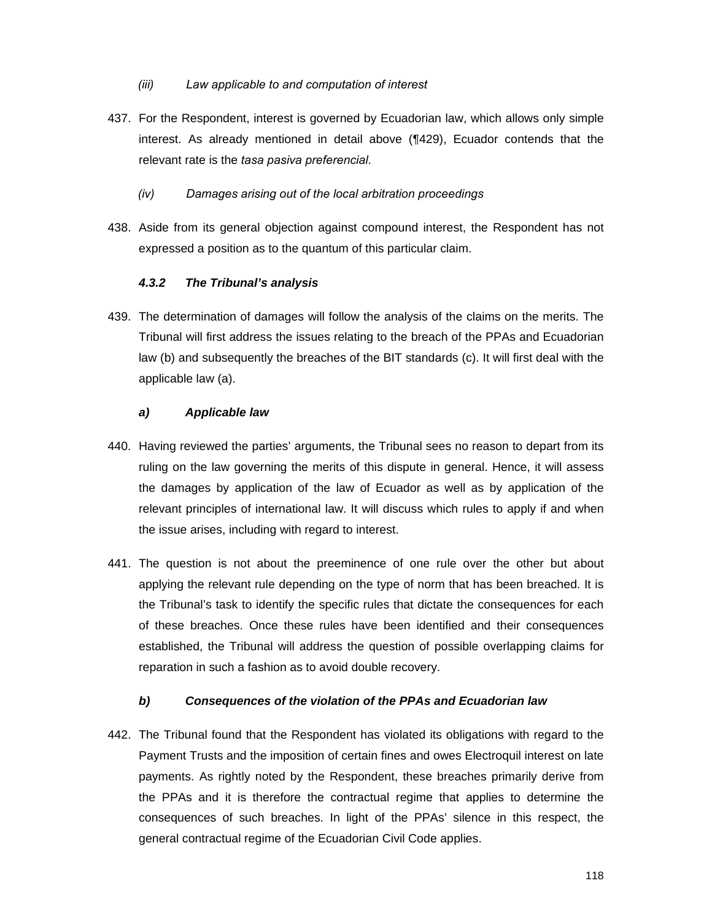*(iii) Law applicable to and computation of interest*

437. For the Respondent, interest is governed by Ecuadorian law, which allows only simple interest. As already mentioned in detail above (¶429), Ecuador contends that the relevant rate is the *tasa pasiva preferencial*.

*(iv) Damages arising out of the local arbitration proceedings*

438. Aside from its general objection against compound interest, the Respondent has not expressed a position as to the quantum of this particular claim.

#### ***4.3.2 The Tribunal's analysis***

439. The determination of damages will follow the analysis of the claims on the merits. The Tribunal will first address the issues relating to the breach of the PPAs and Ecuadorian law (b) and subsequently the breaches of the BIT standards (c). It will first deal with the applicable law (a).

##### ***a) Applicable law***

440. Having reviewed the parties' arguments, the Tribunal sees no reason to depart from its ruling on the law governing the merits of this dispute in general. Hence, it will assess the damages by application of the law of Ecuador as well as by application of the relevant principles of international law. It will discuss which rules to apply if and when the issue arises, including with regard to interest.

441. The question is not about the preeminence of one rule over the other but about applying the relevant rule depending on the type of norm that has been breached. It is the Tribunal's task to identify the specific rules that dictate the consequences for each of these breaches. Once these rules have been identified and their consequences established, the Tribunal will address the question of possible overlapping claims for reparation in such a fashion as to avoid double recovery.

##### ***b) Consequences of the violation of the PPAs and Ecuadorian law***

442. The Tribunal found that the Respondent has violated its obligations with regard to the Payment Trusts and the imposition of certain fines and owes Electroquil interest on late payments. As rightly noted by the Respondent, these breaches primarily derive from the PPAs and it is therefore the contractual regime that applies to determine the consequences of such breaches. In light of the PPAs' silence in this respect, the general contractual regime of the Ecuadorian Civil Code applies.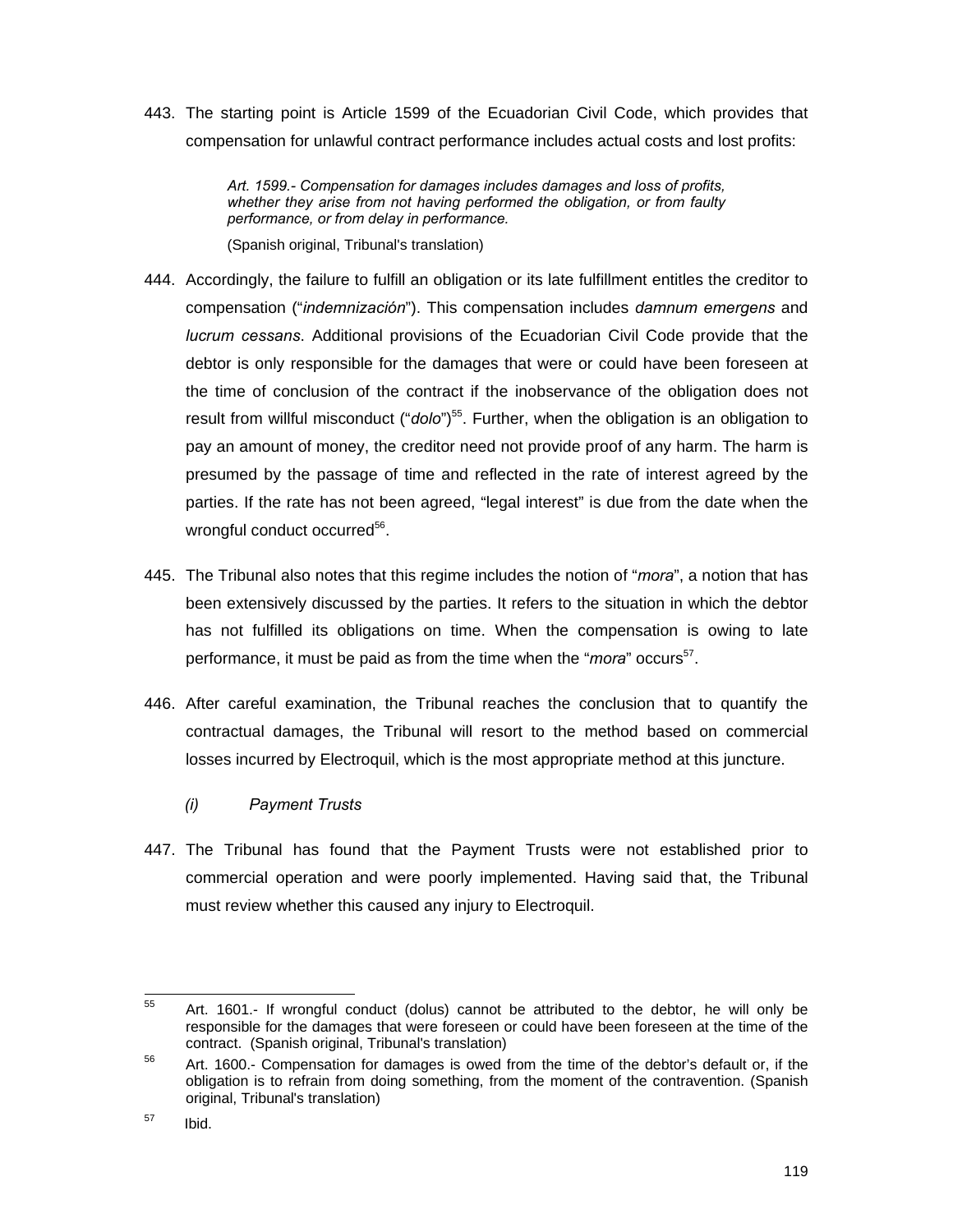443. The starting point is Article 1599 of the Ecuadorian Civil Code, which provides that compensation for unlawful contract performance includes actual costs and lost profits:

> *Art. 1599.- Compensation for damages includes damages and loss of profits, whether they arise from not having performed the obligation, or from faulty performance, or from delay in performance.*
>
> (Spanish original, Tribunal's translation)

444. Accordingly, the failure to fulfill an obligation or its late fulfillment entitles the creditor to compensation ("*indemnización*"). This compensation includes *damnum emergens* and *lucrum cessans*. Additional provisions of the Ecuadorian Civil Code provide that the debtor is only responsible for the damages that were or could have been foreseen at the time of conclusion of the contract if the inobservance of the obligation does not result from willful misconduct ("*dolo*")[55]. Further, when the obligation is an obligation to pay an amount of money, the creditor need not provide proof of any harm. The harm is presumed by the passage of time and reflected in the rate of interest agreed by the parties. If the rate has not been agreed, "legal interest" is due from the date when the wrongful conduct occurred[56].

445. The Tribunal also notes that this regime includes the notion of "*mora*", a notion that has been extensively discussed by the parties. It refers to the situation in which the debtor has not fulfilled its obligations on time. When the compensation is owing to late performance, it must be paid as from the time when the "*mora*" occurs[57].

446. After careful examination, the Tribunal reaches the conclusion that to quantify the contractual damages, the Tribunal will resort to the method based on commercial losses incurred by Electroquil, which is the most appropriate method at this juncture.

*(i) Payment Trusts*

447. The Tribunal has found that the Payment Trusts were not established prior to commercial operation and were poorly implemented. Having said that, the Tribunal must review whether this caused any injury to Electroquil.

---

[55] Art. 1601.- If wrongful conduct (dolus) cannot be attributed to the debtor, he will only be responsible for the damages that were foreseen or could have been foreseen at the time of the contract. (Spanish original, Tribunal's translation)

[56] Art. 1600.- Compensation for damages is owed from the time of the debtor's default or, if the obligation is to refrain from doing something, from the moment of the contravention. (Spanish original, Tribunal's translation)

[57] Ibid.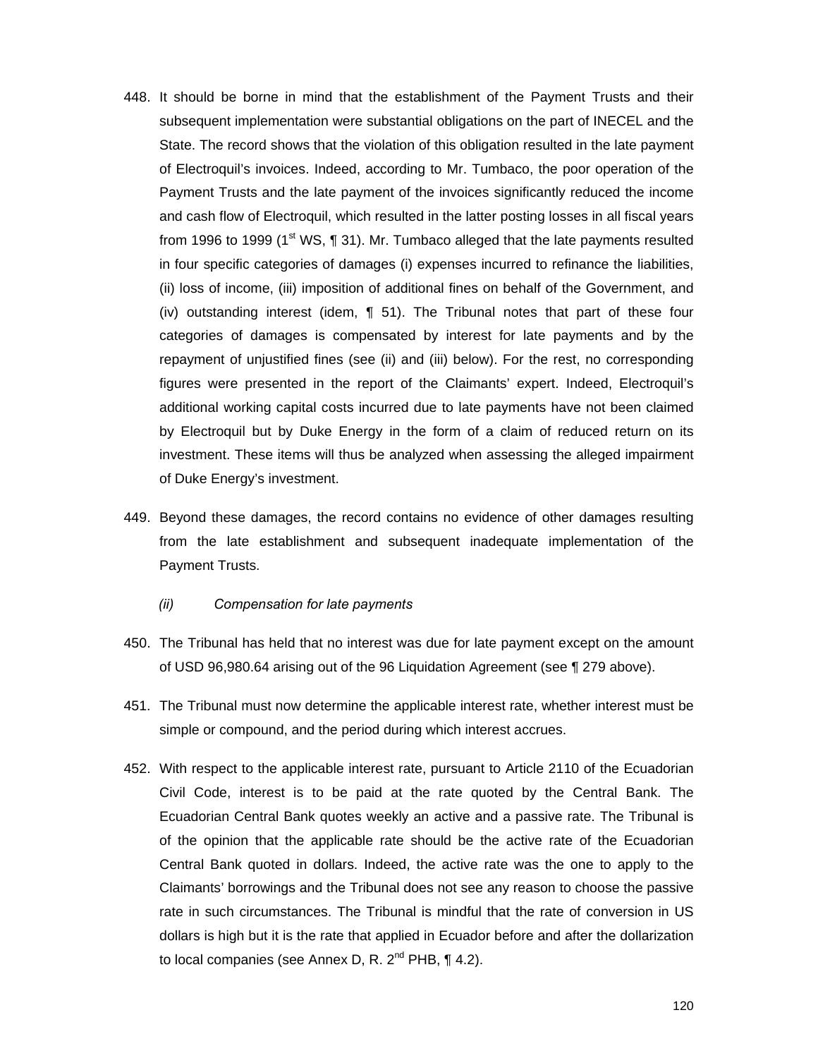448. It should be borne in mind that the establishment of the Payment Trusts and their subsequent implementation were substantial obligations on the part of INECEL and the State. The record shows that the violation of this obligation resulted in the late payment of Electroquil's invoices. Indeed, according to Mr. Tumbaco, the poor operation of the Payment Trusts and the late payment of the invoices significantly reduced the income and cash flow of Electroquil, which resulted in the latter posting losses in all fiscal years from 1996 to 1999 (1st WS, ¶ 31). Mr. Tumbaco alleged that the late payments resulted in four specific categories of damages (i) expenses incurred to refinance the liabilities, (ii) loss of income, (iii) imposition of additional fines on behalf of the Government, and (iv) outstanding interest (idem, ¶ 51). The Tribunal notes that part of these four categories of damages is compensated by interest for late payments and by the repayment of unjustified fines (see (ii) and (iii) below). For the rest, no corresponding figures were presented in the report of the Claimants' expert. Indeed, Electroquil's additional working capital costs incurred due to late payments have not been claimed by Electroquil but by Duke Energy in the form of a claim of reduced return on its investment. These items will thus be analyzed when assessing the alleged impairment of Duke Energy's investment.

449. Beyond these damages, the record contains no evidence of other damages resulting from the late establishment and subsequent inadequate implementation of the Payment Trusts.

*(ii) Compensation for late payments*

450. The Tribunal has held that no interest was due for late payment except on the amount of USD 96,980.64 arising out of the 96 Liquidation Agreement (see ¶ 279 above).

451. The Tribunal must now determine the applicable interest rate, whether interest must be simple or compound, and the period during which interest accrues.

452. With respect to the applicable interest rate, pursuant to Article 2110 of the Ecuadorian Civil Code, interest is to be paid at the rate quoted by the Central Bank. The Ecuadorian Central Bank quotes weekly an active and a passive rate. The Tribunal is of the opinion that the applicable rate should be the active rate of the Ecuadorian Central Bank quoted in dollars. Indeed, the active rate was the one to apply to the Claimants' borrowings and the Tribunal does not see any reason to choose the passive rate in such circumstances. The Tribunal is mindful that the rate of conversion in US dollars is high but it is the rate that applied in Ecuador before and after the dollarization to local companies (see Annex D, R. 2nd PHB, ¶ 4.2).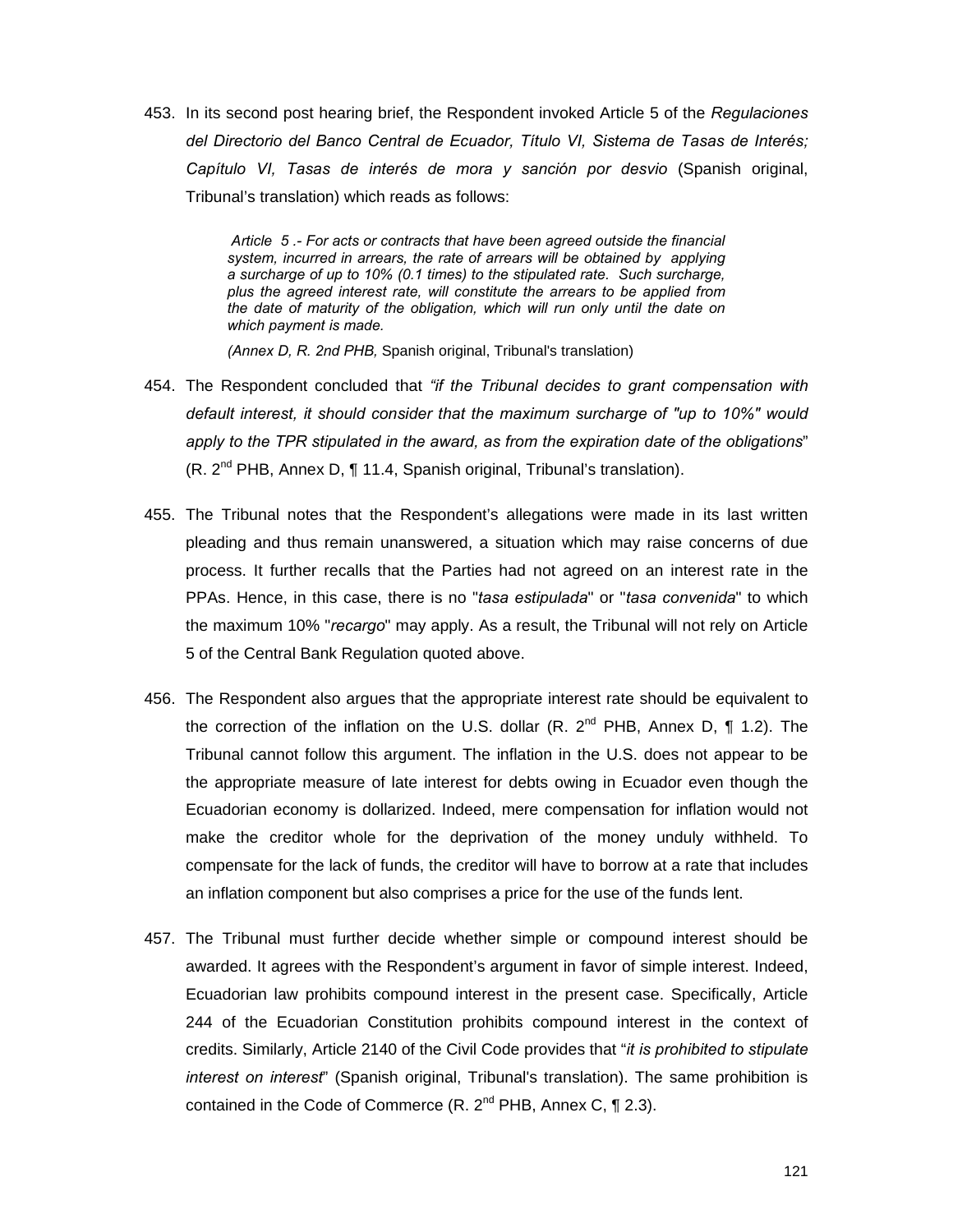453. In its second post hearing brief, the Respondent invoked Article 5 of the *Regulaciones del Directorio del Banco Central de Ecuador, Título VI, Sistema de Tasas de Interés; Capítulo VI, Tasas de interés de mora y sanción por desvio* (Spanish original, Tribunal's translation) which reads as follows:

> *Article 5 .- For acts or contracts that have been agreed outside the financial system, incurred in arrears, the rate of arrears will be obtained by applying a surcharge of up to 10% (0.1 times) to the stipulated rate. Such surcharge, plus the agreed interest rate, will constitute the arrears to be applied from the date of maturity of the obligation, which will run only until the date on which payment is made.*
>
> *(Annex D, R. 2nd PHB,* Spanish original, Tribunal's translation)

454. The Respondent concluded that *"if the Tribunal decides to grant compensation with default interest, it should consider that the maximum surcharge of "up to 10%" would apply to the TPR stipulated in the award, as from the expiration date of the obligations*" (R. 2[nd] PHB, Annex D, ¶ 11.4, Spanish original, Tribunal's translation).

455. The Tribunal notes that the Respondent's allegations were made in its last written pleading and thus remain unanswered, a situation which may raise concerns of due process. It further recalls that the Parties had not agreed on an interest rate in the PPAs. Hence, in this case, there is no "*tasa estipulada*" or "*tasa convenida*" to which the maximum 10% "*recargo*" may apply. As a result, the Tribunal will not rely on Article 5 of the Central Bank Regulation quoted above.

456. The Respondent also argues that the appropriate interest rate should be equivalent to the correction of the inflation on the U.S. dollar (R. 2[nd] PHB, Annex D, ¶ 1.2). The Tribunal cannot follow this argument. The inflation in the U.S. does not appear to be the appropriate measure of late interest for debts owing in Ecuador even though the Ecuadorian economy is dollarized. Indeed, mere compensation for inflation would not make the creditor whole for the deprivation of the money unduly withheld. To compensate for the lack of funds, the creditor will have to borrow at a rate that includes an inflation component but also comprises a price for the use of the funds lent.

457. The Tribunal must further decide whether simple or compound interest should be awarded. It agrees with the Respondent's argument in favor of simple interest. Indeed, Ecuadorian law prohibits compound interest in the present case. Specifically, Article 244 of the Ecuadorian Constitution prohibits compound interest in the context of credits. Similarly, Article 2140 of the Civil Code provides that "*it is prohibited to stipulate interest on interest*" (Spanish original, Tribunal's translation). The same prohibition is contained in the Code of Commerce (R. 2[nd] PHB, Annex C, ¶ 2.3).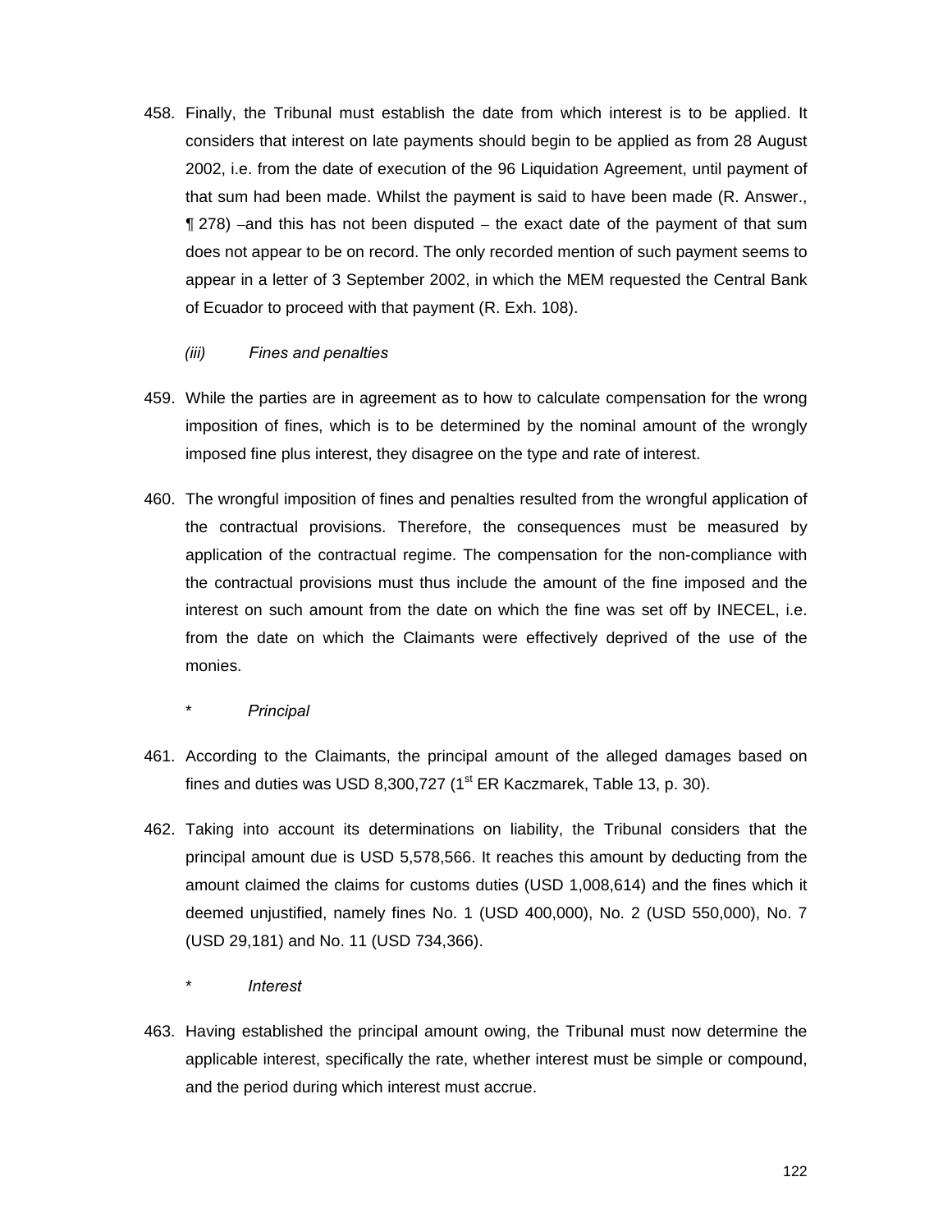458. Finally, the Tribunal must establish the date from which interest is to be applied. It considers that interest on late payments should begin to be applied as from 28 August 2002, i.e. from the date of execution of the 96 Liquidation Agreement, until payment of that sum had been made. Whilst the payment is said to have been made (R. Answer., ¶ 278) –and this has not been disputed – the exact date of the payment of that sum does not appear to be on record. The only recorded mention of such payment seems to appear in a letter of 3 September 2002, in which the MEM requested the Central Bank of Ecuador to proceed with that payment (R. Exh. 108).

*(iii) Fines and penalties*

459. While the parties are in agreement as to how to calculate compensation for the wrong imposition of fines, which is to be determined by the nominal amount of the wrongly imposed fine plus interest, they disagree on the type and rate of interest.

460. The wrongful imposition of fines and penalties resulted from the wrongful application of the contractual provisions. Therefore, the consequences must be measured by application of the contractual regime. The compensation for the non-compliance with the contractual provisions must thus include the amount of the fine imposed and the interest on such amount from the date on which the fine was set off by INECEL, i.e. from the date on which the Claimants were effectively deprived of the use of the monies.

\* *Principal*

461. According to the Claimants, the principal amount of the alleged damages based on fines and duties was USD 8,300,727 (1st ER Kaczmarek, Table 13, p. 30).

462. Taking into account its determinations on liability, the Tribunal considers that the principal amount due is USD 5,578,566. It reaches this amount by deducting from the amount claimed the claims for customs duties (USD 1,008,614) and the fines which it deemed unjustified, namely fines No. 1 (USD 400,000), No. 2 (USD 550,000), No. 7 (USD 29,181) and No. 11 (USD 734,366).

\* *Interest*

463. Having established the principal amount owing, the Tribunal must now determine the applicable interest, specifically the rate, whether interest must be simple or compound, and the period during which interest must accrue.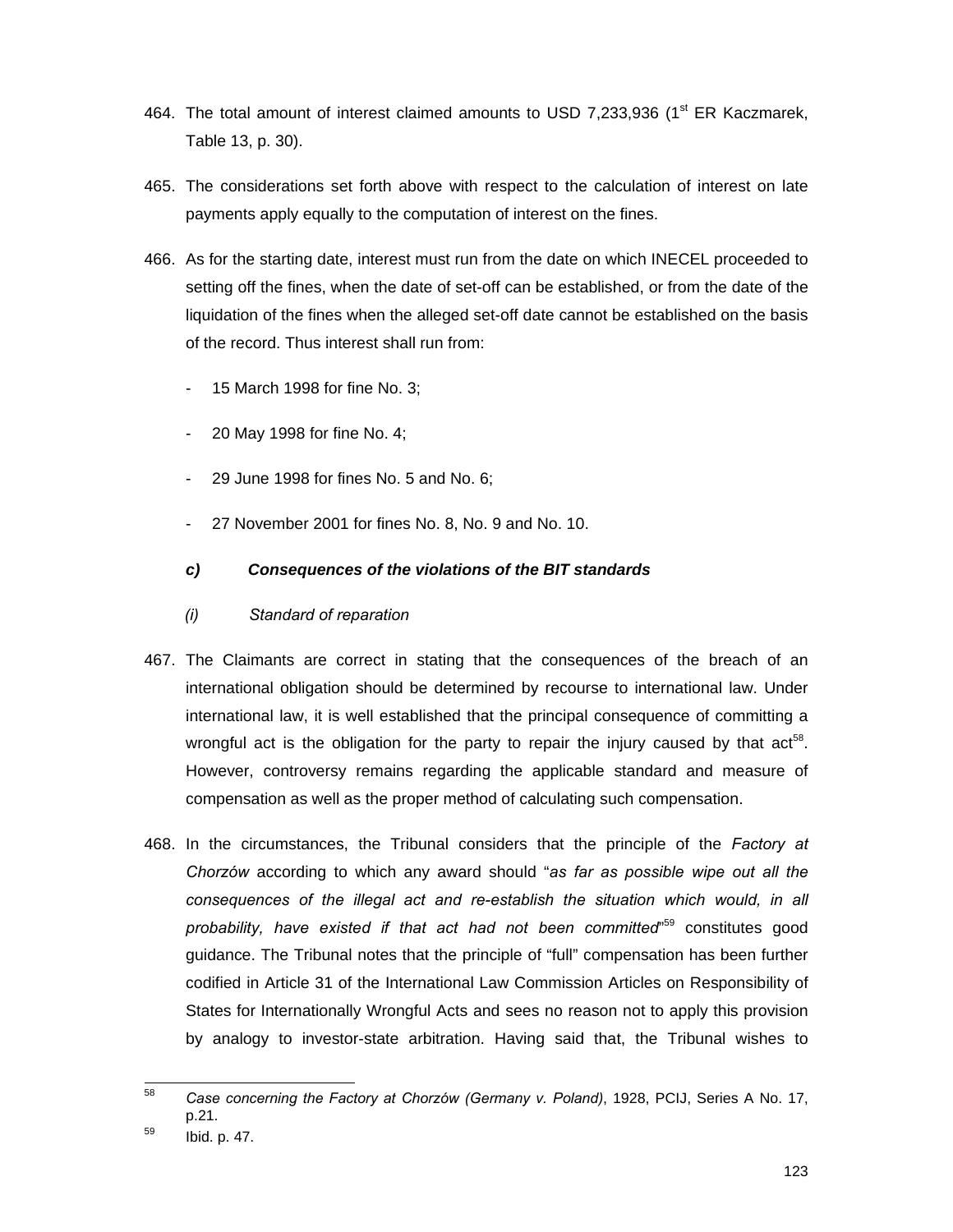464. The total amount of interest claimed amounts to USD 7,233,936 (1st ER Kaczmarek, Table 13, p. 30).

465. The considerations set forth above with respect to the calculation of interest on late payments apply equally to the computation of interest on the fines.

466. As for the starting date, interest must run from the date on which INECEL proceeded to setting off the fines, when the date of set-off can be established, or from the date of the liquidation of the fines when the alleged set-off date cannot be established on the basis of the record. Thus interest shall run from:

- 15 March 1998 for fine No. 3;
- 20 May 1998 for fine No. 4;
- 29 June 1998 for fines No. 5 and No. 6;
- 27 November 2001 for fines No. 8, No. 9 and No. 10.

***c) Consequences of the violations of the BIT standards***

*(i) Standard of reparation*

467. The Claimants are correct in stating that the consequences of the breach of an international obligation should be determined by recourse to international law. Under international law, it is well established that the principal consequence of committing a wrongful act is the obligation for the party to repair the injury caused by that act[58]. However, controversy remains regarding the applicable standard and measure of compensation as well as the proper method of calculating such compensation.

468. In the circumstances, the Tribunal considers that the principle of the *Factory at Chorzów* according to which any award should "*as far as possible wipe out all the consequences of the illegal act and re-establish the situation which would, in all probability, have existed if that act had not been committed*"[59] constitutes good guidance. The Tribunal notes that the principle of "full" compensation has been further codified in Article 31 of the International Law Commission Articles on Responsibility of States for Internationally Wrongful Acts and sees no reason not to apply this provision by analogy to investor-state arbitration. Having said that, the Tribunal wishes to

---

[58] *Case concerning the Factory at Chorzów (Germany v. Poland)*, 1928, PCIJ, Series A No. 17, p.21.

[59] Ibid. p. 47.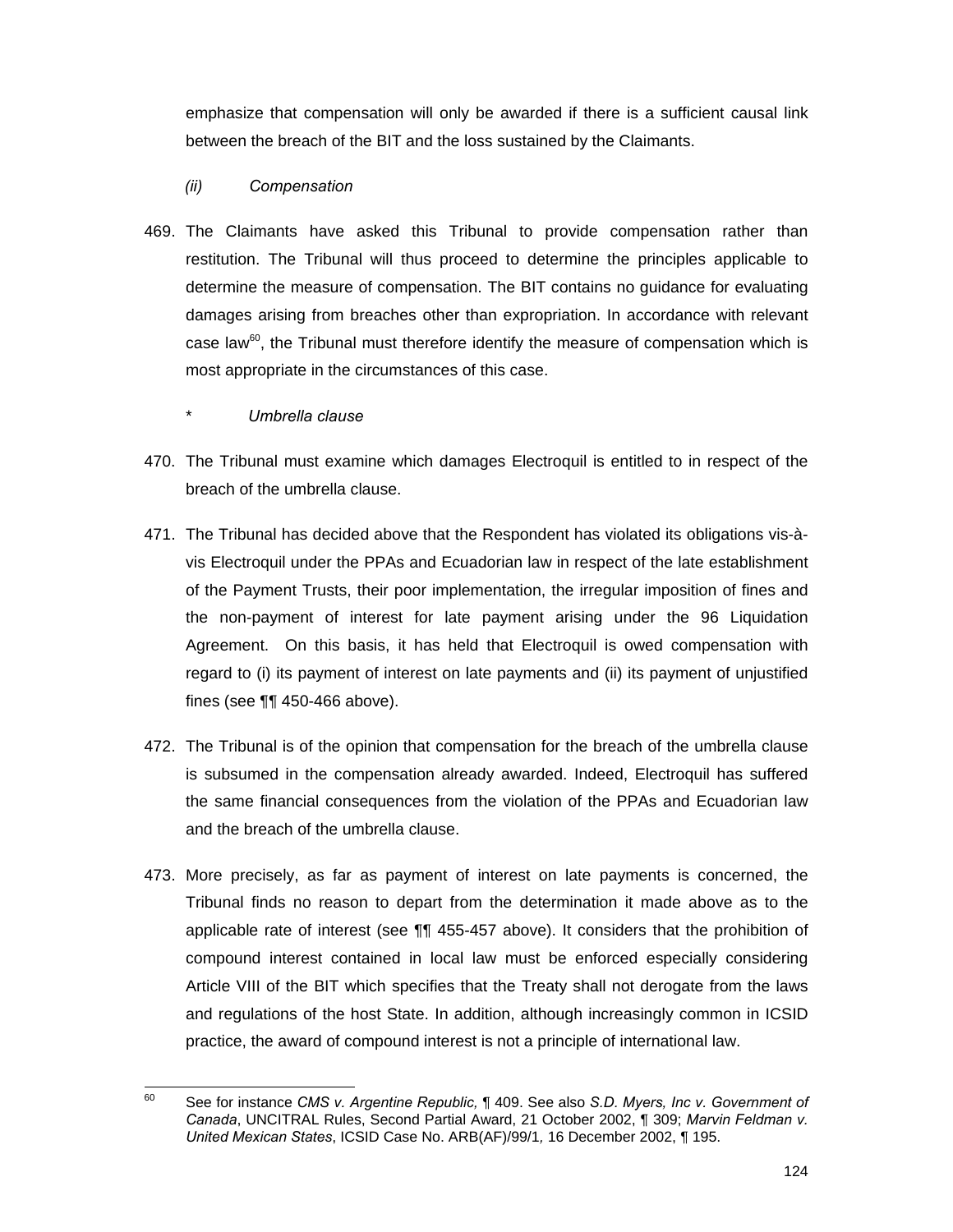emphasize that compensation will only be awarded if there is a sufficient causal link between the breach of the BIT and the loss sustained by the Claimants.

*(ii) Compensation*

469. The Claimants have asked this Tribunal to provide compensation rather than restitution. The Tribunal will thus proceed to determine the principles applicable to determine the measure of compensation. The BIT contains no guidance for evaluating damages arising from breaches other than expropriation. In accordance with relevant case law[60], the Tribunal must therefore identify the measure of compensation which is most appropriate in the circumstances of this case.

\* *Umbrella clause*

470. The Tribunal must examine which damages Electroquil is entitled to in respect of the breach of the umbrella clause.

471. The Tribunal has decided above that the Respondent has violated its obligations vis-à-vis Electroquil under the PPAs and Ecuadorian law in respect of the late establishment of the Payment Trusts, their poor implementation, the irregular imposition of fines and the non-payment of interest for late payment arising under the 96 Liquidation Agreement. On this basis, it has held that Electroquil is owed compensation with regard to (i) its payment of interest on late payments and (ii) its payment of unjustified fines (see ¶¶ 450-466 above).

472. The Tribunal is of the opinion that compensation for the breach of the umbrella clause is subsumed in the compensation already awarded. Indeed, Electroquil has suffered the same financial consequences from the violation of the PPAs and Ecuadorian law and the breach of the umbrella clause.

473. More precisely, as far as payment of interest on late payments is concerned, the Tribunal finds no reason to depart from the determination it made above as to the applicable rate of interest (see ¶¶ 455-457 above). It considers that the prohibition of compound interest contained in local law must be enforced especially considering Article VIII of the BIT which specifies that the Treaty shall not derogate from the laws and regulations of the host State. In addition, although increasingly common in ICSID practice, the award of compound interest is not a principle of international law.

---

[60] See for instance *CMS v. Argentine Republic,* ¶ 409. See also *S.D. Myers, Inc v. Government of Canada*, UNCITRAL Rules, Second Partial Award, 21 October 2002, ¶ 309; *Marvin Feldman v. United Mexican States*, ICSID Case No. ARB(AF)/99/1*,* 16 December 2002, ¶ 195.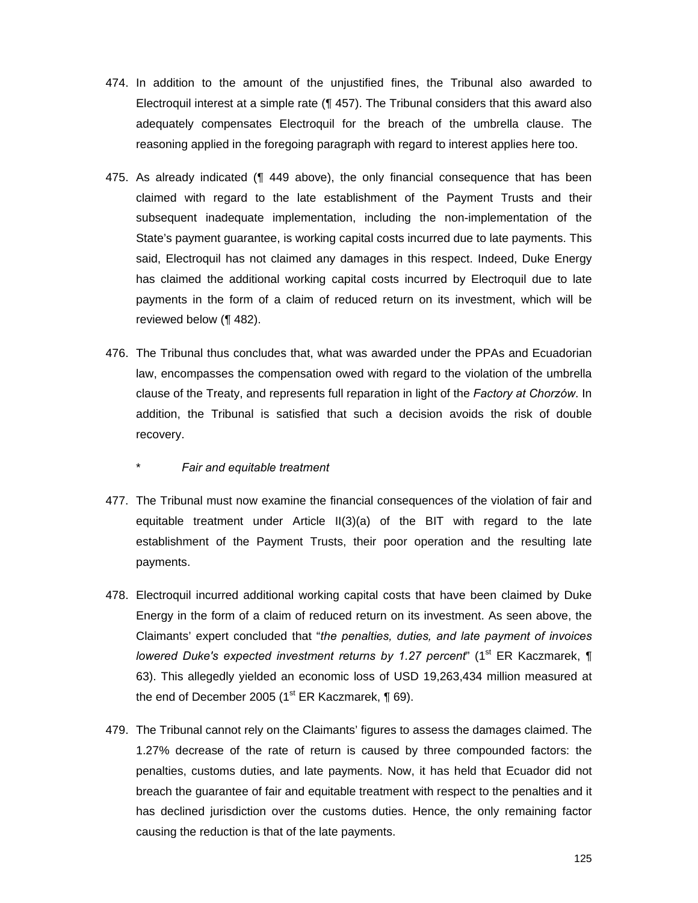474. In addition to the amount of the unjustified fines, the Tribunal also awarded to Electroquil interest at a simple rate (¶ 457). The Tribunal considers that this award also adequately compensates Electroquil for the breach of the umbrella clause. The reasoning applied in the foregoing paragraph with regard to interest applies here too.

475. As already indicated (¶ 449 above), the only financial consequence that has been claimed with regard to the late establishment of the Payment Trusts and their subsequent inadequate implementation, including the non-implementation of the State's payment guarantee, is working capital costs incurred due to late payments. This said, Electroquil has not claimed any damages in this respect. Indeed, Duke Energy has claimed the additional working capital costs incurred by Electroquil due to late payments in the form of a claim of reduced return on its investment, which will be reviewed below (¶ 482).

476. The Tribunal thus concludes that, what was awarded under the PPAs and Ecuadorian law, encompasses the compensation owed with regard to the violation of the umbrella clause of the Treaty, and represents full reparation in light of the *Factory at Chorzów*. In addition, the Tribunal is satisfied that such a decision avoids the risk of double recovery.

\* *Fair and equitable treatment*

477. The Tribunal must now examine the financial consequences of the violation of fair and equitable treatment under Article II(3)(a) of the BIT with regard to the late establishment of the Payment Trusts, their poor operation and the resulting late payments.

478. Electroquil incurred additional working capital costs that have been claimed by Duke Energy in the form of a claim of reduced return on its investment. As seen above, the Claimants' expert concluded that "*the penalties, duties, and late payment of invoices lowered Duke's expected investment returns by 1.27 percent*" (1st ER Kaczmarek, ¶ 63). This allegedly yielded an economic loss of USD 19,263,434 million measured at the end of December 2005 (1st ER Kaczmarek, ¶ 69).

479. The Tribunal cannot rely on the Claimants' figures to assess the damages claimed. The 1.27% decrease of the rate of return is caused by three compounded factors: the penalties, customs duties, and late payments. Now, it has held that Ecuador did not breach the guarantee of fair and equitable treatment with respect to the penalties and it has declined jurisdiction over the customs duties. Hence, the only remaining factor causing the reduction is that of the late payments.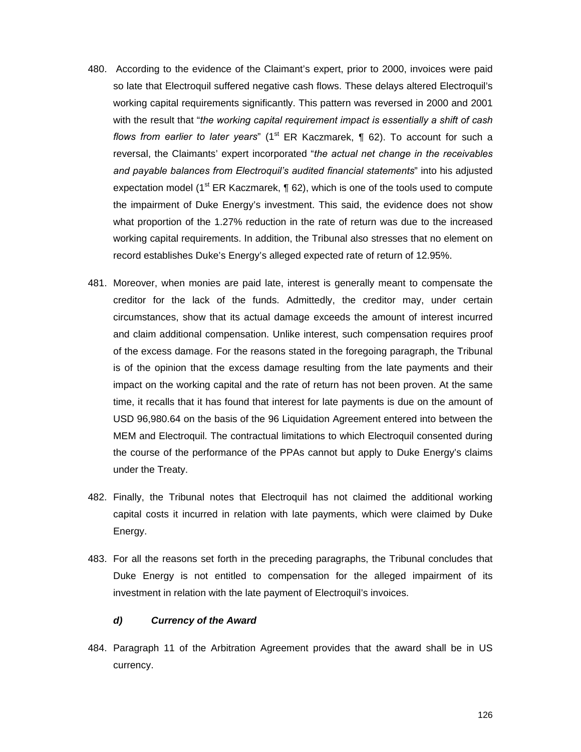480. According to the evidence of the Claimant's expert, prior to 2000, invoices were paid so late that Electroquil suffered negative cash flows. These delays altered Electroquil's working capital requirements significantly. This pattern was reversed in 2000 and 2001 with the result that "*the working capital requirement impact is essentially a shift of cash flows from earlier to later years*" (1st ER Kaczmarek, ¶ 62). To account for such a reversal, the Claimants' expert incorporated "*the actual net change in the receivables and payable balances from Electroquil's audited financial statements*" into his adjusted expectation model (1st ER Kaczmarek, ¶ 62), which is one of the tools used to compute the impairment of Duke Energy's investment. This said, the evidence does not show what proportion of the 1.27% reduction in the rate of return was due to the increased working capital requirements. In addition, the Tribunal also stresses that no element on record establishes Duke's Energy's alleged expected rate of return of 12.95%.

481. Moreover, when monies are paid late, interest is generally meant to compensate the creditor for the lack of the funds. Admittedly, the creditor may, under certain circumstances, show that its actual damage exceeds the amount of interest incurred and claim additional compensation. Unlike interest, such compensation requires proof of the excess damage. For the reasons stated in the foregoing paragraph, the Tribunal is of the opinion that the excess damage resulting from the late payments and their impact on the working capital and the rate of return has not been proven. At the same time, it recalls that it has found that interest for late payments is due on the amount of USD 96,980.64 on the basis of the 96 Liquidation Agreement entered into between the MEM and Electroquil. The contractual limitations to which Electroquil consented during the course of the performance of the PPAs cannot but apply to Duke Energy's claims under the Treaty.

482. Finally, the Tribunal notes that Electroquil has not claimed the additional working capital costs it incurred in relation with late payments, which were claimed by Duke Energy.

483. For all the reasons set forth in the preceding paragraphs, the Tribunal concludes that Duke Energy is not entitled to compensation for the alleged impairment of its investment in relation with the late payment of Electroquil's invoices.

#### *d) Currency of the Award*

484. Paragraph 11 of the Arbitration Agreement provides that the award shall be in US currency.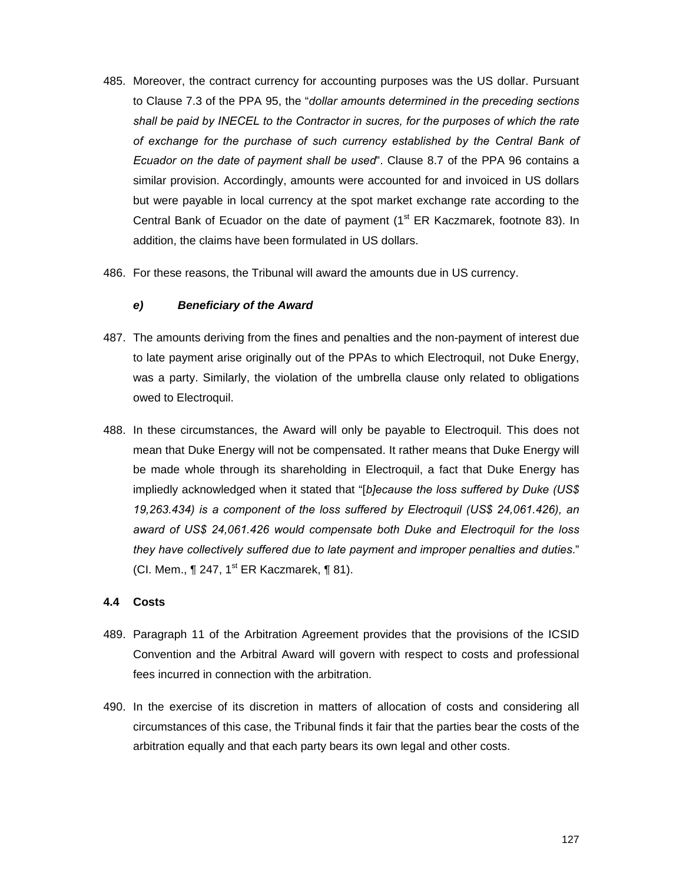485. Moreover, the contract currency for accounting purposes was the US dollar. Pursuant to Clause 7.3 of the PPA 95, the "*dollar amounts determined in the preceding sections shall be paid by INECEL to the Contractor in sucres, for the purposes of which the rate of exchange for the purchase of such currency established by the Central Bank of Ecuador on the date of payment shall be used*". Clause 8.7 of the PPA 96 contains a similar provision. Accordingly, amounts were accounted for and invoiced in US dollars but were payable in local currency at the spot market exchange rate according to the Central Bank of Ecuador on the date of payment (1st ER Kaczmarek, footnote 83). In addition, the claims have been formulated in US dollars.

486. For these reasons, the Tribunal will award the amounts due in US currency.

#### *e) Beneficiary of the Award*

487. The amounts deriving from the fines and penalties and the non-payment of interest due to late payment arise originally out of the PPAs to which Electroquil, not Duke Energy, was a party. Similarly, the violation of the umbrella clause only related to obligations owed to Electroquil.

488. In these circumstances, the Award will only be payable to Electroquil. This does not mean that Duke Energy will not be compensated. It rather means that Duke Energy will be made whole through its shareholding in Electroquil, a fact that Duke Energy has impliedly acknowledged when it stated that "[*b]ecause the loss suffered by Duke (US$ 19,263.434) is a component of the loss suffered by Electroquil (US$ 24,061.426), an award of US$ 24,061.426 would compensate both Duke and Electroquil for the loss they have collectively suffered due to late payment and improper penalties and duties*." (Cl. Mem., ¶ 247, 1st ER Kaczmarek, ¶ 81).

### 4.4 Costs

489. Paragraph 11 of the Arbitration Agreement provides that the provisions of the ICSID Convention and the Arbitral Award will govern with respect to costs and professional fees incurred in connection with the arbitration.

490. In the exercise of its discretion in matters of allocation of costs and considering all circumstances of this case, the Tribunal finds it fair that the parties bear the costs of the arbitration equally and that each party bears its own legal and other costs.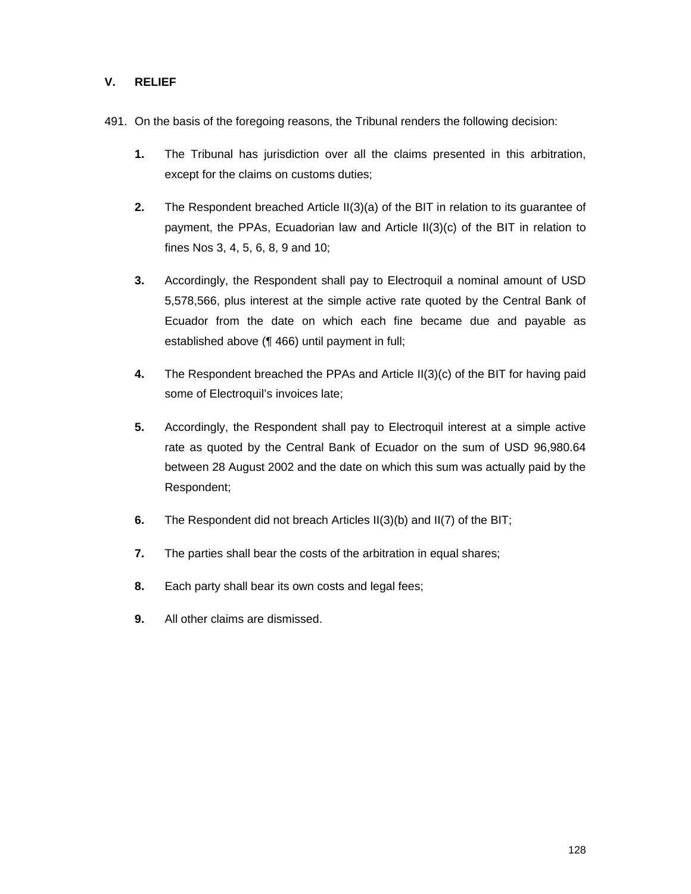## V. RELIEF

491. On the basis of the foregoing reasons, the Tribunal renders the following decision:

**1.** The Tribunal has jurisdiction over all the claims presented in this arbitration, except for the claims on customs duties;

**2.** The Respondent breached Article II(3)(a) of the BIT in relation to its guarantee of payment, the PPAs, Ecuadorian law and Article II(3)(c) of the BIT in relation to fines Nos 3, 4, 5, 6, 8, 9 and 10;

**3.** Accordingly, the Respondent shall pay to Electroquil a nominal amount of USD 5,578,566, plus interest at the simple active rate quoted by the Central Bank of Ecuador from the date on which each fine became due and payable as established above (¶ 466) until payment in full;

**4.** The Respondent breached the PPAs and Article II(3)(c) of the BIT for having paid some of Electroquil's invoices late;

**5.** Accordingly, the Respondent shall pay to Electroquil interest at a simple active rate as quoted by the Central Bank of Ecuador on the sum of USD 96,980.64 between 28 August 2002 and the date on which this sum was actually paid by the Respondent;

**6.** The Respondent did not breach Articles II(3)(b) and II(7) of the BIT;

**7.** The parties shall bear the costs of the arbitration in equal shares;

**8.** Each party shall bear its own costs and legal fees;

**9.** All other claims are dismissed.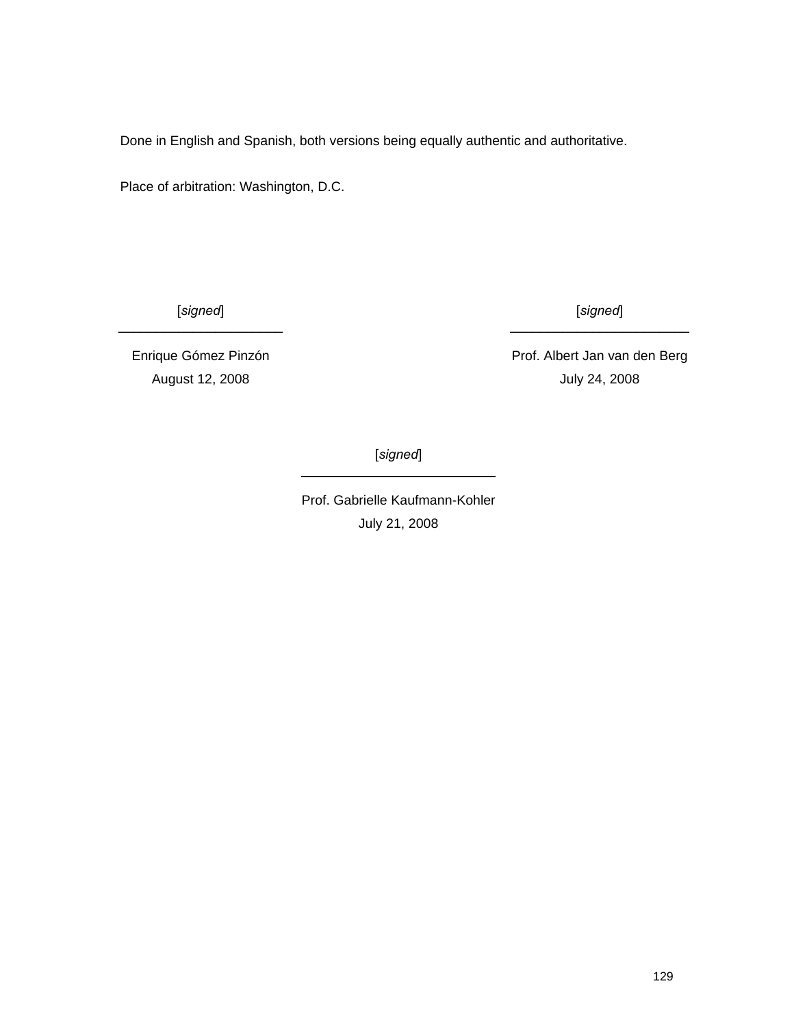Done in English and Spanish, both versions being equally authentic and authoritative.

Place of arbitration: Washington, D.C.

[*signed*]

\_\_\_\_\_\_\_\_\_\_\_\_\_\_\_\_\_\_\_\_\_\_

Enrique Gómez Pinzón
August 12, 2008

[*signed*]

\_\_\_\_\_\_\_\_\_\_\_\_\_\_\_\_\_\_\_\_\_\_

Prof. Albert Jan van den Berg
July 24, 2008

[*signed*]

\_\_\_\_\_\_\_\_\_\_\_\_\_\_\_\_\_\_\_\_\_\_

Prof. Gabrielle Kaufmann-Kohler
July 21, 2008